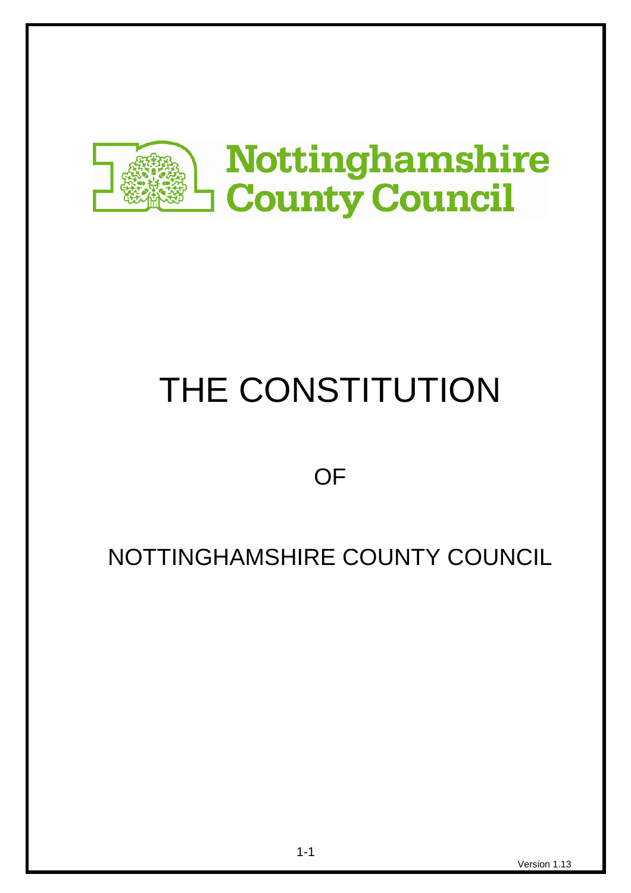Nottinghamshire County Council

# THE CONSTITUTION

OF

NOTTINGHAMSHIRE COUNTY COUNCIL

Version 1.13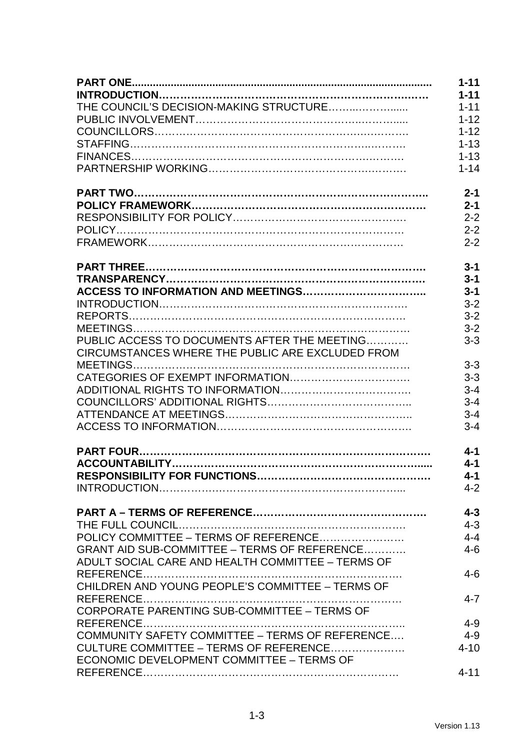| | |
|---|---|
| **PART ONE** | **1-11** |
| **INTRODUCTION** | **1-11** |
| THE COUNCIL'S DECISION-MAKING STRUCTURE | 1-11 |
| PUBLIC INVOLVEMENT | 1-12 |
| COUNCILLORS | 1-12 |
| STAFFING | 1-13 |
| FINANCES | 1-13 |
| PARTNERSHIP WORKING | 1-14 |
| | |
| **PART TWO** | **2-1** |
| **POLICY FRAMEWORK** | **2-1** |
| RESPONSIBILITY FOR POLICY | 2-2 |
| POLICY | 2-2 |
| FRAMEWORK | 2-2 |
| | |
| **PART THREE** | **3-1** |
| **TRANSPARENCY** | **3-1** |
| **ACCESS TO INFORMATION AND MEETINGS** | **3-1** |
| INTRODUCTION | 3-2 |
| REPORTS | 3-2 |
| MEETINGS | 3-2 |
| PUBLIC ACCESS TO DOCUMENTS AFTER THE MEETING | 3-3 |
| CIRCUMSTANCES WHERE THE PUBLIC ARE EXCLUDED FROM MEETINGS | 3-3 |
| CATEGORIES OF EXEMPT INFORMATION | 3-3 |
| ADDITIONAL RIGHTS TO INFORMATION | 3-4 |
| COUNCILLORS' ADDITIONAL RIGHTS | 3-4 |
| ATTENDANCE AT MEETINGS | 3-4 |
| ACCESS TO INFORMATION | 3-4 |
| | |
| **PART FOUR** | **4-1** |
| **ACCOUNTABILITY** | **4-1** |
| **RESPONSIBILITY FOR FUNCTIONS** | **4-1** |
| INTRODUCTION | 4-2 |
| | |
| **PART A – TERMS OF REFERENCE** | **4-3** |
| THE FULL COUNCIL | 4-3 |
| POLICY COMMITTEE – TERMS OF REFERENCE | 4-4 |
| GRANT AID SUB-COMMITTEE – TERMS OF REFERENCE | 4-6 |
| ADULT SOCIAL CARE AND HEALTH COMMITTEE – TERMS OF REFERENCE | 4-6 |
| CHILDREN AND YOUNG PEOPLE'S COMMITTEE – TERMS OF REFERENCE | 4-7 |
| CORPORATE PARENTING SUB-COMMITTEE – TERMS OF REFERENCE | 4-9 |
| COMMUNITY SAFETY COMMITTEE – TERMS OF REFERENCE | 4-9 |
| CULTURE COMMITTEE – TERMS OF REFERENCE | 4-10 |
| ECONOMIC DEVELOPMENT COMMITTEE – TERMS OF REFERENCE | 4-11 |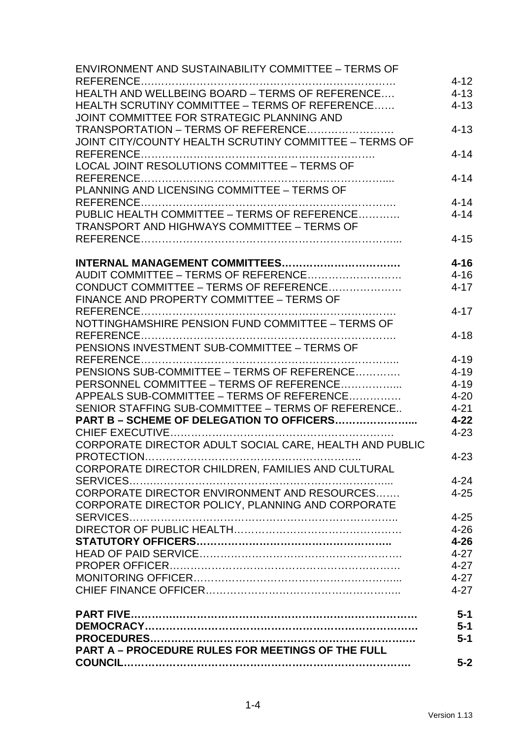| | |
|---|---|
| ENVIRONMENT AND SUSTAINABILITY COMMITTEE – TERMS OF REFERENCE………………………………………………………… | 4-12 |
| HEALTH AND WELLBEING BOARD – TERMS OF REFERENCE…. | 4-13 |
| HEALTH SCRUTINY COMMITTEE – TERMS OF REFERENCE…… | 4-13 |
| JOINT COMMITTEE FOR STRATEGIC PLANNING AND TRANSPORTATION – TERMS OF REFERENCE……………………. | 4-13 |
| JOINT CITY/COUNTY HEALTH SCRUTINY COMMITTEE – TERMS OF REFERENCE………………………………………………………. | 4-14 |
| LOCAL JOINT RESOLUTIONS COMMITTEE – TERMS OF REFERENCE…………………………………………………………... | 4-14 |
| PLANNING AND LICENSING COMMITTEE – TERMS OF REFERENCE…………………………………………………………. | 4-14 |
| PUBLIC HEALTH COMMITTEE – TERMS OF REFERENCE……….. | 4-14 |
| TRANSPORT AND HIGHWAYS COMMITTEE – TERMS OF REFERENCE…………………………………………………………... | 4-15 |
| | |
| **INTERNAL MANAGEMENT COMMITTEES……………………………** | **4-16** |
| AUDIT COMMITTEE – TERMS OF REFERENCE……………………… | 4-16 |
| CONDUCT COMMITTEE – TERMS OF REFERENCE………………… | 4-17 |
| FINANCE AND PROPERTY COMMITTEE – TERMS OF REFERENCE…………………………………………………………. | 4-17 |
| NOTTINGHAMSHIRE PENSION FUND COMMITTEE – TERMS OF REFERENCE…………………………………………………………. | 4-18 |
| PENSIONS INVESTMENT SUB-COMMITTEE – TERMS OF REFERENCE………………………………………………………….. | 4-19 |
| PENSIONS SUB-COMMITTEE – TERMS OF REFERENCE…………. | 4-19 |
| PERSONNEL COMMITTEE – TERMS OF REFERENCE……………... | 4-19 |
| APPEALS SUB-COMMITTEE – TERMS OF REFERENCE…………… | 4-20 |
| SENIOR STAFFING SUB-COMMITTEE – TERMS OF REFERENCE.. | 4-21 |
| **PART B – SCHEME OF DELEGATION TO OFFICERS…………………..** | **4-22** |
| CHIEF EXECUTIVE………………………………………………………. | 4-23 |
| CORPORATE DIRECTOR ADULT SOCIAL CARE, HEALTH AND PUBLIC PROTECTION……………………………………………………….. | 4-23 |
| CORPORATE DIRECTOR CHILDREN, FAMILIES AND CULTURAL SERVICES………………………………………………………………... | 4-24 |
| CORPORATE DIRECTOR ENVIRONMENT AND RESOURCES……. | 4-25 |
| CORPORATE DIRECTOR POLICY, PLANNING AND CORPORATE SERVICES……………………………………………………………….. | 4-25 |
| DIRECTOR OF PUBLIC HEALTH………………………………………. | 4-26 |
| **STATUTORY OFFICERS………………………………………………..** | **4-26** |
| HEAD OF PAID SERVICE………………………………………………. | 4-27 |
| PROPER OFFICER………………………………………………………. | 4-27 |
| MONITORING OFFICER………………………………………………... | 4-27 |
| CHIEF FINANCE OFFICER……………………………………………... | 4-27 |
| | |
| **PART FIVE……………………………………………………………………** | **5-1** |
| **DEMOCRACY……………………………………………………………….** | **5-1** |
| **PROCEDURES……………………………………………………………….** | **5-1** |
| **PART A – PROCEDURE RULES FOR MEETINGS OF THE FULL COUNCIL……………………………………………………………………** | **5-2** |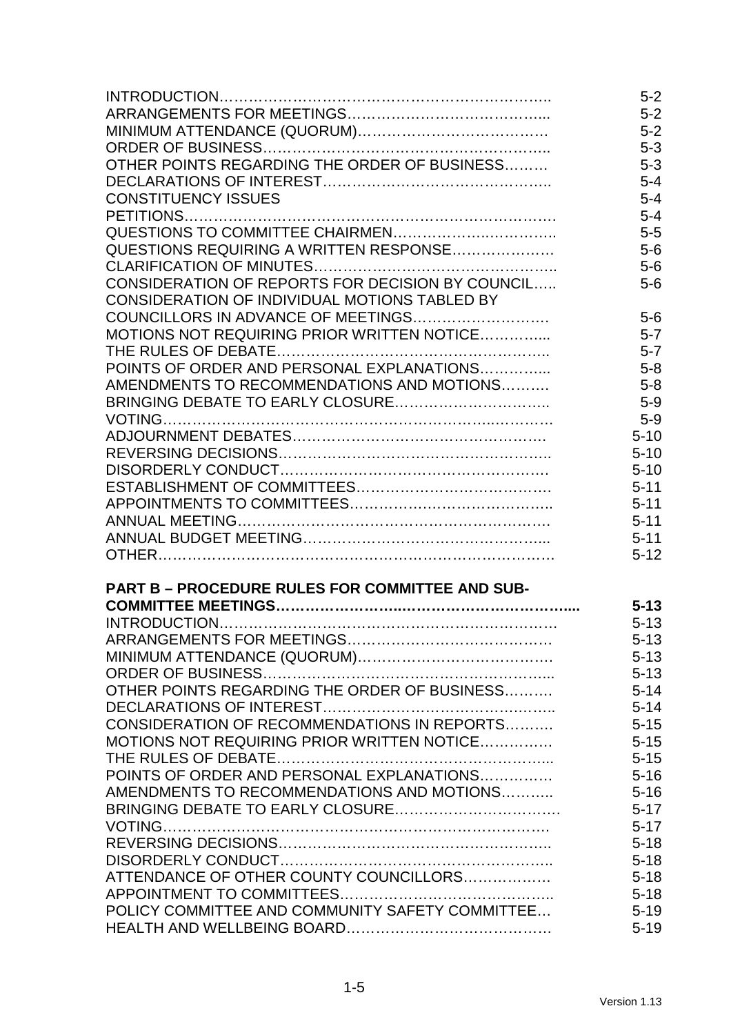| | |
|---|---|
| INTRODUCTION…………………………………………………………….. | 5-2 |
| ARRANGEMENTS FOR MEETINGS…………………………………….. | 5-2 |
| MINIMUM ATTENDANCE (QUORUM)………………………………… | 5-2 |
| ORDER OF BUSINESS…………………………………………………….. | 5-3 |
| OTHER POINTS REGARDING THE ORDER OF BUSINESS……… | 5-3 |
| DECLARATIONS OF INTEREST……………………………………….. | 5-4 |
| CONSTITUENCY ISSUES | 5-4 |
| PETITIONS………………………………………………………………… | 5-4 |
| QUESTIONS TO COMMITTEE CHAIRMEN…………………………. | 5-5 |
| QUESTIONS REQUIRING A WRITTEN RESPONSE………………… | 5-6 |
| CLARIFICATION OF MINUTES………………………………………….. | 5-6 |
| CONSIDERATION OF REPORTS FOR DECISION BY COUNCIL….. | 5-6 |
| CONSIDERATION OF INDIVIDUAL MOTIONS TABLED BY COUNCILLORS IN ADVANCE OF MEETINGS……………………… | 5-6 |
| MOTIONS NOT REQUIRING PRIOR WRITTEN NOTICE………….... | 5-7 |
| THE RULES OF DEBATE………………………………………………….. | 5-7 |
| POINTS OF ORDER AND PERSONAL EXPLANATIONS………….... | 5-8 |
| AMENDMENTS TO RECOMMENDATIONS AND MOTIONS………. | 5-8 |
| BRINGING DEBATE TO EARLY CLOSURE………………………….. | 5-9 |
| VOTING…………………………………………………………………… | 5-9 |
| ADJOURNMENT DEBATES…………………………………………… | 5-10 |
| REVERSING DECISIONS……………………………………………….. | 5-10 |
| DISORDERLY CONDUCT……………………………………………… | 5-10 |
| ESTABLISHMENT OF COMMITTEES………………………………… | 5-11 |
| APPOINTMENTS TO COMMITTEES…………………………………. | 5-11 |
| ANNUAL MEETING……………………………………………………. | 5-11 |
| ANNUAL BUDGET MEETING………………………………………….. | 5-11 |
| OTHER……………………………………………………………………. | 5-12 |
| | |
| **PART B – PROCEDURE RULES FOR COMMITTEE AND SUB-COMMITTEE MEETINGS……………………………………………………....** | **5-13** |
| INTRODUCTION…………………………………………………………… | 5-13 |
| ARRANGEMENTS FOR MEETINGS…………………………………… | 5-13 |
| MINIMUM ATTENDANCE (QUORUM)………………………………… | 5-13 |
| ORDER OF BUSINESS……………………………………………………... | 5-13 |
| OTHER POINTS REGARDING THE ORDER OF BUSINESS………. | 5-14 |
| DECLARATIONS OF INTEREST……………………………………….. | 5-14 |
| CONSIDERATION OF RECOMMENDATIONS IN REPORTS………. | 5-15 |
| MOTIONS NOT REQUIRING PRIOR WRITTEN NOTICE……………. | 5-15 |
| THE RULES OF DEBATE…………………………………………………... | 5-15 |
| POINTS OF ORDER AND PERSONAL EXPLANATIONS…………… | 5-16 |
| AMENDMENTS TO RECOMMENDATIONS AND MOTIONS……….. | 5-16 |
| BRINGING DEBATE TO EARLY CLOSURE…………………………… | 5-17 |
| VOTING…………………………………………………………………… | 5-17 |
| REVERSING DECISIONS……………………………………………….. | 5-18 |
| DISORDERLY CONDUCT……………………………………………….. | 5-18 |
| ATTENDANCE OF OTHER COUNTY COUNCILLORS……………… | 5-18 |
| APPOINTMENT TO COMMITTEES…………………………………….. | 5-18 |
| POLICY COMMITTEE AND COMMUNITY SAFETY COMMITTEE… | 5-19 |
| HEALTH AND WELLBEING BOARD………………………………… | 5-19 |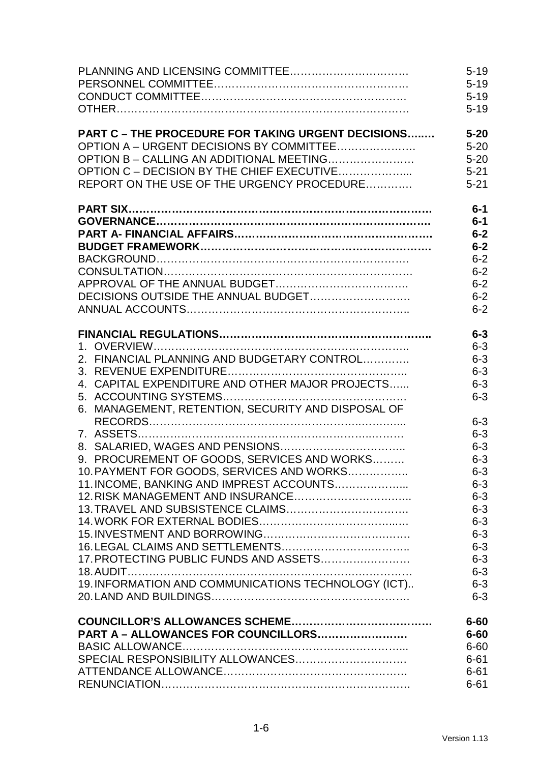| | |
|---|---|
| PLANNING AND LICENSING COMMITTEE………………………… | 5-19 |
| PERSONNEL COMMITTEE……………………………………………… | 5-19 |
| CONDUCT COMMITTEE………………………………………………… | 5-19 |
| OTHER……………………………………………………………………. | 5-19 |
| **PART C – THE PROCEDURE FOR TAKING URGENT DECISIONS……** | **5-20** |
| OPTION A – URGENT DECISIONS BY COMMITTEE…………………. | 5-20 |
| OPTION B – CALLING AN ADDITIONAL MEETING……………………. | 5-20 |
| OPTION C – DECISION BY THE CHIEF EXECUTIVE………………... | 5-21 |
| REPORT ON THE USE OF THE URGENCY PROCEDURE…………. | 5-21 |
| **PART SIX…………………………………………………………………….** | **6-1** |
| **GOVERNANCE………………………………………………………………** | **6-1** |
| **PART A- FINANCIAL AFFAIRS…………………………………………….** | **6-2** |
| **BUDGET FRAMEWORK……………………………………………………** | **6-2** |
| BACKGROUND……………………………………………………………. | 6-2 |
| CONSULTATION…………………………………………………………… | 6-2 |
| APPROVAL OF THE ANNUAL BUDGET………………………………. | 6-2 |
| DECISIONS OUTSIDE THE ANNUAL BUDGET………………………. | 6-2 |
| ANNUAL ACCOUNTS……………………………………………………….. | 6-2 |
| **FINANCIAL REGULATIONS………………………………………………..** | **6-3** |
| 1. OVERVIEW……………………………………………………………….. | 6-3 |
| 2. FINANCIAL PLANNING AND BUDGETARY CONTROL…………. | 6-3 |
| 3. REVENUE EXPENDITURE……………………………………………. | 6-3 |
| 4. CAPITAL EXPENDITURE AND OTHER MAJOR PROJECTS…... | 6-3 |
| 5. ACCOUNTING SYSTEMS……………………………………………. | 6-3 |
| 6. MANAGEMENT, RETENTION, SECURITY AND DISPOSAL OF RECORDS………………………………………………………………... | 6-3 |
| 7. ASSETS………………………………………………………………… | 6-3 |
| 8. SALARIED, WAGES AND PENSIONS…………………………….. | 6-3 |
| 9. PROCUREMENT OF GOODS, SERVICES AND WORKS……… | 6-3 |
| 10. PAYMENT FOR GOODS, SERVICES AND WORKS……………. | 6-3 |
| 11. INCOME, BANKING AND IMPREST ACCOUNTS………………... | 6-3 |
| 12. RISK MANAGEMENT AND INSURANCE………………………….. | 6-3 |
| 13. TRAVEL AND SUBSISTENCE CLAIMS…………………………. | 6-3 |
| 14. WORK FOR EXTERNAL BODIES………………………………..… | 6-3 |
| 15. INVESTMENT AND BORROWING…………………………………. | 6-3 |
| 16. LEGAL CLAIMS AND SETTLEMENTS……………………………. | 6-3 |
| 17. PROTECTING PUBLIC FUNDS AND ASSETS…………………… | 6-3 |
| 18. AUDIT……………………………………………………………………… | 6-3 |
| 19. INFORMATION AND COMMUNICATIONS TECHNOLOGY (ICT).. | 6-3 |
| 20. LAND AND BUILDINGS………………………………………………. | 6-3 |
| **COUNCILLOR'S ALLOWANCES SCHEME………………………………** | **6-60** |
| **PART A – ALLOWANCES FOR COUNCILLORS…………………….** | **6-60** |
| BASIC ALLOWANCE……………………………………………………... | 6-60 |
| SPECIAL RESPONSIBILITY ALLOWANCES…………………………. | 6-61 |
| ATTENDANCE ALLOWANCE……………………………………………. | 6-61 |
| RENUNCIATION……………………………………………………………. | 6-61 |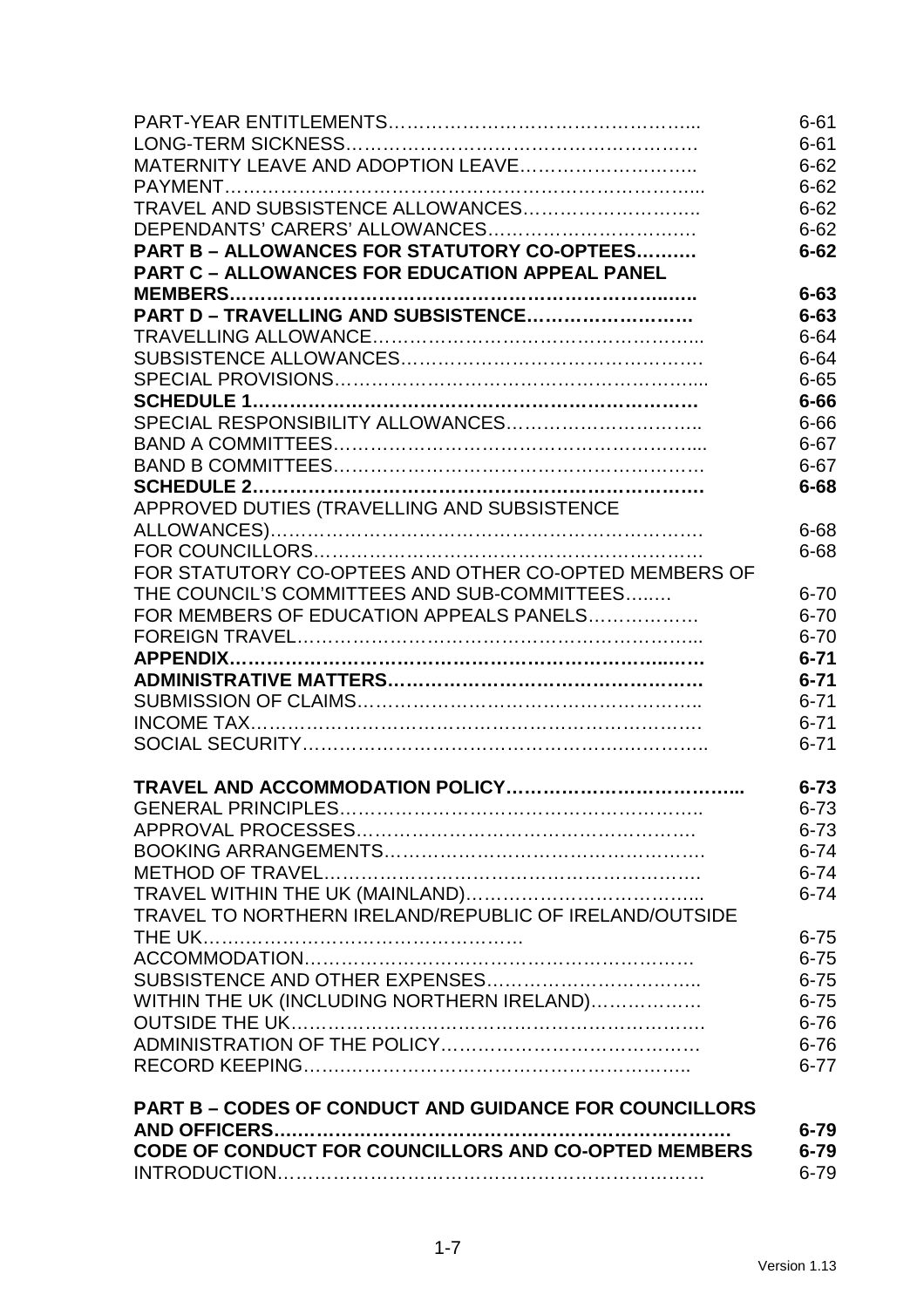| | |
|---|---|
| PART-YEAR ENTITLEMENTS | 6-61 |
| LONG-TERM SICKNESS | 6-61 |
| MATERNITY LEAVE AND ADOPTION LEAVE | 6-62 |
| PAYMENT | 6-62 |
| TRAVEL AND SUBSISTENCE ALLOWANCES | 6-62 |
| DEPENDANTS' CARERS' ALLOWANCES | 6-62 |
| **PART B – ALLOWANCES FOR STATUTORY CO-OPTEES** | **6-62** |
| **PART C – ALLOWANCES FOR EDUCATION APPEAL PANEL MEMBERS** | **6-63** |
| **PART D – TRAVELLING AND SUBSISTENCE** | **6-63** |
| TRAVELLING ALLOWANCE | 6-64 |
| SUBSISTENCE ALLOWANCES | 6-64 |
| SPECIAL PROVISIONS | 6-65 |
| **SCHEDULE 1** | **6-66** |
| SPECIAL RESPONSIBILITY ALLOWANCES | 6-66 |
| BAND A COMMITTEES | 6-67 |
| BAND B COMMITTEES | 6-67 |
| **SCHEDULE 2** | **6-68** |
| APPROVED DUTIES (TRAVELLING AND SUBSISTENCE ALLOWANCES) | 6-68 |
| FOR COUNCILLORS | 6-68 |
| FOR STATUTORY CO-OPTEES AND OTHER CO-OPTED MEMBERS OF THE COUNCIL'S COMMITTEES AND SUB-COMMITTEES | 6-70 |
| FOR MEMBERS OF EDUCATION APPEALS PANELS | 6-70 |
| FOREIGN TRAVEL | 6-70 |
| **APPENDIX** | **6-71** |
| **ADMINISTRATIVE MATTERS** | **6-71** |
| SUBMISSION OF CLAIMS | 6-71 |
| INCOME TAX | 6-71 |
| SOCIAL SECURITY | 6-71 |
| | |
| **TRAVEL AND ACCOMMODATION POLICY** | **6-73** |
| GENERAL PRINCIPLES | 6-73 |
| APPROVAL PROCESSES | 6-73 |
| BOOKING ARRANGEMENTS | 6-74 |
| METHOD OF TRAVEL | 6-74 |
| TRAVEL WITHIN THE UK (MAINLAND) | 6-74 |
| TRAVEL TO NORTHERN IRELAND/REPUBLIC OF IRELAND/OUTSIDE THE UK | 6-75 |
| ACCOMMODATION | 6-75 |
| SUBSISTENCE AND OTHER EXPENSES | 6-75 |
| WITHIN THE UK (INCLUDING NORTHERN IRELAND) | 6-75 |
| OUTSIDE THE UK | 6-76 |
| ADMINISTRATION OF THE POLICY | 6-76 |
| RECORD KEEPING | 6-77 |
| | |
| **PART B – CODES OF CONDUCT AND GUIDANCE FOR COUNCILLORS AND OFFICERS** | **6-79** |
| **CODE OF CONDUCT FOR COUNCILLORS AND CO-OPTED MEMBERS** | **6-79** |
| INTRODUCTION | 6-79 |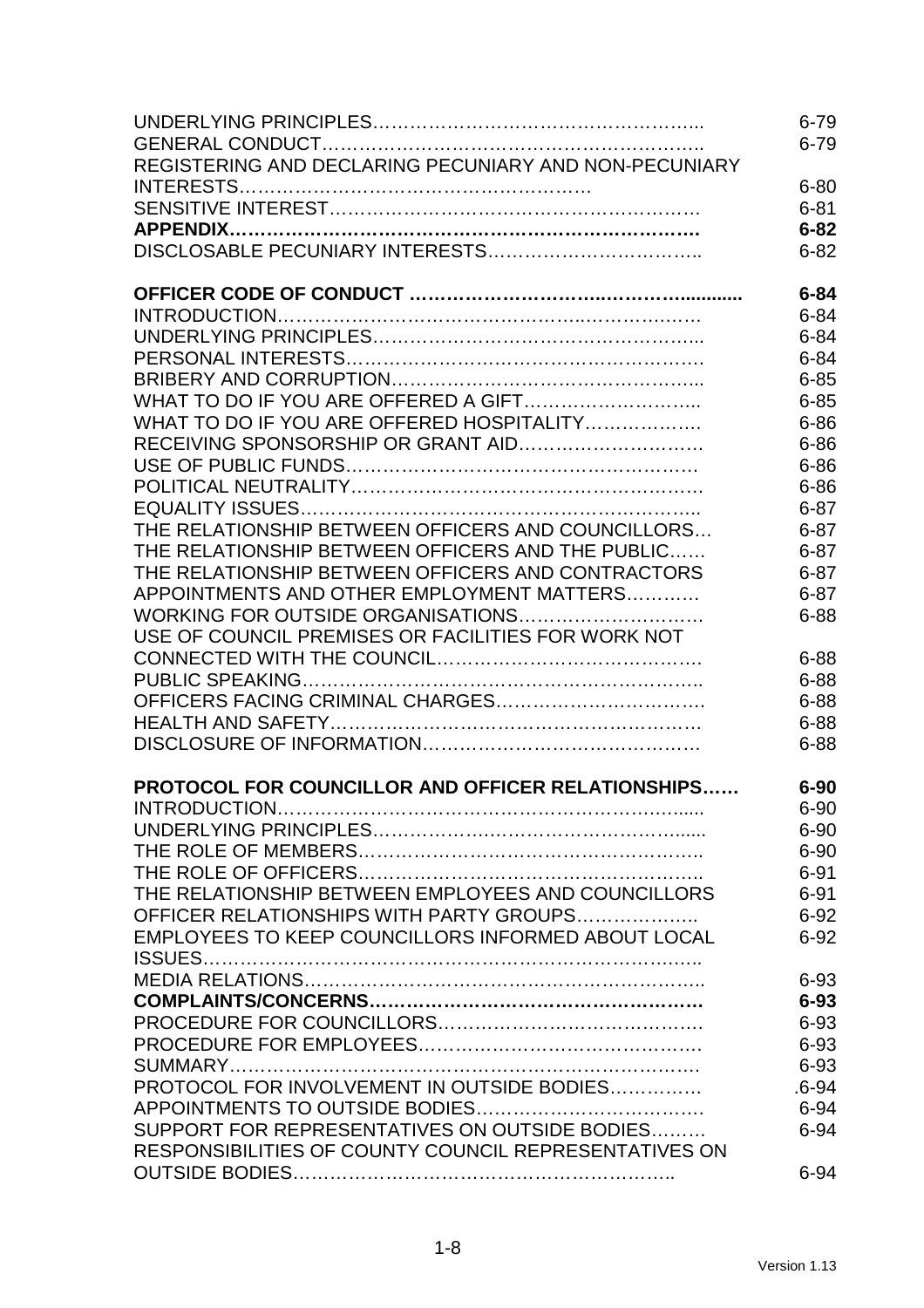| | |
|---|---|
| UNDERLYING PRINCIPLES………………………………………………... | 6-79 |
| GENERAL CONDUCT……………………………………………………... | 6-79 |
| REGISTERING AND DECLARING PECUNIARY AND NON-PECUNIARY INTERESTS………………………………………………….. | 6-80 |
| SENSITIVE INTEREST………………………………………………… | 6-81 |
| **APPENDIX…………………………………………………………………** | **6-82** |
| DISCLOSABLE PECUNIARY INTERESTS…………………………….. | 6-82 |
| | |
| **OFFICER CODE OF CONDUCT …………………………..……….............** | **6-84** |
| INTRODUCTION…………………………………………………………… | 6-84 |
| UNDERLYING PRINCIPLES……………………………………………... | 6-84 |
| PERSONAL INTERESTS………………………………………………… | 6-84 |
| BRIBERY AND CORRUPTION…………………………………………... | 6-85 |
| WHAT TO DO IF YOU ARE OFFERED A GIFT………………………... | 6-85 |
| WHAT TO DO IF YOU ARE OFFERED HOSPITALITY………………. | 6-86 |
| RECEIVING SPONSORSHIP OR GRANT AID………………………… | 6-86 |
| USE OF PUBLIC FUNDS………………………………………………… | 6-86 |
| POLITICAL NEUTRALITY………………………………………………. | 6-86 |
| EQUALITY ISSUES……………………………………………………….. | 6-87 |
| THE RELATIONSHIP BETWEEN OFFICERS AND COUNCILLORS… | 6-87 |
| THE RELATIONSHIP BETWEEN OFFICERS AND THE PUBLIC…… | 6-87 |
| THE RELATIONSHIP BETWEEN OFFICERS AND CONTRACTORS | 6-87 |
| APPOINTMENTS AND OTHER EMPLOYMENT MATTERS………… | 6-87 |
| WORKING FOR OUTSIDE ORGANISATIONS………………………… | 6-88 |
| USE OF COUNCIL PREMISES OR FACILITIES FOR WORK NOT CONNECTED WITH THE COUNCIL……………………………………. | 6-88 |
| PUBLIC SPEAKING……………………………………………………….. | 6-88 |
| OFFICERS FACING CRIMINAL CHARGES……………………………. | 6-88 |
| HEALTH AND SAFETY…………………………………………………… | 6-88 |
| DISCLOSURE OF INFORMATION……………………………………… | 6-88 |
| | |
| **PROTOCOL FOR COUNCILLOR AND OFFICER RELATIONSHIPS……** | **6-90** |
| INTRODUCTION………………………………………………………...... | 6-90 |
| UNDERLYING PRINCIPLES……………………………………………..... | 6-90 |
| THE ROLE OF MEMBERS……………………………………………….. | 6-90 |
| THE ROLE OF OFFICERS……………………………………………….. | 6-91 |
| THE RELATIONSHIP BETWEEN EMPLOYEES AND COUNCILLORS | 6-91 |
| OFFICER RELATIONSHIPS WITH PARTY GROUPS……………….. | 6-92 |
| EMPLOYEES TO KEEP COUNCILLORS INFORMED ABOUT LOCAL ISSUES……………………………………………………………………….. | 6-92 |
| MEDIA RELATIONS……………………………………………………….. | 6-93 |
| **COMPLAINTS/CONCERNS…………………………………………….** | **6-93** |
| PROCEDURE FOR COUNCILLORS……………………………………. | 6-93 |
| PROCEDURE FOR EMPLOYEES………………………………………. | 6-93 |
| SUMMARY…………………………………………………………………. | 6-93 |
| PROTOCOL FOR INVOLVEMENT IN OUTSIDE BODIES………….. | .6-94 |
| APPOINTMENTS TO OUTSIDE BODIES………………………………. | 6-94 |
| SUPPORT FOR REPRESENTATIVES ON OUTSIDE BODIES……… | 6-94 |
| RESPONSIBILITIES OF COUNTY COUNCIL REPRESENTATIVES ON OUTSIDE BODIES……………………………………………………….. | 6-94 |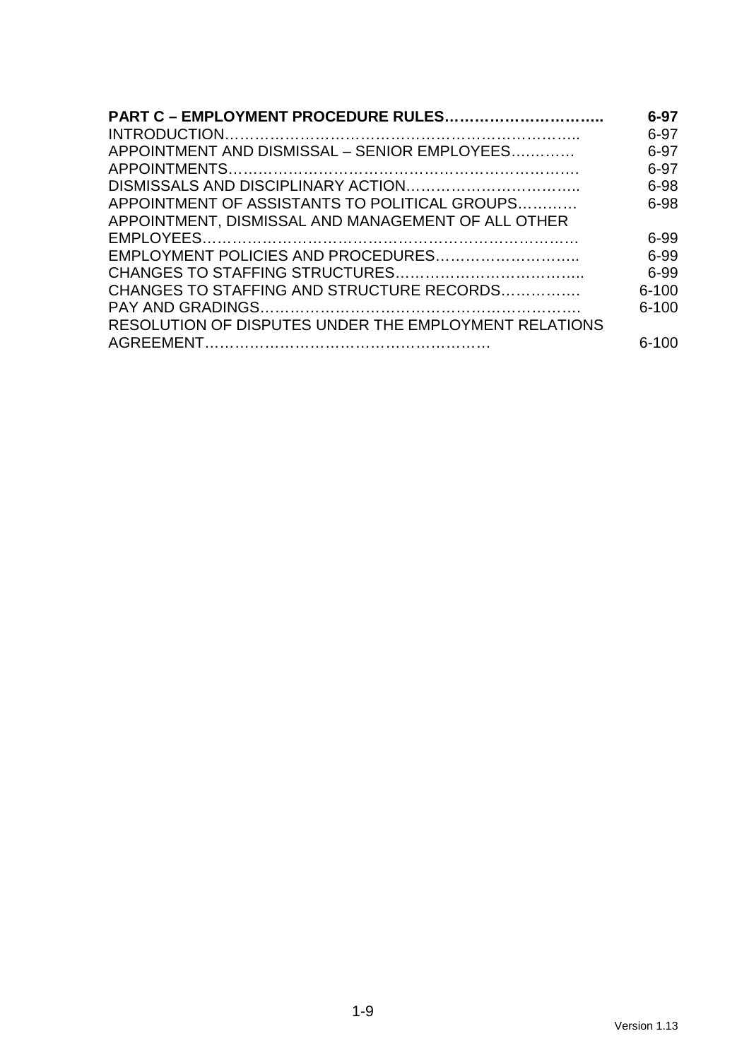| | |
|---|---|
| **PART C – EMPLOYMENT PROCEDURE RULES…………………………..** | **6-97** |
| INTRODUCTION…………………………………………………………….. | 6-97 |
| APPOINTMENT AND DISMISSAL – SENIOR EMPLOYEES………… | 6-97 |
| APPOINTMENTS……………………………………………………………. | 6-97 |
| DISMISSALS AND DISCIPLINARY ACTION…………………………….. | 6-98 |
| APPOINTMENT OF ASSISTANTS TO POLITICAL GROUPS………… | 6-98 |
| APPOINTMENT, DISMISSAL AND MANAGEMENT OF ALL OTHER EMPLOYEES………………………………………………………………. | 6-99 |
| EMPLOYMENT POLICIES AND PROCEDURES……………………….. | 6-99 |
| CHANGES TO STAFFING STRUCTURES……………………………….. | 6-99 |
| CHANGES TO STAFFING AND STRUCTURE RECORDS……………. | 6-100 |
| PAY AND GRADINGS………………………………………………………. | 6-100 |
| RESOLUTION OF DISPUTES UNDER THE EMPLOYMENT RELATIONS AGREEMENT…………………………………………………… | 6-100 |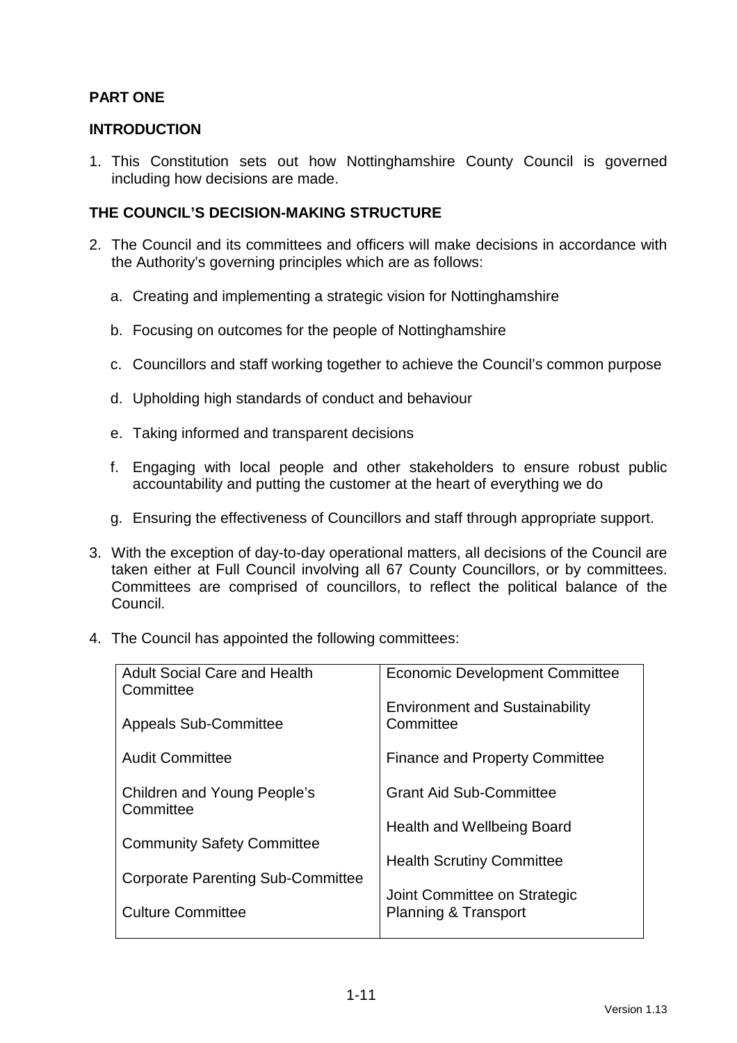## PART ONE

## INTRODUCTION

1. This Constitution sets out how Nottinghamshire County Council is governed including how decisions are made.

## THE COUNCIL'S DECISION-MAKING STRUCTURE

2. The Council and its committees and officers will make decisions in accordance with the Authority's governing principles which are as follows:

   a. Creating and implementing a strategic vision for Nottinghamshire

   b. Focusing on outcomes for the people of Nottinghamshire

   c. Councillors and staff working together to achieve the Council's common purpose

   d. Upholding high standards of conduct and behaviour

   e. Taking informed and transparent decisions

   f. Engaging with local people and other stakeholders to ensure robust public accountability and putting the customer at the heart of everything we do

   g. Ensuring the effectiveness of Councillors and staff through appropriate support.

3. With the exception of day-to-day operational matters, all decisions of the Council are taken either at Full Council involving all 67 County Councillors, or by committees. Committees are comprised of councillors, to reflect the political balance of the Council.

4. The Council has appointed the following committees:

| | |
|---|---|
| Adult Social Care and Health Committee | Economic Development Committee |
| Appeals Sub-Committee | Environment and Sustainability Committee |
| Audit Committee | Finance and Property Committee |
| Children and Young People's Committee | Grant Aid Sub-Committee |
| Community Safety Committee | Health and Wellbeing Board |
| Corporate Parenting Sub-Committee | Health Scrutiny Committee |
| Culture Committee | Joint Committee on Strategic Planning & Transport |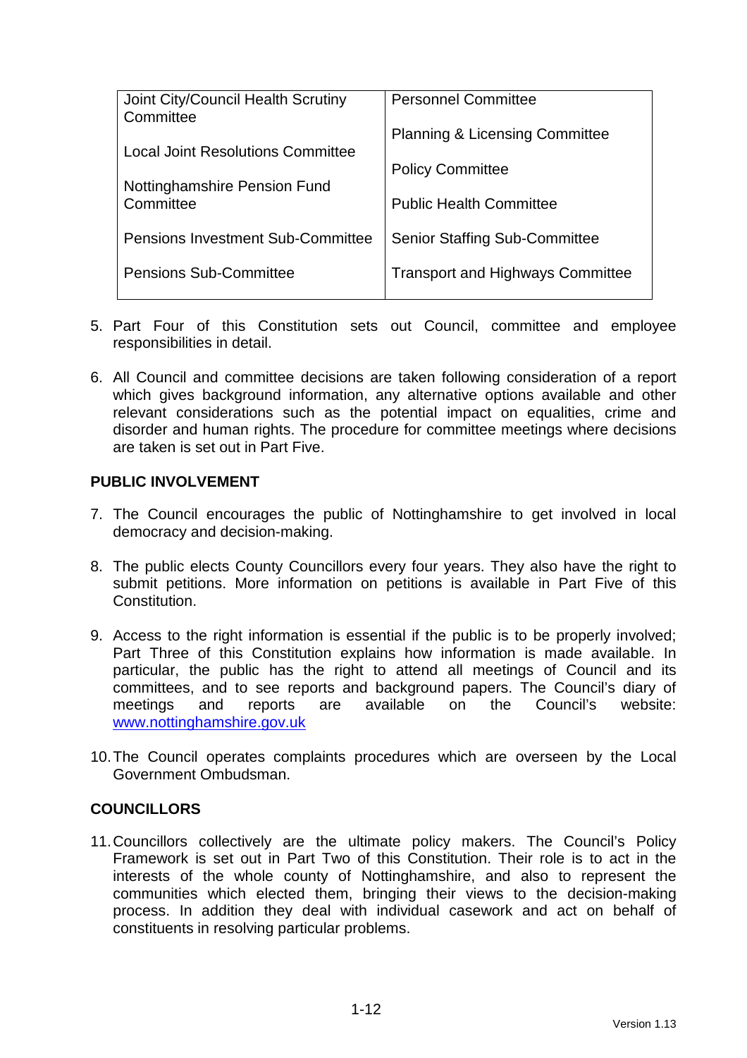| Joint City/Council Health Scrutiny Committee | Personnel Committee |
|---|---|
| Local Joint Resolutions Committee | Planning & Licensing Committee |
| Nottinghamshire Pension Fund Committee | Policy Committee |
| | Public Health Committee |
| Pensions Investment Sub-Committee | Senior Staffing Sub-Committee |
| Pensions Sub-Committee | Transport and Highways Committee |

5. Part Four of this Constitution sets out Council, committee and employee responsibilities in detail.

6. All Council and committee decisions are taken following consideration of a report which gives background information, any alternative options available and other relevant considerations such as the potential impact on equalities, crime and disorder and human rights. The procedure for committee meetings where decisions are taken is set out in Part Five.

## PUBLIC INVOLVEMENT

7. The Council encourages the public of Nottinghamshire to get involved in local democracy and decision-making.

8. The public elects County Councillors every four years. They also have the right to submit petitions. More information on petitions is available in Part Five of this Constitution.

9. Access to the right information is essential if the public is to be properly involved; Part Three of this Constitution explains how information is made available. In particular, the public has the right to attend all meetings of Council and its committees, and to see reports and background papers. The Council's diary of meetings and reports are available on the Council's website: [www.nottinghamshire.gov.uk](http://www.nottinghamshire.gov.uk)

10. The Council operates complaints procedures which are overseen by the Local Government Ombudsman.

## COUNCILLORS

11. Councillors collectively are the ultimate policy makers. The Council's Policy Framework is set out in Part Two of this Constitution. Their role is to act in the interests of the whole county of Nottinghamshire, and also to represent the communities which elected them, bringing their views to the decision-making process. In addition they deal with individual casework and act on behalf of constituents in resolving particular problems.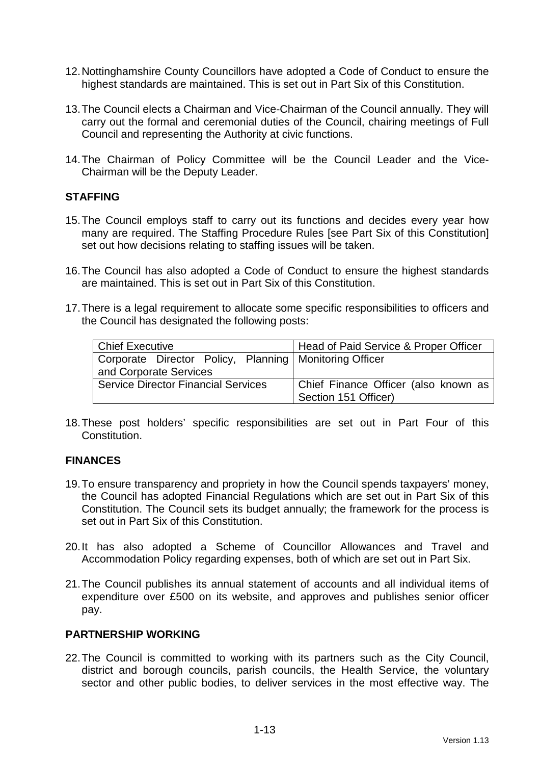12. Nottinghamshire County Councillors have adopted a Code of Conduct to ensure the highest standards are maintained. This is set out in Part Six of this Constitution.

13. The Council elects a Chairman and Vice-Chairman of the Council annually. They will carry out the formal and ceremonial duties of the Council, chairing meetings of Full Council and representing the Authority at civic functions.

14. The Chairman of Policy Committee will be the Council Leader and the Vice-Chairman will be the Deputy Leader.

**STAFFING**

15. The Council employs staff to carry out its functions and decides every year how many are required. The Staffing Procedure Rules [see Part Six of this Constitution] set out how decisions relating to staffing issues will be taken.

16. The Council has also adopted a Code of Conduct to ensure the highest standards are maintained. This is set out in Part Six of this Constitution.

17. There is a legal requirement to allocate some specific responsibilities to officers and the Council has designated the following posts:

| | |
|---|---|
| Chief Executive | Head of Paid Service & Proper Officer |
| Corporate Director Policy, Planning and Corporate Services | Monitoring Officer |
| Service Director Financial Services | Chief Finance Officer (also known as Section 151 Officer) |

18. These post holders' specific responsibilities are set out in Part Four of this Constitution.

**FINANCES**

19. To ensure transparency and propriety in how the Council spends taxpayers' money, the Council has adopted Financial Regulations which are set out in Part Six of this Constitution. The Council sets its budget annually; the framework for the process is set out in Part Six of this Constitution.

20. It has also adopted a Scheme of Councillor Allowances and Travel and Accommodation Policy regarding expenses, both of which are set out in Part Six.

21. The Council publishes its annual statement of accounts and all individual items of expenditure over £500 on its website, and approves and publishes senior officer pay.

**PARTNERSHIP WORKING**

22. The Council is committed to working with its partners such as the City Council, district and borough councils, parish councils, the Health Service, the voluntary sector and other public bodies, to deliver services in the most effective way. The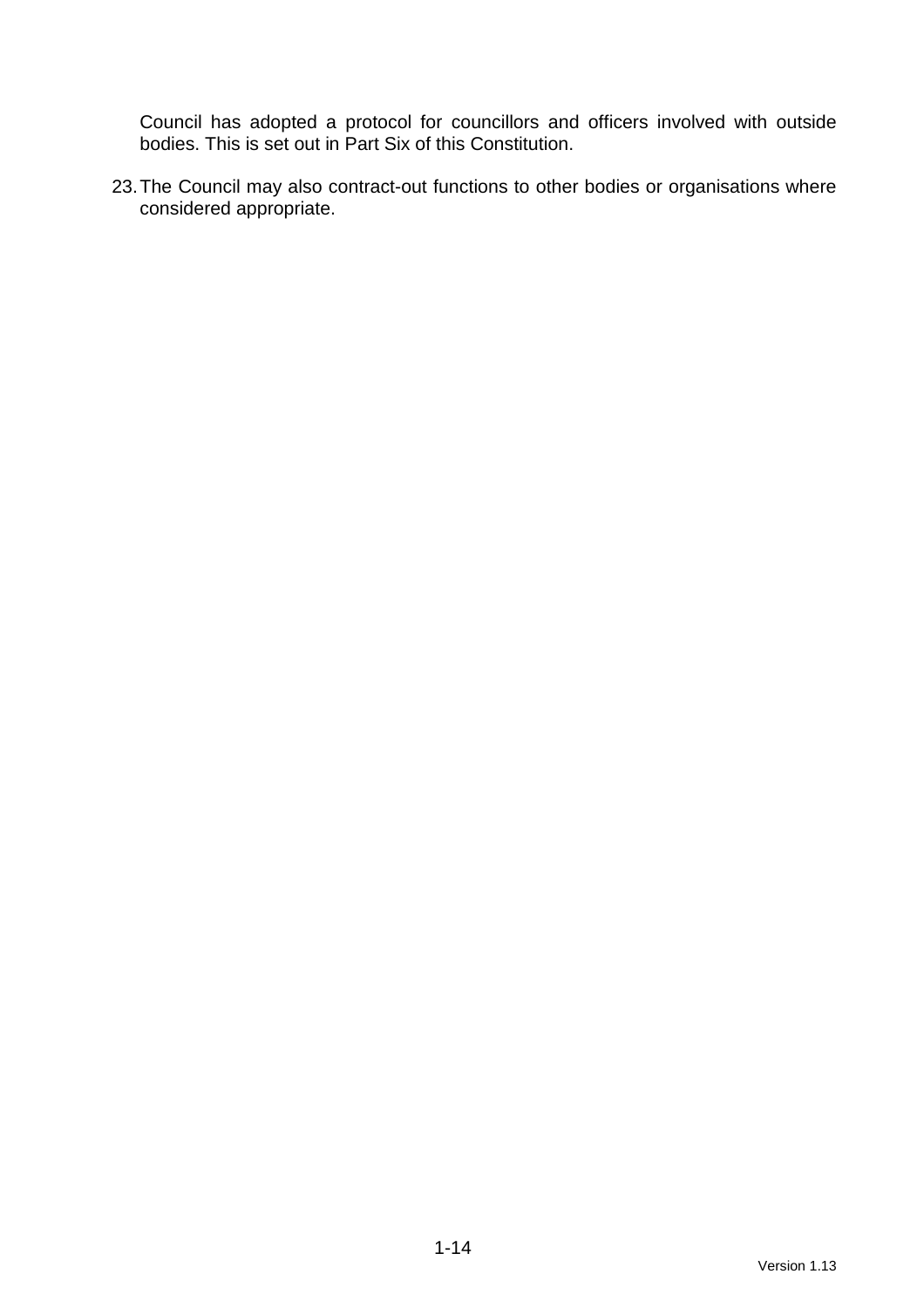Council has adopted a protocol for councillors and officers involved with outside bodies. This is set out in Part Six of this Constitution.

23. The Council may also contract-out functions to other bodies or organisations where considered appropriate.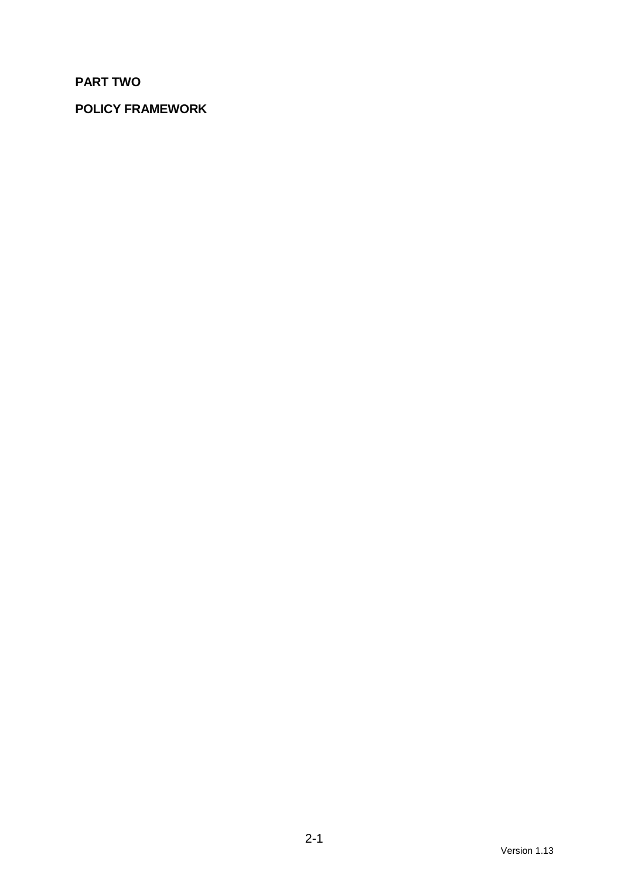**PART TWO**

**POLICY FRAMEWORK**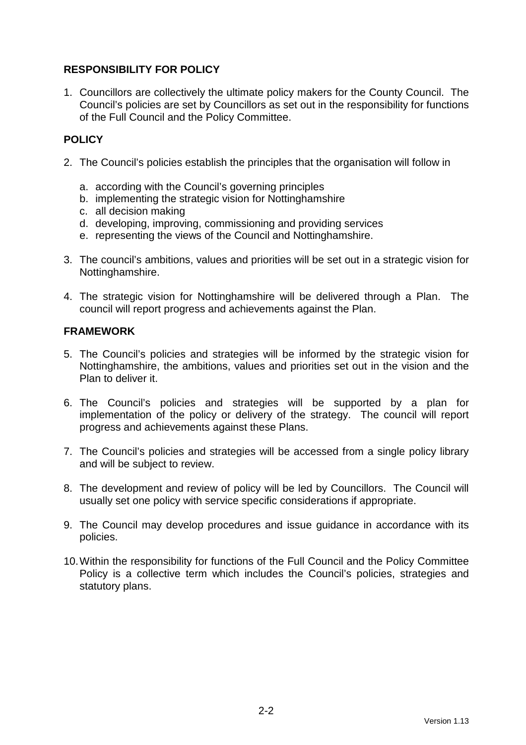## RESPONSIBILITY FOR POLICY

1. Councillors are collectively the ultimate policy makers for the County Council. The Council's policies are set by Councillors as set out in the responsibility for functions of the Full Council and the Policy Committee.

## POLICY

2. The Council's policies establish the principles that the organisation will follow in

    a. according with the Council's governing principles
    b. implementing the strategic vision for Nottinghamshire
    c. all decision making
    d. developing, improving, commissioning and providing services
    e. representing the views of the Council and Nottinghamshire.

3. The council's ambitions, values and priorities will be set out in a strategic vision for Nottinghamshire.

4. The strategic vision for Nottinghamshire will be delivered through a Plan. The council will report progress and achievements against the Plan.

## FRAMEWORK

5. The Council's policies and strategies will be informed by the strategic vision for Nottinghamshire, the ambitions, values and priorities set out in the vision and the Plan to deliver it.

6. The Council's policies and strategies will be supported by a plan for implementation of the policy or delivery of the strategy. The council will report progress and achievements against these Plans.

7. The Council's policies and strategies will be accessed from a single policy library and will be subject to review.

8. The development and review of policy will be led by Councillors. The Council will usually set one policy with service specific considerations if appropriate.

9. The Council may develop procedures and issue guidance in accordance with its policies.

10. Within the responsibility for functions of the Full Council and the Policy Committee Policy is a collective term which includes the Council's policies, strategies and statutory plans.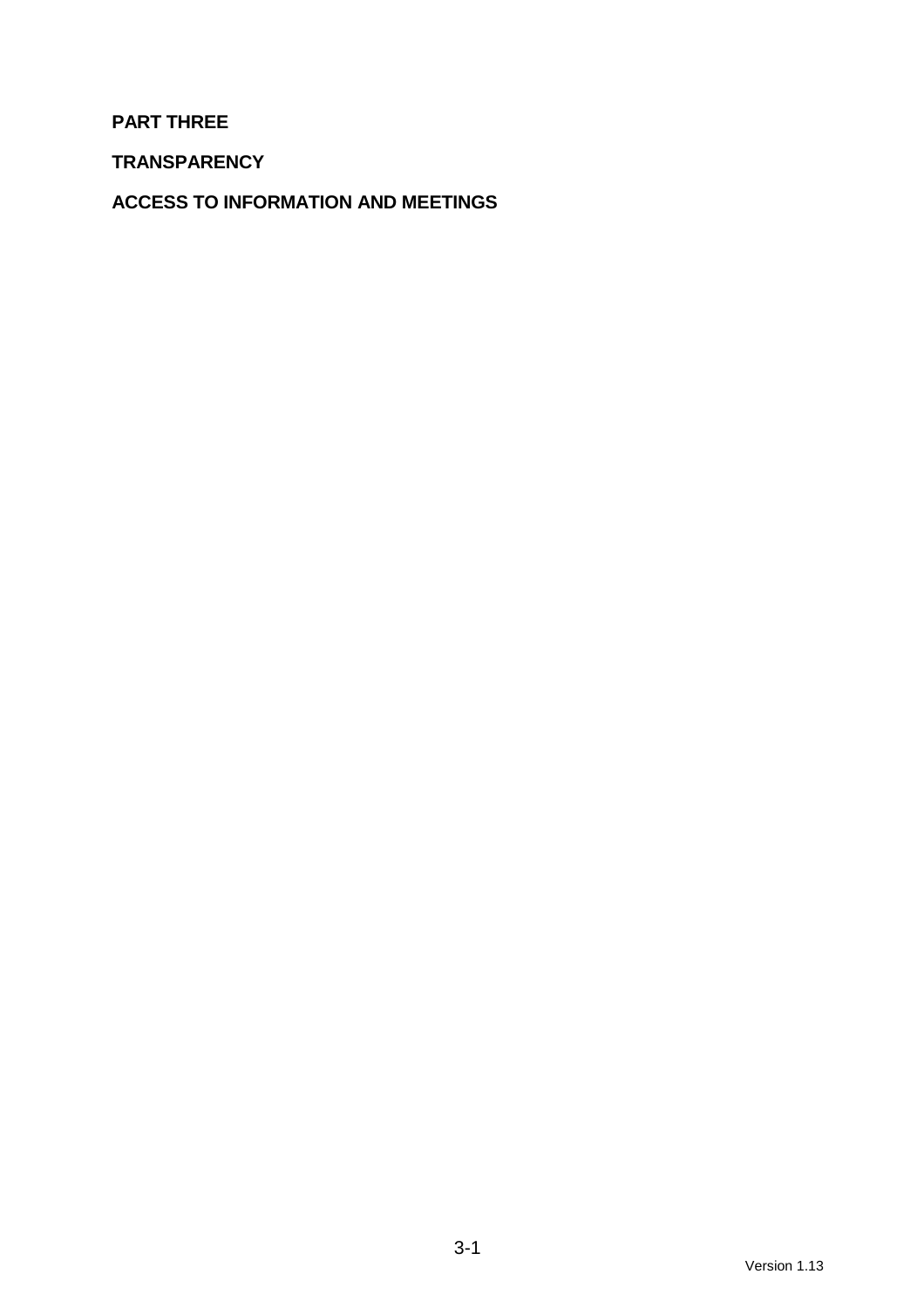# PART THREE

## TRANSPARENCY

## ACCESS TO INFORMATION AND MEETINGS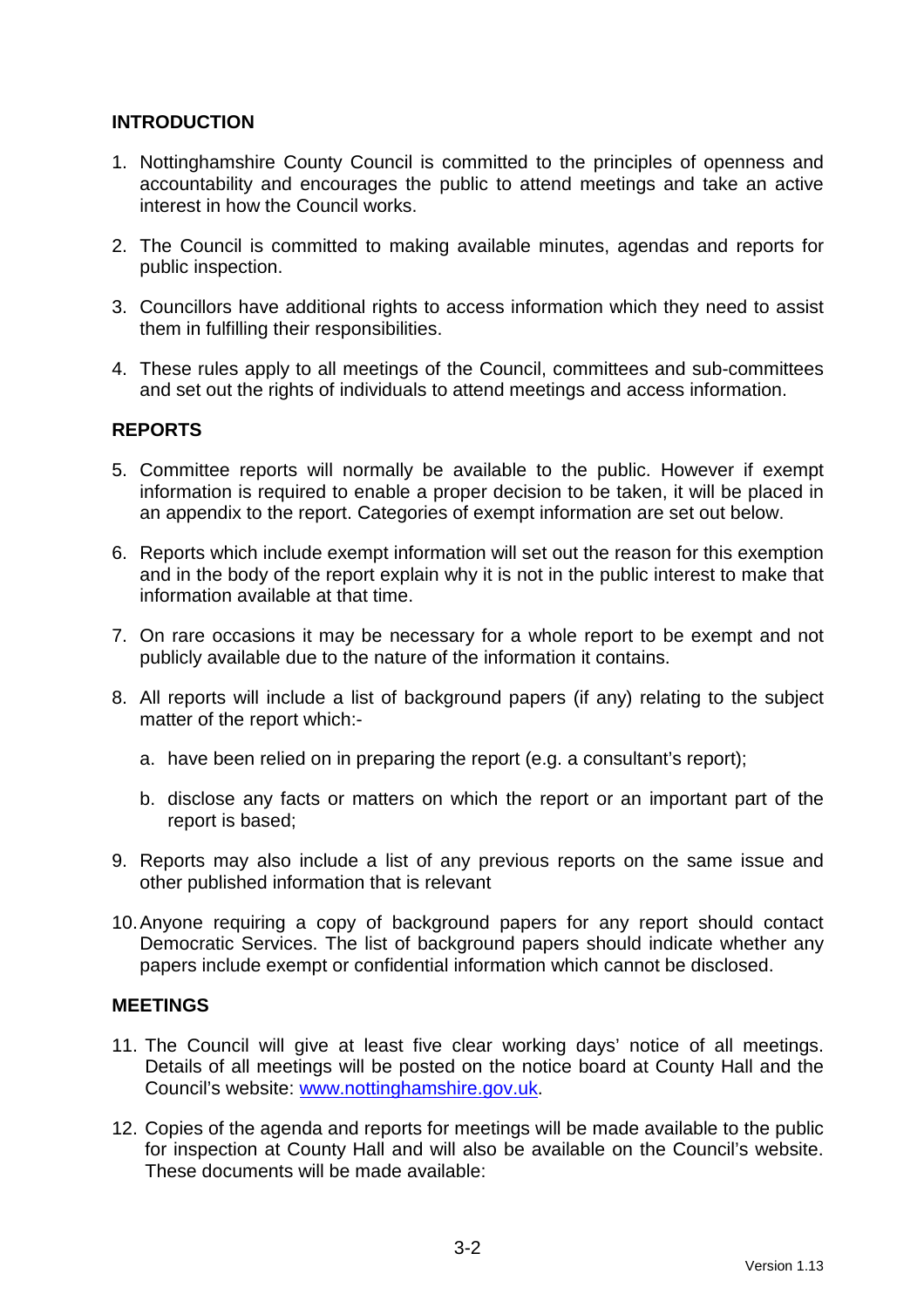## INTRODUCTION

1. Nottinghamshire County Council is committed to the principles of openness and accountability and encourages the public to attend meetings and take an active interest in how the Council works.

2. The Council is committed to making available minutes, agendas and reports for public inspection.

3. Councillors have additional rights to access information which they need to assist them in fulfilling their responsibilities.

4. These rules apply to all meetings of the Council, committees and sub-committees and set out the rights of individuals to attend meetings and access information.

## REPORTS

5. Committee reports will normally be available to the public. However if exempt information is required to enable a proper decision to be taken, it will be placed in an appendix to the report. Categories of exempt information are set out below.

6. Reports which include exempt information will set out the reason for this exemption and in the body of the report explain why it is not in the public interest to make that information available at that time.

7. On rare occasions it may be necessary for a whole report to be exempt and not publicly available due to the nature of the information it contains.

8. All reports will include a list of background papers (if any) relating to the subject matter of the report which:-

   a. have been relied on in preparing the report (e.g. a consultant's report);

   b. disclose any facts or matters on which the report or an important part of the report is based;

9. Reports may also include a list of any previous reports on the same issue and other published information that is relevant

10. Anyone requiring a copy of background papers for any report should contact Democratic Services. The list of background papers should indicate whether any papers include exempt or confidential information which cannot be disclosed.

## MEETINGS

11. The Council will give at least five clear working days' notice of all meetings. Details of all meetings will be posted on the notice board at County Hall and the Council's website: www.nottinghamshire.gov.uk.

12. Copies of the agenda and reports for meetings will be made available to the public for inspection at County Hall and will also be available on the Council's website. These documents will be made available: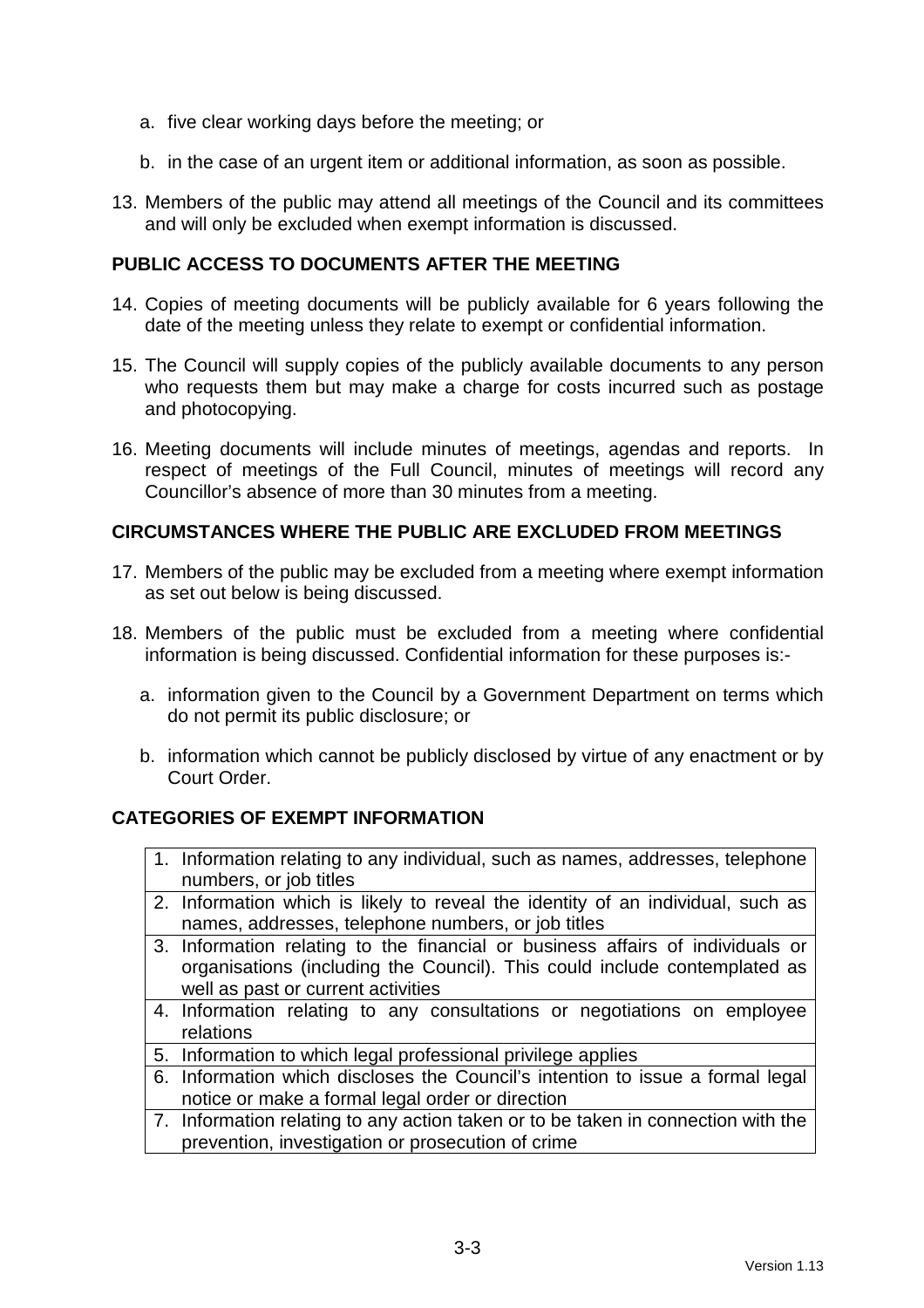a. five clear working days before the meeting; or

b. in the case of an urgent item or additional information, as soon as possible.

13. Members of the public may attend all meetings of the Council and its committees and will only be excluded when exempt information is discussed.

## PUBLIC ACCESS TO DOCUMENTS AFTER THE MEETING

14. Copies of meeting documents will be publicly available for 6 years following the date of the meeting unless they relate to exempt or confidential information.

15. The Council will supply copies of the publicly available documents to any person who requests them but may make a charge for costs incurred such as postage and photocopying.

16. Meeting documents will include minutes of meetings, agendas and reports. In respect of meetings of the Full Council, minutes of meetings will record any Councillor's absence of more than 30 minutes from a meeting.

## CIRCUMSTANCES WHERE THE PUBLIC ARE EXCLUDED FROM MEETINGS

17. Members of the public may be excluded from a meeting where exempt information as set out below is being discussed.

18. Members of the public must be excluded from a meeting where confidential information is being discussed. Confidential information for these purposes is:-

    a. information given to the Council by a Government Department on terms which do not permit its public disclosure; or

    b. information which cannot be publicly disclosed by virtue of any enactment or by Court Order.

## CATEGORIES OF EXEMPT INFORMATION

| |
|---|
| 1. Information relating to any individual, such as names, addresses, telephone numbers, or job titles |
| 2. Information which is likely to reveal the identity of an individual, such as names, addresses, telephone numbers, or job titles |
| 3. Information relating to the financial or business affairs of individuals or organisations (including the Council). This could include contemplated as well as past or current activities |
| 4. Information relating to any consultations or negotiations on employee relations |
| 5. Information to which legal professional privilege applies |
| 6. Information which discloses the Council's intention to issue a formal legal notice or make a formal legal order or direction |
| 7. Information relating to any action taken or to be taken in connection with the prevention, investigation or prosecution of crime |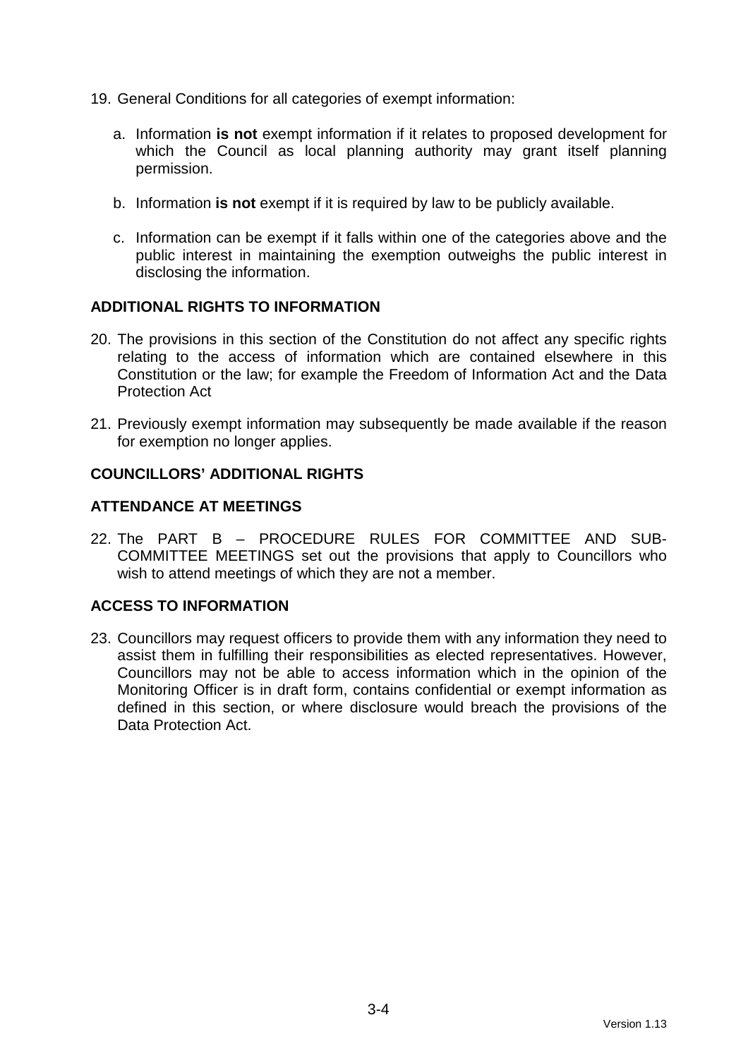19. General Conditions for all categories of exempt information:

    a. Information **is not** exempt information if it relates to proposed development for which the Council as local planning authority may grant itself planning permission.

    b. Information **is not** exempt if it is required by law to be publicly available.

    c. Information can be exempt if it falls within one of the categories above and the public interest in maintaining the exemption outweighs the public interest in disclosing the information.

**ADDITIONAL RIGHTS TO INFORMATION**

20. The provisions in this section of the Constitution do not affect any specific rights relating to the access of information which are contained elsewhere in this Constitution or the law; for example the Freedom of Information Act and the Data Protection Act

21. Previously exempt information may subsequently be made available if the reason for exemption no longer applies.

**COUNCILLORS' ADDITIONAL RIGHTS**

**ATTENDANCE AT MEETINGS**

22. The PART B – PROCEDURE RULES FOR COMMITTEE AND SUB-COMMITTEE MEETINGS set out the provisions that apply to Councillors who wish to attend meetings of which they are not a member.

**ACCESS TO INFORMATION**

23. Councillors may request officers to provide them with any information they need to assist them in fulfilling their responsibilities as elected representatives. However, Councillors may not be able to access information which in the opinion of the Monitoring Officer is in draft form, contains confidential or exempt information as defined in this section, or where disclosure would breach the provisions of the Data Protection Act.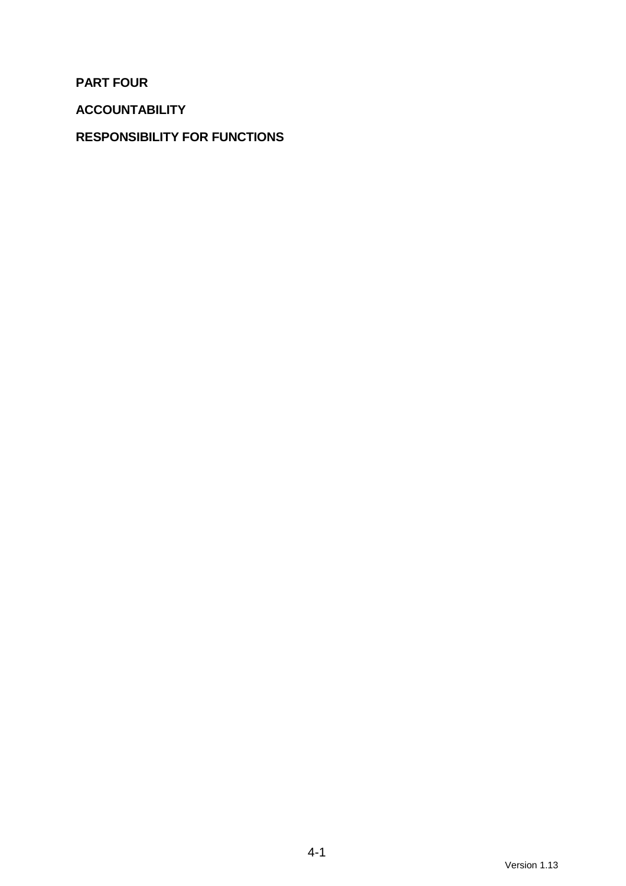# PART FOUR

## ACCOUNTABILITY

## RESPONSIBILITY FOR FUNCTIONS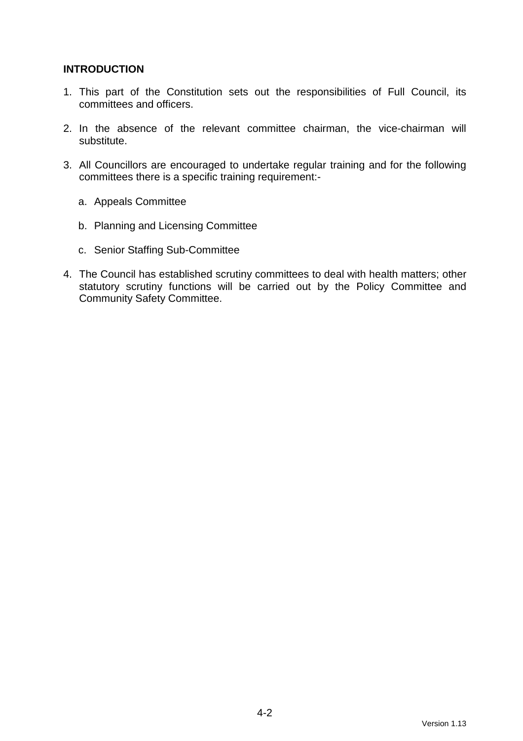**INTRODUCTION**

1. This part of the Constitution sets out the responsibilities of Full Council, its committees and officers.

2. In the absence of the relevant committee chairman, the vice-chairman will substitute.

3. All Councillors are encouraged to undertake regular training and for the following committees there is a specific training requirement:-

   a. Appeals Committee

   b. Planning and Licensing Committee

   c. Senior Staffing Sub-Committee

4. The Council has established scrutiny committees to deal with health matters; other statutory scrutiny functions will be carried out by the Policy Committee and Community Safety Committee.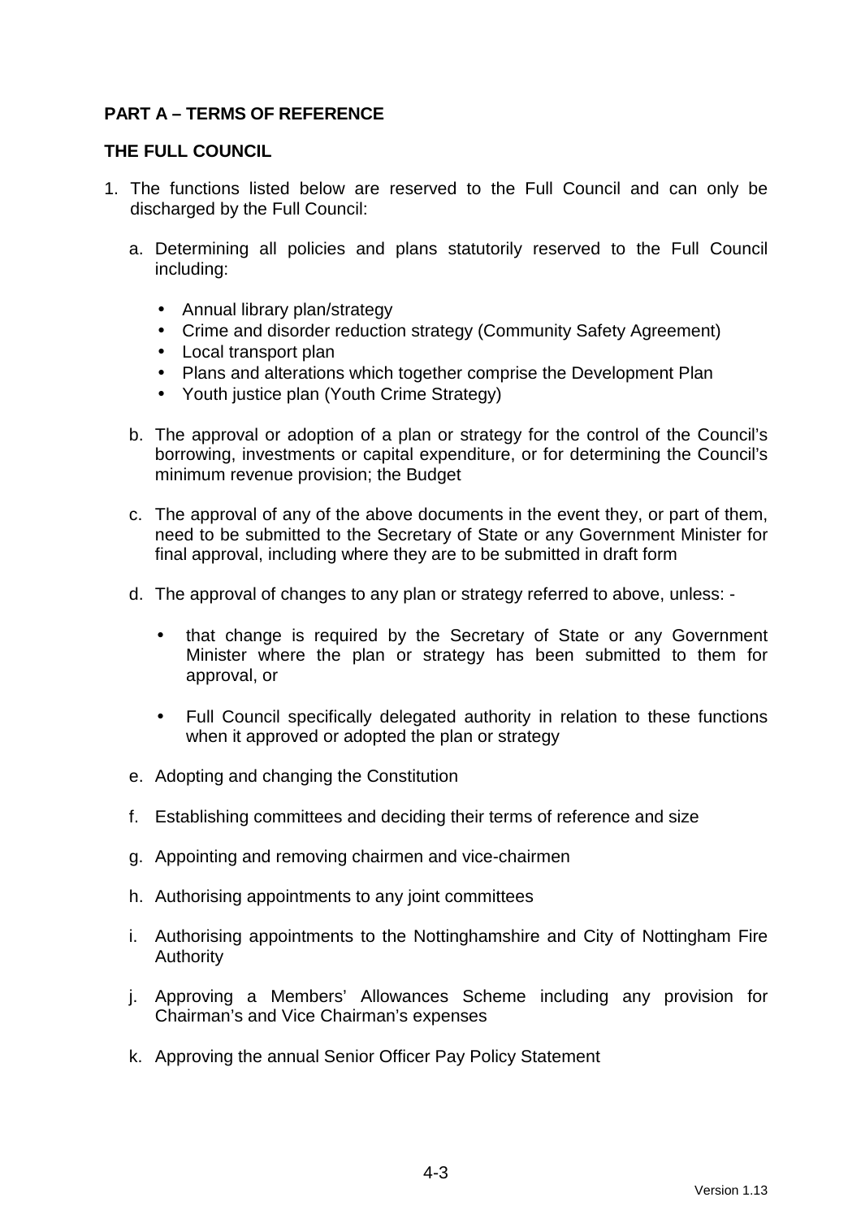## PART A – TERMS OF REFERENCE

### THE FULL COUNCIL

1. The functions listed below are reserved to the Full Council and can only be discharged by the Full Council:

   a. Determining all policies and plans statutorily reserved to the Full Council including:

      - Annual library plan/strategy
      - Crime and disorder reduction strategy (Community Safety Agreement)
      - Local transport plan
      - Plans and alterations which together comprise the Development Plan
      - Youth justice plan (Youth Crime Strategy)

   b. The approval or adoption of a plan or strategy for the control of the Council's borrowing, investments or capital expenditure, or for determining the Council's minimum revenue provision; the Budget

   c. The approval of any of the above documents in the event they, or part of them, need to be submitted to the Secretary of State or any Government Minister for final approval, including where they are to be submitted in draft form

   d. The approval of changes to any plan or strategy referred to above, unless: -

      - that change is required by the Secretary of State or any Government Minister where the plan or strategy has been submitted to them for approval, or

      - Full Council specifically delegated authority in relation to these functions when it approved or adopted the plan or strategy

   e. Adopting and changing the Constitution

   f. Establishing committees and deciding their terms of reference and size

   g. Appointing and removing chairmen and vice-chairmen

   h. Authorising appointments to any joint committees

   i. Authorising appointments to the Nottinghamshire and City of Nottingham Fire Authority

   j. Approving a Members' Allowances Scheme including any provision for Chairman's and Vice Chairman's expenses

   k. Approving the annual Senior Officer Pay Policy Statement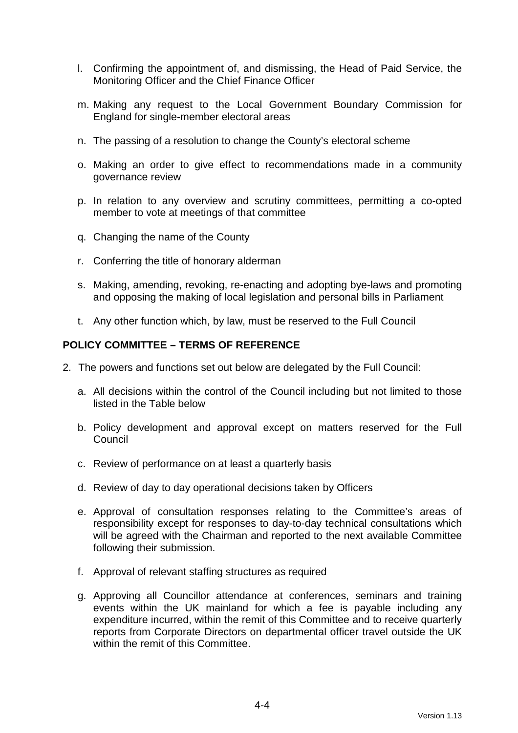l. Confirming the appointment of, and dismissing, the Head of Paid Service, the Monitoring Officer and the Chief Finance Officer

m. Making any request to the Local Government Boundary Commission for England for single-member electoral areas

n. The passing of a resolution to change the County's electoral scheme

o. Making an order to give effect to recommendations made in a community governance review

p. In relation to any overview and scrutiny committees, permitting a co-opted member to vote at meetings of that committee

q. Changing the name of the County

r. Conferring the title of honorary alderman

s. Making, amending, revoking, re-enacting and adopting bye-laws and promoting and opposing the making of local legislation and personal bills in Parliament

t. Any other function which, by law, must be reserved to the Full Council

**POLICY COMMITTEE – TERMS OF REFERENCE**

2. The powers and functions set out below are delegated by the Full Council:

   a. All decisions within the control of the Council including but not limited to those listed in the Table below

   b. Policy development and approval except on matters reserved for the Full Council

   c. Review of performance on at least a quarterly basis

   d. Review of day to day operational decisions taken by Officers

   e. Approval of consultation responses relating to the Committee's areas of responsibility except for responses to day-to-day technical consultations which will be agreed with the Chairman and reported to the next available Committee following their submission.

   f. Approval of relevant staffing structures as required

   g. Approving all Councillor attendance at conferences, seminars and training events within the UK mainland for which a fee is payable including any expenditure incurred, within the remit of this Committee and to receive quarterly reports from Corporate Directors on departmental officer travel outside the UK within the remit of this Committee.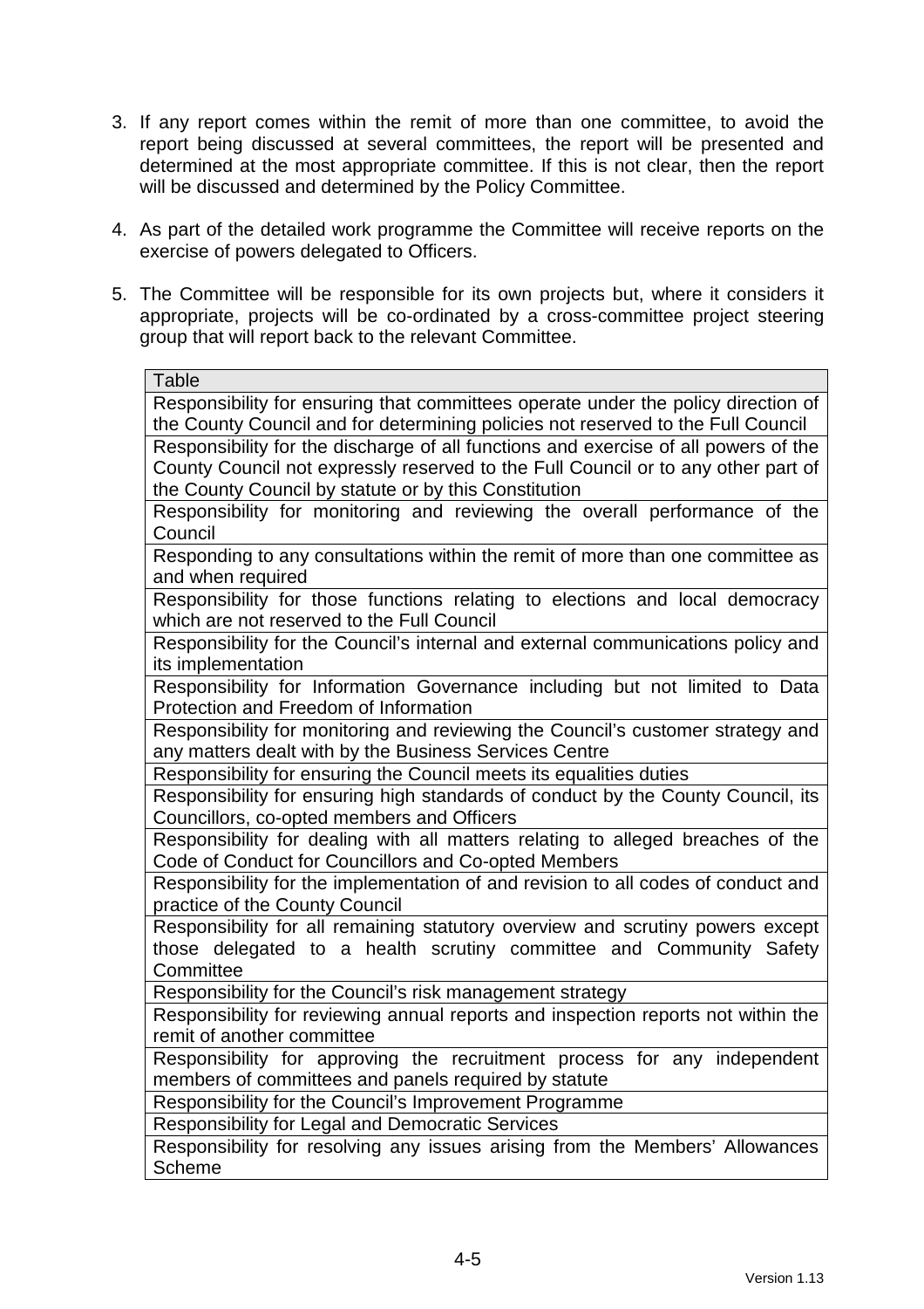3. If any report comes within the remit of more than one committee, to avoid the report being discussed at several committees, the report will be presented and determined at the most appropriate committee. If this is not clear, then the report will be discussed and determined by the Policy Committee.

4. As part of the detailed work programme the Committee will receive reports on the exercise of powers delegated to Officers.

5. The Committee will be responsible for its own projects but, where it considers it appropriate, projects will be co-ordinated by a cross-committee project steering group that will report back to the relevant Committee.

| Table |
| --- |
| Responsibility for ensuring that committees operate under the policy direction of the County Council and for determining policies not reserved to the Full Council |
| Responsibility for the discharge of all functions and exercise of all powers of the County Council not expressly reserved to the Full Council or to any other part of the County Council by statute or by this Constitution |
| Responsibility for monitoring and reviewing the overall performance of the Council |
| Responding to any consultations within the remit of more than one committee as and when required |
| Responsibility for those functions relating to elections and local democracy which are not reserved to the Full Council |
| Responsibility for the Council's internal and external communications policy and its implementation |
| Responsibility for Information Governance including but not limited to Data Protection and Freedom of Information |
| Responsibility for monitoring and reviewing the Council's customer strategy and any matters dealt with by the Business Services Centre |
| Responsibility for ensuring the Council meets its equalities duties |
| Responsibility for ensuring high standards of conduct by the County Council, its Councillors, co-opted members and Officers |
| Responsibility for dealing with all matters relating to alleged breaches of the Code of Conduct for Councillors and Co-opted Members |
| Responsibility for the implementation of and revision to all codes of conduct and practice of the County Council |
| Responsibility for all remaining statutory overview and scrutiny powers except those delegated to a health scrutiny committee and Community Safety Committee |
| Responsibility for the Council's risk management strategy |
| Responsibility for reviewing annual reports and inspection reports not within the remit of another committee |
| Responsibility for approving the recruitment process for any independent members of committees and panels required by statute |
| Responsibility for the Council's Improvement Programme |
| Responsibility for Legal and Democratic Services |
| Responsibility for resolving any issues arising from the Members' Allowances Scheme |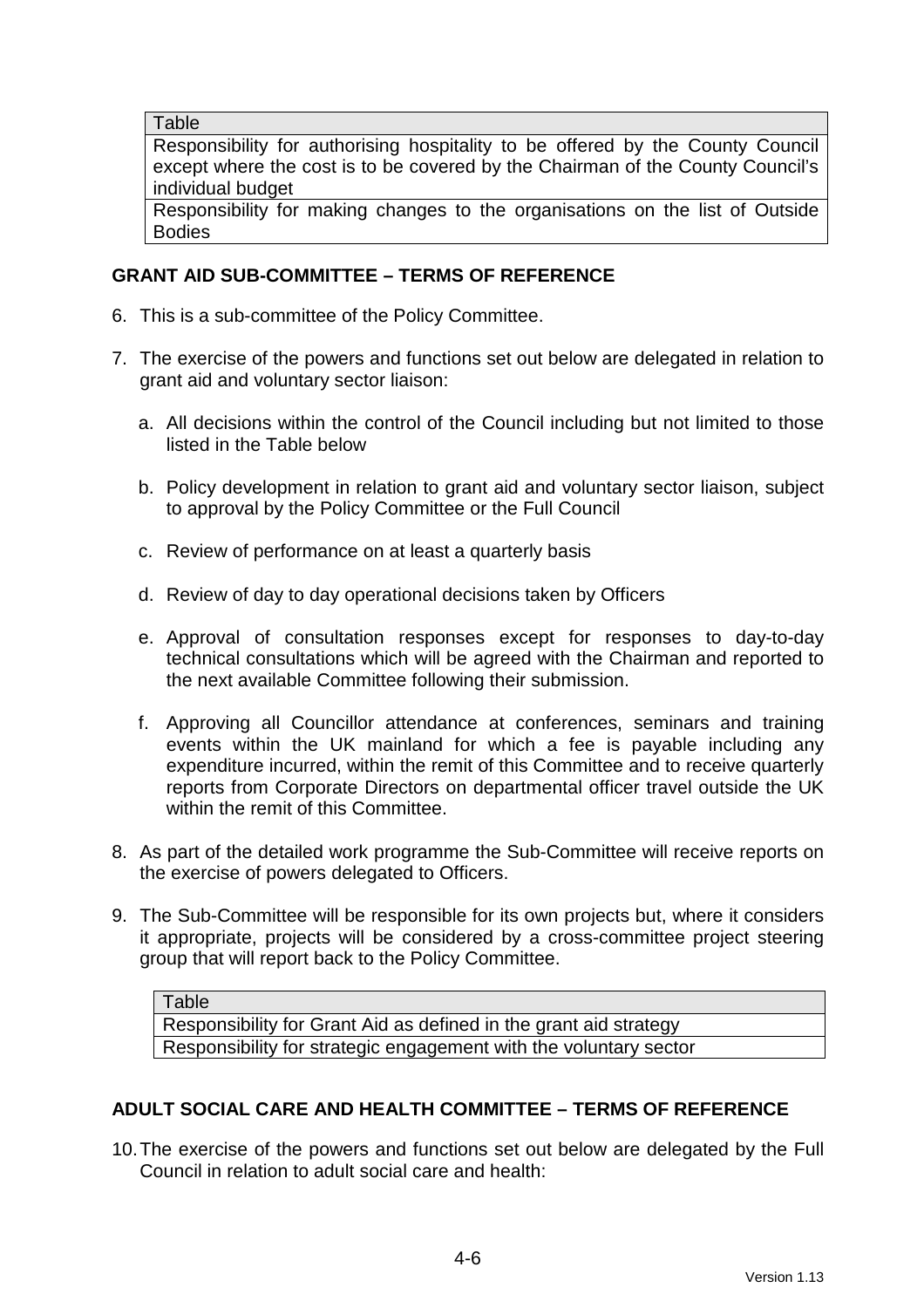| Table |
|---|
| Responsibility for authorising hospitality to be offered by the County Council except where the cost is to be covered by the Chairman of the County Council's individual budget |
| Responsibility for making changes to the organisations on the list of Outside Bodies |

## GRANT AID SUB-COMMITTEE – TERMS OF REFERENCE

6. This is a sub-committee of the Policy Committee.

7. The exercise of the powers and functions set out below are delegated in relation to grant aid and voluntary sector liaison:

   a. All decisions within the control of the Council including but not limited to those listed in the Table below

   b. Policy development in relation to grant aid and voluntary sector liaison, subject to approval by the Policy Committee or the Full Council

   c. Review of performance on at least a quarterly basis

   d. Review of day to day operational decisions taken by Officers

   e. Approval of consultation responses except for responses to day-to-day technical consultations which will be agreed with the Chairman and reported to the next available Committee following their submission.

   f. Approving all Councillor attendance at conferences, seminars and training events within the UK mainland for which a fee is payable including any expenditure incurred, within the remit of this Committee and to receive quarterly reports from Corporate Directors on departmental officer travel outside the UK within the remit of this Committee.

8. As part of the detailed work programme the Sub-Committee will receive reports on the exercise of powers delegated to Officers.

9. The Sub-Committee will be responsible for its own projects but, where it considers it appropriate, projects will be considered by a cross-committee project steering group that will report back to the Policy Committee.

| Table |
|---|
| Responsibility for Grant Aid as defined in the grant aid strategy |
| Responsibility for strategic engagement with the voluntary sector |

## ADULT SOCIAL CARE AND HEALTH COMMITTEE – TERMS OF REFERENCE

10. The exercise of the powers and functions set out below are delegated by the Full Council in relation to adult social care and health: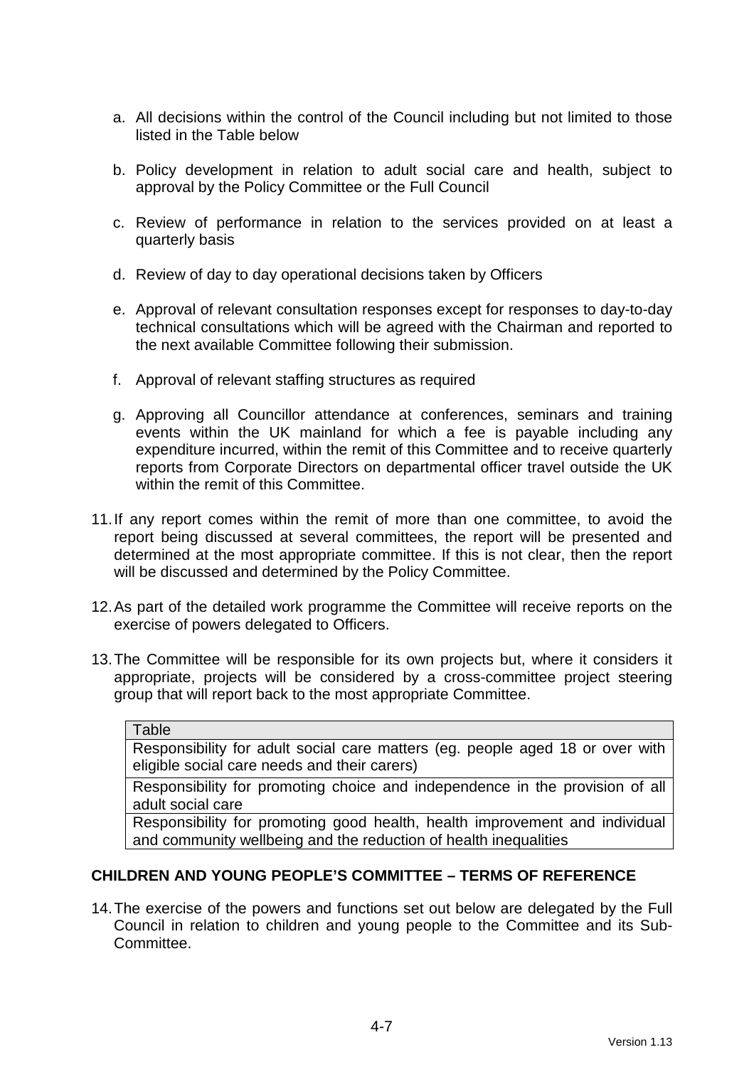a. All decisions within the control of the Council including but not limited to those listed in the Table below

b. Policy development in relation to adult social care and health, subject to approval by the Policy Committee or the Full Council

c. Review of performance in relation to the services provided on at least a quarterly basis

d. Review of day to day operational decisions taken by Officers

e. Approval of relevant consultation responses except for responses to day-to-day technical consultations which will be agreed with the Chairman and reported to the next available Committee following their submission.

f. Approval of relevant staffing structures as required

g. Approving all Councillor attendance at conferences, seminars and training events within the UK mainland for which a fee is payable including any expenditure incurred, within the remit of this Committee and to receive quarterly reports from Corporate Directors on departmental officer travel outside the UK within the remit of this Committee.

11. If any report comes within the remit of more than one committee, to avoid the report being discussed at several committees, the report will be presented and determined at the most appropriate committee. If this is not clear, then the report will be discussed and determined by the Policy Committee.

12. As part of the detailed work programme the Committee will receive reports on the exercise of powers delegated to Officers.

13. The Committee will be responsible for its own projects but, where it considers it appropriate, projects will be considered by a cross-committee project steering group that will report back to the most appropriate Committee.

| Table |
| --- |
| Responsibility for adult social care matters (eg. people aged 18 or over with eligible social care needs and their carers) |
| Responsibility for promoting choice and independence in the provision of all adult social care |
| Responsibility for promoting good health, health improvement and individual and community wellbeing and the reduction of health inequalities |

## CHILDREN AND YOUNG PEOPLE'S COMMITTEE – TERMS OF REFERENCE

14. The exercise of the powers and functions set out below are delegated by the Full Council in relation to children and young people to the Committee and its Sub-Committee.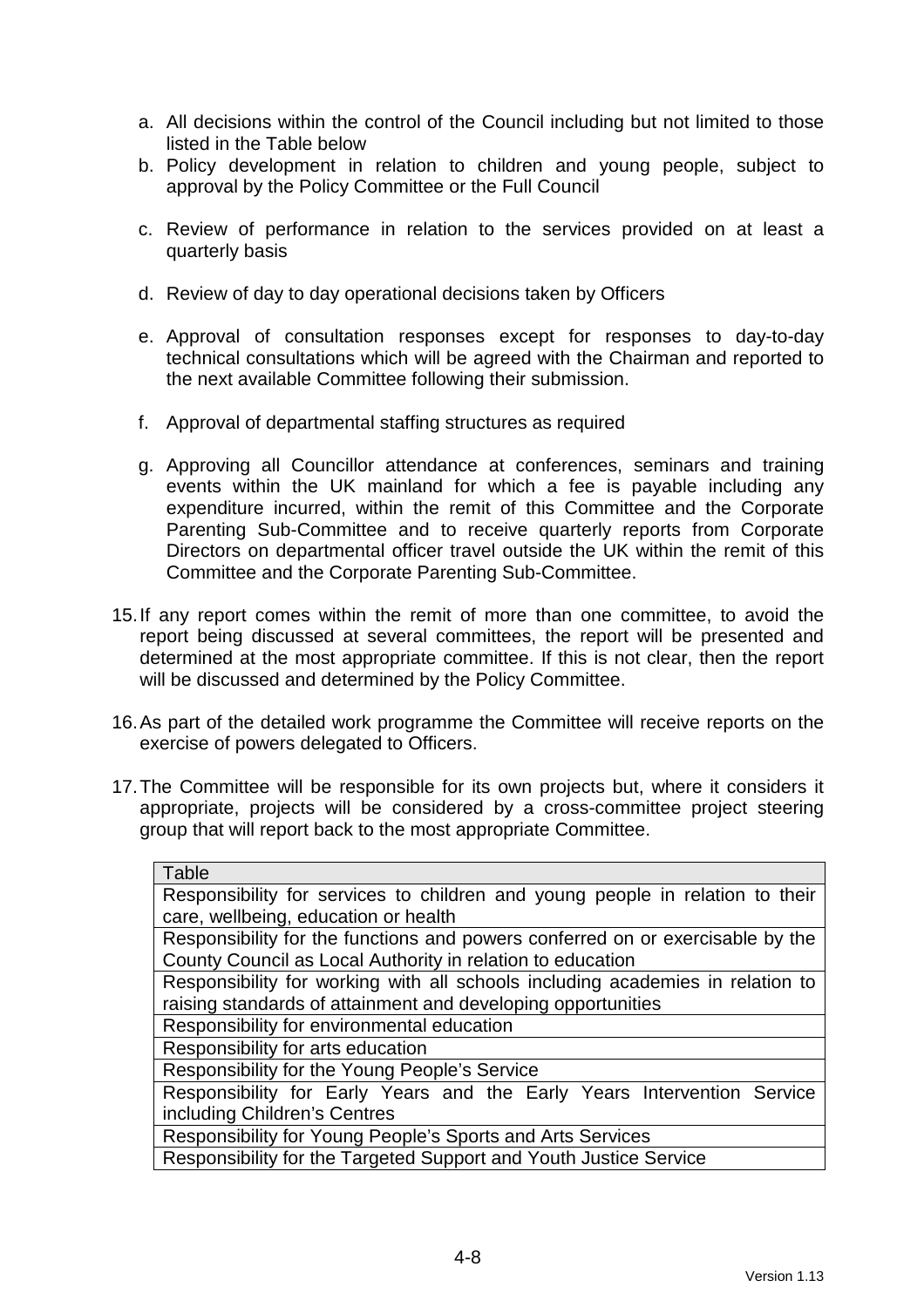a. All decisions within the control of the Council including but not limited to those listed in the Table below
b. Policy development in relation to children and young people, subject to approval by the Policy Committee or the Full Council
c. Review of performance in relation to the services provided on at least a quarterly basis
d. Review of day to day operational decisions taken by Officers
e. Approval of consultation responses except for responses to day-to-day technical consultations which will be agreed with the Chairman and reported to the next available Committee following their submission.
f. Approval of departmental staffing structures as required
g. Approving all Councillor attendance at conferences, seminars and training events within the UK mainland for which a fee is payable including any expenditure incurred, within the remit of this Committee and the Corporate Parenting Sub-Committee and to receive quarterly reports from Corporate Directors on departmental officer travel outside the UK within the remit of this Committee and the Corporate Parenting Sub-Committee.

15. If any report comes within the remit of more than one committee, to avoid the report being discussed at several committees, the report will be presented and determined at the most appropriate committee. If this is not clear, then the report will be discussed and determined by the Policy Committee.

16. As part of the detailed work programme the Committee will receive reports on the exercise of powers delegated to Officers.

17. The Committee will be responsible for its own projects but, where it considers it appropriate, projects will be considered by a cross-committee project steering group that will report back to the most appropriate Committee.

| Table |
|---|
| Responsibility for services to children and young people in relation to their care, wellbeing, education or health |
| Responsibility for the functions and powers conferred on or exercisable by the County Council as Local Authority in relation to education |
| Responsibility for working with all schools including academies in relation to raising standards of attainment and developing opportunities |
| Responsibility for environmental education |
| Responsibility for arts education |
| Responsibility for the Young People's Service |
| Responsibility for Early Years and the Early Years Intervention Service including Children's Centres |
| Responsibility for Young People's Sports and Arts Services |
| Responsibility for the Targeted Support and Youth Justice Service |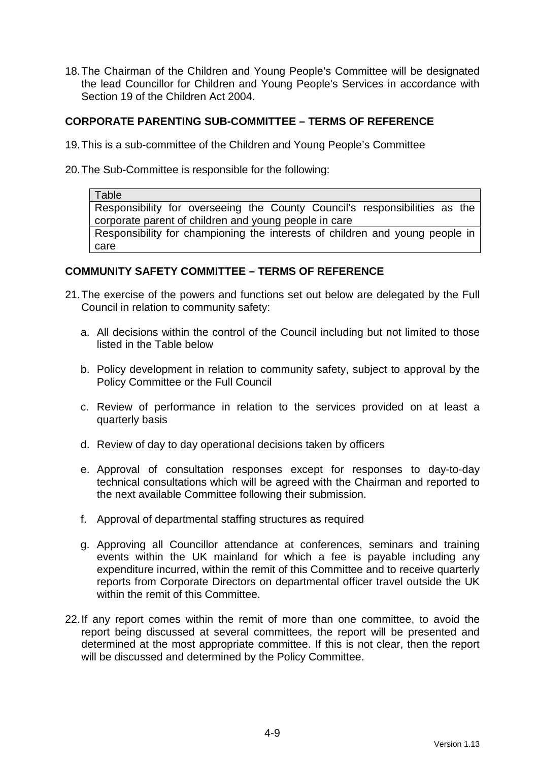18. The Chairman of the Children and Young People's Committee will be designated the lead Councillor for Children and Young People's Services in accordance with Section 19 of the Children Act 2004.

## CORPORATE PARENTING SUB-COMMITTEE – TERMS OF REFERENCE

19. This is a sub-committee of the Children and Young People's Committee

20. The Sub-Committee is responsible for the following:

| Table |
|---|
| Responsibility for overseeing the County Council's responsibilities as the corporate parent of children and young people in care |
| Responsibility for championing the interests of children and young people in care |

## COMMUNITY SAFETY COMMITTEE – TERMS OF REFERENCE

21. The exercise of the powers and functions set out below are delegated by the Full Council in relation to community safety:

    a. All decisions within the control of the Council including but not limited to those listed in the Table below

    b. Policy development in relation to community safety, subject to approval by the Policy Committee or the Full Council

    c. Review of performance in relation to the services provided on at least a quarterly basis

    d. Review of day to day operational decisions taken by officers

    e. Approval of consultation responses except for responses to day-to-day technical consultations which will be agreed with the Chairman and reported to the next available Committee following their submission.

    f. Approval of departmental staffing structures as required

    g. Approving all Councillor attendance at conferences, seminars and training events within the UK mainland for which a fee is payable including any expenditure incurred, within the remit of this Committee and to receive quarterly reports from Corporate Directors on departmental officer travel outside the UK within the remit of this Committee.

22. If any report comes within the remit of more than one committee, to avoid the report being discussed at several committees, the report will be presented and determined at the most appropriate committee. If this is not clear, then the report will be discussed and determined by the Policy Committee.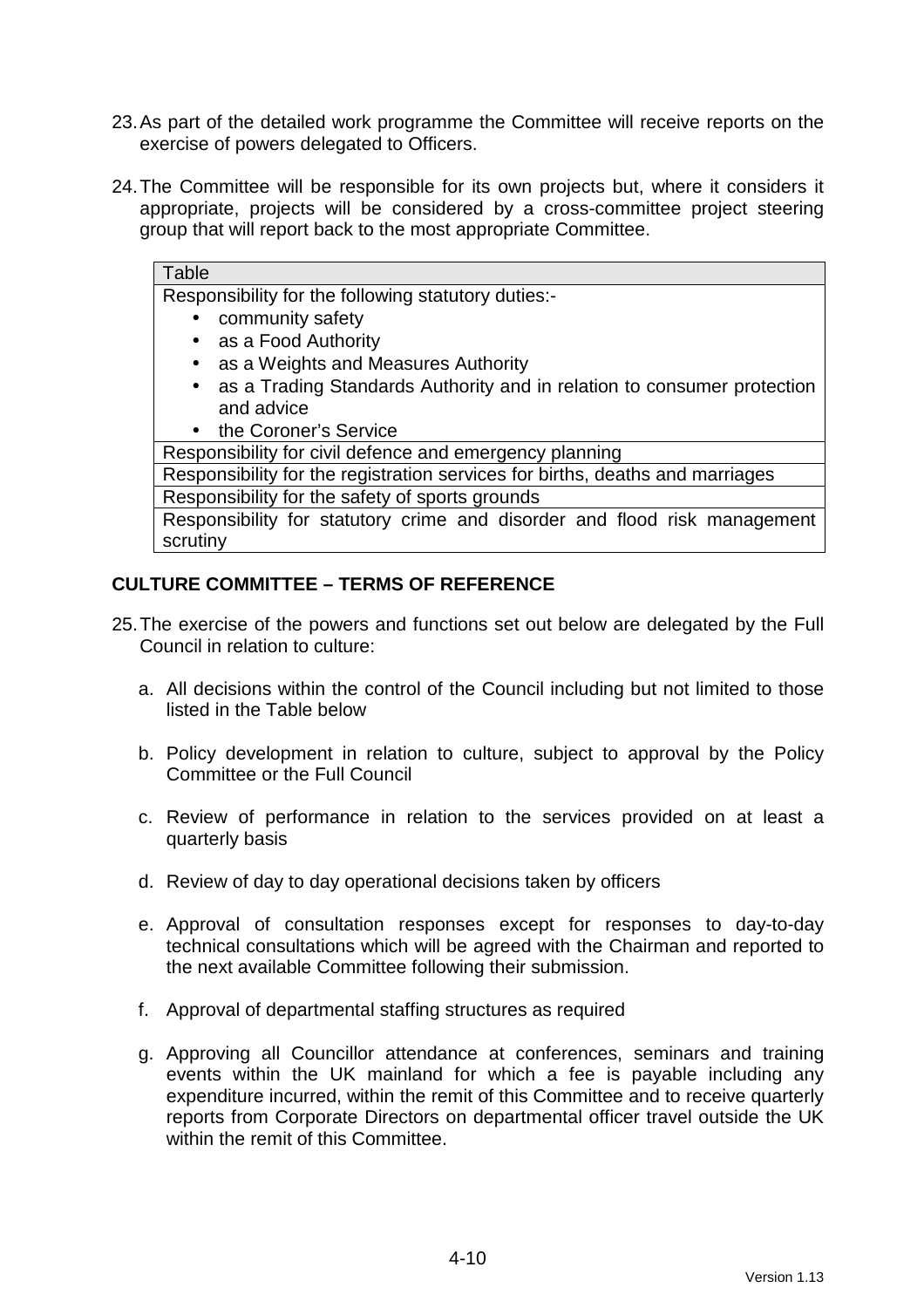23. As part of the detailed work programme the Committee will receive reports on the exercise of powers delegated to Officers.

24. The Committee will be responsible for its own projects but, where it considers it appropriate, projects will be considered by a cross-committee project steering group that will report back to the most appropriate Committee.

| Table |
| --- |
| Responsibility for the following statutory duties:-<br>• community safety<br>• as a Food Authority<br>• as a Weights and Measures Authority<br>• as a Trading Standards Authority and in relation to consumer protection and advice<br>• the Coroner's Service |
| Responsibility for civil defence and emergency planning |
| Responsibility for the registration services for births, deaths and marriages |
| Responsibility for the safety of sports grounds |
| Responsibility for statutory crime and disorder and flood risk management scrutiny |

## CULTURE COMMITTEE – TERMS OF REFERENCE

25. The exercise of the powers and functions set out below are delegated by the Full Council in relation to culture:

    a. All decisions within the control of the Council including but not limited to those listed in the Table below

    b. Policy development in relation to culture, subject to approval by the Policy Committee or the Full Council

    c. Review of performance in relation to the services provided on at least a quarterly basis

    d. Review of day to day operational decisions taken by officers

    e. Approval of consultation responses except for responses to day-to-day technical consultations which will be agreed with the Chairman and reported to the next available Committee following their submission.

    f. Approval of departmental staffing structures as required

    g. Approving all Councillor attendance at conferences, seminars and training events within the UK mainland for which a fee is payable including any expenditure incurred, within the remit of this Committee and to receive quarterly reports from Corporate Directors on departmental officer travel outside the UK within the remit of this Committee.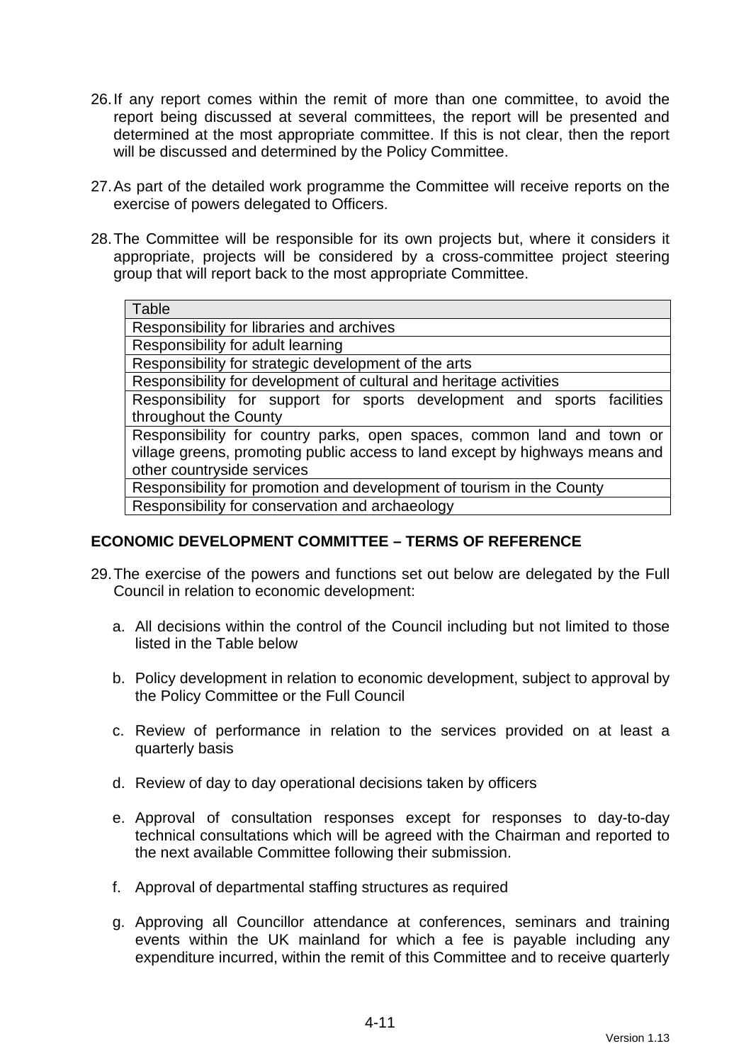26. If any report comes within the remit of more than one committee, to avoid the report being discussed at several committees, the report will be presented and determined at the most appropriate committee. If this is not clear, then the report will be discussed and determined by the Policy Committee.

27. As part of the detailed work programme the Committee will receive reports on the exercise of powers delegated to Officers.

28. The Committee will be responsible for its own projects but, where it considers it appropriate, projects will be considered by a cross-committee project steering group that will report back to the most appropriate Committee.

| Table |
|---|
| Responsibility for libraries and archives |
| Responsibility for adult learning |
| Responsibility for strategic development of the arts |
| Responsibility for development of cultural and heritage activities |
| Responsibility for support for sports development and sports facilities throughout the County |
| Responsibility for country parks, open spaces, common land and town or village greens, promoting public access to land except by highways means and other countryside services |
| Responsibility for promotion and development of tourism in the County |
| Responsibility for conservation and archaeology |

**ECONOMIC DEVELOPMENT COMMITTEE – TERMS OF REFERENCE**

29. The exercise of the powers and functions set out below are delegated by the Full Council in relation to economic development:

    a. All decisions within the control of the Council including but not limited to those listed in the Table below

    b. Policy development in relation to economic development, subject to approval by the Policy Committee or the Full Council

    c. Review of performance in relation to the services provided on at least a quarterly basis

    d. Review of day to day operational decisions taken by officers

    e. Approval of consultation responses except for responses to day-to-day technical consultations which will be agreed with the Chairman and reported to the next available Committee following their submission.

    f. Approval of departmental staffing structures as required

    g. Approving all Councillor attendance at conferences, seminars and training events within the UK mainland for which a fee is payable including any expenditure incurred, within the remit of this Committee and to receive quarterly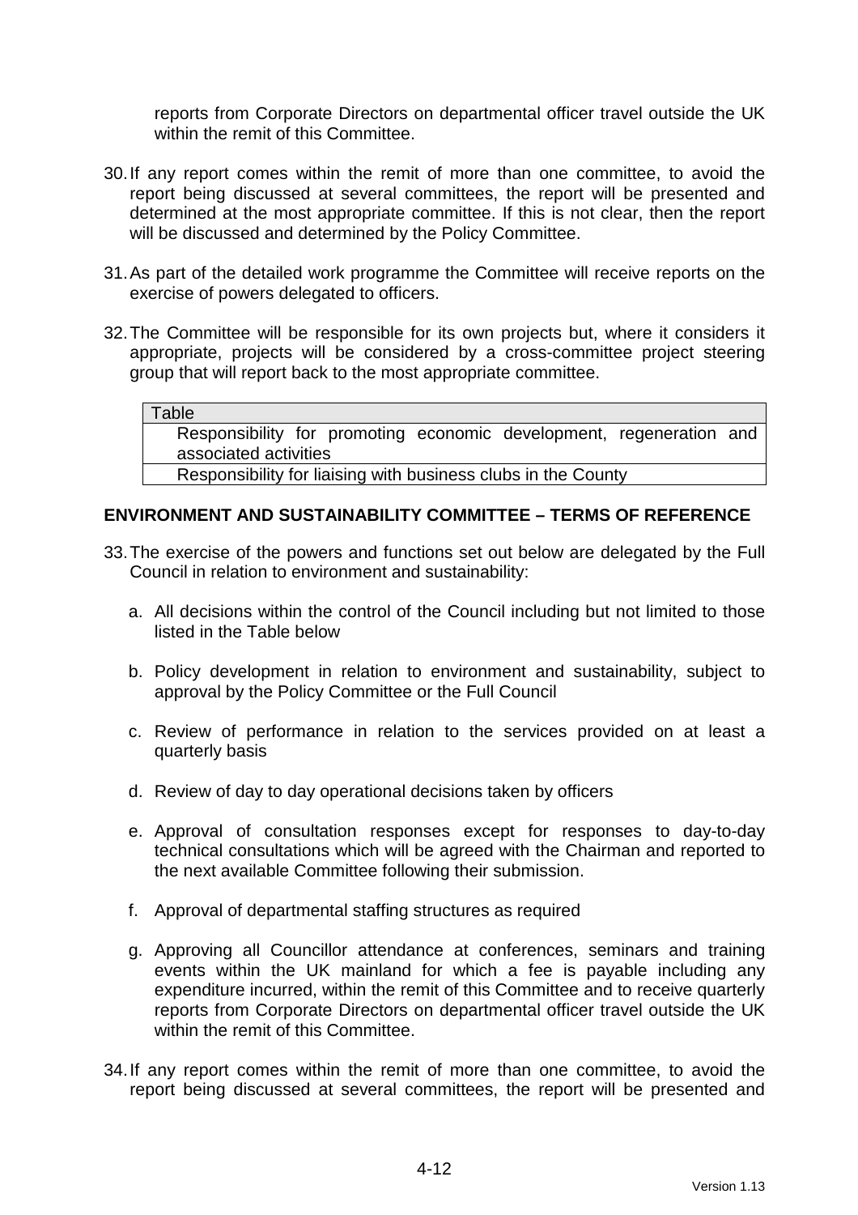reports from Corporate Directors on departmental officer travel outside the UK within the remit of this Committee.

30. If any report comes within the remit of more than one committee, to avoid the report being discussed at several committees, the report will be presented and determined at the most appropriate committee. If this is not clear, then the report will be discussed and determined by the Policy Committee.

31. As part of the detailed work programme the Committee will receive reports on the exercise of powers delegated to officers.

32. The Committee will be responsible for its own projects but, where it considers it appropriate, projects will be considered by a cross-committee project steering group that will report back to the most appropriate committee.

| Table |
| --- |
| Responsibility for promoting economic development, regeneration and associated activities |
| Responsibility for liaising with business clubs in the County |

**ENVIRONMENT AND SUSTAINABILITY COMMITTEE – TERMS OF REFERENCE**

33. The exercise of the powers and functions set out below are delegated by the Full Council in relation to environment and sustainability:

    a. All decisions within the control of the Council including but not limited to those listed in the Table below

    b. Policy development in relation to environment and sustainability, subject to approval by the Policy Committee or the Full Council

    c. Review of performance in relation to the services provided on at least a quarterly basis

    d. Review of day to day operational decisions taken by officers

    e. Approval of consultation responses except for responses to day-to-day technical consultations which will be agreed with the Chairman and reported to the next available Committee following their submission.

    f. Approval of departmental staffing structures as required

    g. Approving all Councillor attendance at conferences, seminars and training events within the UK mainland for which a fee is payable including any expenditure incurred, within the remit of this Committee and to receive quarterly reports from Corporate Directors on departmental officer travel outside the UK within the remit of this Committee.

34. If any report comes within the remit of more than one committee, to avoid the report being discussed at several committees, the report will be presented and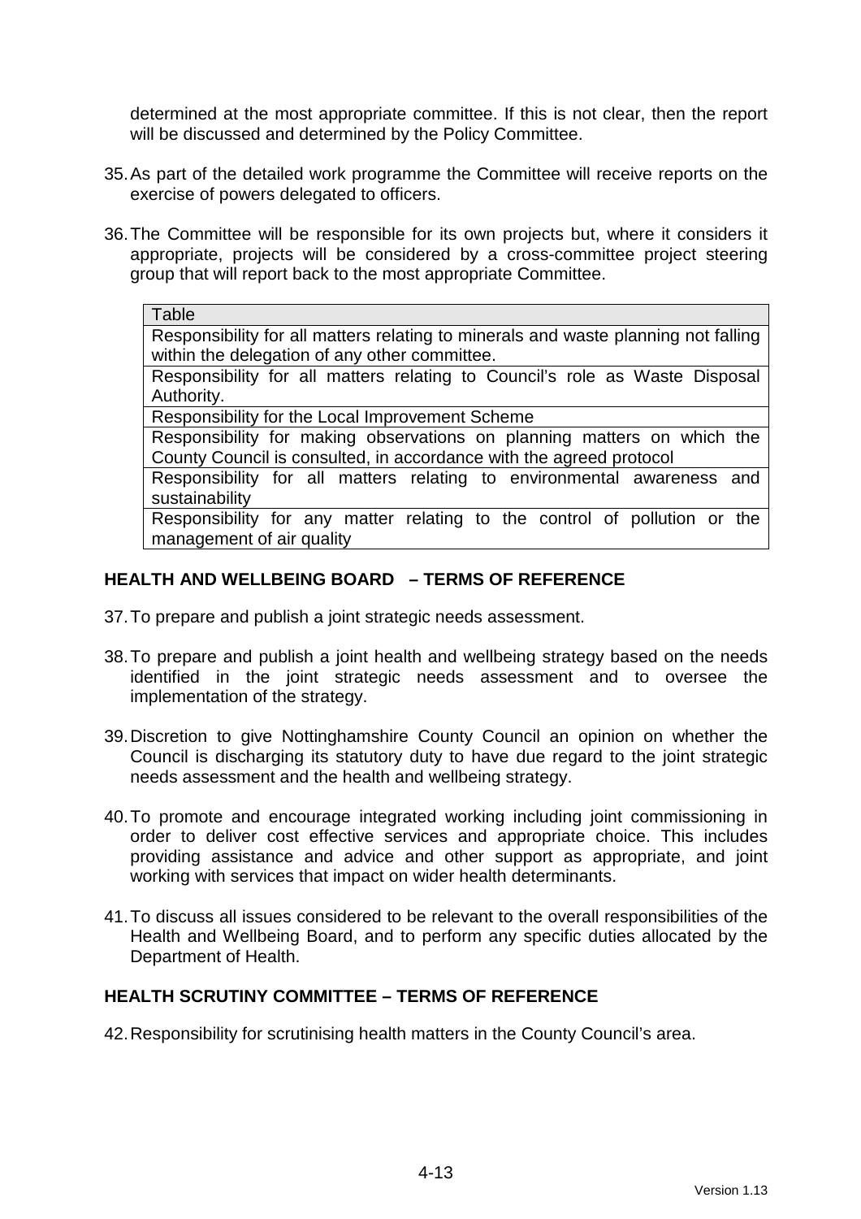determined at the most appropriate committee. If this is not clear, then the report will be discussed and determined by the Policy Committee.

35. As part of the detailed work programme the Committee will receive reports on the exercise of powers delegated to officers.

36. The Committee will be responsible for its own projects but, where it considers it appropriate, projects will be considered by a cross-committee project steering group that will report back to the most appropriate Committee.

| Table |
|---|
| Responsibility for all matters relating to minerals and waste planning not falling within the delegation of any other committee. |
| Responsibility for all matters relating to Council's role as Waste Disposal Authority. |
| Responsibility for the Local Improvement Scheme |
| Responsibility for making observations on planning matters on which the County Council is consulted, in accordance with the agreed protocol |
| Responsibility for all matters relating to environmental awareness and sustainability |
| Responsibility for any matter relating to the control of pollution or the management of air quality |

## HEALTH AND WELLBEING BOARD – TERMS OF REFERENCE

37. To prepare and publish a joint strategic needs assessment.

38. To prepare and publish a joint health and wellbeing strategy based on the needs identified in the joint strategic needs assessment and to oversee the implementation of the strategy.

39. Discretion to give Nottinghamshire County Council an opinion on whether the Council is discharging its statutory duty to have due regard to the joint strategic needs assessment and the health and wellbeing strategy.

40. To promote and encourage integrated working including joint commissioning in order to deliver cost effective services and appropriate choice. This includes providing assistance and advice and other support as appropriate, and joint working with services that impact on wider health determinants.

41. To discuss all issues considered to be relevant to the overall responsibilities of the Health and Wellbeing Board, and to perform any specific duties allocated by the Department of Health.

## HEALTH SCRUTINY COMMITTEE – TERMS OF REFERENCE

42. Responsibility for scrutinising health matters in the County Council's area.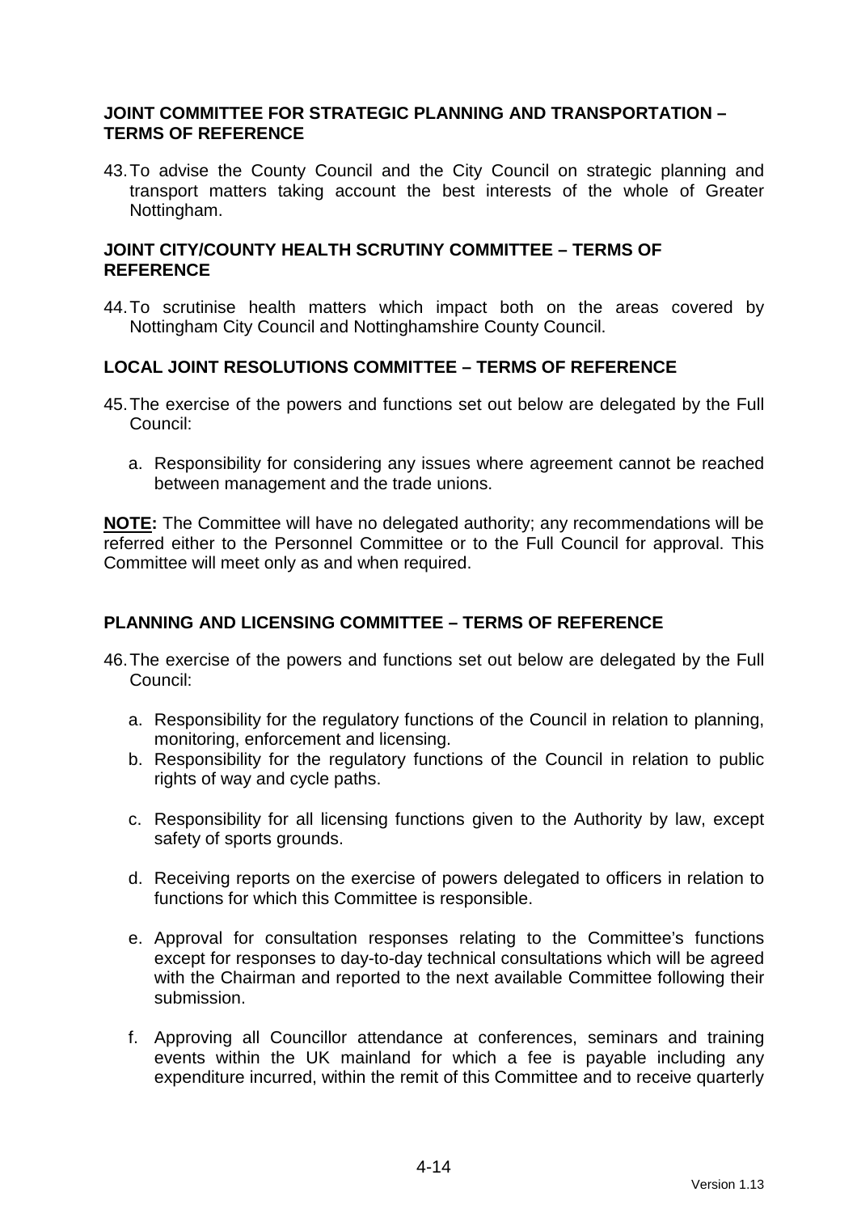**JOINT COMMITTEE FOR STRATEGIC PLANNING AND TRANSPORTATION – TERMS OF REFERENCE**

43. To advise the County Council and the City Council on strategic planning and transport matters taking account the best interests of the whole of Greater Nottingham.

**JOINT CITY/COUNTY HEALTH SCRUTINY COMMITTEE – TERMS OF REFERENCE**

44. To scrutinise health matters which impact both on the areas covered by Nottingham City Council and Nottinghamshire County Council.

**LOCAL JOINT RESOLUTIONS COMMITTEE – TERMS OF REFERENCE**

45. The exercise of the powers and functions set out below are delegated by the Full Council:

    a. Responsibility for considering any issues where agreement cannot be reached between management and the trade unions.

**NOTE:** The Committee will have no delegated authority; any recommendations will be referred either to the Personnel Committee or to the Full Council for approval. This Committee will meet only as and when required.

**PLANNING AND LICENSING COMMITTEE – TERMS OF REFERENCE**

46. The exercise of the powers and functions set out below are delegated by the Full Council:

    a. Responsibility for the regulatory functions of the Council in relation to planning, monitoring, enforcement and licensing.
    b. Responsibility for the regulatory functions of the Council in relation to public rights of way and cycle paths.
    c. Responsibility for all licensing functions given to the Authority by law, except safety of sports grounds.
    d. Receiving reports on the exercise of powers delegated to officers in relation to functions for which this Committee is responsible.
    e. Approval for consultation responses relating to the Committee's functions except for responses to day-to-day technical consultations which will be agreed with the Chairman and reported to the next available Committee following their submission.
    f. Approving all Councillor attendance at conferences, seminars and training events within the UK mainland for which a fee is payable including any expenditure incurred, within the remit of this Committee and to receive quarterly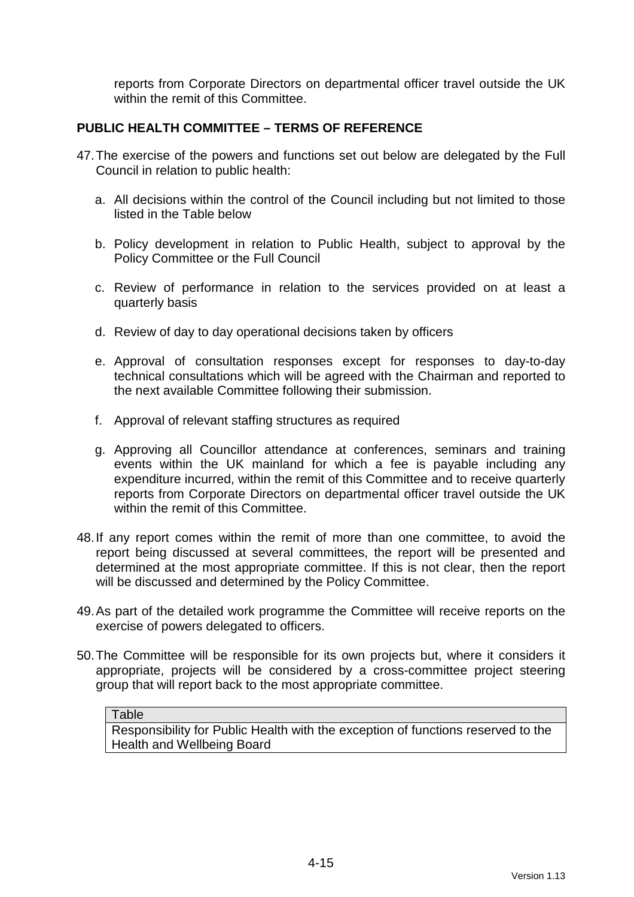reports from Corporate Directors on departmental officer travel outside the UK within the remit of this Committee.

## PUBLIC HEALTH COMMITTEE – TERMS OF REFERENCE

47. The exercise of the powers and functions set out below are delegated by the Full Council in relation to public health:

    a. All decisions within the control of the Council including but not limited to those listed in the Table below

    b. Policy development in relation to Public Health, subject to approval by the Policy Committee or the Full Council

    c. Review of performance in relation to the services provided on at least a quarterly basis

    d. Review of day to day operational decisions taken by officers

    e. Approval of consultation responses except for responses to day-to-day technical consultations which will be agreed with the Chairman and reported to the next available Committee following their submission.

    f. Approval of relevant staffing structures as required

    g. Approving all Councillor attendance at conferences, seminars and training events within the UK mainland for which a fee is payable including any expenditure incurred, within the remit of this Committee and to receive quarterly reports from Corporate Directors on departmental officer travel outside the UK within the remit of this Committee.

48. If any report comes within the remit of more than one committee, to avoid the report being discussed at several committees, the report will be presented and determined at the most appropriate committee. If this is not clear, then the report will be discussed and determined by the Policy Committee.

49. As part of the detailed work programme the Committee will receive reports on the exercise of powers delegated to officers.

50. The Committee will be responsible for its own projects but, where it considers it appropriate, projects will be considered by a cross-committee project steering group that will report back to the most appropriate committee.

| Table |
| --- |
| Responsibility for Public Health with the exception of functions reserved to the Health and Wellbeing Board |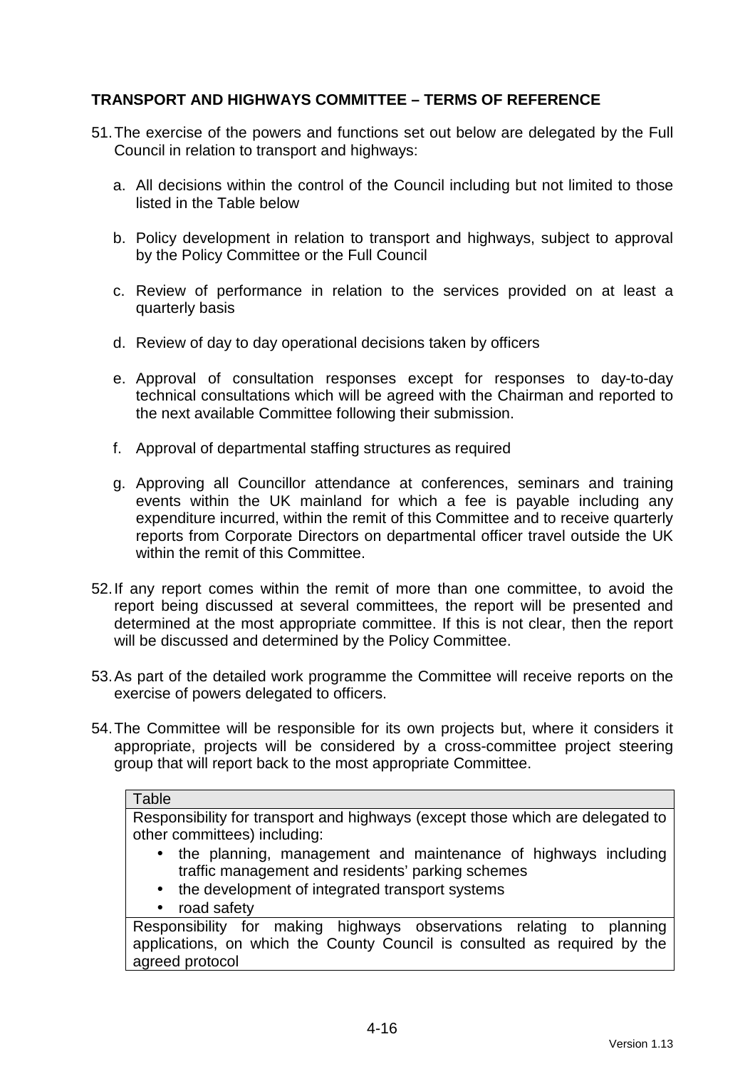## TRANSPORT AND HIGHWAYS COMMITTEE – TERMS OF REFERENCE

51. The exercise of the powers and functions set out below are delegated by the Full Council in relation to transport and highways:

    a. All decisions within the control of the Council including but not limited to those listed in the Table below

    b. Policy development in relation to transport and highways, subject to approval by the Policy Committee or the Full Council

    c. Review of performance in relation to the services provided on at least a quarterly basis

    d. Review of day to day operational decisions taken by officers

    e. Approval of consultation responses except for responses to day-to-day technical consultations which will be agreed with the Chairman and reported to the next available Committee following their submission.

    f. Approval of departmental staffing structures as required

    g. Approving all Councillor attendance at conferences, seminars and training events within the UK mainland for which a fee is payable including any expenditure incurred, within the remit of this Committee and to receive quarterly reports from Corporate Directors on departmental officer travel outside the UK within the remit of this Committee.

52. If any report comes within the remit of more than one committee, to avoid the report being discussed at several committees, the report will be presented and determined at the most appropriate committee. If this is not clear, then the report will be discussed and determined by the Policy Committee.

53. As part of the detailed work programme the Committee will receive reports on the exercise of powers delegated to officers.

54. The Committee will be responsible for its own projects but, where it considers it appropriate, projects will be considered by a cross-committee project steering group that will report back to the most appropriate Committee.

| Table |
|---|
| Responsibility for transport and highways (except those which are delegated to other committees) including:<br>• the planning, management and maintenance of highways including traffic management and residents' parking schemes<br>• the development of integrated transport systems<br>• road safety |
| Responsibility for making highways observations relating to planning applications, on which the County Council is consulted as required by the agreed protocol |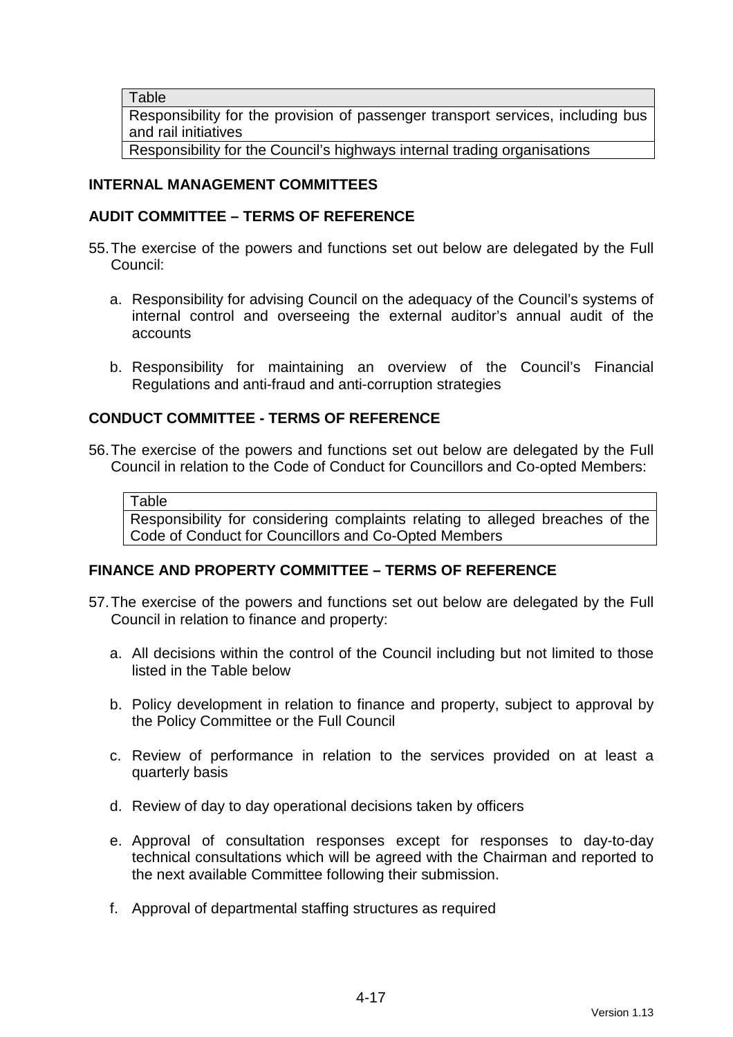| Table |
| --- |
| Responsibility for the provision of passenger transport services, including bus and rail initiatives |
| Responsibility for the Council's highways internal trading organisations |

## INTERNAL MANAGEMENT COMMITTEES

### AUDIT COMMITTEE – TERMS OF REFERENCE

55. The exercise of the powers and functions set out below are delegated by the Full Council:

    a. Responsibility for advising Council on the adequacy of the Council's systems of internal control and overseeing the external auditor's annual audit of the accounts

    b. Responsibility for maintaining an overview of the Council's Financial Regulations and anti-fraud and anti-corruption strategies

### CONDUCT COMMITTEE - TERMS OF REFERENCE

56. The exercise of the powers and functions set out below are delegated by the Full Council in relation to the Code of Conduct for Councillors and Co-opted Members:

| Table |
| --- |
| Responsibility for considering complaints relating to alleged breaches of the Code of Conduct for Councillors and Co-Opted Members |

### FINANCE AND PROPERTY COMMITTEE – TERMS OF REFERENCE

57. The exercise of the powers and functions set out below are delegated by the Full Council in relation to finance and property:

    a. All decisions within the control of the Council including but not limited to those listed in the Table below

    b. Policy development in relation to finance and property, subject to approval by the Policy Committee or the Full Council

    c. Review of performance in relation to the services provided on at least a quarterly basis

    d. Review of day to day operational decisions taken by officers

    e. Approval of consultation responses except for responses to day-to-day technical consultations which will be agreed with the Chairman and reported to the next available Committee following their submission.

    f. Approval of departmental staffing structures as required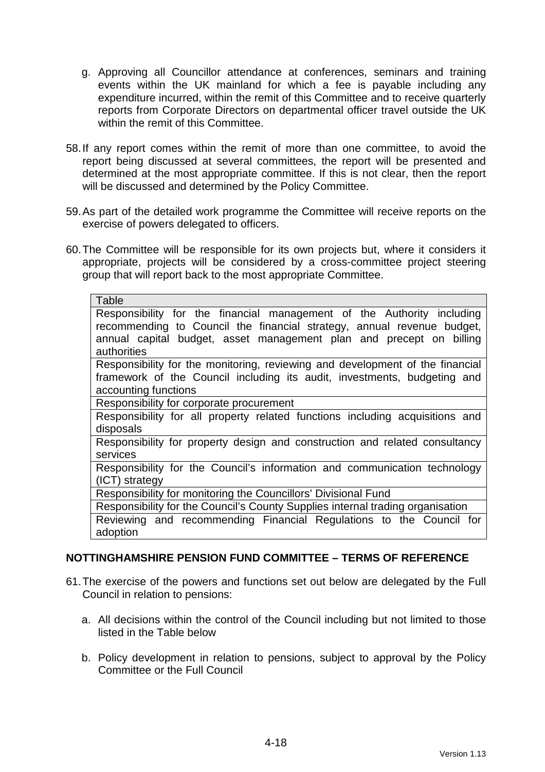g. Approving all Councillor attendance at conferences, seminars and training events within the UK mainland for which a fee is payable including any expenditure incurred, within the remit of this Committee and to receive quarterly reports from Corporate Directors on departmental officer travel outside the UK within the remit of this Committee.

58. If any report comes within the remit of more than one committee, to avoid the report being discussed at several committees, the report will be presented and determined at the most appropriate committee. If this is not clear, then the report will be discussed and determined by the Policy Committee.

59. As part of the detailed work programme the Committee will receive reports on the exercise of powers delegated to officers.

60. The Committee will be responsible for its own projects but, where it considers it appropriate, projects will be considered by a cross-committee project steering group that will report back to the most appropriate Committee.

| Table |
|---|
| Responsibility for the financial management of the Authority including recommending to Council the financial strategy, annual revenue budget, annual capital budget, asset management plan and precept on billing authorities |
| Responsibility for the monitoring, reviewing and development of the financial framework of the Council including its audit, investments, budgeting and accounting functions |
| Responsibility for corporate procurement |
| Responsibility for all property related functions including acquisitions and disposals |
| Responsibility for property design and construction and related consultancy services |
| Responsibility for the Council's information and communication technology (ICT) strategy |
| Responsibility for monitoring the Councillors' Divisional Fund |
| Responsibility for the Council's County Supplies internal trading organisation |
| Reviewing and recommending Financial Regulations to the Council for adoption |

## NOTTINGHAMSHIRE PENSION FUND COMMITTEE – TERMS OF REFERENCE

61. The exercise of the powers and functions set out below are delegated by the Full Council in relation to pensions:

   a. All decisions within the control of the Council including but not limited to those listed in the Table below

   b. Policy development in relation to pensions, subject to approval by the Policy Committee or the Full Council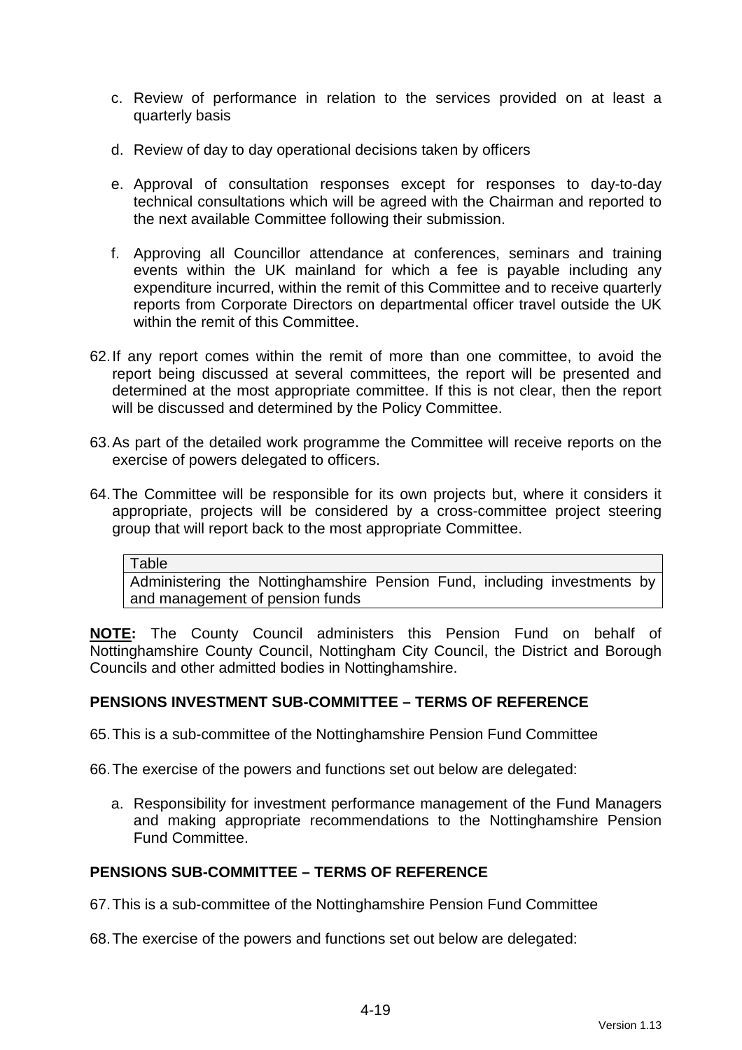c. Review of performance in relation to the services provided on at least a quarterly basis

d. Review of day to day operational decisions taken by officers

e. Approval of consultation responses except for responses to day-to-day technical consultations which will be agreed with the Chairman and reported to the next available Committee following their submission.

f. Approving all Councillor attendance at conferences, seminars and training events within the UK mainland for which a fee is payable including any expenditure incurred, within the remit of this Committee and to receive quarterly reports from Corporate Directors on departmental officer travel outside the UK within the remit of this Committee.

62. If any report comes within the remit of more than one committee, to avoid the report being discussed at several committees, the report will be presented and determined at the most appropriate committee. If this is not clear, then the report will be discussed and determined by the Policy Committee.

63. As part of the detailed work programme the Committee will receive reports on the exercise of powers delegated to officers.

64. The Committee will be responsible for its own projects but, where it considers it appropriate, projects will be considered by a cross-committee project steering group that will report back to the most appropriate Committee.

| Table |
|---|
| Administering the Nottinghamshire Pension Fund, including investments by and management of pension funds |

**NOTE:** The County Council administers this Pension Fund on behalf of Nottinghamshire County Council, Nottingham City Council, the District and Borough Councils and other admitted bodies in Nottinghamshire.

**PENSIONS INVESTMENT SUB-COMMITTEE – TERMS OF REFERENCE**

65. This is a sub-committee of the Nottinghamshire Pension Fund Committee

66. The exercise of the powers and functions set out below are delegated:

a. Responsibility for investment performance management of the Fund Managers and making appropriate recommendations to the Nottinghamshire Pension Fund Committee.

**PENSIONS SUB-COMMITTEE – TERMS OF REFERENCE**

67. This is a sub-committee of the Nottinghamshire Pension Fund Committee

68. The exercise of the powers and functions set out below are delegated: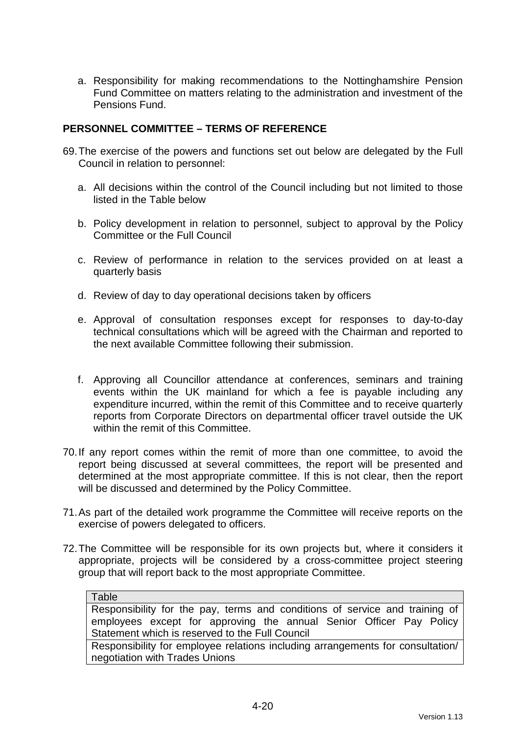a. Responsibility for making recommendations to the Nottinghamshire Pension Fund Committee on matters relating to the administration and investment of the Pensions Fund.

## PERSONNEL COMMITTEE – TERMS OF REFERENCE

69. The exercise of the powers and functions set out below are delegated by the Full Council in relation to personnel:

    a. All decisions within the control of the Council including but not limited to those listed in the Table below

    b. Policy development in relation to personnel, subject to approval by the Policy Committee or the Full Council

    c. Review of performance in relation to the services provided on at least a quarterly basis

    d. Review of day to day operational decisions taken by officers

    e. Approval of consultation responses except for responses to day-to-day technical consultations which will be agreed with the Chairman and reported to the next available Committee following their submission.

    f. Approving all Councillor attendance at conferences, seminars and training events within the UK mainland for which a fee is payable including any expenditure incurred, within the remit of this Committee and to receive quarterly reports from Corporate Directors on departmental officer travel outside the UK within the remit of this Committee.

70. If any report comes within the remit of more than one committee, to avoid the report being discussed at several committees, the report will be presented and determined at the most appropriate committee. If this is not clear, then the report will be discussed and determined by the Policy Committee.

71. As part of the detailed work programme the Committee will receive reports on the exercise of powers delegated to officers.

72. The Committee will be responsible for its own projects but, where it considers it appropriate, projects will be considered by a cross-committee project steering group that will report back to the most appropriate Committee.

| Table |
|---|
| Responsibility for the pay, terms and conditions of service and training of employees except for approving the annual Senior Officer Pay Policy Statement which is reserved to the Full Council |
| Responsibility for employee relations including arrangements for consultation/ negotiation with Trades Unions |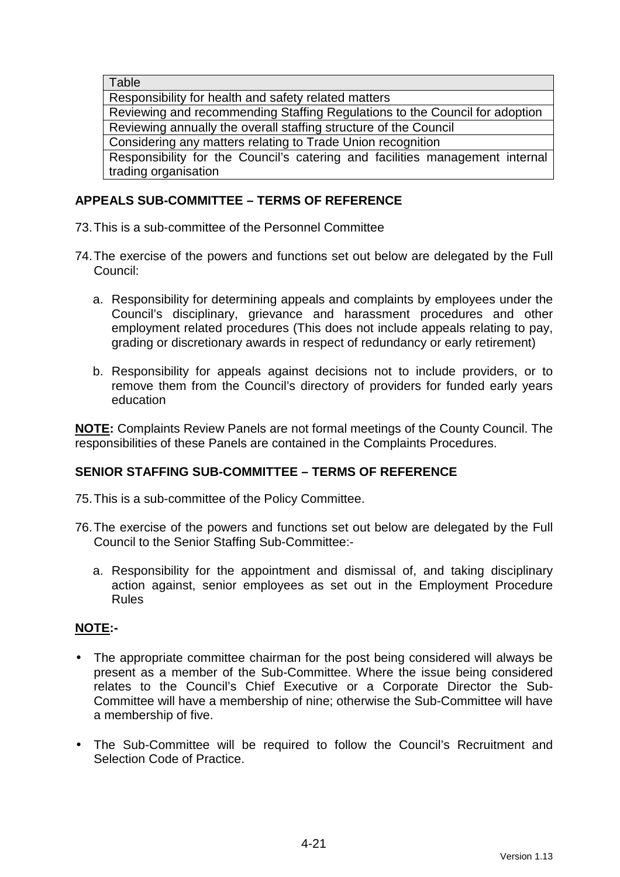| Table |
| --- |
| Responsibility for health and safety related matters |
| Reviewing and recommending Staffing Regulations to the Council for adoption |
| Reviewing annually the overall staffing structure of the Council |
| Considering any matters relating to Trade Union recognition |
| Responsibility for the Council's catering and facilities management internal trading organisation |

### APPEALS SUB-COMMITTEE – TERMS OF REFERENCE

73. This is a sub-committee of the Personnel Committee

74. The exercise of the powers and functions set out below are delegated by the Full Council:

    a. Responsibility for determining appeals and complaints by employees under the Council's disciplinary, grievance and harassment procedures and other employment related procedures (This does not include appeals relating to pay, grading or discretionary awards in respect of redundancy or early retirement)

    b. Responsibility for appeals against decisions not to include providers, or to remove them from the Council's directory of providers for funded early years education

**NOTE:** Complaints Review Panels are not formal meetings of the County Council. The responsibilities of these Panels are contained in the Complaints Procedures.

### SENIOR STAFFING SUB-COMMITTEE – TERMS OF REFERENCE

75. This is a sub-committee of the Policy Committee.

76. The exercise of the powers and functions set out below are delegated by the Full Council to the Senior Staffing Sub-Committee:-

    a. Responsibility for the appointment and dismissal of, and taking disciplinary action against, senior employees as set out in the Employment Procedure Rules

**NOTE:-**

- The appropriate committee chairman for the post being considered will always be present as a member of the Sub-Committee. Where the issue being considered relates to the Council's Chief Executive or a Corporate Director the Sub-Committee will have a membership of nine; otherwise the Sub-Committee will have a membership of five.

- The Sub-Committee will be required to follow the Council's Recruitment and Selection Code of Practice.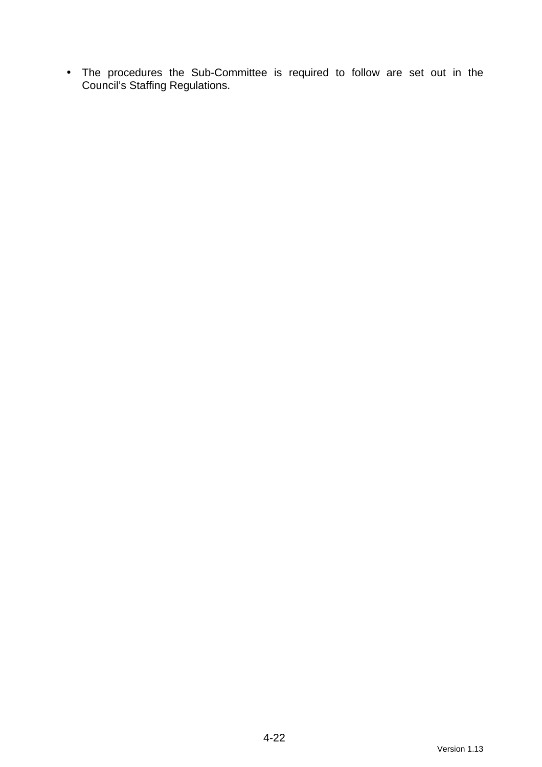- The procedures the Sub-Committee is required to follow are set out in the Council's Staffing Regulations.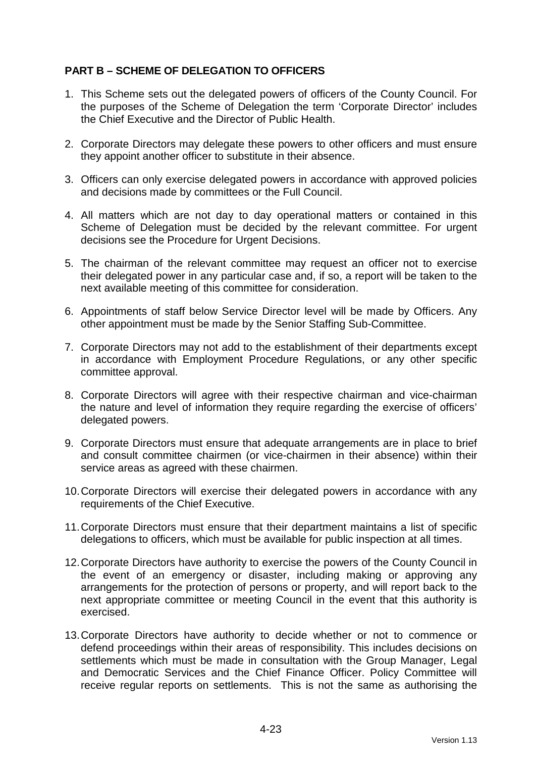**PART B – SCHEME OF DELEGATION TO OFFICERS**

1. This Scheme sets out the delegated powers of officers of the County Council. For the purposes of the Scheme of Delegation the term 'Corporate Director' includes the Chief Executive and the Director of Public Health.

2. Corporate Directors may delegate these powers to other officers and must ensure they appoint another officer to substitute in their absence.

3. Officers can only exercise delegated powers in accordance with approved policies and decisions made by committees or the Full Council.

4. All matters which are not day to day operational matters or contained in this Scheme of Delegation must be decided by the relevant committee. For urgent decisions see the Procedure for Urgent Decisions.

5. The chairman of the relevant committee may request an officer not to exercise their delegated power in any particular case and, if so, a report will be taken to the next available meeting of this committee for consideration.

6. Appointments of staff below Service Director level will be made by Officers. Any other appointment must be made by the Senior Staffing Sub-Committee.

7. Corporate Directors may not add to the establishment of their departments except in accordance with Employment Procedure Regulations, or any other specific committee approval.

8. Corporate Directors will agree with their respective chairman and vice-chairman the nature and level of information they require regarding the exercise of officers' delegated powers.

9. Corporate Directors must ensure that adequate arrangements are in place to brief and consult committee chairmen (or vice-chairmen in their absence) within their service areas as agreed with these chairmen.

10. Corporate Directors will exercise their delegated powers in accordance with any requirements of the Chief Executive.

11. Corporate Directors must ensure that their department maintains a list of specific delegations to officers, which must be available for public inspection at all times.

12. Corporate Directors have authority to exercise the powers of the County Council in the event of an emergency or disaster, including making or approving any arrangements for the protection of persons or property, and will report back to the next appropriate committee or meeting Council in the event that this authority is exercised.

13. Corporate Directors have authority to decide whether or not to commence or defend proceedings within their areas of responsibility. This includes decisions on settlements which must be made in consultation with the Group Manager, Legal and Democratic Services and the Chief Finance Officer. Policy Committee will receive regular reports on settlements. This is not the same as authorising the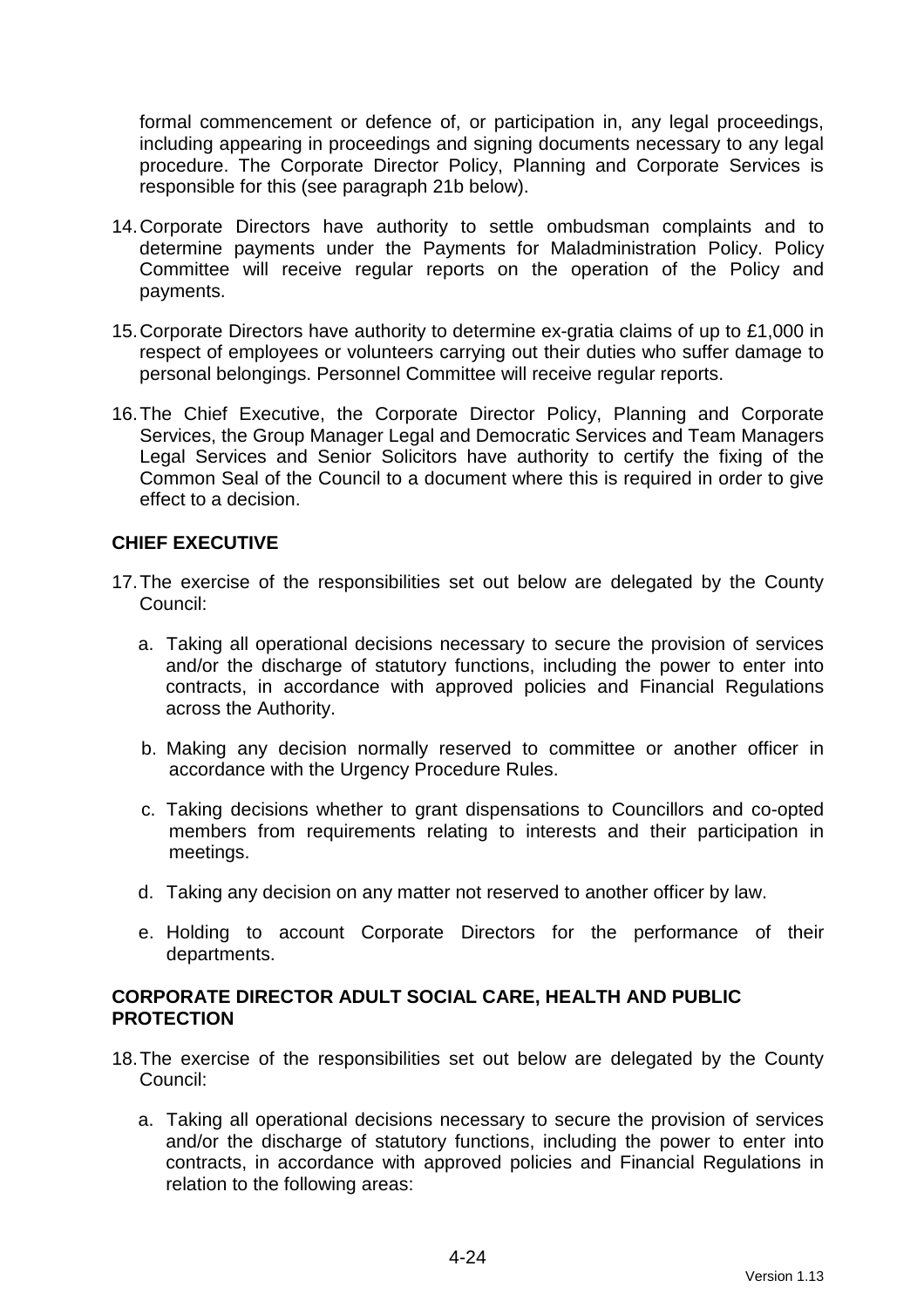formal commencement or defence of, or participation in, any legal proceedings, including appearing in proceedings and signing documents necessary to any legal procedure. The Corporate Director Policy, Planning and Corporate Services is responsible for this (see paragraph 21b below).

14. Corporate Directors have authority to settle ombudsman complaints and to determine payments under the Payments for Maladministration Policy. Policy Committee will receive regular reports on the operation of the Policy and payments.

15. Corporate Directors have authority to determine ex-gratia claims of up to £1,000 in respect of employees or volunteers carrying out their duties who suffer damage to personal belongings. Personnel Committee will receive regular reports.

16. The Chief Executive, the Corporate Director Policy, Planning and Corporate Services, the Group Manager Legal and Democratic Services and Team Managers Legal Services and Senior Solicitors have authority to certify the fixing of the Common Seal of the Council to a document where this is required in order to give effect to a decision.

## CHIEF EXECUTIVE

17. The exercise of the responsibilities set out below are delegated by the County Council:

    a. Taking all operational decisions necessary to secure the provision of services and/or the discharge of statutory functions, including the power to enter into contracts, in accordance with approved policies and Financial Regulations across the Authority.

    b. Making any decision normally reserved to committee or another officer in accordance with the Urgency Procedure Rules.

    c. Taking decisions whether to grant dispensations to Councillors and co-opted members from requirements relating to interests and their participation in meetings.

    d. Taking any decision on any matter not reserved to another officer by law.

    e. Holding to account Corporate Directors for the performance of their departments.

## CORPORATE DIRECTOR ADULT SOCIAL CARE, HEALTH AND PUBLIC PROTECTION

18. The exercise of the responsibilities set out below are delegated by the County Council:

    a. Taking all operational decisions necessary to secure the provision of services and/or the discharge of statutory functions, including the power to enter into contracts, in accordance with approved policies and Financial Regulations in relation to the following areas: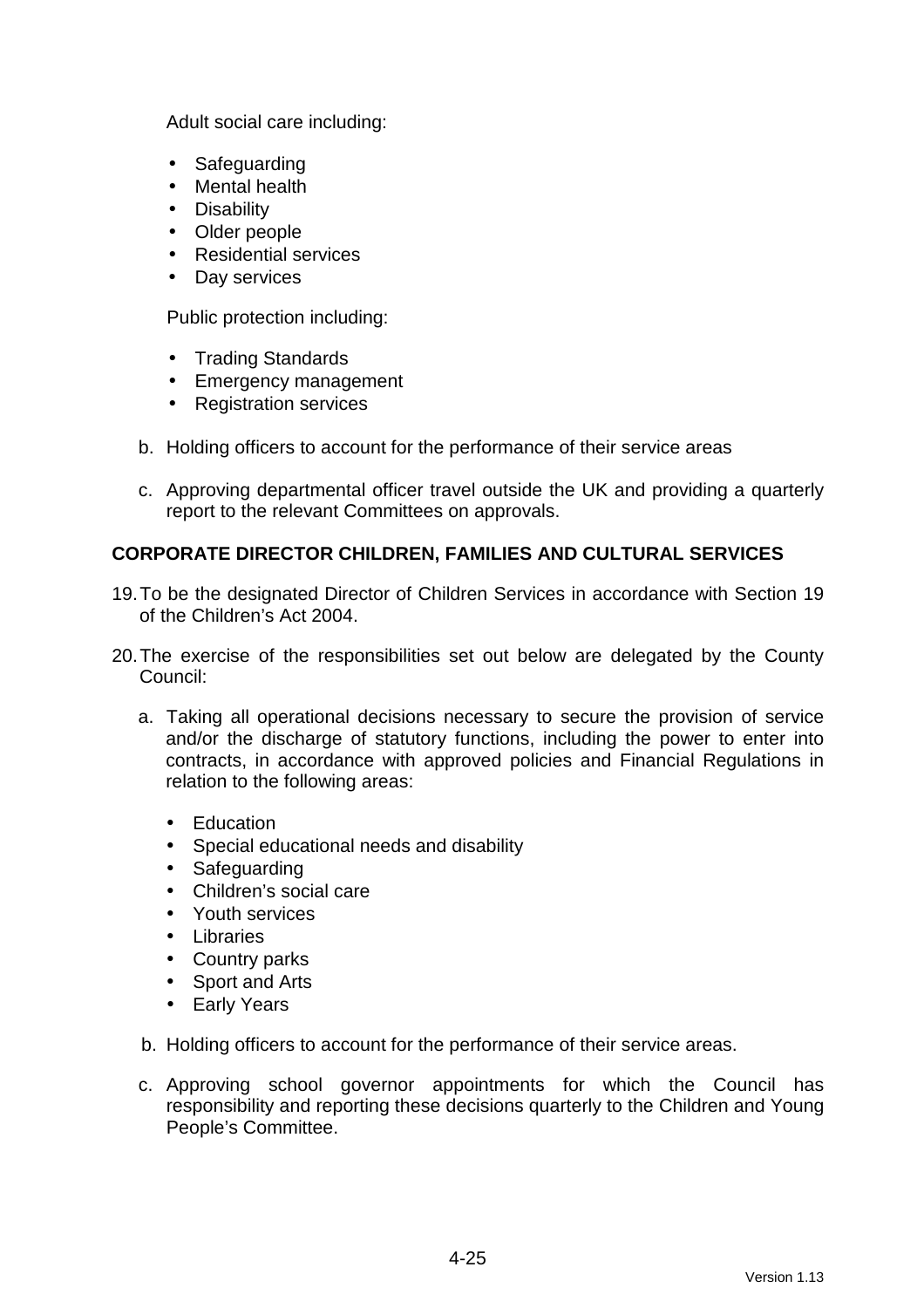Adult social care including:

- Safeguarding
- Mental health
- Disability
- Older people
- Residential services
- Day services

Public protection including:

- Trading Standards
- Emergency management
- Registration services

b. Holding officers to account for the performance of their service areas

c. Approving departmental officer travel outside the UK and providing a quarterly report to the relevant Committees on approvals.

**CORPORATE DIRECTOR CHILDREN, FAMILIES AND CULTURAL SERVICES**

19. To be the designated Director of Children Services in accordance with Section 19 of the Children's Act 2004.

20. The exercise of the responsibilities set out below are delegated by the County Council:

    a. Taking all operational decisions necessary to secure the provision of service and/or the discharge of statutory functions, including the power to enter into contracts, in accordance with approved policies and Financial Regulations in relation to the following areas:

       - Education
       - Special educational needs and disability
       - Safeguarding
       - Children's social care
       - Youth services
       - Libraries
       - Country parks
       - Sport and Arts
       - Early Years

    b. Holding officers to account for the performance of their service areas.

    c. Approving school governor appointments for which the Council has responsibility and reporting these decisions quarterly to the Children and Young People's Committee.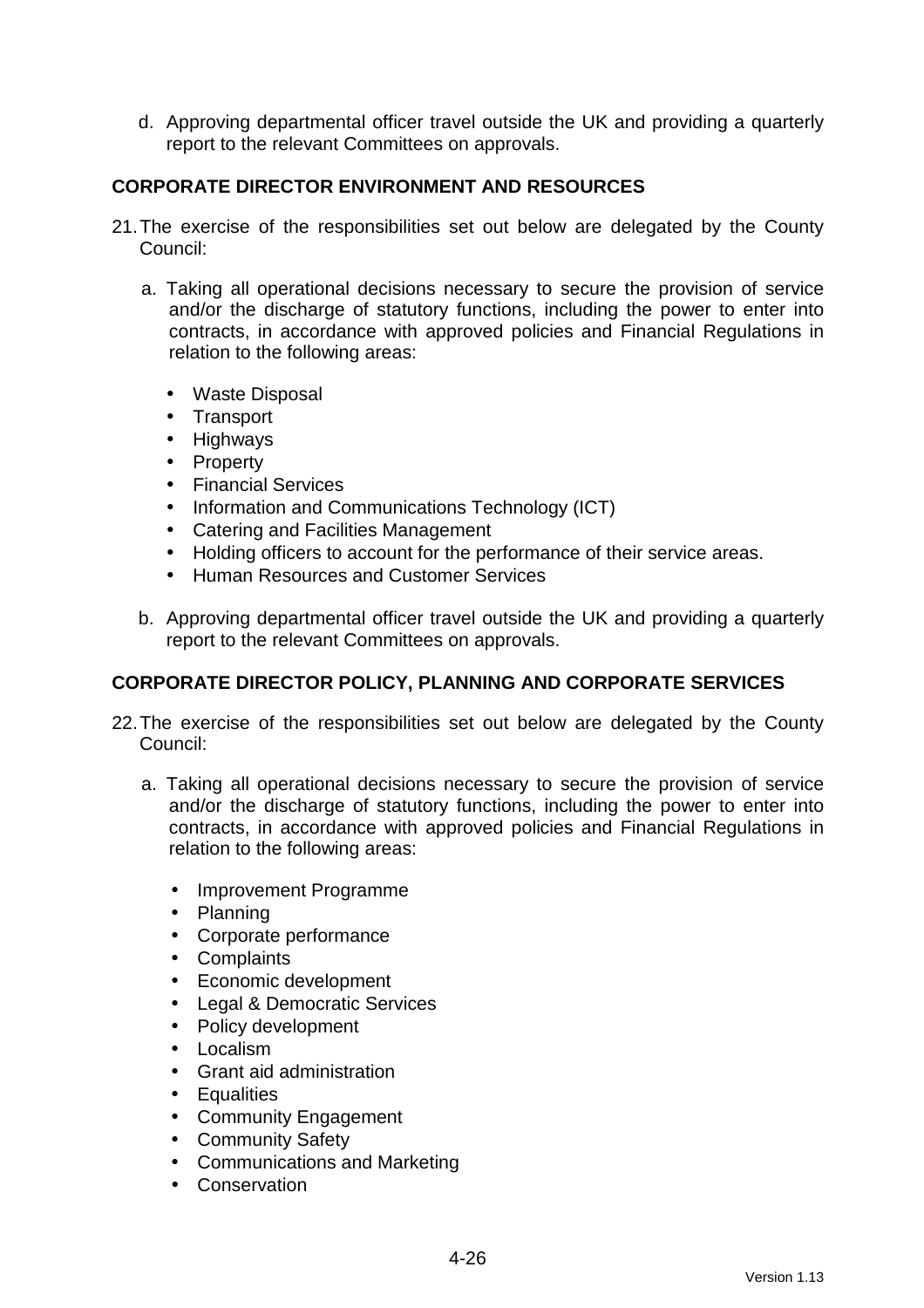d. Approving departmental officer travel outside the UK and providing a quarterly report to the relevant Committees on approvals.

**CORPORATE DIRECTOR ENVIRONMENT AND RESOURCES**

21. The exercise of the responsibilities set out below are delegated by the County Council:

   a. Taking all operational decisions necessary to secure the provision of service and/or the discharge of statutory functions, including the power to enter into contracts, in accordance with approved policies and Financial Regulations in relation to the following areas:

      - Waste Disposal
      - Transport
      - Highways
      - Property
      - Financial Services
      - Information and Communications Technology (ICT)
      - Catering and Facilities Management
      - Holding officers to account for the performance of their service areas.
      - Human Resources and Customer Services

   b. Approving departmental officer travel outside the UK and providing a quarterly report to the relevant Committees on approvals.

**CORPORATE DIRECTOR POLICY, PLANNING AND CORPORATE SERVICES**

22. The exercise of the responsibilities set out below are delegated by the County Council:

   a. Taking all operational decisions necessary to secure the provision of service and/or the discharge of statutory functions, including the power to enter into contracts, in accordance with approved policies and Financial Regulations in relation to the following areas:

      - Improvement Programme
      - Planning
      - Corporate performance
      - Complaints
      - Economic development
      - Legal & Democratic Services
      - Policy development
      - Localism
      - Grant aid administration
      - Equalities
      - Community Engagement
      - Community Safety
      - Communications and Marketing
      - Conservation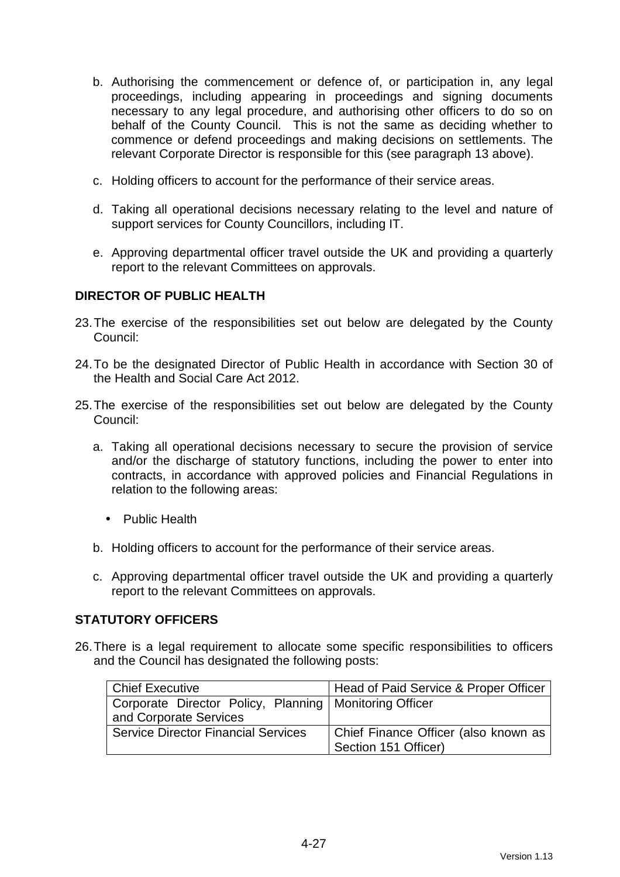b. Authorising the commencement or defence of, or participation in, any legal proceedings, including appearing in proceedings and signing documents necessary to any legal procedure, and authorising other officers to do so on behalf of the County Council. This is not the same as deciding whether to commence or defend proceedings and making decisions on settlements. The relevant Corporate Director is responsible for this (see paragraph 13 above).

c. Holding officers to account for the performance of their service areas.

d. Taking all operational decisions necessary relating to the level and nature of support services for County Councillors, including IT.

e. Approving departmental officer travel outside the UK and providing a quarterly report to the relevant Committees on approvals.

**DIRECTOR OF PUBLIC HEALTH**

23. The exercise of the responsibilities set out below are delegated by the County Council:

24. To be the designated Director of Public Health in accordance with Section 30 of the Health and Social Care Act 2012.

25. The exercise of the responsibilities set out below are delegated by the County Council:

    a. Taking all operational decisions necessary to secure the provision of service and/or the discharge of statutory functions, including the power to enter into contracts, in accordance with approved policies and Financial Regulations in relation to the following areas:

       - Public Health

    b. Holding officers to account for the performance of their service areas.

    c. Approving departmental officer travel outside the UK and providing a quarterly report to the relevant Committees on approvals.

**STATUTORY OFFICERS**

26. There is a legal requirement to allocate some specific responsibilities to officers and the Council has designated the following posts:

| Chief Executive | Head of Paid Service & Proper Officer |
|---|---|
| Corporate Director Policy, Planning and Corporate Services | Monitoring Officer |
| Service Director Financial Services | Chief Finance Officer (also known as Section 151 Officer) |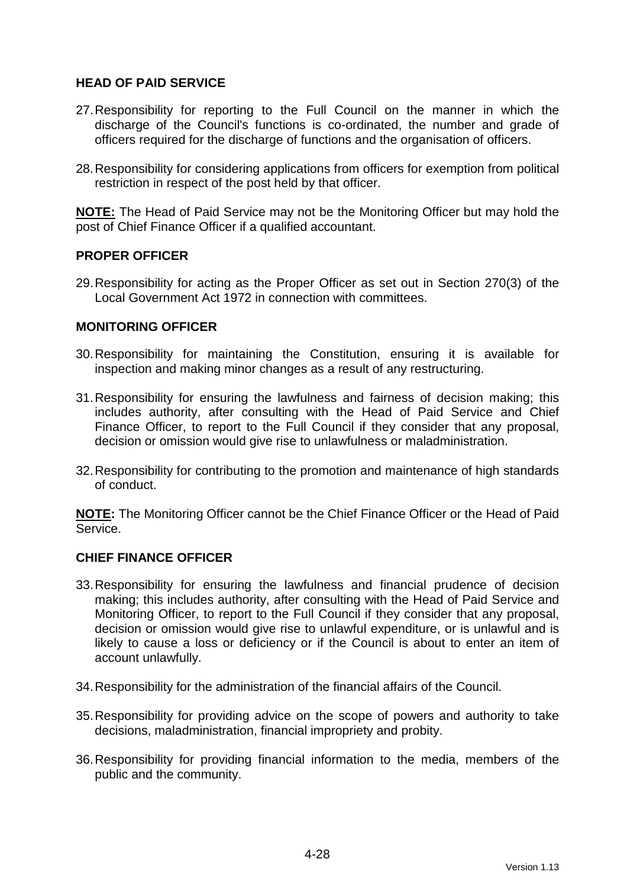## HEAD OF PAID SERVICE

27. Responsibility for reporting to the Full Council on the manner in which the discharge of the Council's functions is co-ordinated, the number and grade of officers required for the discharge of functions and the organisation of officers.

28. Responsibility for considering applications from officers for exemption from political restriction in respect of the post held by that officer.

**<u>NOTE:</u>** The Head of Paid Service may not be the Monitoring Officer but may hold the post of Chief Finance Officer if a qualified accountant.

## PROPER OFFICER

29. Responsibility for acting as the Proper Officer as set out in Section 270(3) of the Local Government Act 1972 in connection with committees.

## MONITORING OFFICER

30. Responsibility for maintaining the Constitution, ensuring it is available for inspection and making minor changes as a result of any restructuring.

31. Responsibility for ensuring the lawfulness and fairness of decision making; this includes authority, after consulting with the Head of Paid Service and Chief Finance Officer, to report to the Full Council if they consider that any proposal, decision or omission would give rise to unlawfulness or maladministration.

32. Responsibility for contributing to the promotion and maintenance of high standards of conduct.

**<u>NOTE</u>:** The Monitoring Officer cannot be the Chief Finance Officer or the Head of Paid Service.

## CHIEF FINANCE OFFICER

33. Responsibility for ensuring the lawfulness and financial prudence of decision making; this includes authority, after consulting with the Head of Paid Service and Monitoring Officer, to report to the Full Council if they consider that any proposal, decision or omission would give rise to unlawful expenditure, or is unlawful and is likely to cause a loss or deficiency or if the Council is about to enter an item of account unlawfully.

34. Responsibility for the administration of the financial affairs of the Council.

35. Responsibility for providing advice on the scope of powers and authority to take decisions, maladministration, financial impropriety and probity.

36. Responsibility for providing financial information to the media, members of the public and the community.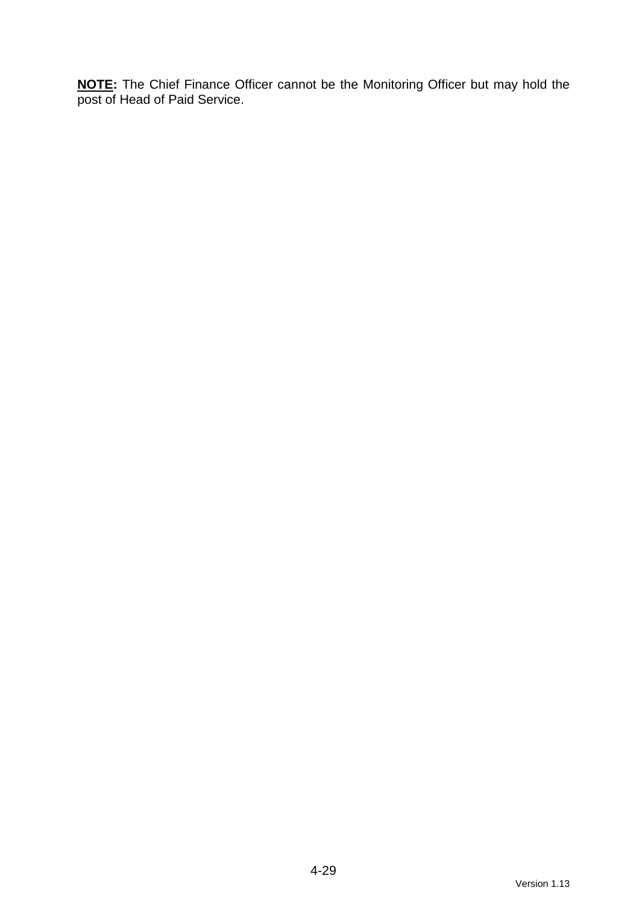**NOTE:** The Chief Finance Officer cannot be the Monitoring Officer but may hold the post of Head of Paid Service.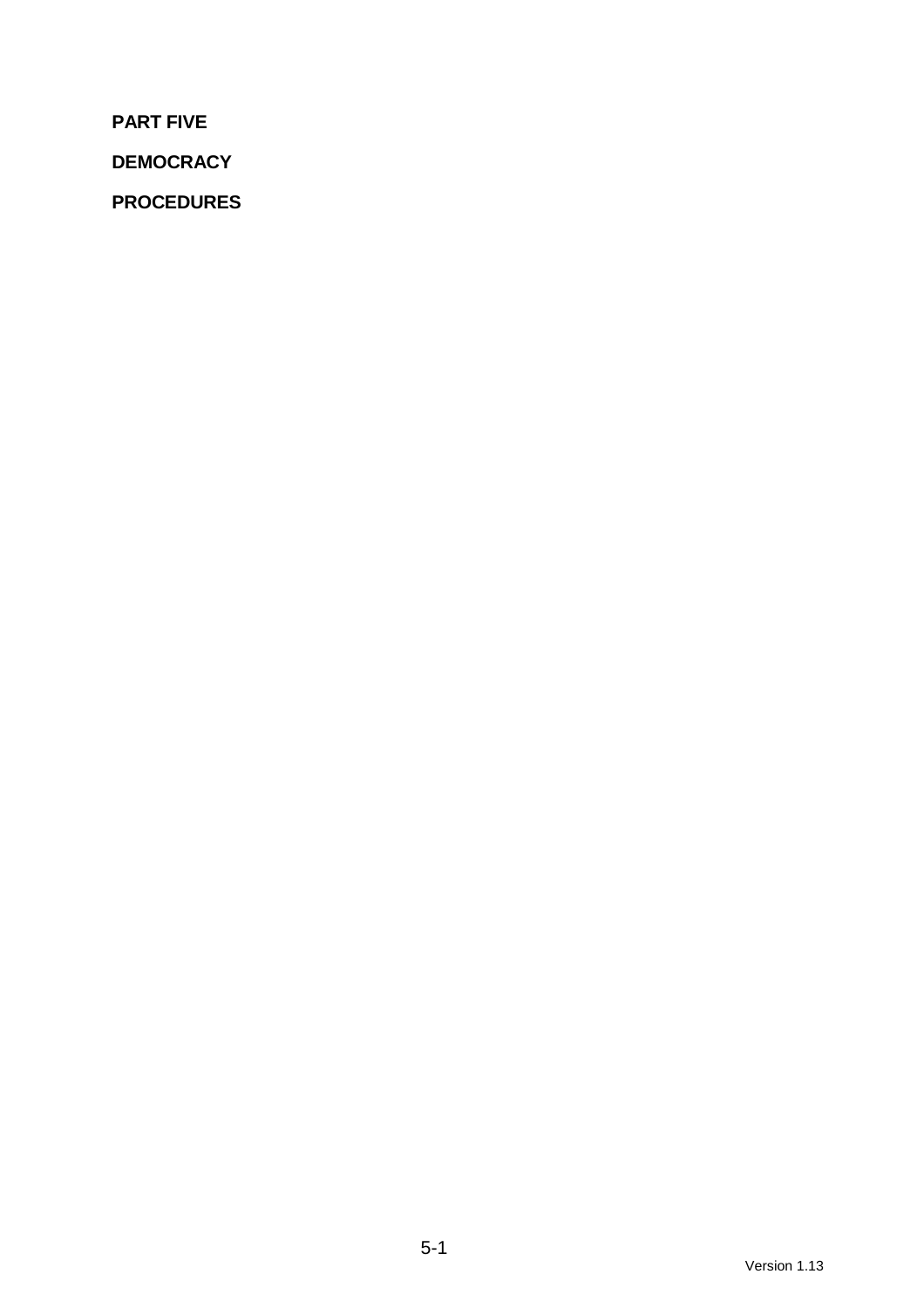# PART FIVE

## DEMOCRACY

## PROCEDURES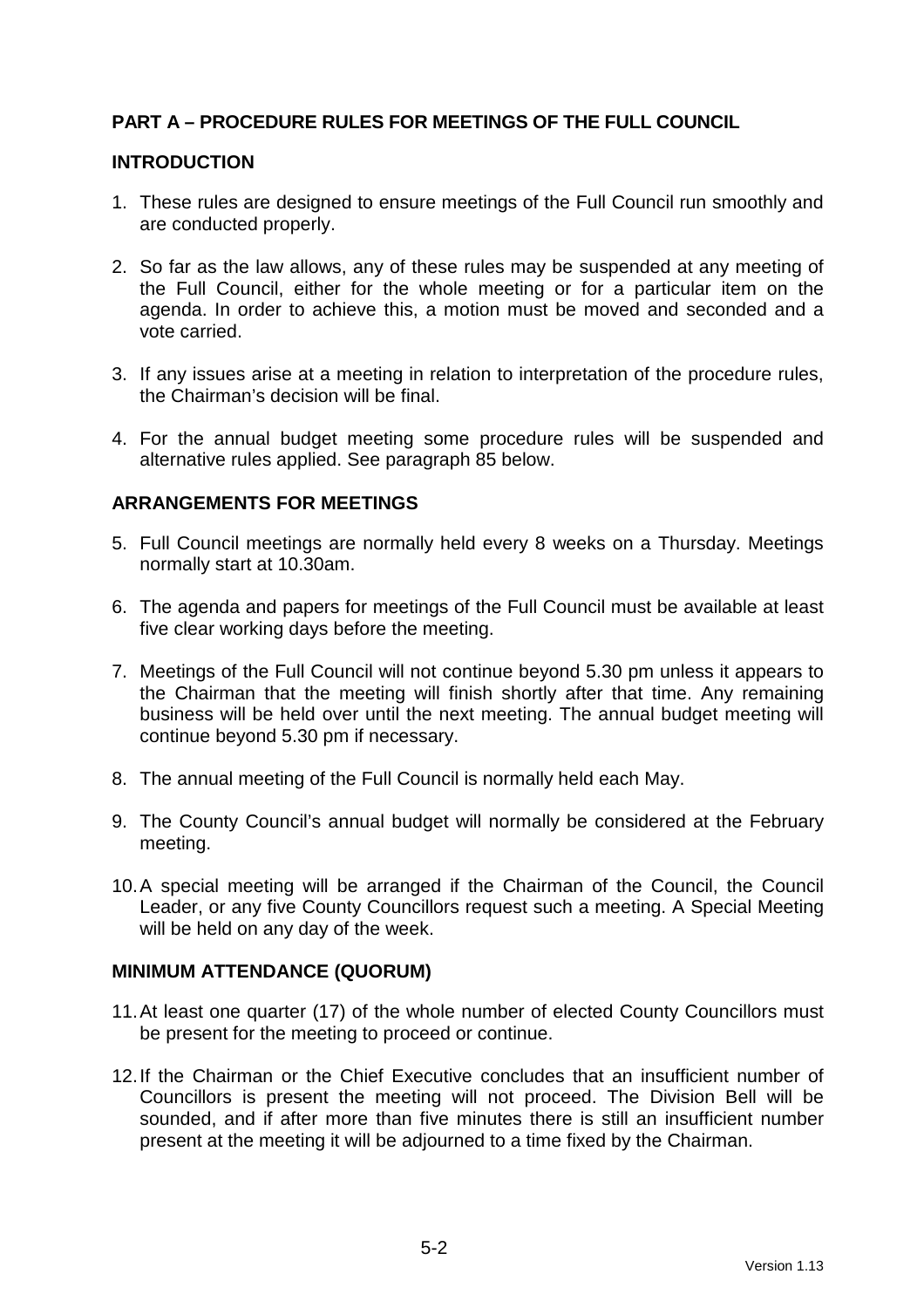## PART A – PROCEDURE RULES FOR MEETINGS OF THE FULL COUNCIL

### INTRODUCTION

1. These rules are designed to ensure meetings of the Full Council run smoothly and are conducted properly.

2. So far as the law allows, any of these rules may be suspended at any meeting of the Full Council, either for the whole meeting or for a particular item on the agenda. In order to achieve this, a motion must be moved and seconded and a vote carried.

3. If any issues arise at a meeting in relation to interpretation of the procedure rules, the Chairman's decision will be final.

4. For the annual budget meeting some procedure rules will be suspended and alternative rules applied. See paragraph 85 below.

### ARRANGEMENTS FOR MEETINGS

5. Full Council meetings are normally held every 8 weeks on a Thursday. Meetings normally start at 10.30am.

6. The agenda and papers for meetings of the Full Council must be available at least five clear working days before the meeting.

7. Meetings of the Full Council will not continue beyond 5.30 pm unless it appears to the Chairman that the meeting will finish shortly after that time. Any remaining business will be held over until the next meeting. The annual budget meeting will continue beyond 5.30 pm if necessary.

8. The annual meeting of the Full Council is normally held each May.

9. The County Council's annual budget will normally be considered at the February meeting.

10. A special meeting will be arranged if the Chairman of the Council, the Council Leader, or any five County Councillors request such a meeting. A Special Meeting will be held on any day of the week.

### MINIMUM ATTENDANCE (QUORUM)

11. At least one quarter (17) of the whole number of elected County Councillors must be present for the meeting to proceed or continue.

12. If the Chairman or the Chief Executive concludes that an insufficient number of Councillors is present the meeting will not proceed. The Division Bell will be sounded, and if after more than five minutes there is still an insufficient number present at the meeting it will be adjourned to a time fixed by the Chairman.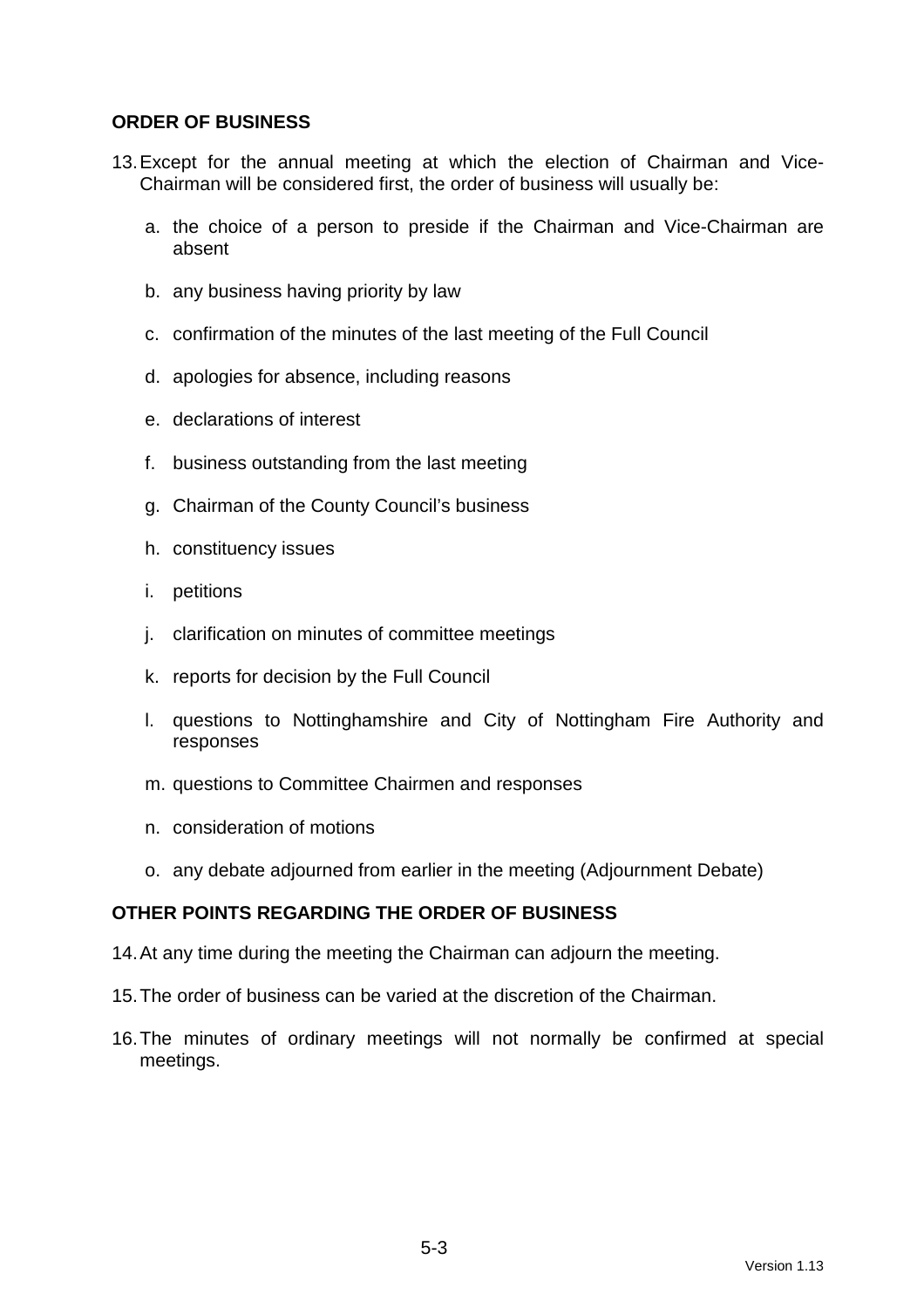## ORDER OF BUSINESS

13. Except for the annual meeting at which the election of Chairman and Vice-Chairman will be considered first, the order of business will usually be:

    a. the choice of a person to preside if the Chairman and Vice-Chairman are absent

    b. any business having priority by law

    c. confirmation of the minutes of the last meeting of the Full Council

    d. apologies for absence, including reasons

    e. declarations of interest

    f. business outstanding from the last meeting

    g. Chairman of the County Council's business

    h. constituency issues

    i. petitions

    j. clarification on minutes of committee meetings

    k. reports for decision by the Full Council

    l. questions to Nottinghamshire and City of Nottingham Fire Authority and responses

    m. questions to Committee Chairmen and responses

    n. consideration of motions

    o. any debate adjourned from earlier in the meeting (Adjournment Debate)

## OTHER POINTS REGARDING THE ORDER OF BUSINESS

14. At any time during the meeting the Chairman can adjourn the meeting.

15. The order of business can be varied at the discretion of the Chairman.

16. The minutes of ordinary meetings will not normally be confirmed at special meetings.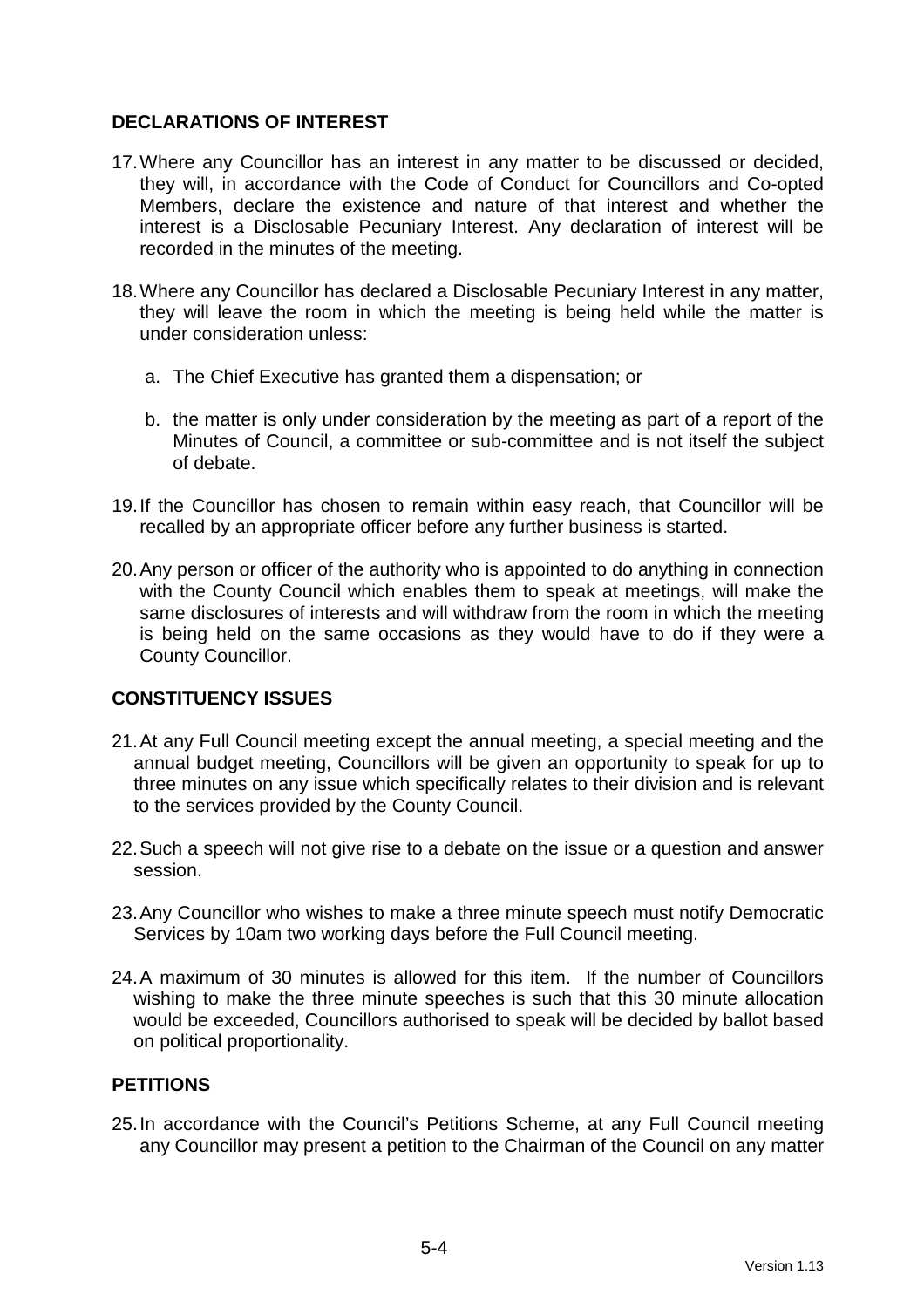## DECLARATIONS OF INTEREST

17. Where any Councillor has an interest in any matter to be discussed or decided, they will, in accordance with the Code of Conduct for Councillors and Co-opted Members, declare the existence and nature of that interest and whether the interest is a Disclosable Pecuniary Interest. Any declaration of interest will be recorded in the minutes of the meeting.

18. Where any Councillor has declared a Disclosable Pecuniary Interest in any matter, they will leave the room in which the meeting is being held while the matter is under consideration unless:

    a. The Chief Executive has granted them a dispensation; or

    b. the matter is only under consideration by the meeting as part of a report of the Minutes of Council, a committee or sub-committee and is not itself the subject of debate.

19. If the Councillor has chosen to remain within easy reach, that Councillor will be recalled by an appropriate officer before any further business is started.

20. Any person or officer of the authority who is appointed to do anything in connection with the County Council which enables them to speak at meetings, will make the same disclosures of interests and will withdraw from the room in which the meeting is being held on the same occasions as they would have to do if they were a County Councillor.

## CONSTITUENCY ISSUES

21. At any Full Council meeting except the annual meeting, a special meeting and the annual budget meeting, Councillors will be given an opportunity to speak for up to three minutes on any issue which specifically relates to their division and is relevant to the services provided by the County Council.

22. Such a speech will not give rise to a debate on the issue or a question and answer session.

23. Any Councillor who wishes to make a three minute speech must notify Democratic Services by 10am two working days before the Full Council meeting.

24. A maximum of 30 minutes is allowed for this item. If the number of Councillors wishing to make the three minute speeches is such that this 30 minute allocation would be exceeded, Councillors authorised to speak will be decided by ballot based on political proportionality.

## PETITIONS

25. In accordance with the Council's Petitions Scheme, at any Full Council meeting any Councillor may present a petition to the Chairman of the Council on any matter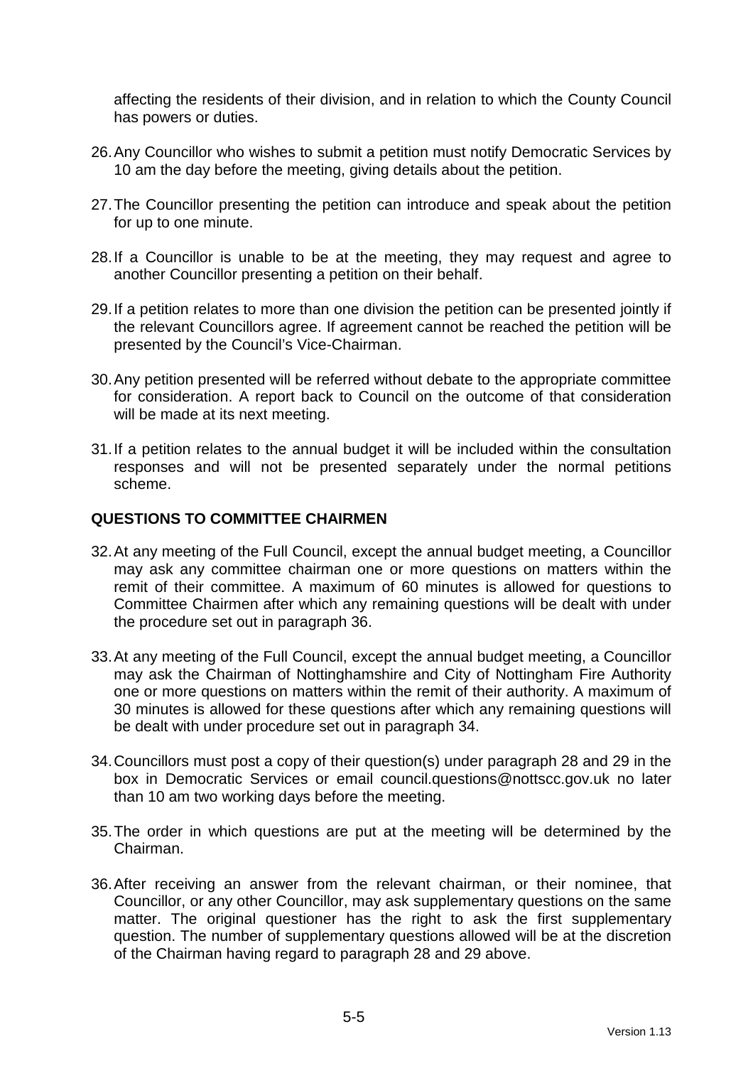affecting the residents of their division, and in relation to which the County Council has powers or duties.

26. Any Councillor who wishes to submit a petition must notify Democratic Services by 10 am the day before the meeting, giving details about the petition.

27. The Councillor presenting the petition can introduce and speak about the petition for up to one minute.

28. If a Councillor is unable to be at the meeting, they may request and agree to another Councillor presenting a petition on their behalf.

29. If a petition relates to more than one division the petition can be presented jointly if the relevant Councillors agree. If agreement cannot be reached the petition will be presented by the Council's Vice-Chairman.

30. Any petition presented will be referred without debate to the appropriate committee for consideration. A report back to Council on the outcome of that consideration will be made at its next meeting.

31. If a petition relates to the annual budget it will be included within the consultation responses and will not be presented separately under the normal petitions scheme.

## QUESTIONS TO COMMITTEE CHAIRMEN

32. At any meeting of the Full Council, except the annual budget meeting, a Councillor may ask any committee chairman one or more questions on matters within the remit of their committee. A maximum of 60 minutes is allowed for questions to Committee Chairmen after which any remaining questions will be dealt with under the procedure set out in paragraph 36.

33. At any meeting of the Full Council, except the annual budget meeting, a Councillor may ask the Chairman of Nottinghamshire and City of Nottingham Fire Authority one or more questions on matters within the remit of their authority. A maximum of 30 minutes is allowed for these questions after which any remaining questions will be dealt with under procedure set out in paragraph 34.

34. Councillors must post a copy of their question(s) under paragraph 28 and 29 in the box in Democratic Services or email council.questions@nottscc.gov.uk no later than 10 am two working days before the meeting.

35. The order in which questions are put at the meeting will be determined by the Chairman.

36. After receiving an answer from the relevant chairman, or their nominee, that Councillor, or any other Councillor, may ask supplementary questions on the same matter. The original questioner has the right to ask the first supplementary question. The number of supplementary questions allowed will be at the discretion of the Chairman having regard to paragraph 28 and 29 above.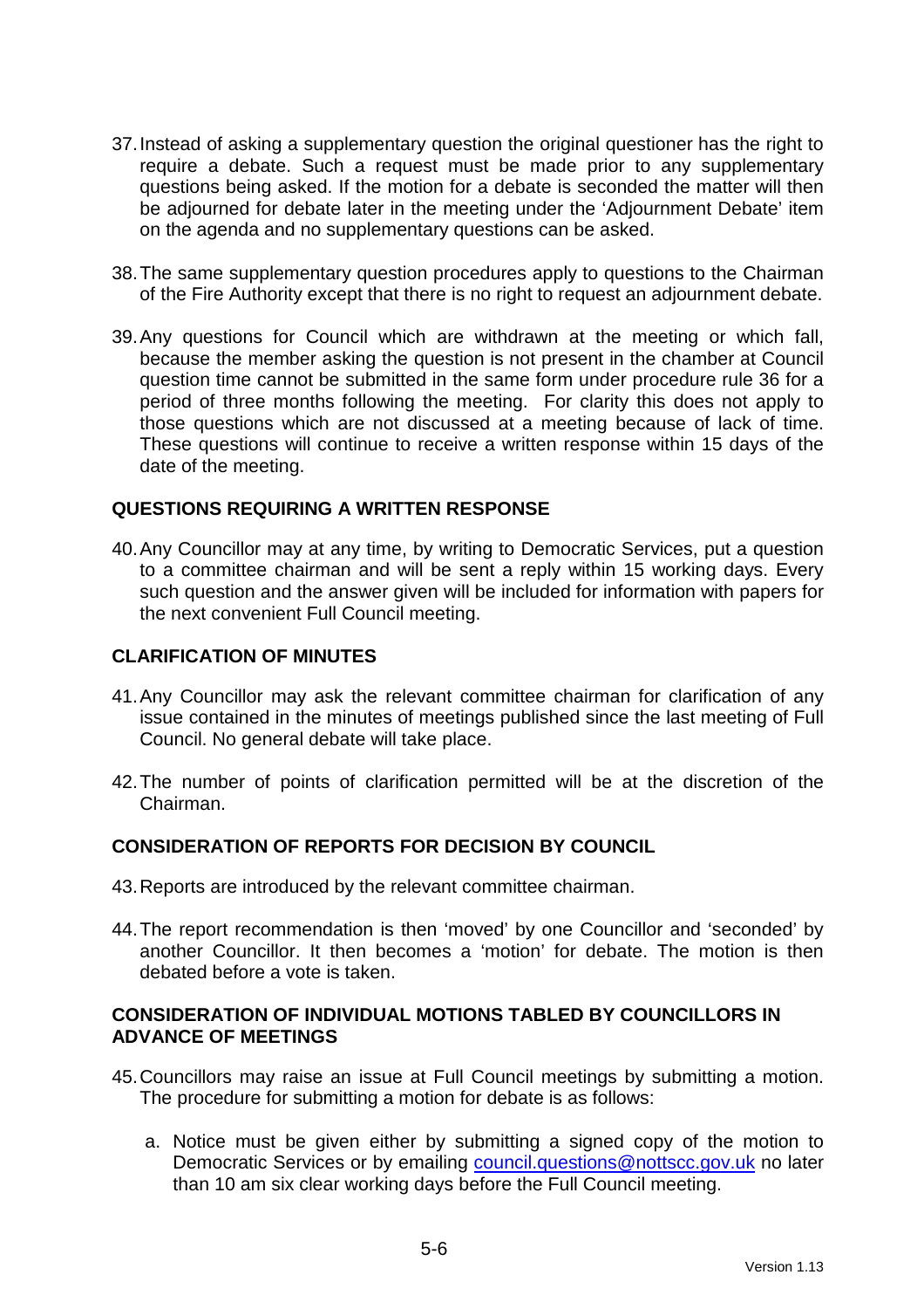37. Instead of asking a supplementary question the original questioner has the right to require a debate. Such a request must be made prior to any supplementary questions being asked. If the motion for a debate is seconded the matter will then be adjourned for debate later in the meeting under the 'Adjournment Debate' item on the agenda and no supplementary questions can be asked.

38. The same supplementary question procedures apply to questions to the Chairman of the Fire Authority except that there is no right to request an adjournment debate.

39. Any questions for Council which are withdrawn at the meeting or which fall, because the member asking the question is not present in the chamber at Council question time cannot be submitted in the same form under procedure rule 36 for a period of three months following the meeting. For clarity this does not apply to those questions which are not discussed at a meeting because of lack of time. These questions will continue to receive a written response within 15 days of the date of the meeting.

## QUESTIONS REQUIRING A WRITTEN RESPONSE

40. Any Councillor may at any time, by writing to Democratic Services, put a question to a committee chairman and will be sent a reply within 15 working days. Every such question and the answer given will be included for information with papers for the next convenient Full Council meeting.

## CLARIFICATION OF MINUTES

41. Any Councillor may ask the relevant committee chairman for clarification of any issue contained in the minutes of meetings published since the last meeting of Full Council. No general debate will take place.

42. The number of points of clarification permitted will be at the discretion of the Chairman.

## CONSIDERATION OF REPORTS FOR DECISION BY COUNCIL

43. Reports are introduced by the relevant committee chairman.

44. The report recommendation is then 'moved' by one Councillor and 'seconded' by another Councillor. It then becomes a 'motion' for debate. The motion is then debated before a vote is taken.

## CONSIDERATION OF INDIVIDUAL MOTIONS TABLED BY COUNCILLORS IN ADVANCE OF MEETINGS

45. Councillors may raise an issue at Full Council meetings by submitting a motion. The procedure for submitting a motion for debate is as follows:

    a. Notice must be given either by submitting a signed copy of the motion to Democratic Services or by emailing council.questions@nottscc.gov.uk no later than 10 am six clear working days before the Full Council meeting.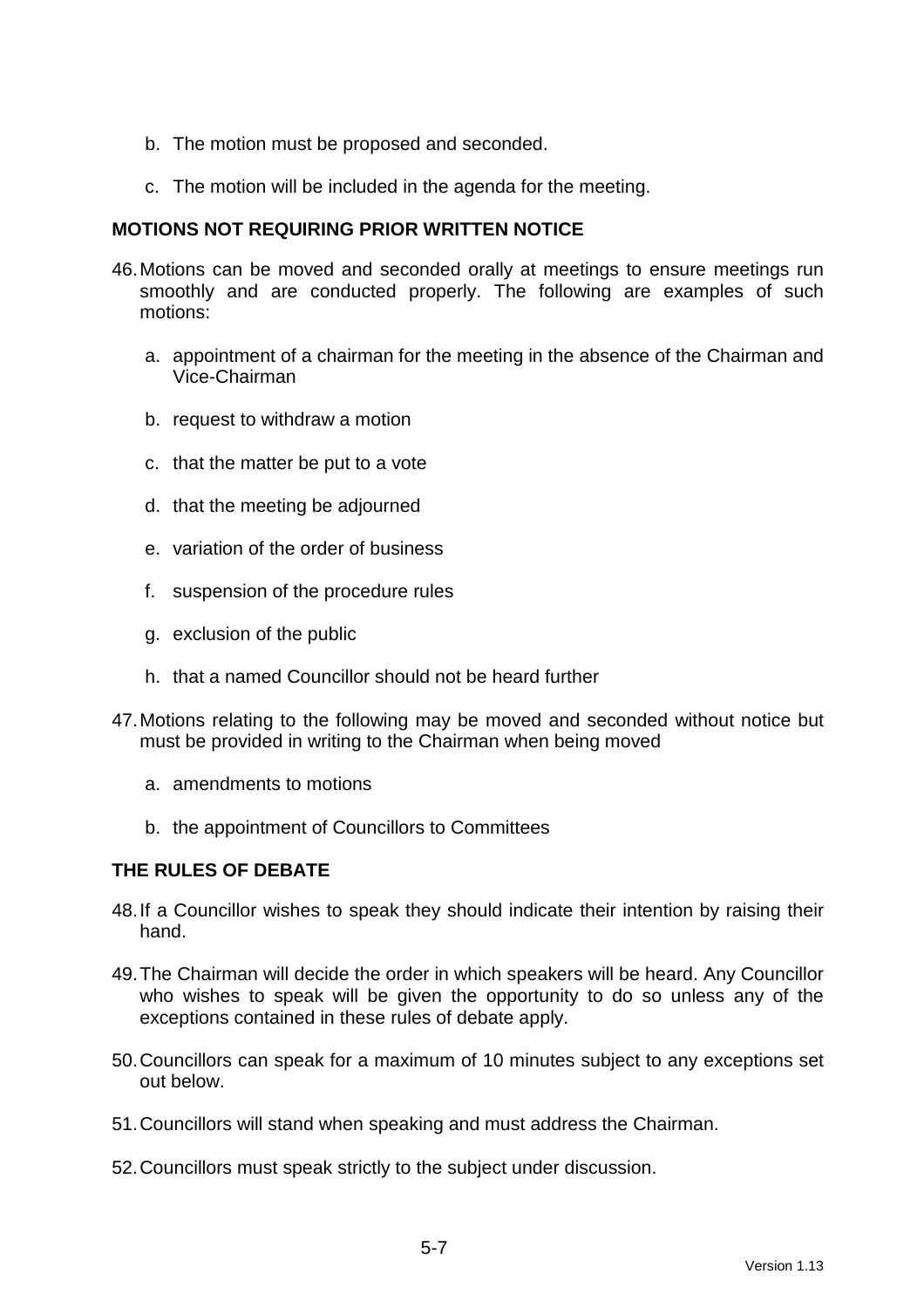b. The motion must be proposed and seconded.

c. The motion will be included in the agenda for the meeting.

**MOTIONS NOT REQUIRING PRIOR WRITTEN NOTICE**

46. Motions can be moved and seconded orally at meetings to ensure meetings run smoothly and are conducted properly. The following are examples of such motions:

    a. appointment of a chairman for the meeting in the absence of the Chairman and Vice-Chairman

    b. request to withdraw a motion

    c. that the matter be put to a vote

    d. that the meeting be adjourned

    e. variation of the order of business

    f. suspension of the procedure rules

    g. exclusion of the public

    h. that a named Councillor should not be heard further

47. Motions relating to the following may be moved and seconded without notice but must be provided in writing to the Chairman when being moved

    a. amendments to motions

    b. the appointment of Councillors to Committees

**THE RULES OF DEBATE**

48. If a Councillor wishes to speak they should indicate their intention by raising their hand.

49. The Chairman will decide the order in which speakers will be heard. Any Councillor who wishes to speak will be given the opportunity to do so unless any of the exceptions contained in these rules of debate apply.

50. Councillors can speak for a maximum of 10 minutes subject to any exceptions set out below.

51. Councillors will stand when speaking and must address the Chairman.

52. Councillors must speak strictly to the subject under discussion.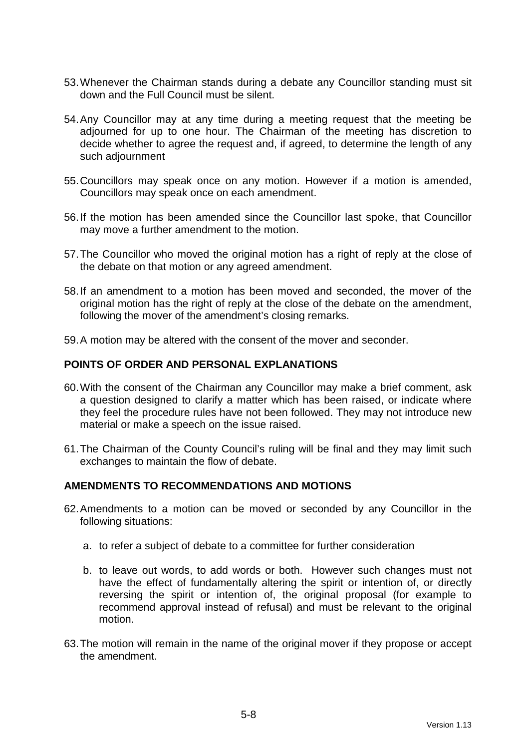53. Whenever the Chairman stands during a debate any Councillor standing must sit down and the Full Council must be silent.

54. Any Councillor may at any time during a meeting request that the meeting be adjourned for up to one hour. The Chairman of the meeting has discretion to decide whether to agree the request and, if agreed, to determine the length of any such adjournment

55. Councillors may speak once on any motion. However if a motion is amended, Councillors may speak once on each amendment.

56. If the motion has been amended since the Councillor last spoke, that Councillor may move a further amendment to the motion.

57. The Councillor who moved the original motion has a right of reply at the close of the debate on that motion or any agreed amendment.

58. If an amendment to a motion has been moved and seconded, the mover of the original motion has the right of reply at the close of the debate on the amendment, following the mover of the amendment's closing remarks.

59. A motion may be altered with the consent of the mover and seconder.

**POINTS OF ORDER AND PERSONAL EXPLANATIONS**

60. With the consent of the Chairman any Councillor may make a brief comment, ask a question designed to clarify a matter which has been raised, or indicate where they feel the procedure rules have not been followed. They may not introduce new material or make a speech on the issue raised.

61. The Chairman of the County Council's ruling will be final and they may limit such exchanges to maintain the flow of debate.

**AMENDMENTS TO RECOMMENDATIONS AND MOTIONS**

62. Amendments to a motion can be moved or seconded by any Councillor in the following situations:

    a. to refer a subject of debate to a committee for further consideration

    b. to leave out words, to add words or both. However such changes must not have the effect of fundamentally altering the spirit or intention of, or directly reversing the spirit or intention of, the original proposal (for example to recommend approval instead of refusal) and must be relevant to the original motion.

63. The motion will remain in the name of the original mover if they propose or accept the amendment.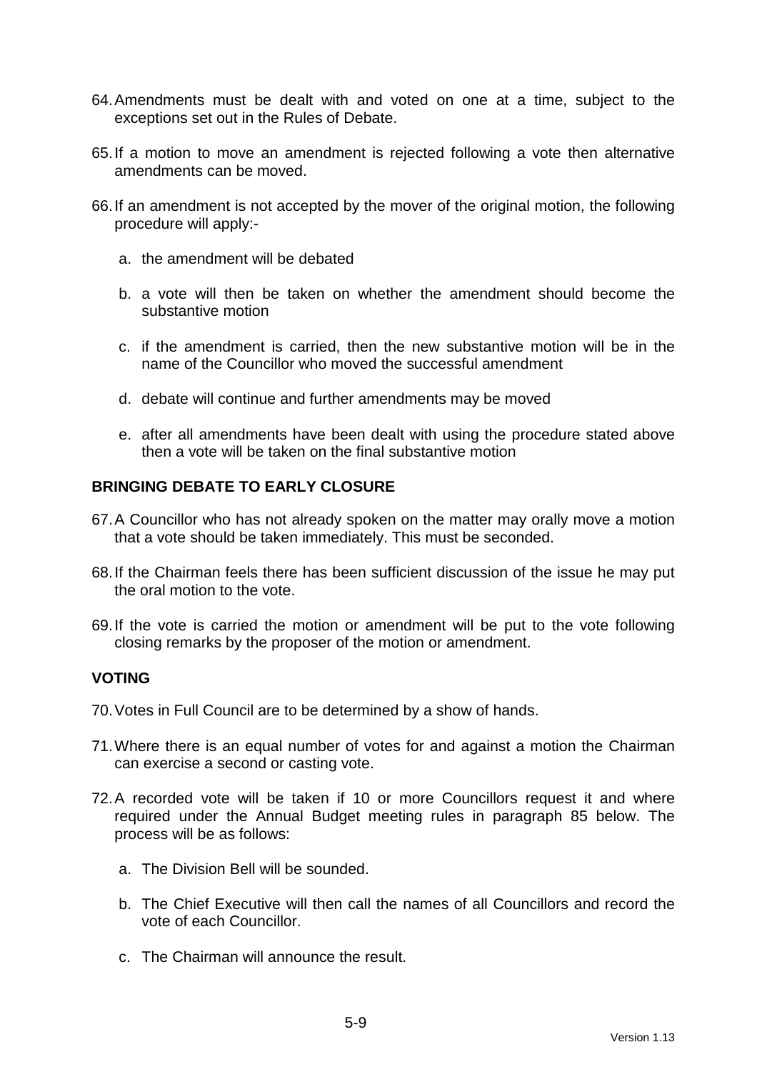64. Amendments must be dealt with and voted on one at a time, subject to the exceptions set out in the Rules of Debate.

65. If a motion to move an amendment is rejected following a vote then alternative amendments can be moved.

66. If an amendment is not accepted by the mover of the original motion, the following procedure will apply:-

    a. the amendment will be debated

    b. a vote will then be taken on whether the amendment should become the substantive motion

    c. if the amendment is carried, then the new substantive motion will be in the name of the Councillor who moved the successful amendment

    d. debate will continue and further amendments may be moved

    e. after all amendments have been dealt with using the procedure stated above then a vote will be taken on the final substantive motion

**BRINGING DEBATE TO EARLY CLOSURE**

67. A Councillor who has not already spoken on the matter may orally move a motion that a vote should be taken immediately. This must be seconded.

68. If the Chairman feels there has been sufficient discussion of the issue he may put the oral motion to the vote.

69. If the vote is carried the motion or amendment will be put to the vote following closing remarks by the proposer of the motion or amendment.

**VOTING**

70. Votes in Full Council are to be determined by a show of hands.

71. Where there is an equal number of votes for and against a motion the Chairman can exercise a second or casting vote.

72. A recorded vote will be taken if 10 or more Councillors request it and where required under the Annual Budget meeting rules in paragraph 85 below. The process will be as follows:

    a. The Division Bell will be sounded.

    b. The Chief Executive will then call the names of all Councillors and record the vote of each Councillor.

    c. The Chairman will announce the result.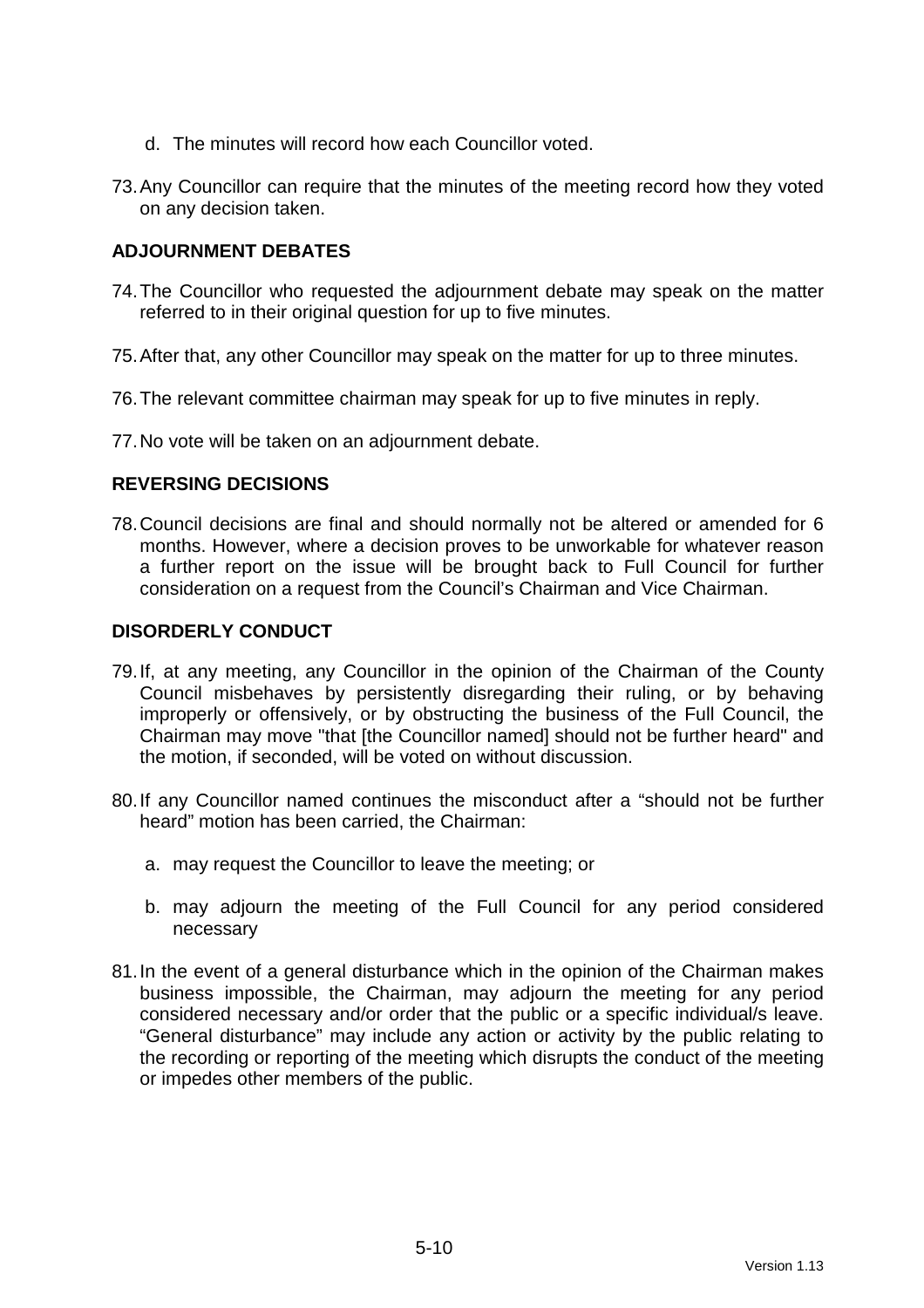d. The minutes will record how each Councillor voted.

73. Any Councillor can require that the minutes of the meeting record how they voted on any decision taken.

**ADJOURNMENT DEBATES**

74. The Councillor who requested the adjournment debate may speak on the matter referred to in their original question for up to five minutes.

75. After that, any other Councillor may speak on the matter for up to three minutes.

76. The relevant committee chairman may speak for up to five minutes in reply.

77. No vote will be taken on an adjournment debate.

**REVERSING DECISIONS**

78. Council decisions are final and should normally not be altered or amended for 6 months. However, where a decision proves to be unworkable for whatever reason a further report on the issue will be brought back to Full Council for further consideration on a request from the Council's Chairman and Vice Chairman.

**DISORDERLY CONDUCT**

79. If, at any meeting, any Councillor in the opinion of the Chairman of the County Council misbehaves by persistently disregarding their ruling, or by behaving improperly or offensively, or by obstructing the business of the Full Council, the Chairman may move "that [the Councillor named] should not be further heard" and the motion, if seconded, will be voted on without discussion.

80. If any Councillor named continues the misconduct after a "should not be further heard" motion has been carried, the Chairman:

    a. may request the Councillor to leave the meeting; or

    b. may adjourn the meeting of the Full Council for any period considered necessary

81. In the event of a general disturbance which in the opinion of the Chairman makes business impossible, the Chairman, may adjourn the meeting for any period considered necessary and/or order that the public or a specific individual/s leave. "General disturbance" may include any action or activity by the public relating to the recording or reporting of the meeting which disrupts the conduct of the meeting or impedes other members of the public.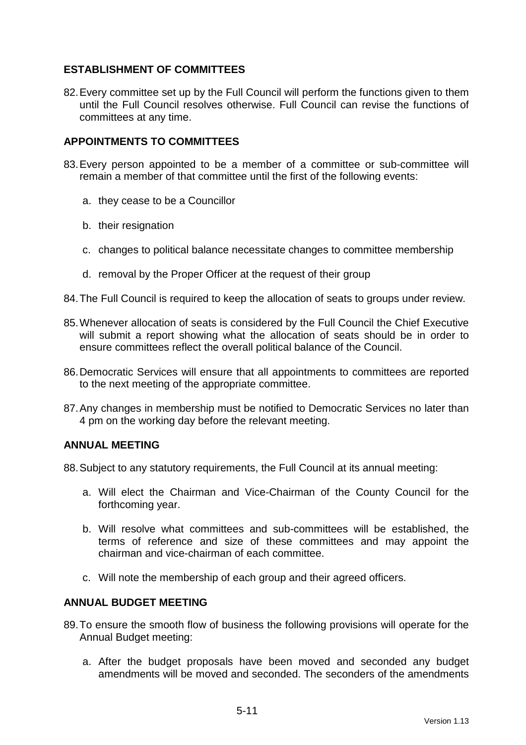## ESTABLISHMENT OF COMMITTEES

82. Every committee set up by the Full Council will perform the functions given to them until the Full Council resolves otherwise. Full Council can revise the functions of committees at any time.

## APPOINTMENTS TO COMMITTEES

83. Every person appointed to be a member of a committee or sub-committee will remain a member of that committee until the first of the following events:

    a. they cease to be a Councillor

    b. their resignation

    c. changes to political balance necessitate changes to committee membership

    d. removal by the Proper Officer at the request of their group

84. The Full Council is required to keep the allocation of seats to groups under review.

85. Whenever allocation of seats is considered by the Full Council the Chief Executive will submit a report showing what the allocation of seats should be in order to ensure committees reflect the overall political balance of the Council.

86. Democratic Services will ensure that all appointments to committees are reported to the next meeting of the appropriate committee.

87. Any changes in membership must be notified to Democratic Services no later than 4 pm on the working day before the relevant meeting.

## ANNUAL MEETING

88. Subject to any statutory requirements, the Full Council at its annual meeting:

    a. Will elect the Chairman and Vice-Chairman of the County Council for the forthcoming year.

    b. Will resolve what committees and sub-committees will be established, the terms of reference and size of these committees and may appoint the chairman and vice-chairman of each committee.

    c. Will note the membership of each group and their agreed officers.

## ANNUAL BUDGET MEETING

89. To ensure the smooth flow of business the following provisions will operate for the Annual Budget meeting:

    a. After the budget proposals have been moved and seconded any budget amendments will be moved and seconded. The seconders of the amendments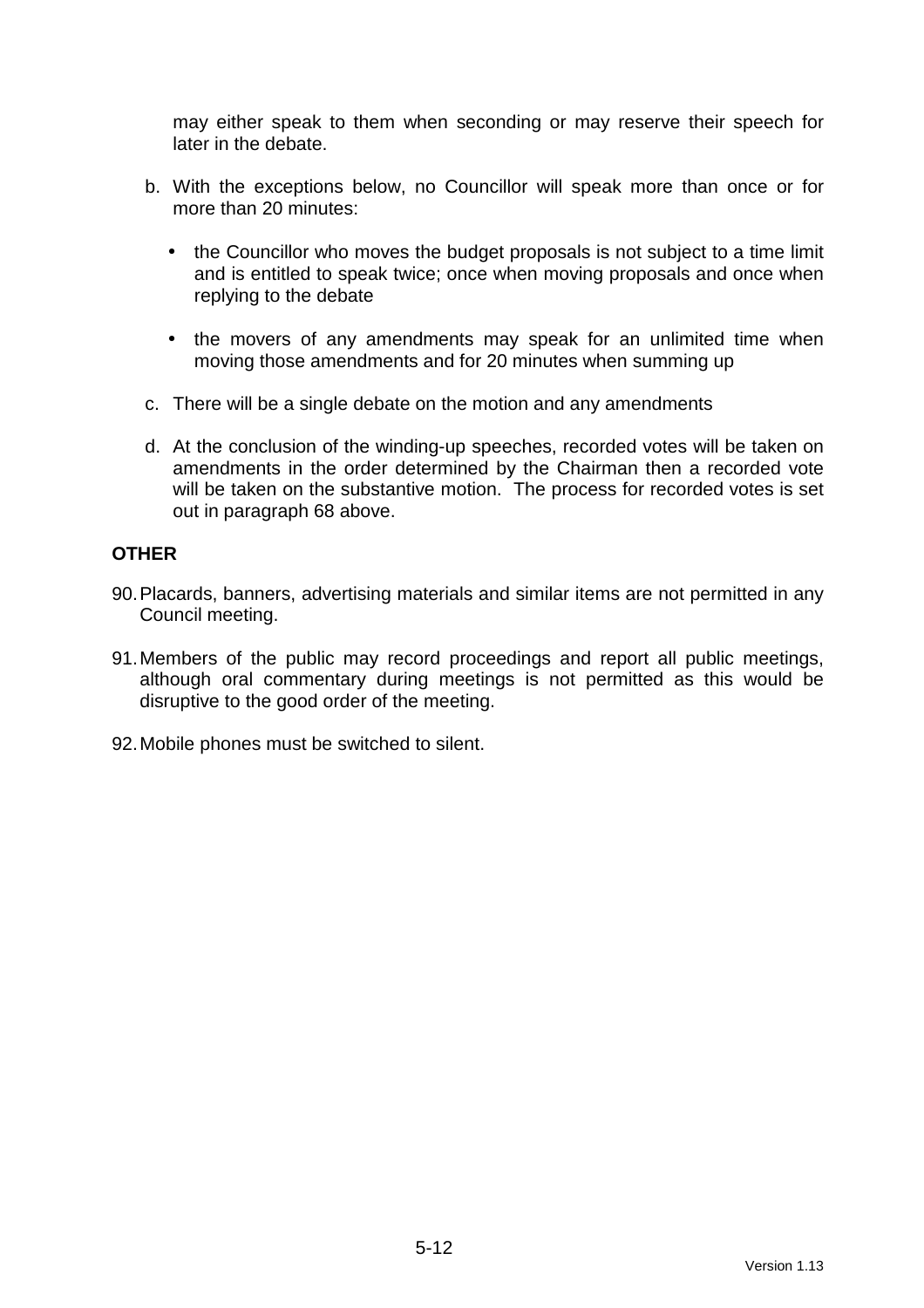may either speak to them when seconding or may reserve their speech for later in the debate.

b. With the exceptions below, no Councillor will speak more than once or for more than 20 minutes:

   - the Councillor who moves the budget proposals is not subject to a time limit and is entitled to speak twice; once when moving proposals and once when replying to the debate

   - the movers of any amendments may speak for an unlimited time when moving those amendments and for 20 minutes when summing up

c. There will be a single debate on the motion and any amendments

d. At the conclusion of the winding-up speeches, recorded votes will be taken on amendments in the order determined by the Chairman then a recorded vote will be taken on the substantive motion. The process for recorded votes is set out in paragraph 68 above.

**OTHER**

90. Placards, banners, advertising materials and similar items are not permitted in any Council meeting.

91. Members of the public may record proceedings and report all public meetings, although oral commentary during meetings is not permitted as this would be disruptive to the good order of the meeting.

92. Mobile phones must be switched to silent.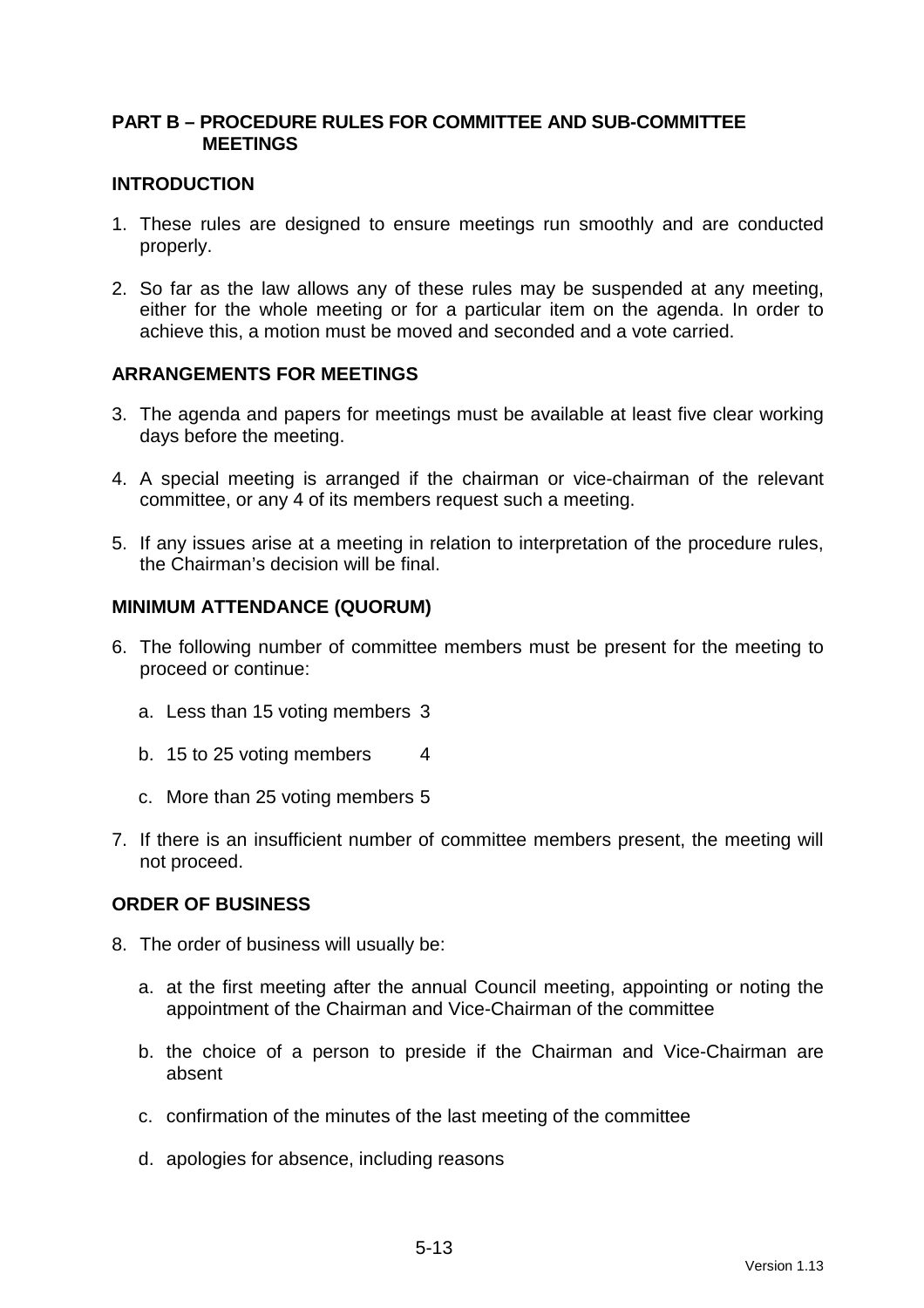## PART B – PROCEDURE RULES FOR COMMITTEE AND SUB-COMMITTEE MEETINGS

### INTRODUCTION

1. These rules are designed to ensure meetings run smoothly and are conducted properly.

2. So far as the law allows any of these rules may be suspended at any meeting, either for the whole meeting or for a particular item on the agenda. In order to achieve this, a motion must be moved and seconded and a vote carried.

### ARRANGEMENTS FOR MEETINGS

3. The agenda and papers for meetings must be available at least five clear working days before the meeting.

4. A special meeting is arranged if the chairman or vice-chairman of the relevant committee, or any 4 of its members request such a meeting.

5. If any issues arise at a meeting in relation to interpretation of the procedure rules, the Chairman's decision will be final.

### MINIMUM ATTENDANCE (QUORUM)

6. The following number of committee members must be present for the meeting to proceed or continue:

   a. Less than 15 voting members 3

   b. 15 to 25 voting members 4

   c. More than 25 voting members 5

7. If there is an insufficient number of committee members present, the meeting will not proceed.

### ORDER OF BUSINESS

8. The order of business will usually be:

   a. at the first meeting after the annual Council meeting, appointing or noting the appointment of the Chairman and Vice-Chairman of the committee

   b. the choice of a person to preside if the Chairman and Vice-Chairman are absent

   c. confirmation of the minutes of the last meeting of the committee

   d. apologies for absence, including reasons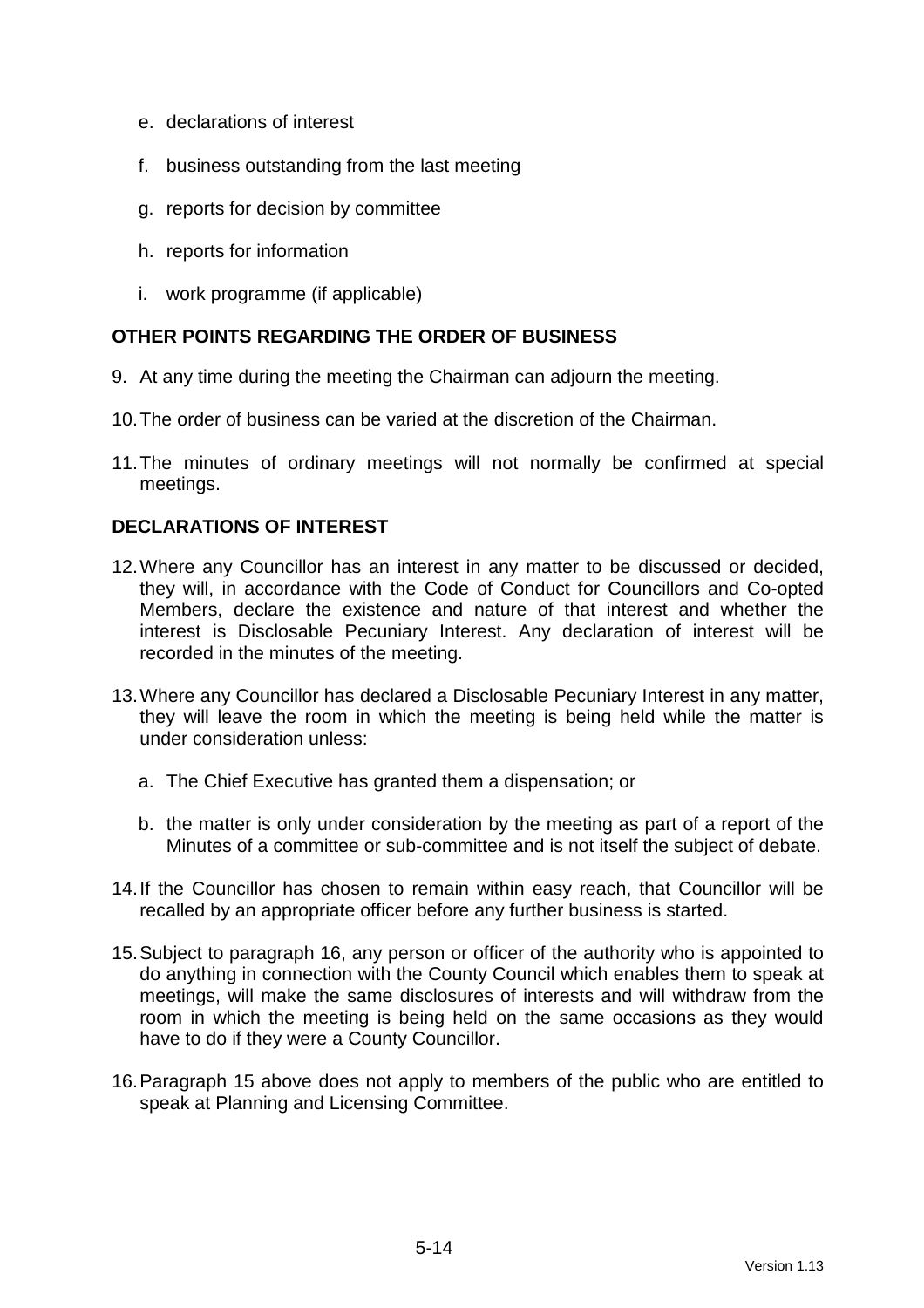e. declarations of interest

f. business outstanding from the last meeting

g. reports for decision by committee

h. reports for information

i. work programme (if applicable)

## OTHER POINTS REGARDING THE ORDER OF BUSINESS

9. At any time during the meeting the Chairman can adjourn the meeting.

10. The order of business can be varied at the discretion of the Chairman.

11. The minutes of ordinary meetings will not normally be confirmed at special meetings.

## DECLARATIONS OF INTEREST

12. Where any Councillor has an interest in any matter to be discussed or decided, they will, in accordance with the Code of Conduct for Councillors and Co-opted Members, declare the existence and nature of that interest and whether the interest is Disclosable Pecuniary Interest. Any declaration of interest will be recorded in the minutes of the meeting.

13. Where any Councillor has declared a Disclosable Pecuniary Interest in any matter, they will leave the room in which the meeting is being held while the matter is under consideration unless:

    a. The Chief Executive has granted them a dispensation; or

    b. the matter is only under consideration by the meeting as part of a report of the Minutes of a committee or sub-committee and is not itself the subject of debate.

14. If the Councillor has chosen to remain within easy reach, that Councillor will be recalled by an appropriate officer before any further business is started.

15. Subject to paragraph 16, any person or officer of the authority who is appointed to do anything in connection with the County Council which enables them to speak at meetings, will make the same disclosures of interests and will withdraw from the room in which the meeting is being held on the same occasions as they would have to do if they were a County Councillor.

16. Paragraph 15 above does not apply to members of the public who are entitled to speak at Planning and Licensing Committee.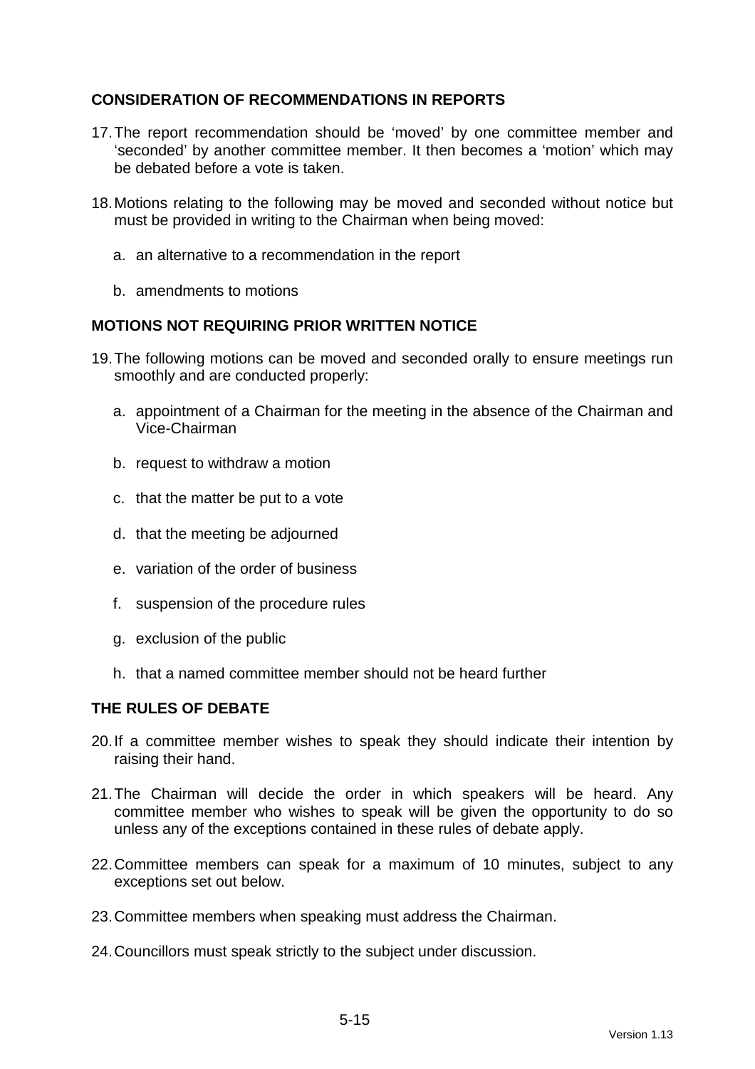## CONSIDERATION OF RECOMMENDATIONS IN REPORTS

17. The report recommendation should be 'moved' by one committee member and 'seconded' by another committee member. It then becomes a 'motion' which may be debated before a vote is taken.

18. Motions relating to the following may be moved and seconded without notice but must be provided in writing to the Chairman when being moved:

    a. an alternative to a recommendation in the report

    b. amendments to motions

## MOTIONS NOT REQUIRING PRIOR WRITTEN NOTICE

19. The following motions can be moved and seconded orally to ensure meetings run smoothly and are conducted properly:

    a. appointment of a Chairman for the meeting in the absence of the Chairman and Vice-Chairman

    b. request to withdraw a motion

    c. that the matter be put to a vote

    d. that the meeting be adjourned

    e. variation of the order of business

    f. suspension of the procedure rules

    g. exclusion of the public

    h. that a named committee member should not be heard further

## THE RULES OF DEBATE

20. If a committee member wishes to speak they should indicate their intention by raising their hand.

21. The Chairman will decide the order in which speakers will be heard. Any committee member who wishes to speak will be given the opportunity to do so unless any of the exceptions contained in these rules of debate apply.

22. Committee members can speak for a maximum of 10 minutes, subject to any exceptions set out below.

23. Committee members when speaking must address the Chairman.

24. Councillors must speak strictly to the subject under discussion.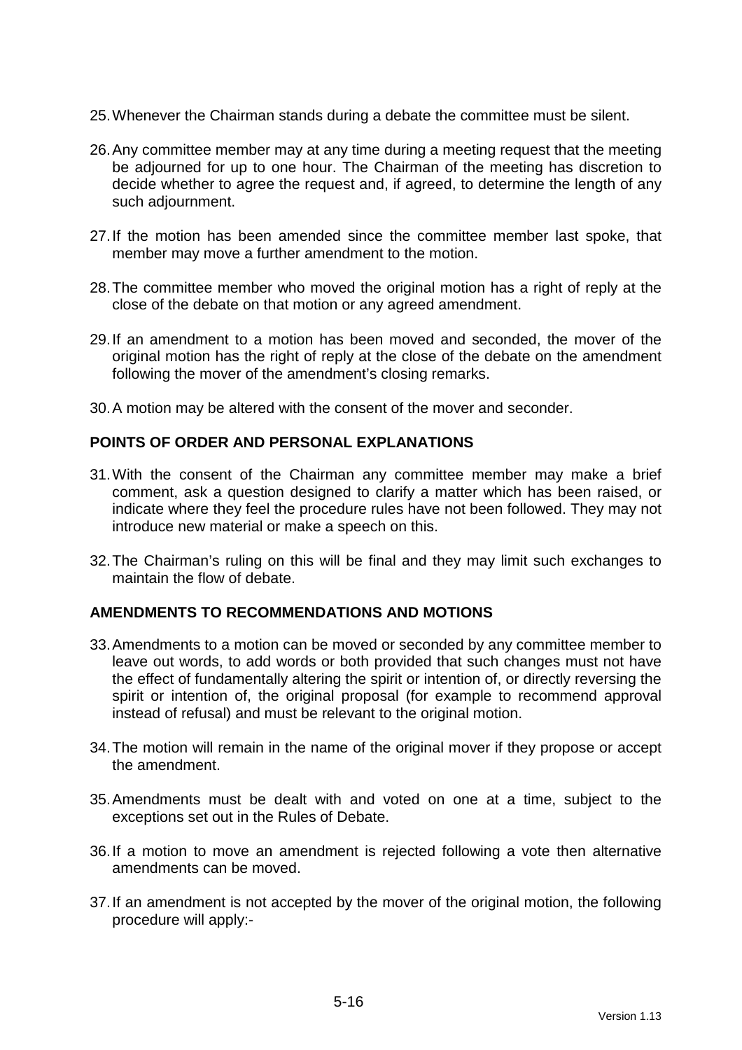25. Whenever the Chairman stands during a debate the committee must be silent.

26. Any committee member may at any time during a meeting request that the meeting be adjourned for up to one hour. The Chairman of the meeting has discretion to decide whether to agree the request and, if agreed, to determine the length of any such adjournment.

27. If the motion has been amended since the committee member last spoke, that member may move a further amendment to the motion.

28. The committee member who moved the original motion has a right of reply at the close of the debate on that motion or any agreed amendment.

29. If an amendment to a motion has been moved and seconded, the mover of the original motion has the right of reply at the close of the debate on the amendment following the mover of the amendment's closing remarks.

30. A motion may be altered with the consent of the mover and seconder.

**POINTS OF ORDER AND PERSONAL EXPLANATIONS**

31. With the consent of the Chairman any committee member may make a brief comment, ask a question designed to clarify a matter which has been raised, or indicate where they feel the procedure rules have not been followed. They may not introduce new material or make a speech on this.

32. The Chairman's ruling on this will be final and they may limit such exchanges to maintain the flow of debate.

**AMENDMENTS TO RECOMMENDATIONS AND MOTIONS**

33. Amendments to a motion can be moved or seconded by any committee member to leave out words, to add words or both provided that such changes must not have the effect of fundamentally altering the spirit or intention of, or directly reversing the spirit or intention of, the original proposal (for example to recommend approval instead of refusal) and must be relevant to the original motion.

34. The motion will remain in the name of the original mover if they propose or accept the amendment.

35. Amendments must be dealt with and voted on one at a time, subject to the exceptions set out in the Rules of Debate.

36. If a motion to move an amendment is rejected following a vote then alternative amendments can be moved.

37. If an amendment is not accepted by the mover of the original motion, the following procedure will apply:-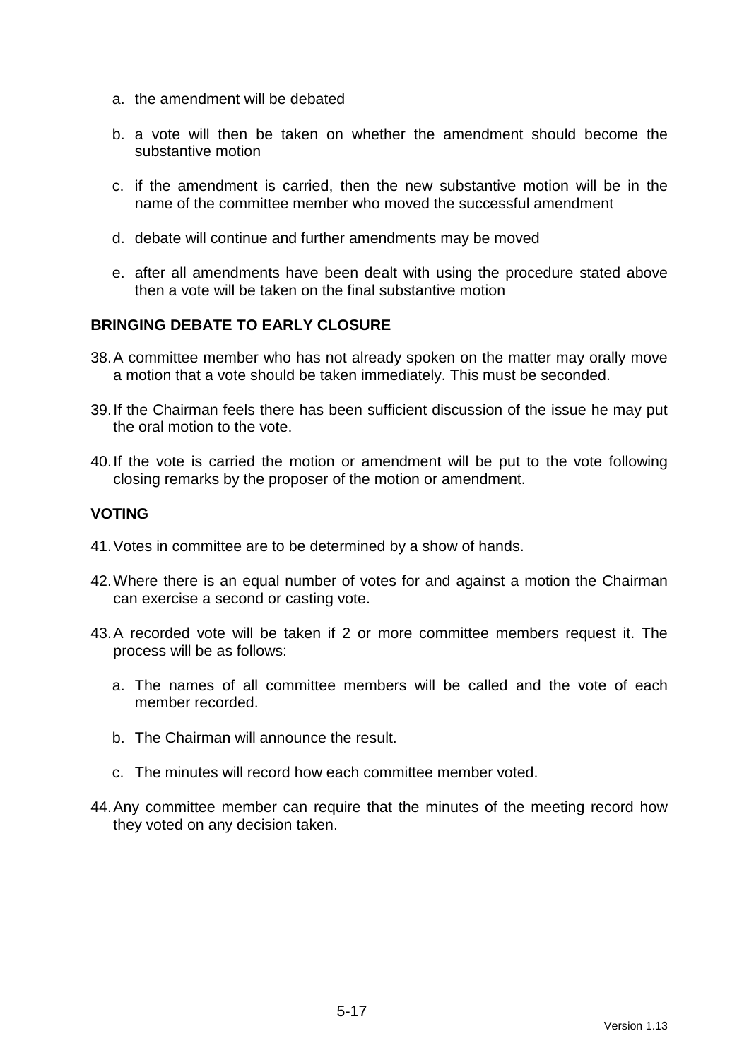a. the amendment will be debated

b. a vote will then be taken on whether the amendment should become the substantive motion

c. if the amendment is carried, then the new substantive motion will be in the name of the committee member who moved the successful amendment

d. debate will continue and further amendments may be moved

e. after all amendments have been dealt with using the procedure stated above then a vote will be taken on the final substantive motion

**BRINGING DEBATE TO EARLY CLOSURE**

38. A committee member who has not already spoken on the matter may orally move a motion that a vote should be taken immediately. This must be seconded.

39. If the Chairman feels there has been sufficient discussion of the issue he may put the oral motion to the vote.

40. If the vote is carried the motion or amendment will be put to the vote following closing remarks by the proposer of the motion or amendment.

**VOTING**

41. Votes in committee are to be determined by a show of hands.

42. Where there is an equal number of votes for and against a motion the Chairman can exercise a second or casting vote.

43. A recorded vote will be taken if 2 or more committee members request it. The process will be as follows:

    a. The names of all committee members will be called and the vote of each member recorded.

    b. The Chairman will announce the result.

    c. The minutes will record how each committee member voted.

44. Any committee member can require that the minutes of the meeting record how they voted on any decision taken.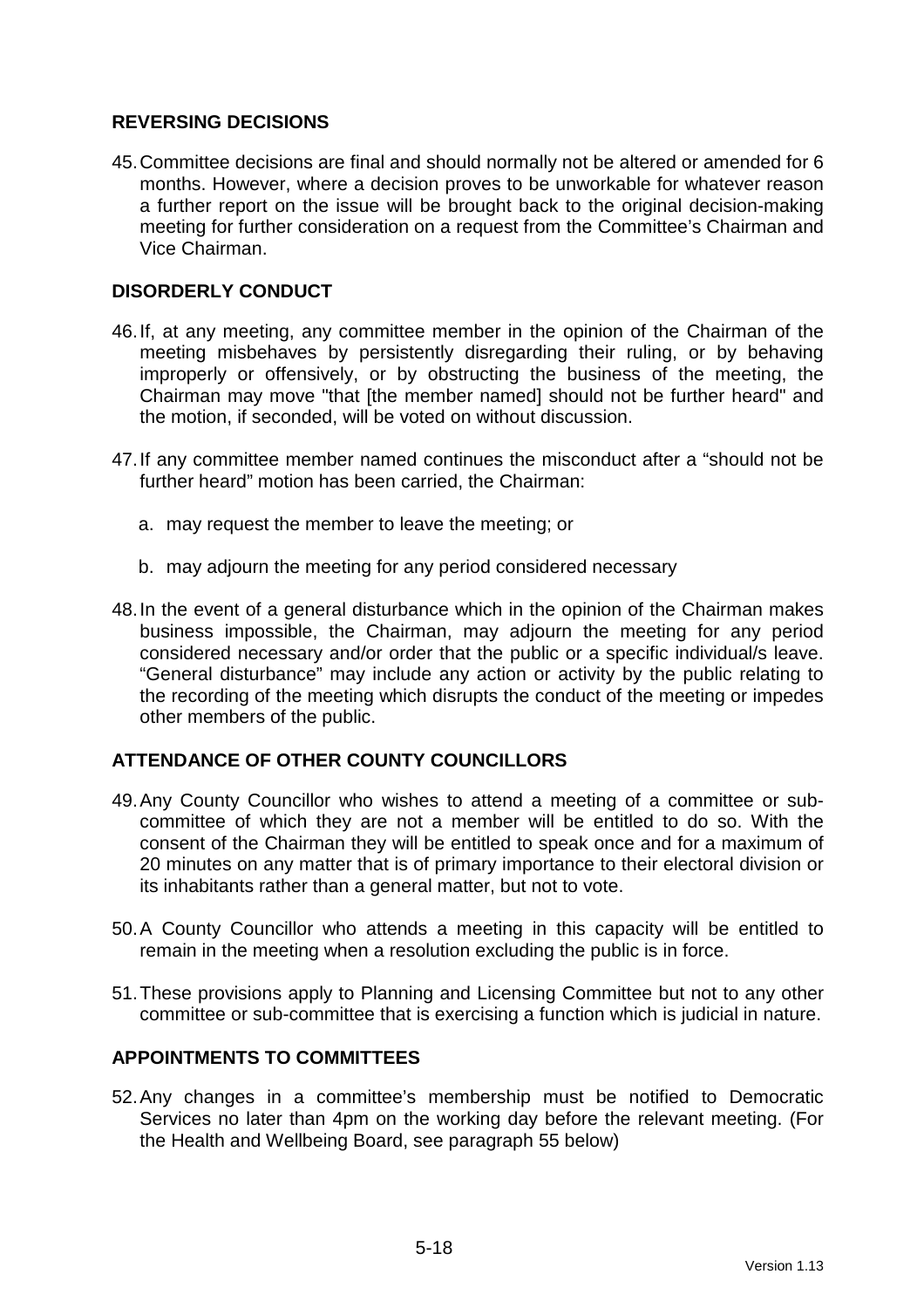## REVERSING DECISIONS

45. Committee decisions are final and should normally not be altered or amended for 6 months. However, where a decision proves to be unworkable for whatever reason a further report on the issue will be brought back to the original decision-making meeting for further consideration on a request from the Committee's Chairman and Vice Chairman.

## DISORDERLY CONDUCT

46. If, at any meeting, any committee member in the opinion of the Chairman of the meeting misbehaves by persistently disregarding their ruling, or by behaving improperly or offensively, or by obstructing the business of the meeting, the Chairman may move "that [the member named] should not be further heard" and the motion, if seconded, will be voted on without discussion.

47. If any committee member named continues the misconduct after a "should not be further heard" motion has been carried, the Chairman:

    a. may request the member to leave the meeting; or

    b. may adjourn the meeting for any period considered necessary

48. In the event of a general disturbance which in the opinion of the Chairman makes business impossible, the Chairman, may adjourn the meeting for any period considered necessary and/or order that the public or a specific individual/s leave. "General disturbance" may include any action or activity by the public relating to the recording of the meeting which disrupts the conduct of the meeting or impedes other members of the public.

## ATTENDANCE OF OTHER COUNTY COUNCILLORS

49. Any County Councillor who wishes to attend a meeting of a committee or sub-committee of which they are not a member will be entitled to do so. With the consent of the Chairman they will be entitled to speak once and for a maximum of 20 minutes on any matter that is of primary importance to their electoral division or its inhabitants rather than a general matter, but not to vote.

50. A County Councillor who attends a meeting in this capacity will be entitled to remain in the meeting when a resolution excluding the public is in force.

51. These provisions apply to Planning and Licensing Committee but not to any other committee or sub-committee that is exercising a function which is judicial in nature.

## APPOINTMENTS TO COMMITTEES

52. Any changes in a committee's membership must be notified to Democratic Services no later than 4pm on the working day before the relevant meeting. (For the Health and Wellbeing Board, see paragraph 55 below)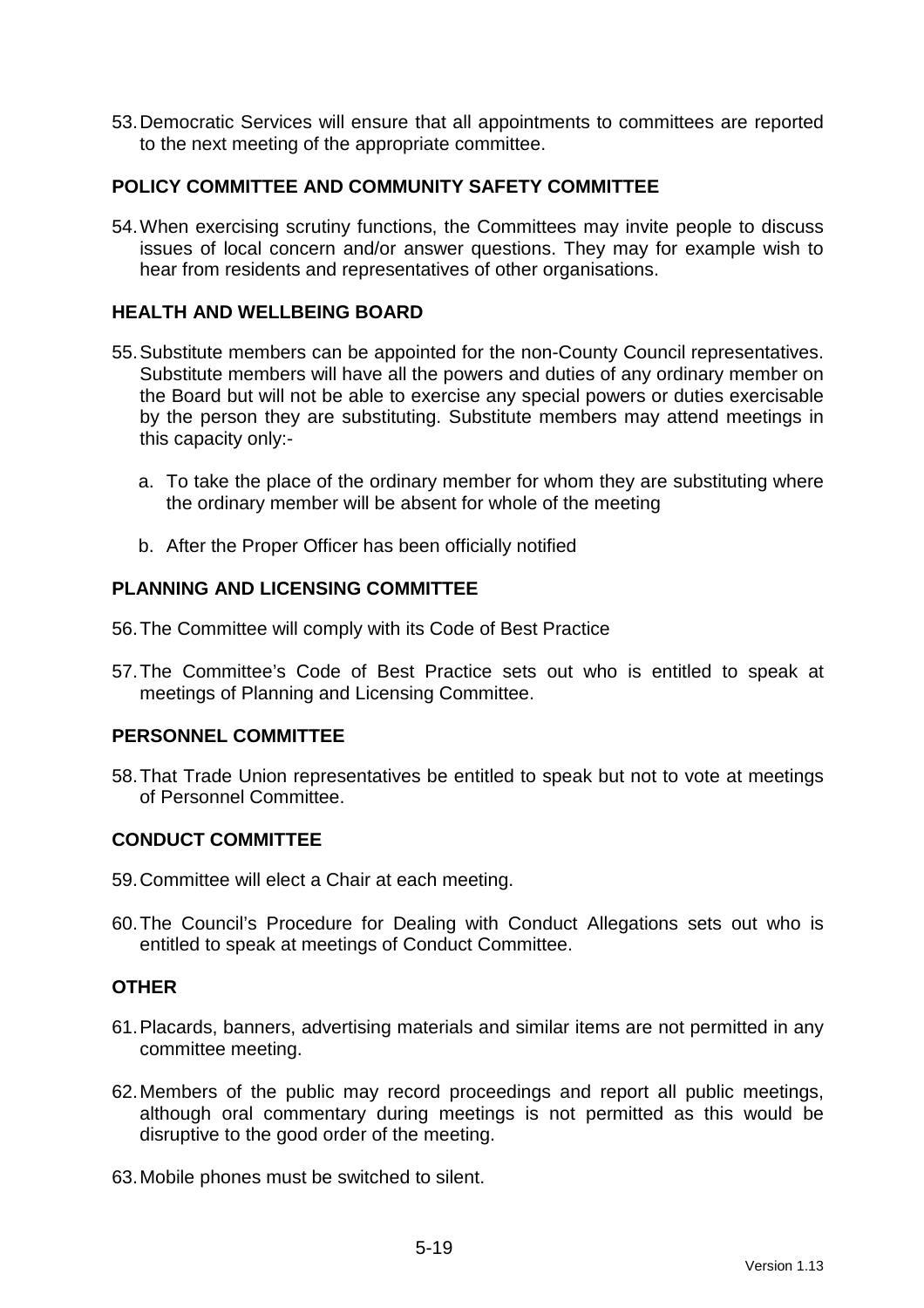53. Democratic Services will ensure that all appointments to committees are reported to the next meeting of the appropriate committee.

**POLICY COMMITTEE AND COMMUNITY SAFETY COMMITTEE**

54. When exercising scrutiny functions, the Committees may invite people to discuss issues of local concern and/or answer questions. They may for example wish to hear from residents and representatives of other organisations.

**HEALTH AND WELLBEING BOARD**

55. Substitute members can be appointed for the non-County Council representatives. Substitute members will have all the powers and duties of any ordinary member on the Board but will not be able to exercise any special powers or duties exercisable by the person they are substituting. Substitute members may attend meetings in this capacity only:-

    a. To take the place of the ordinary member for whom they are substituting where the ordinary member will be absent for whole of the meeting

    b. After the Proper Officer has been officially notified

**PLANNING AND LICENSING COMMITTEE**

56. The Committee will comply with its Code of Best Practice

57. The Committee's Code of Best Practice sets out who is entitled to speak at meetings of Planning and Licensing Committee.

**PERSONNEL COMMITTEE**

58. That Trade Union representatives be entitled to speak but not to vote at meetings of Personnel Committee.

**CONDUCT COMMITTEE**

59. Committee will elect a Chair at each meeting.

60. The Council's Procedure for Dealing with Conduct Allegations sets out who is entitled to speak at meetings of Conduct Committee.

**OTHER**

61. Placards, banners, advertising materials and similar items are not permitted in any committee meeting.

62. Members of the public may record proceedings and report all public meetings, although oral commentary during meetings is not permitted as this would be disruptive to the good order of the meeting.

63. Mobile phones must be switched to silent.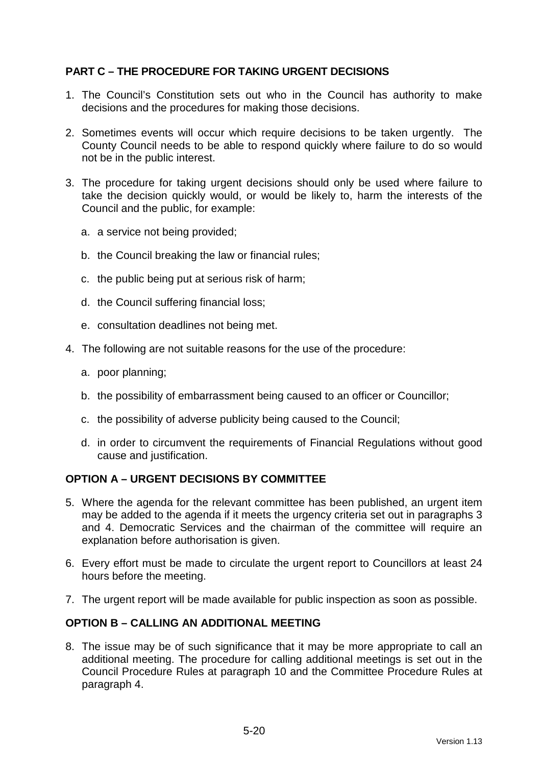## PART C – THE PROCEDURE FOR TAKING URGENT DECISIONS

1. The Council's Constitution sets out who in the Council has authority to make decisions and the procedures for making those decisions.

2. Sometimes events will occur which require decisions to be taken urgently. The County Council needs to be able to respond quickly where failure to do so would not be in the public interest.

3. The procedure for taking urgent decisions should only be used where failure to take the decision quickly would, or would be likely to, harm the interests of the Council and the public, for example:

   a. a service not being provided;

   b. the Council breaking the law or financial rules;

   c. the public being put at serious risk of harm;

   d. the Council suffering financial loss;

   e. consultation deadlines not being met.

4. The following are not suitable reasons for the use of the procedure:

   a. poor planning;

   b. the possibility of embarrassment being caused to an officer or Councillor;

   c. the possibility of adverse publicity being caused to the Council;

   d. in order to circumvent the requirements of Financial Regulations without good cause and justification.

## OPTION A – URGENT DECISIONS BY COMMITTEE

5. Where the agenda for the relevant committee has been published, an urgent item may be added to the agenda if it meets the urgency criteria set out in paragraphs 3 and 4. Democratic Services and the chairman of the committee will require an explanation before authorisation is given.

6. Every effort must be made to circulate the urgent report to Councillors at least 24 hours before the meeting.

7. The urgent report will be made available for public inspection as soon as possible.

## OPTION B – CALLING AN ADDITIONAL MEETING

8. The issue may be of such significance that it may be more appropriate to call an additional meeting. The procedure for calling additional meetings is set out in the Council Procedure Rules at paragraph 10 and the Committee Procedure Rules at paragraph 4.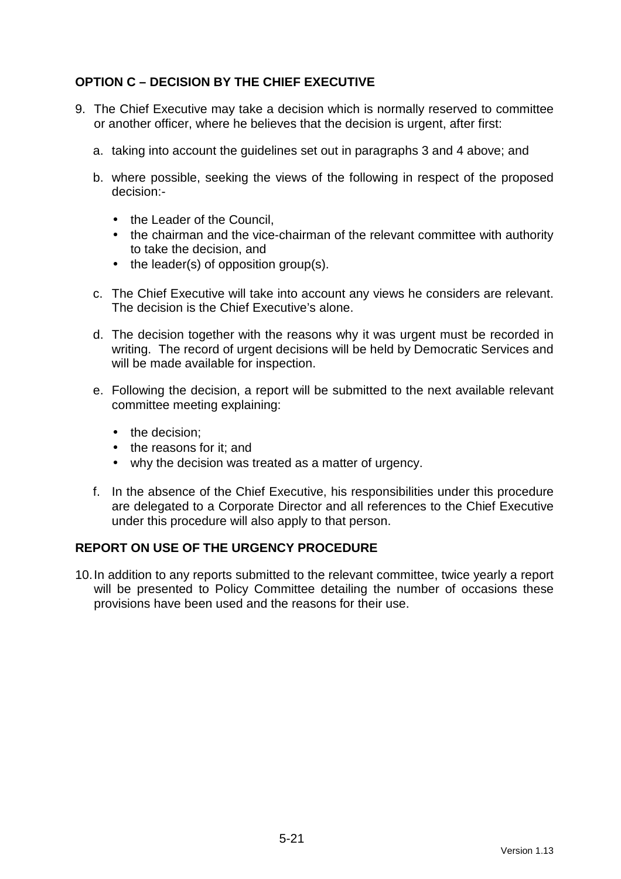## OPTION C – DECISION BY THE CHIEF EXECUTIVE

9. The Chief Executive may take a decision which is normally reserved to committee or another officer, where he believes that the decision is urgent, after first:

   a. taking into account the guidelines set out in paragraphs 3 and 4 above; and

   b. where possible, seeking the views of the following in respect of the proposed decision:-

      - the Leader of the Council,
      - the chairman and the vice-chairman of the relevant committee with authority to take the decision, and
      - the leader(s) of opposition group(s).

   c. The Chief Executive will take into account any views he considers are relevant. The decision is the Chief Executive's alone.

   d. The decision together with the reasons why it was urgent must be recorded in writing. The record of urgent decisions will be held by Democratic Services and will be made available for inspection.

   e. Following the decision, a report will be submitted to the next available relevant committee meeting explaining:

      - the decision;
      - the reasons for it; and
      - why the decision was treated as a matter of urgency.

   f. In the absence of the Chief Executive, his responsibilities under this procedure are delegated to a Corporate Director and all references to the Chief Executive under this procedure will also apply to that person.

## REPORT ON USE OF THE URGENCY PROCEDURE

10. In addition to any reports submitted to the relevant committee, twice yearly a report will be presented to Policy Committee detailing the number of occasions these provisions have been used and the reasons for their use.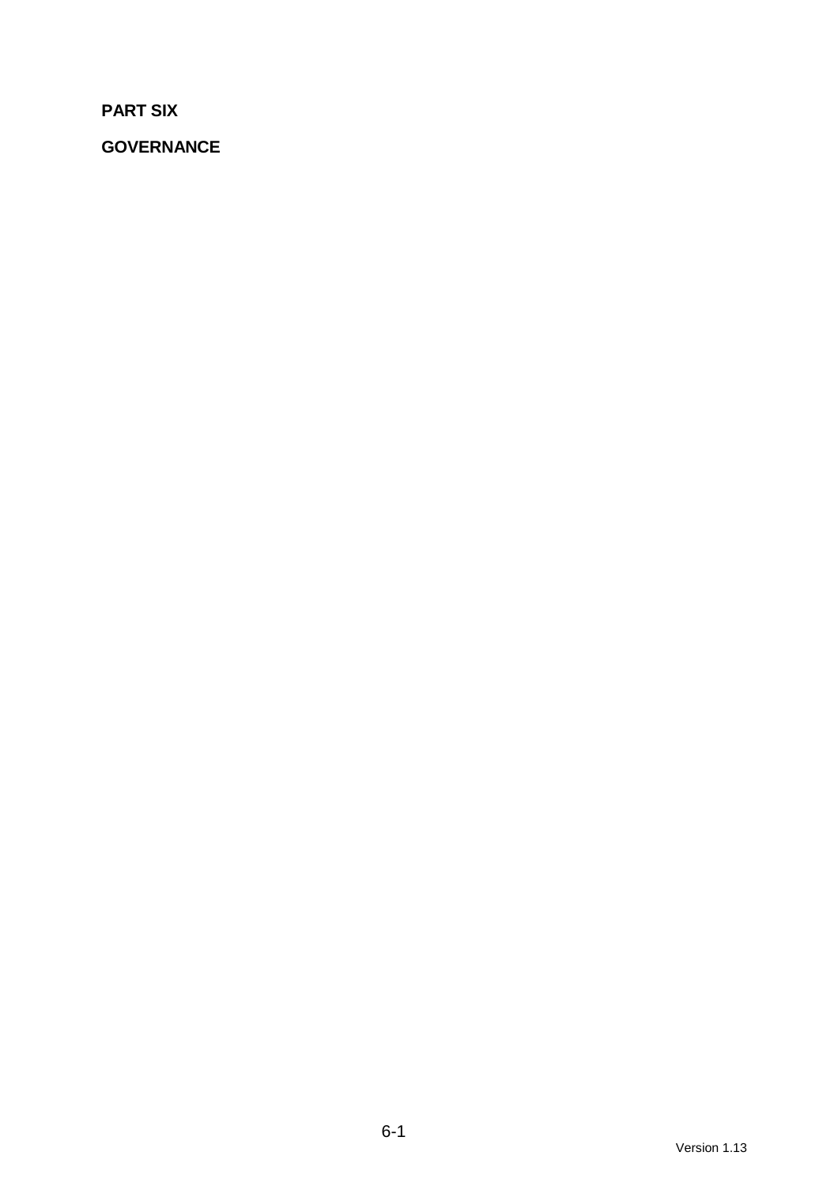**PART SIX**

**GOVERNANCE**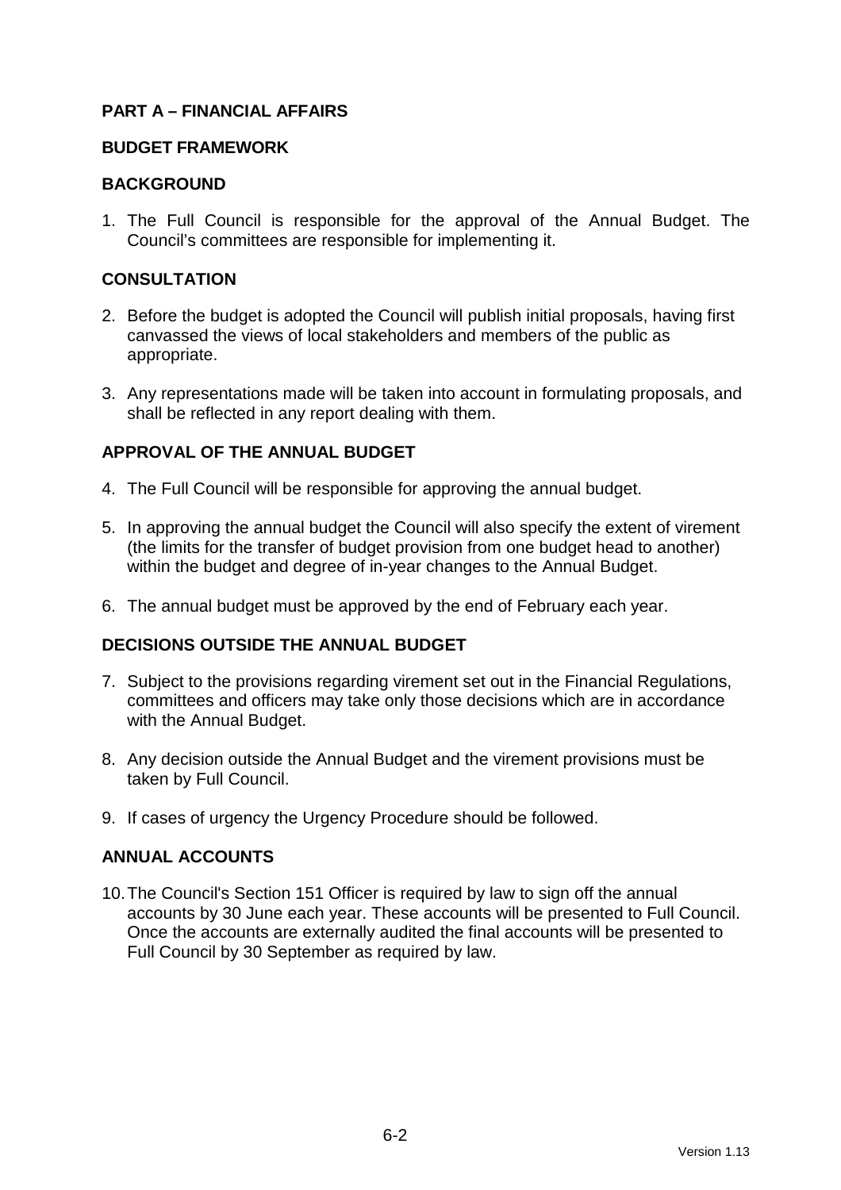## PART A – FINANCIAL AFFAIRS

### BUDGET FRAMEWORK

### BACKGROUND

1. The Full Council is responsible for the approval of the Annual Budget. The Council's committees are responsible for implementing it.

### CONSULTATION

2. Before the budget is adopted the Council will publish initial proposals, having first canvassed the views of local stakeholders and members of the public as appropriate.

3. Any representations made will be taken into account in formulating proposals, and shall be reflected in any report dealing with them.

### APPROVAL OF THE ANNUAL BUDGET

4. The Full Council will be responsible for approving the annual budget.

5. In approving the annual budget the Council will also specify the extent of virement (the limits for the transfer of budget provision from one budget head to another) within the budget and degree of in-year changes to the Annual Budget.

6. The annual budget must be approved by the end of February each year.

### DECISIONS OUTSIDE THE ANNUAL BUDGET

7. Subject to the provisions regarding virement set out in the Financial Regulations, committees and officers may take only those decisions which are in accordance with the Annual Budget.

8. Any decision outside the Annual Budget and the virement provisions must be taken by Full Council.

9. If cases of urgency the Urgency Procedure should be followed.

### ANNUAL ACCOUNTS

10. The Council's Section 151 Officer is required by law to sign off the annual accounts by 30 June each year. These accounts will be presented to Full Council. Once the accounts are externally audited the final accounts will be presented to Full Council by 30 September as required by law.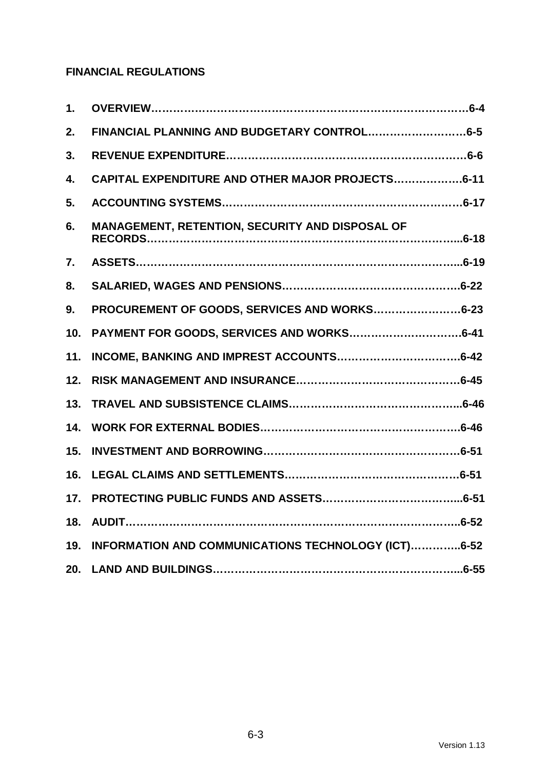**FINANCIAL REGULATIONS**

1. **OVERVIEW……………………………………………………………………….6-4**
2. **FINANCIAL PLANNING AND BUDGETARY CONTROL……………………….6-5**
3. **REVENUE EXPENDITURE………………………………………………………6-6**
4. **CAPITAL EXPENDITURE AND OTHER MAJOR PROJECTS……………….6-11**
5. **ACCOUNTING SYSTEMS………………………………………………………6-17**
6. **MANAGEMENT, RETENTION, SECURITY AND DISPOSAL OF RECORDS…………………………………………………………………………..6-18**
7. **ASSETS…………………………………………………………………………..6-19**
8. **SALARIED, WAGES AND PENSIONS………………………………………….6-22**
9. **PROCUREMENT OF GOODS, SERVICES AND WORKS……………………6-23**
10. **PAYMENT FOR GOODS, SERVICES AND WORKS………………………….6-41**
11. **INCOME, BANKING AND IMPREST ACCOUNTS…………………………….6-42**
12. **RISK MANAGEMENT AND INSURANCE………………………………………6-45**
13. **TRAVEL AND SUBSISTENCE CLAIMS………………………………………..6-46**
14. **WORK FOR EXTERNAL BODIES……………………………………………….6-46**
15. **INVESTMENT AND BORROWING……………………………………………6-51**
16. **LEGAL CLAIMS AND SETTLEMENTS…………………………………………6-51**
17. **PROTECTING PUBLIC FUNDS AND ASSETS………………………………...6-51**
18. **AUDIT…………………………………………………………………………..6-52**
19. **INFORMATION AND COMMUNICATIONS TECHNOLOGY (ICT)…………..6-52**
20. **LAND AND BUILDINGS………………………………………………………...6-55**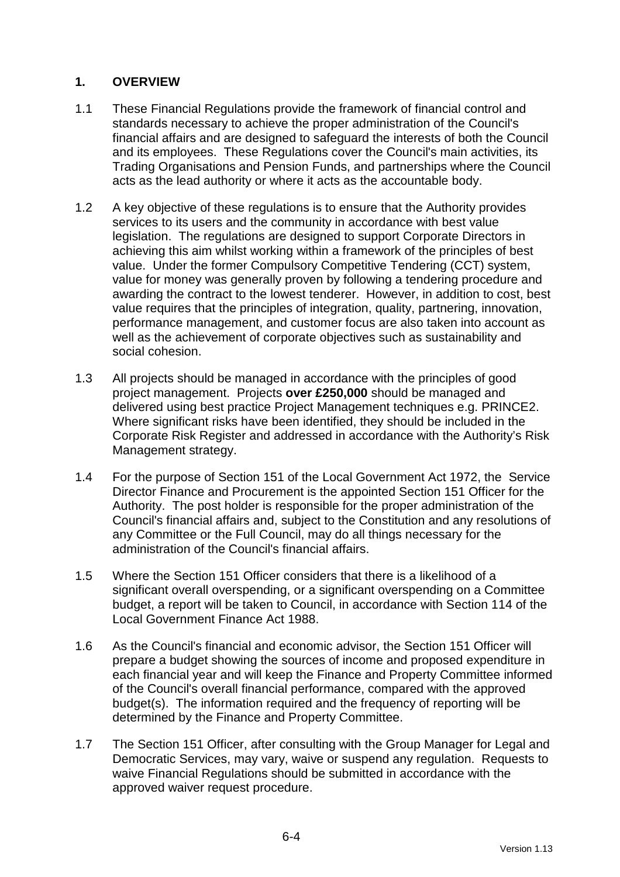## 1. OVERVIEW

1.1 These Financial Regulations provide the framework of financial control and standards necessary to achieve the proper administration of the Council's financial affairs and are designed to safeguard the interests of both the Council and its employees. These Regulations cover the Council's main activities, its Trading Organisations and Pension Funds, and partnerships where the Council acts as the lead authority or where it acts as the accountable body.

1.2 A key objective of these regulations is to ensure that the Authority provides services to its users and the community in accordance with best value legislation. The regulations are designed to support Corporate Directors in achieving this aim whilst working within a framework of the principles of best value. Under the former Compulsory Competitive Tendering (CCT) system, value for money was generally proven by following a tendering procedure and awarding the contract to the lowest tenderer. However, in addition to cost, best value requires that the principles of integration, quality, partnering, innovation, performance management, and customer focus are also taken into account as well as the achievement of corporate objectives such as sustainability and social cohesion.

1.3 All projects should be managed in accordance with the principles of good project management. Projects **over £250,000** should be managed and delivered using best practice Project Management techniques e.g. PRINCE2. Where significant risks have been identified, they should be included in the Corporate Risk Register and addressed in accordance with the Authority's Risk Management strategy.

1.4 For the purpose of Section 151 of the Local Government Act 1972, the Service Director Finance and Procurement is the appointed Section 151 Officer for the Authority. The post holder is responsible for the proper administration of the Council's financial affairs and, subject to the Constitution and any resolutions of any Committee or the Full Council, may do all things necessary for the administration of the Council's financial affairs.

1.5 Where the Section 151 Officer considers that there is a likelihood of a significant overall overspending, or a significant overspending on a Committee budget, a report will be taken to Council, in accordance with Section 114 of the Local Government Finance Act 1988.

1.6 As the Council's financial and economic advisor, the Section 151 Officer will prepare a budget showing the sources of income and proposed expenditure in each financial year and will keep the Finance and Property Committee informed of the Council's overall financial performance, compared with the approved budget(s). The information required and the frequency of reporting will be determined by the Finance and Property Committee.

1.7 The Section 151 Officer, after consulting with the Group Manager for Legal and Democratic Services, may vary, waive or suspend any regulation. Requests to waive Financial Regulations should be submitted in accordance with the approved waiver request procedure.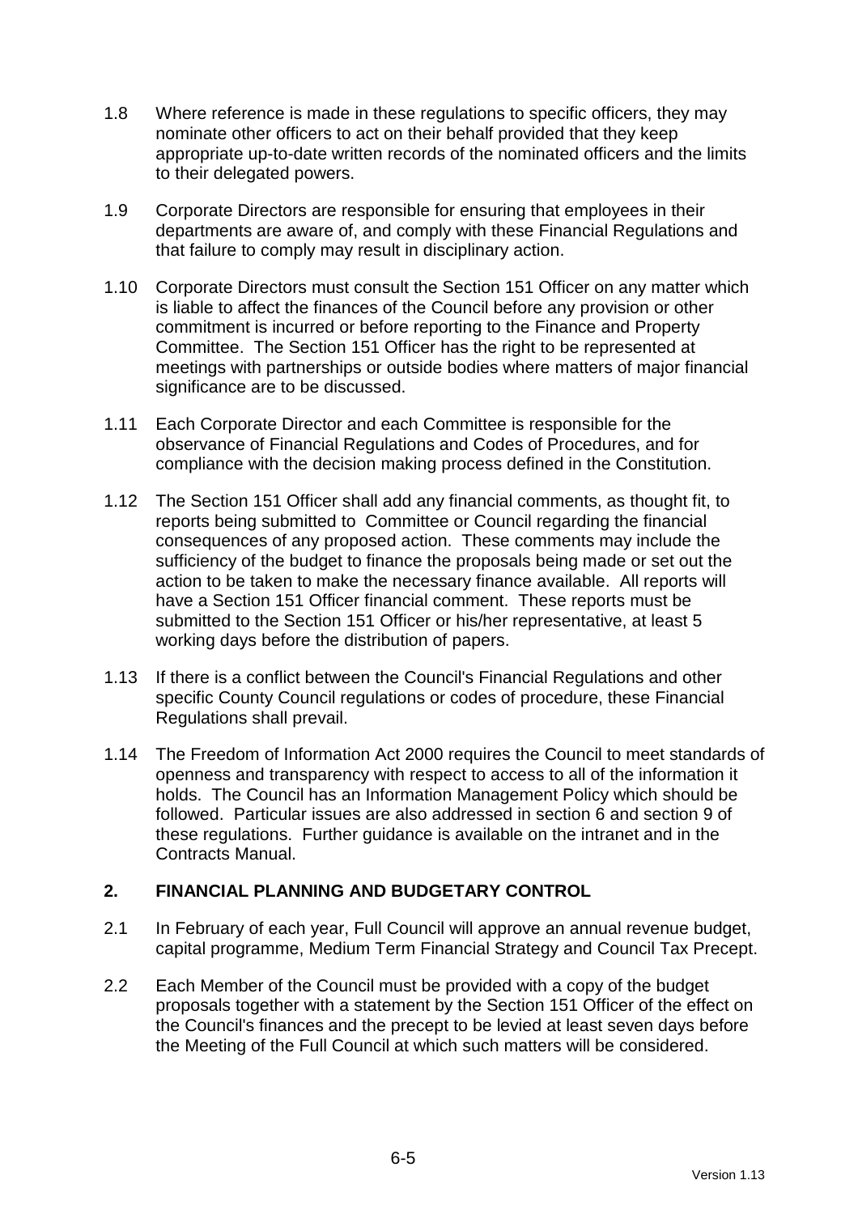1.8 Where reference is made in these regulations to specific officers, they may nominate other officers to act on their behalf provided that they keep appropriate up-to-date written records of the nominated officers and the limits to their delegated powers.

1.9 Corporate Directors are responsible for ensuring that employees in their departments are aware of, and comply with these Financial Regulations and that failure to comply may result in disciplinary action.

1.10 Corporate Directors must consult the Section 151 Officer on any matter which is liable to affect the finances of the Council before any provision or other commitment is incurred or before reporting to the Finance and Property Committee. The Section 151 Officer has the right to be represented at meetings with partnerships or outside bodies where matters of major financial significance are to be discussed.

1.11 Each Corporate Director and each Committee is responsible for the observance of Financial Regulations and Codes of Procedures, and for compliance with the decision making process defined in the Constitution.

1.12 The Section 151 Officer shall add any financial comments, as thought fit, to reports being submitted to Committee or Council regarding the financial consequences of any proposed action. These comments may include the sufficiency of the budget to finance the proposals being made or set out the action to be taken to make the necessary finance available. All reports will have a Section 151 Officer financial comment. These reports must be submitted to the Section 151 Officer or his/her representative, at least 5 working days before the distribution of papers.

1.13 If there is a conflict between the Council's Financial Regulations and other specific County Council regulations or codes of procedure, these Financial Regulations shall prevail.

1.14 The Freedom of Information Act 2000 requires the Council to meet standards of openness and transparency with respect to access to all of the information it holds. The Council has an Information Management Policy which should be followed. Particular issues are also addressed in section 6 and section 9 of these regulations. Further guidance is available on the intranet and in the Contracts Manual.

## 2. FINANCIAL PLANNING AND BUDGETARY CONTROL

2.1 In February of each year, Full Council will approve an annual revenue budget, capital programme, Medium Term Financial Strategy and Council Tax Precept.

2.2 Each Member of the Council must be provided with a copy of the budget proposals together with a statement by the Section 151 Officer of the effect on the Council's finances and the precept to be levied at least seven days before the Meeting of the Full Council at which such matters will be considered.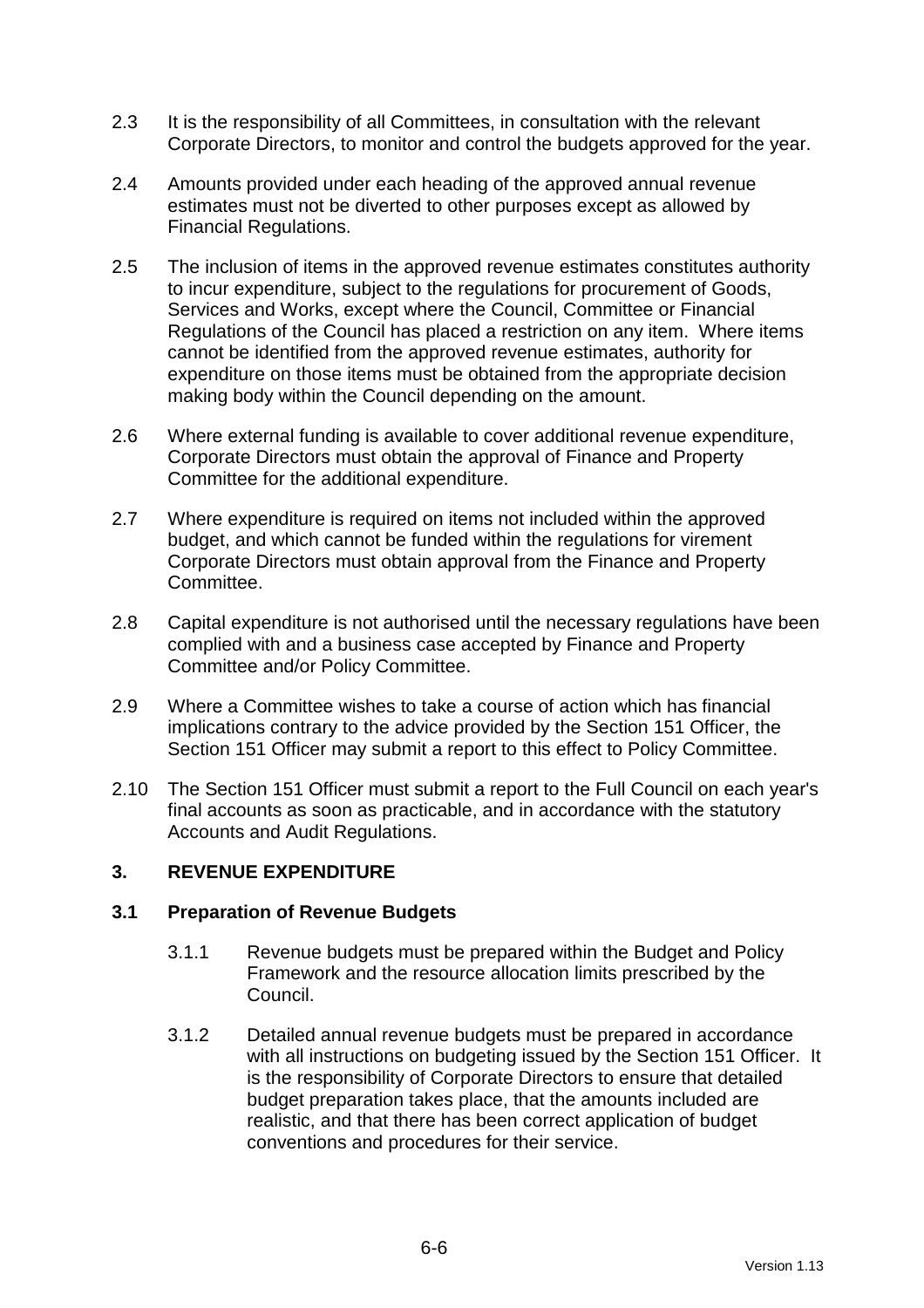2.3 It is the responsibility of all Committees, in consultation with the relevant Corporate Directors, to monitor and control the budgets approved for the year.

2.4 Amounts provided under each heading of the approved annual revenue estimates must not be diverted to other purposes except as allowed by Financial Regulations.

2.5 The inclusion of items in the approved revenue estimates constitutes authority to incur expenditure, subject to the regulations for procurement of Goods, Services and Works, except where the Council, Committee or Financial Regulations of the Council has placed a restriction on any item. Where items cannot be identified from the approved revenue estimates, authority for expenditure on those items must be obtained from the appropriate decision making body within the Council depending on the amount.

2.6 Where external funding is available to cover additional revenue expenditure, Corporate Directors must obtain the approval of Finance and Property Committee for the additional expenditure.

2.7 Where expenditure is required on items not included within the approved budget, and which cannot be funded within the regulations for virement Corporate Directors must obtain approval from the Finance and Property Committee.

2.8 Capital expenditure is not authorised until the necessary regulations have been complied with and a business case accepted by Finance and Property Committee and/or Policy Committee.

2.9 Where a Committee wishes to take a course of action which has financial implications contrary to the advice provided by the Section 151 Officer, the Section 151 Officer may submit a report to this effect to Policy Committee.

2.10 The Section 151 Officer must submit a report to the Full Council on each year's final accounts as soon as practicable, and in accordance with the statutory Accounts and Audit Regulations.

## 3. REVENUE EXPENDITURE

### 3.1 Preparation of Revenue Budgets

3.1.1 Revenue budgets must be prepared within the Budget and Policy Framework and the resource allocation limits prescribed by the Council.

3.1.2 Detailed annual revenue budgets must be prepared in accordance with all instructions on budgeting issued by the Section 151 Officer. It is the responsibility of Corporate Directors to ensure that detailed budget preparation takes place, that the amounts included are realistic, and that there has been correct application of budget conventions and procedures for their service.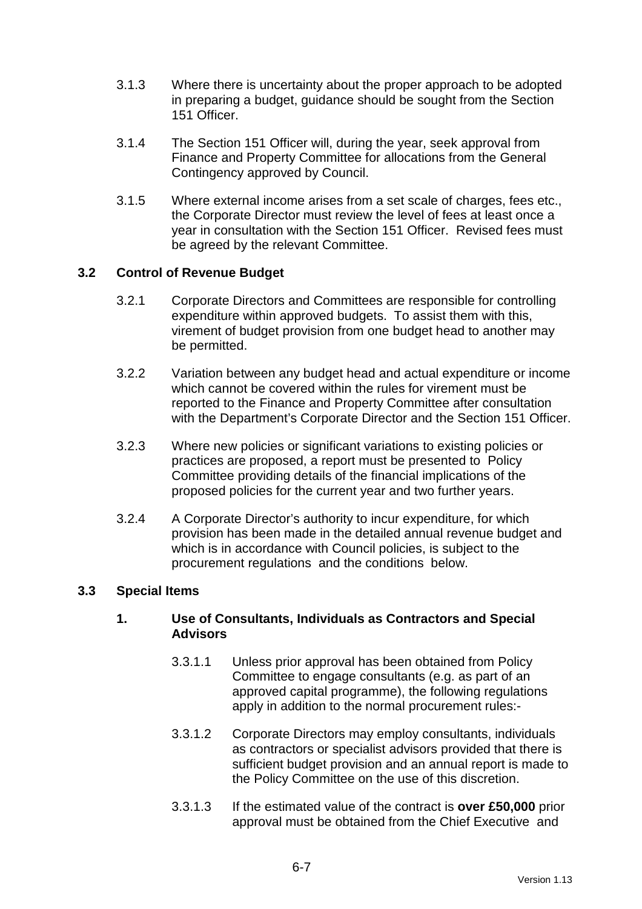3.1.3 Where there is uncertainty about the proper approach to be adopted in preparing a budget, guidance should be sought from the Section 151 Officer.

3.1.4 The Section 151 Officer will, during the year, seek approval from Finance and Property Committee for allocations from the General Contingency approved by Council.

3.1.5 Where external income arises from a set scale of charges, fees etc., the Corporate Director must review the level of fees at least once a year in consultation with the Section 151 Officer. Revised fees must be agreed by the relevant Committee.

### 3.2 Control of Revenue Budget

3.2.1 Corporate Directors and Committees are responsible for controlling expenditure within approved budgets. To assist them with this, virement of budget provision from one budget head to another may be permitted.

3.2.2 Variation between any budget head and actual expenditure or income which cannot be covered within the rules for virement must be reported to the Finance and Property Committee after consultation with the Department's Corporate Director and the Section 151 Officer.

3.2.3 Where new policies or significant variations to existing policies or practices are proposed, a report must be presented to Policy Committee providing details of the financial implications of the proposed policies for the current year and two further years.

3.2.4 A Corporate Director's authority to incur expenditure, for which provision has been made in the detailed annual revenue budget and which is in accordance with Council policies, is subject to the procurement regulations and the conditions below.

### 3.3 Special Items

#### 1. Use of Consultants, Individuals as Contractors and Special Advisors

3.3.1.1 Unless prior approval has been obtained from Policy Committee to engage consultants (e.g. as part of an approved capital programme), the following regulations apply in addition to the normal procurement rules:-

3.3.1.2 Corporate Directors may employ consultants, individuals as contractors or specialist advisors provided that there is sufficient budget provision and an annual report is made to the Policy Committee on the use of this discretion.

3.3.1.3 If the estimated value of the contract is **over £50,000** prior approval must be obtained from the Chief Executive and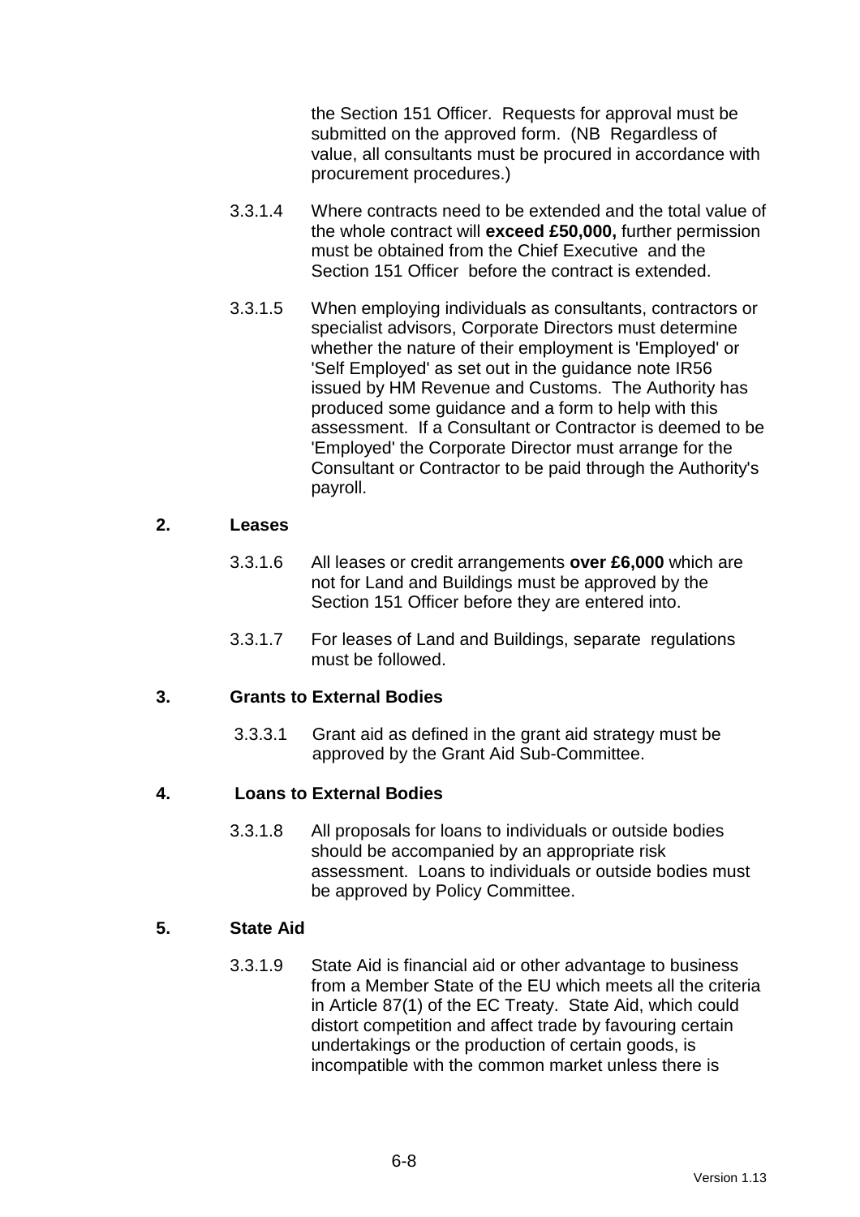the Section 151 Officer. Requests for approval must be submitted on the approved form. (NB Regardless of value, all consultants must be procured in accordance with procurement procedures.)

3.3.1.4 Where contracts need to be extended and the total value of the whole contract will **exceed £50,000,** further permission must be obtained from the Chief Executive and the Section 151 Officer before the contract is extended.

3.3.1.5 When employing individuals as consultants, contractors or specialist advisors, Corporate Directors must determine whether the nature of their employment is 'Employed' or 'Self Employed' as set out in the guidance note IR56 issued by HM Revenue and Customs. The Authority has produced some guidance and a form to help with this assessment. If a Consultant or Contractor is deemed to be 'Employed' the Corporate Director must arrange for the Consultant or Contractor to be paid through the Authority's payroll.

**2. Leases**

3.3.1.6 All leases or credit arrangements **over £6,000** which are not for Land and Buildings must be approved by the Section 151 Officer before they are entered into.

3.3.1.7 For leases of Land and Buildings, separate regulations must be followed.

**3. Grants to External Bodies**

3.3.3.1 Grant aid as defined in the grant aid strategy must be approved by the Grant Aid Sub-Committee.

**4. Loans to External Bodies**

3.3.1.8 All proposals for loans to individuals or outside bodies should be accompanied by an appropriate risk assessment. Loans to individuals or outside bodies must be approved by Policy Committee.

**5. State Aid**

3.3.1.9 State Aid is financial aid or other advantage to business from a Member State of the EU which meets all the criteria in Article 87(1) of the EC Treaty. State Aid, which could distort competition and affect trade by favouring certain undertakings or the production of certain goods, is incompatible with the common market unless there is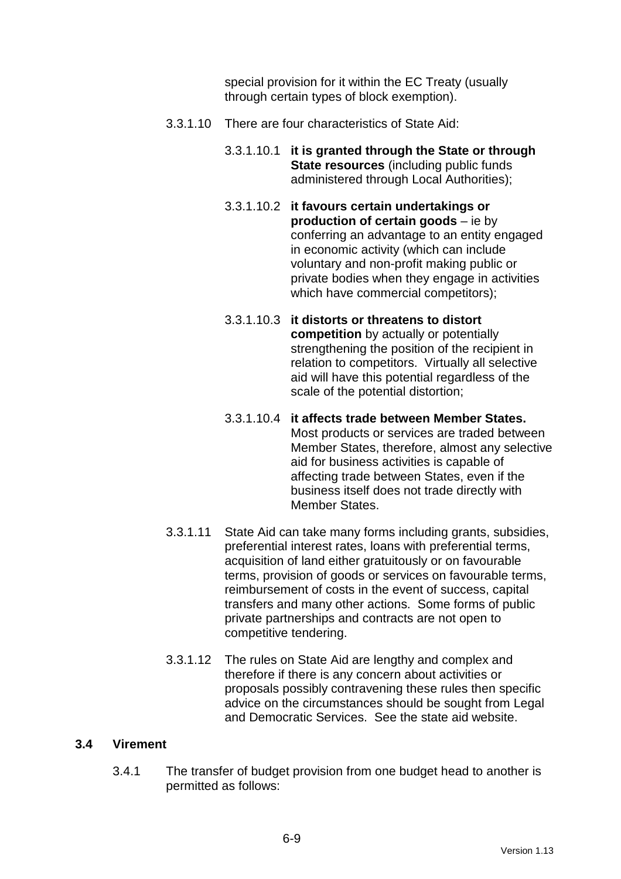special provision for it within the EC Treaty (usually through certain types of block exemption).

3.3.1.10 There are four characteristics of State Aid:

3.3.1.10.1 **it is granted through the State or through State resources** (including public funds administered through Local Authorities);

3.3.1.10.2 **it favours certain undertakings or production of certain goods** – ie by conferring an advantage to an entity engaged in economic activity (which can include voluntary and non-profit making public or private bodies when they engage in activities which have commercial competitors);

3.3.1.10.3 **it distorts or threatens to distort competition** by actually or potentially strengthening the position of the recipient in relation to competitors. Virtually all selective aid will have this potential regardless of the scale of the potential distortion;

3.3.1.10.4 **it affects trade between Member States.** Most products or services are traded between Member States, therefore, almost any selective aid for business activities is capable of affecting trade between States, even if the business itself does not trade directly with Member States.

3.3.1.11 State Aid can take many forms including grants, subsidies, preferential interest rates, loans with preferential terms, acquisition of land either gratuitously or on favourable terms, provision of goods or services on favourable terms, reimbursement of costs in the event of success, capital transfers and many other actions. Some forms of public private partnerships and contracts are not open to competitive tendering.

3.3.1.12 The rules on State Aid are lengthy and complex and therefore if there is any concern about activities or proposals possibly contravening these rules then specific advice on the circumstances should be sought from Legal and Democratic Services. See the state aid website.

## 3.4 Virement

3.4.1 The transfer of budget provision from one budget head to another is permitted as follows: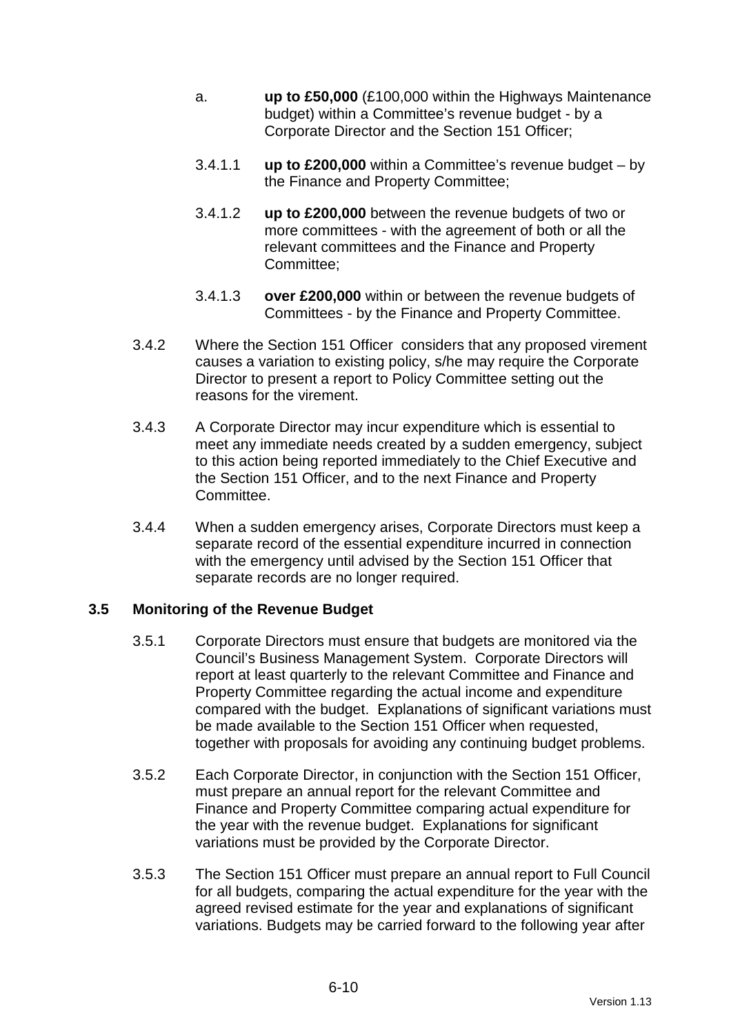a. **up to £50,000** (£100,000 within the Highways Maintenance budget) within a Committee's revenue budget - by a Corporate Director and the Section 151 Officer;

3.4.1.1 **up to £200,000** within a Committee's revenue budget – by the Finance and Property Committee;

3.4.1.2 **up to £200,000** between the revenue budgets of two or more committees - with the agreement of both or all the relevant committees and the Finance and Property Committee;

3.4.1.3 **over £200,000** within or between the revenue budgets of Committees - by the Finance and Property Committee.

3.4.2 Where the Section 151 Officer considers that any proposed virement causes a variation to existing policy, s/he may require the Corporate Director to present a report to Policy Committee setting out the reasons for the virement.

3.4.3 A Corporate Director may incur expenditure which is essential to meet any immediate needs created by a sudden emergency, subject to this action being reported immediately to the Chief Executive and the Section 151 Officer, and to the next Finance and Property Committee.

3.4.4 When a sudden emergency arises, Corporate Directors must keep a separate record of the essential expenditure incurred in connection with the emergency until advised by the Section 151 Officer that separate records are no longer required.

### 3.5 Monitoring of the Revenue Budget

3.5.1 Corporate Directors must ensure that budgets are monitored via the Council's Business Management System. Corporate Directors will report at least quarterly to the relevant Committee and Finance and Property Committee regarding the actual income and expenditure compared with the budget. Explanations of significant variations must be made available to the Section 151 Officer when requested, together with proposals for avoiding any continuing budget problems.

3.5.2 Each Corporate Director, in conjunction with the Section 151 Officer, must prepare an annual report for the relevant Committee and Finance and Property Committee comparing actual expenditure for the year with the revenue budget. Explanations for significant variations must be provided by the Corporate Director.

3.5.3 The Section 151 Officer must prepare an annual report to Full Council for all budgets, comparing the actual expenditure for the year with the agreed revised estimate for the year and explanations of significant variations. Budgets may be carried forward to the following year after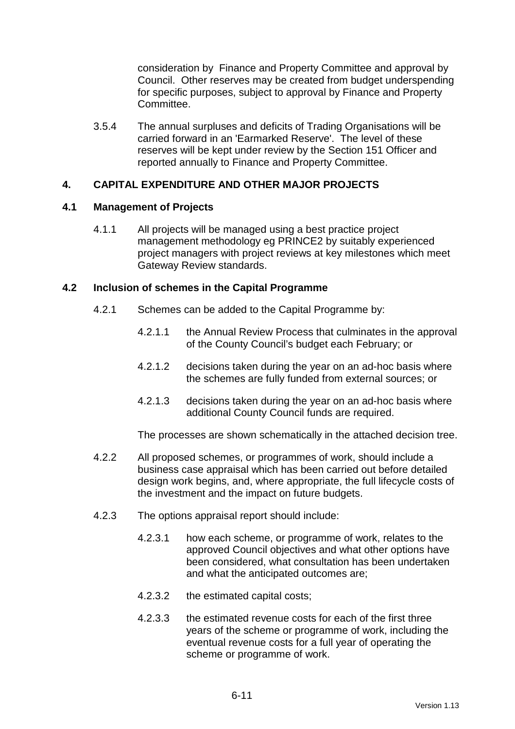consideration by Finance and Property Committee and approval by Council. Other reserves may be created from budget underspending for specific purposes, subject to approval by Finance and Property Committee.

3.5.4 The annual surpluses and deficits of Trading Organisations will be carried forward in an 'Earmarked Reserve'. The level of these reserves will be kept under review by the Section 151 Officer and reported annually to Finance and Property Committee.

## 4. CAPITAL EXPENDITURE AND OTHER MAJOR PROJECTS

### 4.1 Management of Projects

4.1.1 All projects will be managed using a best practice project management methodology eg PRINCE2 by suitably experienced project managers with project reviews at key milestones which meet Gateway Review standards.

### 4.2 Inclusion of schemes in the Capital Programme

4.2.1 Schemes can be added to the Capital Programme by:

4.2.1.1 the Annual Review Process that culminates in the approval of the County Council's budget each February; or

4.2.1.2 decisions taken during the year on an ad-hoc basis where the schemes are fully funded from external sources; or

4.2.1.3 decisions taken during the year on an ad-hoc basis where additional County Council funds are required.

The processes are shown schematically in the attached decision tree.

4.2.2 All proposed schemes, or programmes of work, should include a business case appraisal which has been carried out before detailed design work begins, and, where appropriate, the full lifecycle costs of the investment and the impact on future budgets.

4.2.3 The options appraisal report should include:

4.2.3.1 how each scheme, or programme of work, relates to the approved Council objectives and what other options have been considered, what consultation has been undertaken and what the anticipated outcomes are;

4.2.3.2 the estimated capital costs;

4.2.3.3 the estimated revenue costs for each of the first three years of the scheme or programme of work, including the eventual revenue costs for a full year of operating the scheme or programme of work.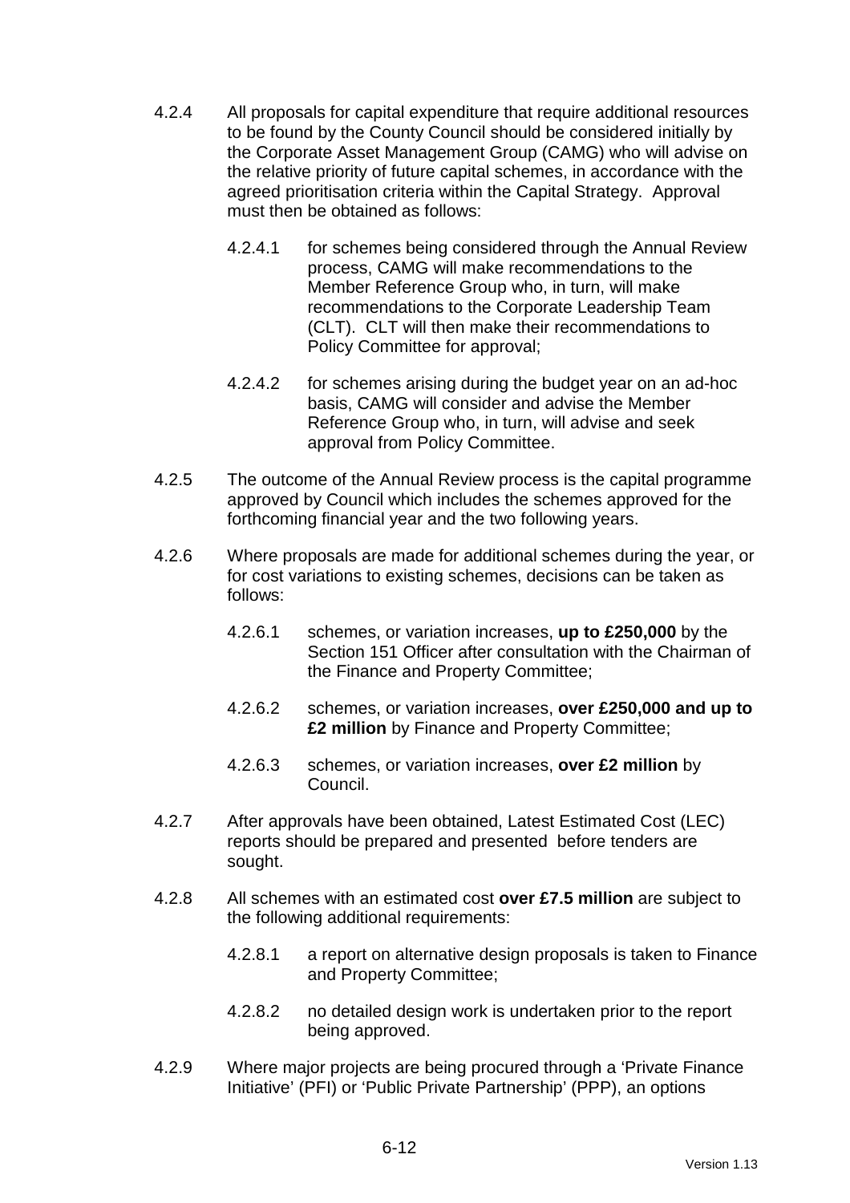4.2.4 All proposals for capital expenditure that require additional resources to be found by the County Council should be considered initially by the Corporate Asset Management Group (CAMG) who will advise on the relative priority of future capital schemes, in accordance with the agreed prioritisation criteria within the Capital Strategy. Approval must then be obtained as follows:

4.2.4.1 for schemes being considered through the Annual Review process, CAMG will make recommendations to the Member Reference Group who, in turn, will make recommendations to the Corporate Leadership Team (CLT). CLT will then make their recommendations to Policy Committee for approval;

4.2.4.2 for schemes arising during the budget year on an ad-hoc basis, CAMG will consider and advise the Member Reference Group who, in turn, will advise and seek approval from Policy Committee.

4.2.5 The outcome of the Annual Review process is the capital programme approved by Council which includes the schemes approved for the forthcoming financial year and the two following years.

4.2.6 Where proposals are made for additional schemes during the year, or for cost variations to existing schemes, decisions can be taken as follows:

4.2.6.1 schemes, or variation increases, **up to £250,000** by the Section 151 Officer after consultation with the Chairman of the Finance and Property Committee;

4.2.6.2 schemes, or variation increases, **over £250,000 and up to £2 million** by Finance and Property Committee;

4.2.6.3 schemes, or variation increases, **over £2 million** by Council.

4.2.7 After approvals have been obtained, Latest Estimated Cost (LEC) reports should be prepared and presented before tenders are sought.

4.2.8 All schemes with an estimated cost **over £7.5 million** are subject to the following additional requirements:

4.2.8.1 a report on alternative design proposals is taken to Finance and Property Committee;

4.2.8.2 no detailed design work is undertaken prior to the report being approved.

4.2.9 Where major projects are being procured through a 'Private Finance Initiative' (PFI) or 'Public Private Partnership' (PPP), an options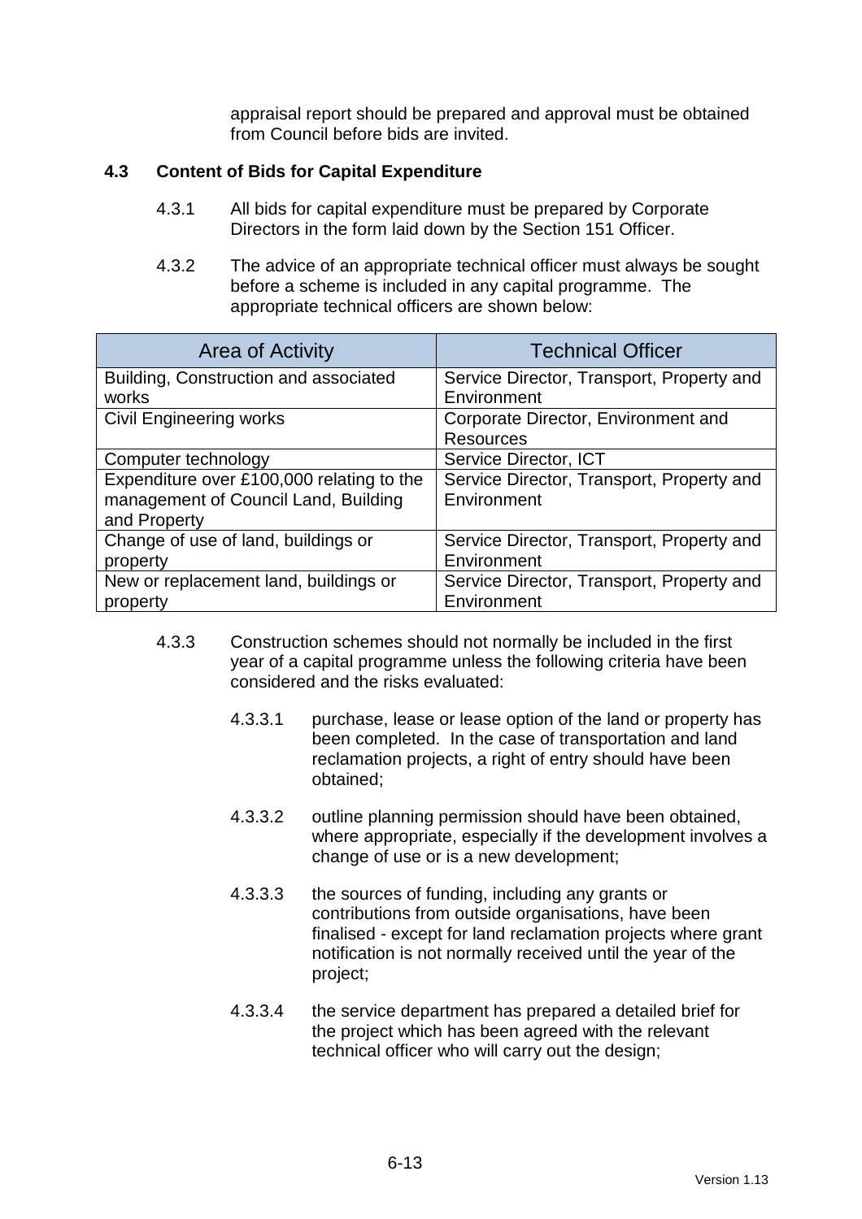appraisal report should be prepared and approval must be obtained from Council before bids are invited.

### 4.3 Content of Bids for Capital Expenditure

4.3.1 All bids for capital expenditure must be prepared by Corporate Directors in the form laid down by the Section 151 Officer.

4.3.2 The advice of an appropriate technical officer must always be sought before a scheme is included in any capital programme. The appropriate technical officers are shown below:

| Area of Activity | Technical Officer |
|---|---|
| Building, Construction and associated works | Service Director, Transport, Property and Environment |
| Civil Engineering works | Corporate Director, Environment and Resources |
| Computer technology | Service Director, ICT |
| Expenditure over £100,000 relating to the management of Council Land, Building and Property | Service Director, Transport, Property and Environment |
| Change of use of land, buildings or property | Service Director, Transport, Property and Environment |
| New or replacement land, buildings or property | Service Director, Transport, Property and Environment |

4.3.3 Construction schemes should not normally be included in the first year of a capital programme unless the following criteria have been considered and the risks evaluated:

4.3.3.1 purchase, lease or lease option of the land or property has been completed. In the case of transportation and land reclamation projects, a right of entry should have been obtained;

4.3.3.2 outline planning permission should have been obtained, where appropriate, especially if the development involves a change of use or is a new development;

4.3.3.3 the sources of funding, including any grants or contributions from outside organisations, have been finalised - except for land reclamation projects where grant notification is not normally received until the year of the project;

4.3.3.4 the service department has prepared a detailed brief for the project which has been agreed with the relevant technical officer who will carry out the design;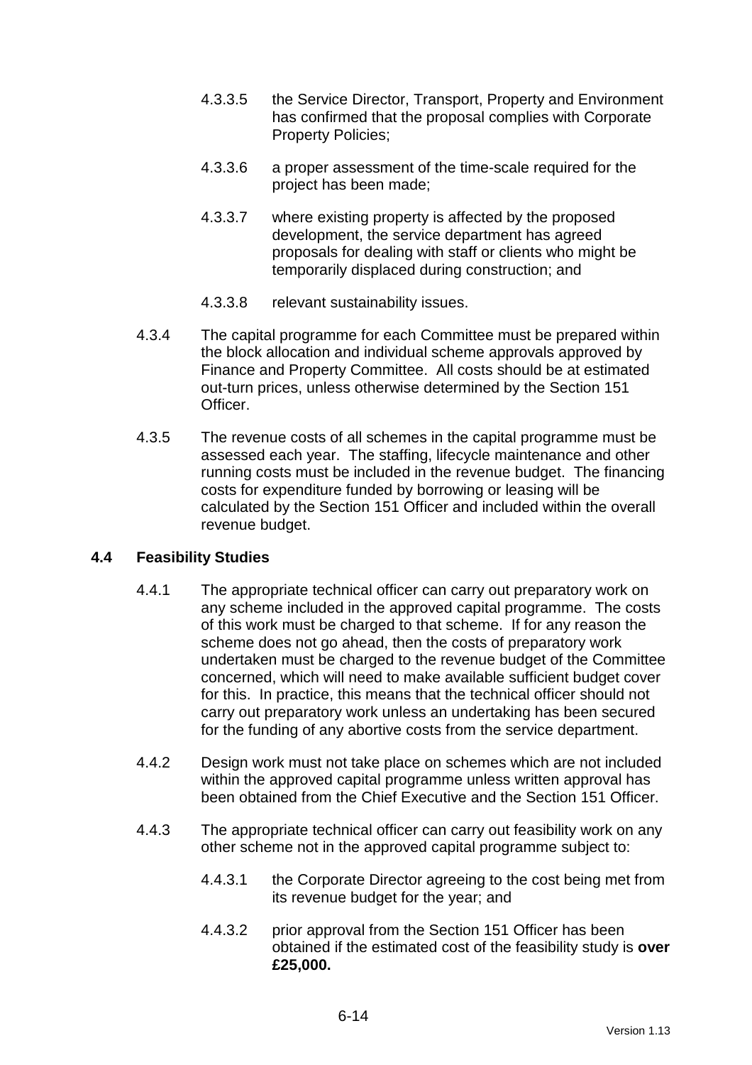4.3.3.5 the Service Director, Transport, Property and Environment has confirmed that the proposal complies with Corporate Property Policies;

4.3.3.6 a proper assessment of the time-scale required for the project has been made;

4.3.3.7 where existing property is affected by the proposed development, the service department has agreed proposals for dealing with staff or clients who might be temporarily displaced during construction; and

4.3.3.8 relevant sustainability issues.

4.3.4 The capital programme for each Committee must be prepared within the block allocation and individual scheme approvals approved by Finance and Property Committee. All costs should be at estimated out-turn prices, unless otherwise determined by the Section 151 Officer.

4.3.5 The revenue costs of all schemes in the capital programme must be assessed each year. The staffing, lifecycle maintenance and other running costs must be included in the revenue budget. The financing costs for expenditure funded by borrowing or leasing will be calculated by the Section 151 Officer and included within the overall revenue budget.

## 4.4 Feasibility Studies

4.4.1 The appropriate technical officer can carry out preparatory work on any scheme included in the approved capital programme. The costs of this work must be charged to that scheme. If for any reason the scheme does not go ahead, then the costs of preparatory work undertaken must be charged to the revenue budget of the Committee concerned, which will need to make available sufficient budget cover for this. In practice, this means that the technical officer should not carry out preparatory work unless an undertaking has been secured for the funding of any abortive costs from the service department.

4.4.2 Design work must not take place on schemes which are not included within the approved capital programme unless written approval has been obtained from the Chief Executive and the Section 151 Officer.

4.4.3 The appropriate technical officer can carry out feasibility work on any other scheme not in the approved capital programme subject to:

4.4.3.1 the Corporate Director agreeing to the cost being met from its revenue budget for the year; and

4.4.3.2 prior approval from the Section 151 Officer has been obtained if the estimated cost of the feasibility study is **over £25,000.**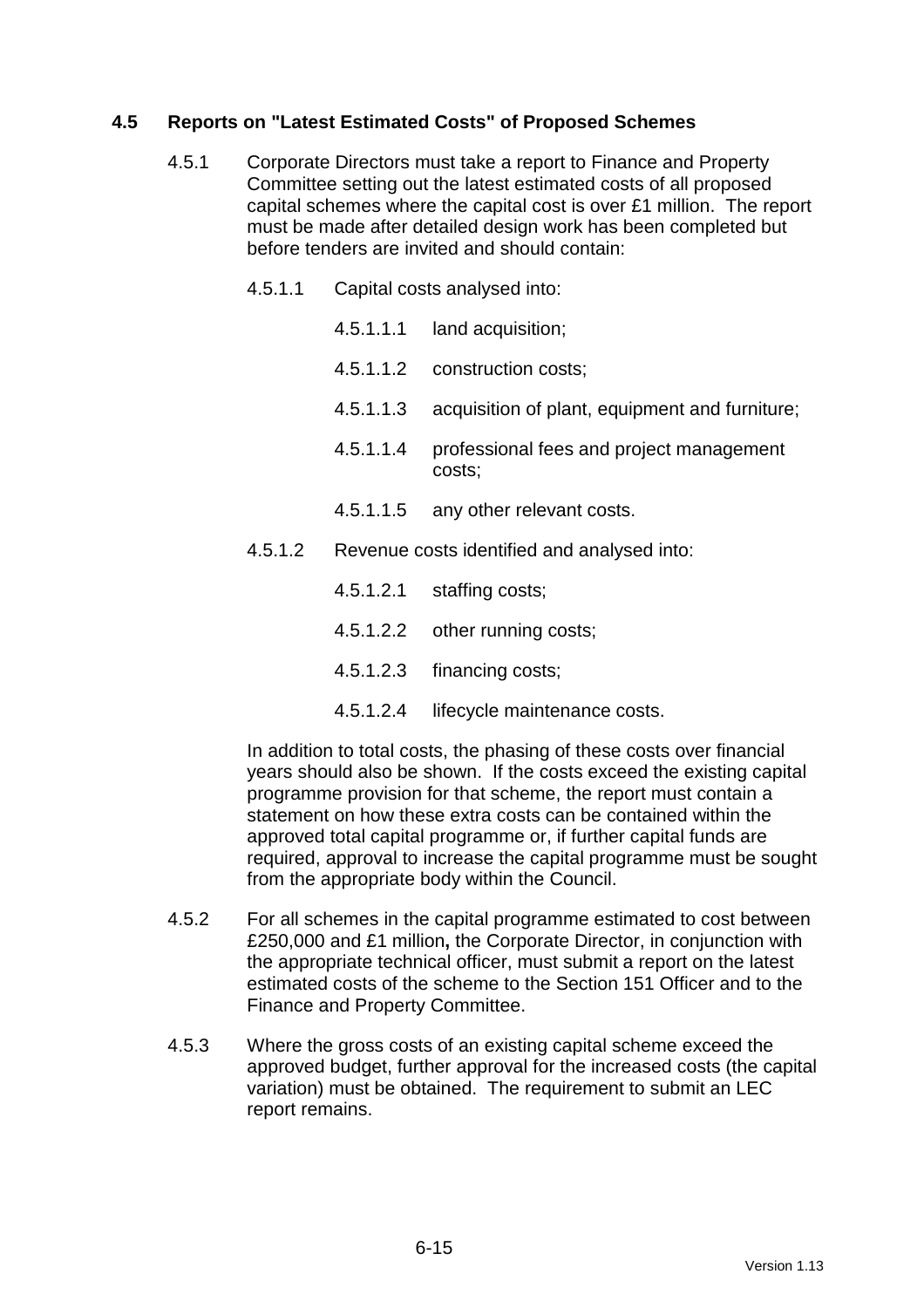### 4.5 Reports on "Latest Estimated Costs" of Proposed Schemes

4.5.1 Corporate Directors must take a report to Finance and Property Committee setting out the latest estimated costs of all proposed capital schemes where the capital cost is over £1 million. The report must be made after detailed design work has been completed but before tenders are invited and should contain:

4.5.1.1 Capital costs analysed into:

4.5.1.1.1 land acquisition;

4.5.1.1.2 construction costs;

4.5.1.1.3 acquisition of plant, equipment and furniture;

4.5.1.1.4 professional fees and project management costs;

4.5.1.1.5 any other relevant costs.

4.5.1.2 Revenue costs identified and analysed into:

4.5.1.2.1 staffing costs;

4.5.1.2.2 other running costs;

4.5.1.2.3 financing costs;

4.5.1.2.4 lifecycle maintenance costs.

In addition to total costs, the phasing of these costs over financial years should also be shown. If the costs exceed the existing capital programme provision for that scheme, the report must contain a statement on how these extra costs can be contained within the approved total capital programme or, if further capital funds are required, approval to increase the capital programme must be sought from the appropriate body within the Council.

4.5.2 For all schemes in the capital programme estimated to cost between £250,000 and £1 million**,** the Corporate Director, in conjunction with the appropriate technical officer, must submit a report on the latest estimated costs of the scheme to the Section 151 Officer and to the Finance and Property Committee.

4.5.3 Where the gross costs of an existing capital scheme exceed the approved budget, further approval for the increased costs (the capital variation) must be obtained. The requirement to submit an LEC report remains.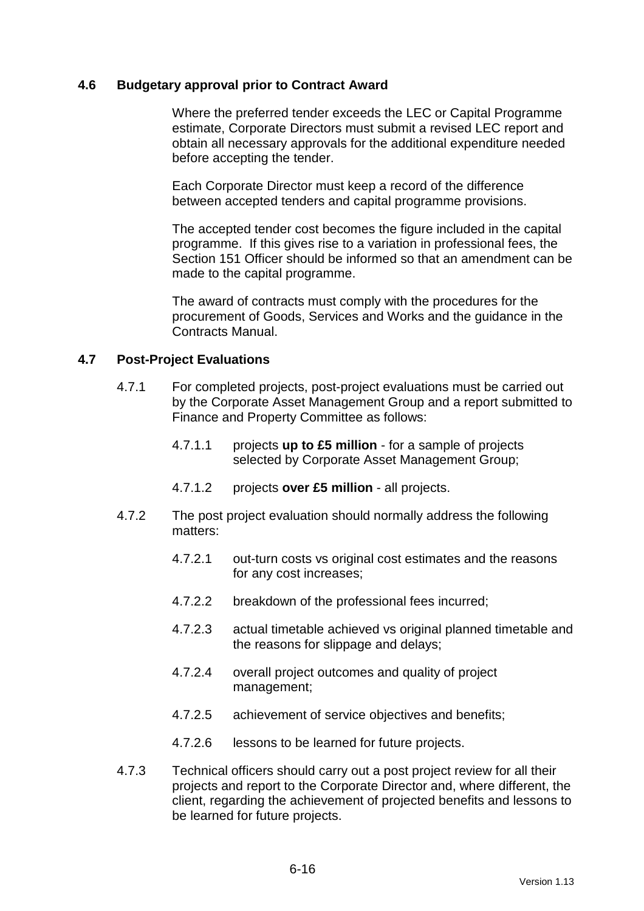### 4.6 Budgetary approval prior to Contract Award

Where the preferred tender exceeds the LEC or Capital Programme estimate, Corporate Directors must submit a revised LEC report and obtain all necessary approvals for the additional expenditure needed before accepting the tender.

Each Corporate Director must keep a record of the difference between accepted tenders and capital programme provisions.

The accepted tender cost becomes the figure included in the capital programme. If this gives rise to a variation in professional fees, the Section 151 Officer should be informed so that an amendment can be made to the capital programme.

The award of contracts must comply with the procedures for the procurement of Goods, Services and Works and the guidance in the Contracts Manual.

### 4.7 Post-Project Evaluations

4.7.1 For completed projects, post-project evaluations must be carried out by the Corporate Asset Management Group and a report submitted to Finance and Property Committee as follows:

4.7.1.1 projects **up to £5 million** - for a sample of projects selected by Corporate Asset Management Group;

4.7.1.2 projects **over £5 million** - all projects.

4.7.2 The post project evaluation should normally address the following matters:

4.7.2.1 out-turn costs vs original cost estimates and the reasons for any cost increases;

4.7.2.2 breakdown of the professional fees incurred;

4.7.2.3 actual timetable achieved vs original planned timetable and the reasons for slippage and delays;

4.7.2.4 overall project outcomes and quality of project management;

4.7.2.5 achievement of service objectives and benefits;

4.7.2.6 lessons to be learned for future projects.

4.7.3 Technical officers should carry out a post project review for all their projects and report to the Corporate Director and, where different, the client, regarding the achievement of projected benefits and lessons to be learned for future projects.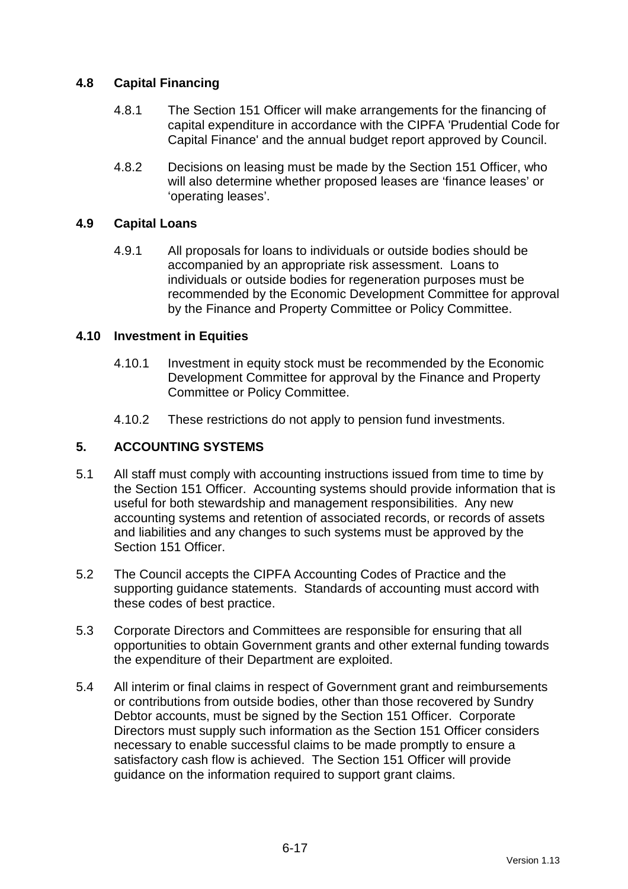### 4.8 Capital Financing

4.8.1 The Section 151 Officer will make arrangements for the financing of capital expenditure in accordance with the CIPFA 'Prudential Code for Capital Finance' and the annual budget report approved by Council.

4.8.2 Decisions on leasing must be made by the Section 151 Officer, who will also determine whether proposed leases are 'finance leases' or 'operating leases'.

### 4.9 Capital Loans

4.9.1 All proposals for loans to individuals or outside bodies should be accompanied by an appropriate risk assessment. Loans to individuals or outside bodies for regeneration purposes must be recommended by the Economic Development Committee for approval by the Finance and Property Committee or Policy Committee.

### 4.10 Investment in Equities

4.10.1 Investment in equity stock must be recommended by the Economic Development Committee for approval by the Finance and Property Committee or Policy Committee.

4.10.2 These restrictions do not apply to pension fund investments.

## 5. ACCOUNTING SYSTEMS

5.1 All staff must comply with accounting instructions issued from time to time by the Section 151 Officer. Accounting systems should provide information that is useful for both stewardship and management responsibilities. Any new accounting systems and retention of associated records, or records of assets and liabilities and any changes to such systems must be approved by the Section 151 Officer.

5.2 The Council accepts the CIPFA Accounting Codes of Practice and the supporting guidance statements. Standards of accounting must accord with these codes of best practice.

5.3 Corporate Directors and Committees are responsible for ensuring that all opportunities to obtain Government grants and other external funding towards the expenditure of their Department are exploited.

5.4 All interim or final claims in respect of Government grant and reimbursements or contributions from outside bodies, other than those recovered by Sundry Debtor accounts, must be signed by the Section 151 Officer. Corporate Directors must supply such information as the Section 151 Officer considers necessary to enable successful claims to be made promptly to ensure a satisfactory cash flow is achieved. The Section 151 Officer will provide guidance on the information required to support grant claims.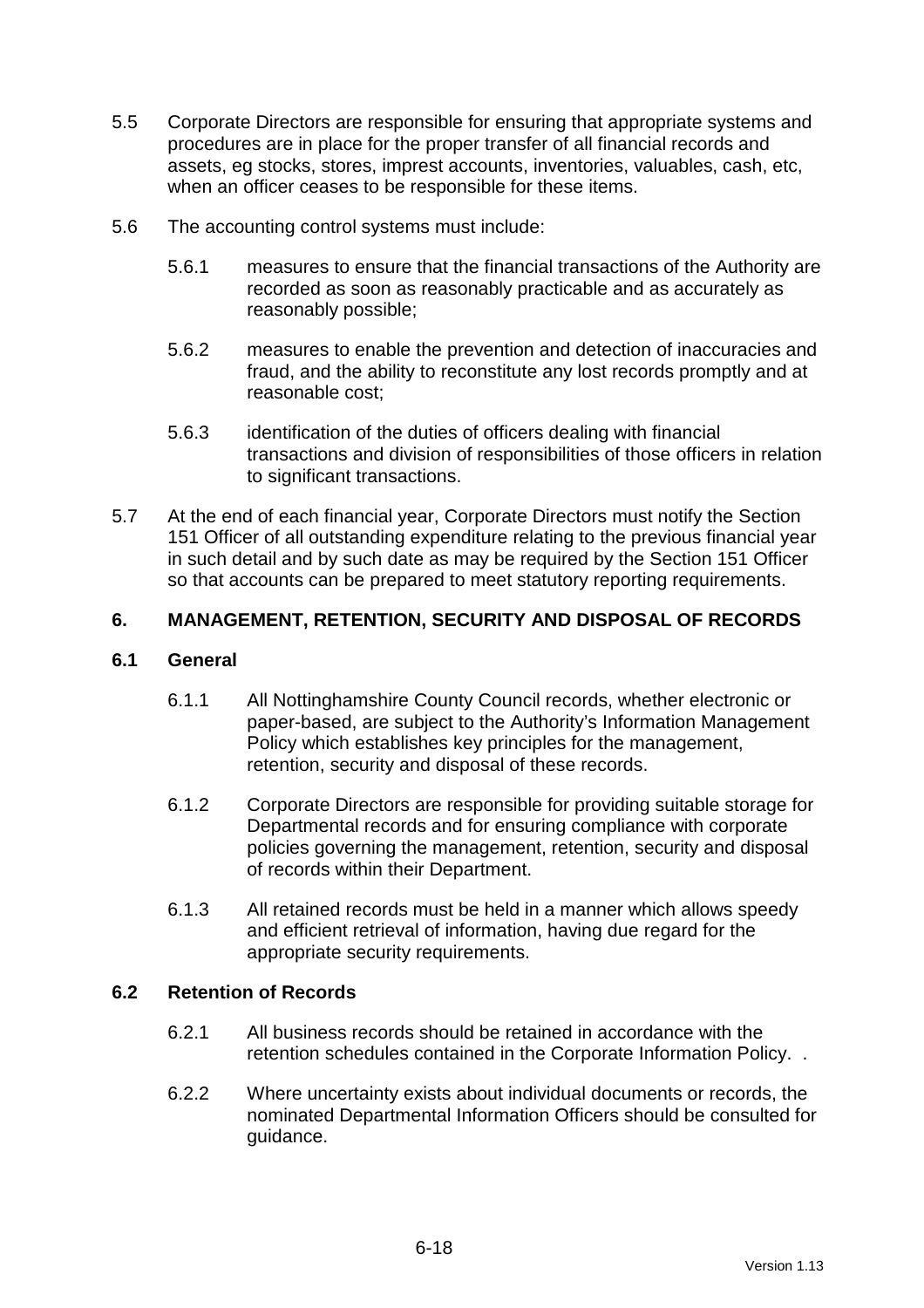5.5 Corporate Directors are responsible for ensuring that appropriate systems and procedures are in place for the proper transfer of all financial records and assets, eg stocks, stores, imprest accounts, inventories, valuables, cash, etc, when an officer ceases to be responsible for these items.

5.6 The accounting control systems must include:

- 5.6.1 measures to ensure that the financial transactions of the Authority are recorded as soon as reasonably practicable and as accurately as reasonably possible;

- 5.6.2 measures to enable the prevention and detection of inaccuracies and fraud, and the ability to reconstitute any lost records promptly and at reasonable cost;

- 5.6.3 identification of the duties of officers dealing with financial transactions and division of responsibilities of those officers in relation to significant transactions.

5.7 At the end of each financial year, Corporate Directors must notify the Section 151 Officer of all outstanding expenditure relating to the previous financial year in such detail and by such date as may be required by the Section 151 Officer so that accounts can be prepared to meet statutory reporting requirements.

## 6. MANAGEMENT, RETENTION, SECURITY AND DISPOSAL OF RECORDS

### 6.1 General

- 6.1.1 All Nottinghamshire County Council records, whether electronic or paper-based, are subject to the Authority's Information Management Policy which establishes key principles for the management, retention, security and disposal of these records.

- 6.1.2 Corporate Directors are responsible for providing suitable storage for Departmental records and for ensuring compliance with corporate policies governing the management, retention, security and disposal of records within their Department.

- 6.1.3 All retained records must be held in a manner which allows speedy and efficient retrieval of information, having due regard for the appropriate security requirements.

### 6.2 Retention of Records

- 6.2.1 All business records should be retained in accordance with the retention schedules contained in the Corporate Information Policy. .

- 6.2.2 Where uncertainty exists about individual documents or records, the nominated Departmental Information Officers should be consulted for guidance.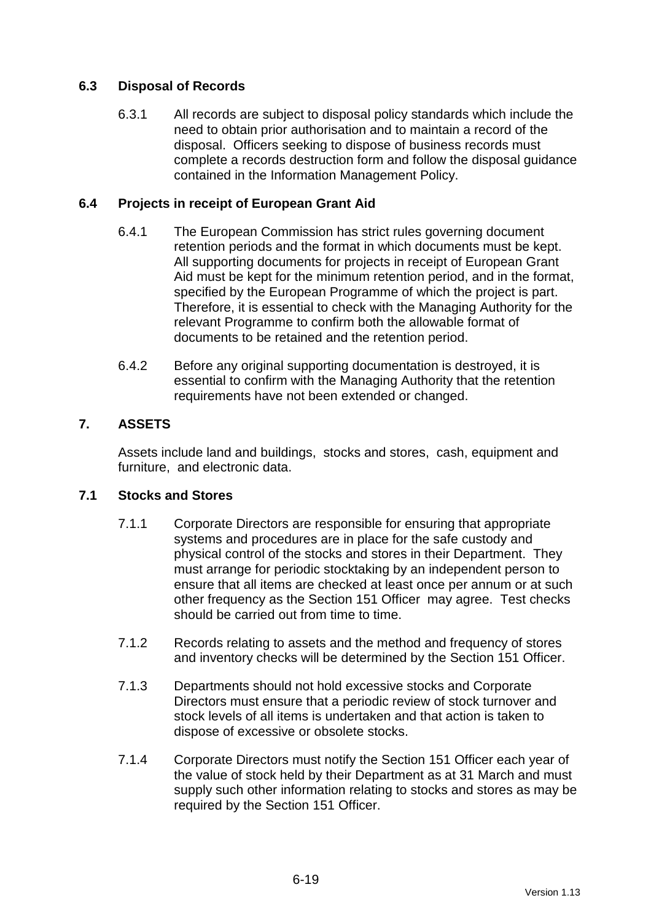### 6.3 Disposal of Records

6.3.1 All records are subject to disposal policy standards which include the need to obtain prior authorisation and to maintain a record of the disposal. Officers seeking to dispose of business records must complete a records destruction form and follow the disposal guidance contained in the Information Management Policy.

### 6.4 Projects in receipt of European Grant Aid

6.4.1 The European Commission has strict rules governing document retention periods and the format in which documents must be kept. All supporting documents for projects in receipt of European Grant Aid must be kept for the minimum retention period, and in the format, specified by the European Programme of which the project is part. Therefore, it is essential to check with the Managing Authority for the relevant Programme to confirm both the allowable format of documents to be retained and the retention period.

6.4.2 Before any original supporting documentation is destroyed, it is essential to confirm with the Managing Authority that the retention requirements have not been extended or changed.

## 7. ASSETS

Assets include land and buildings, stocks and stores, cash, equipment and furniture, and electronic data.

### 7.1 Stocks and Stores

7.1.1 Corporate Directors are responsible for ensuring that appropriate systems and procedures are in place for the safe custody and physical control of the stocks and stores in their Department. They must arrange for periodic stocktaking by an independent person to ensure that all items are checked at least once per annum or at such other frequency as the Section 151 Officer may agree. Test checks should be carried out from time to time.

7.1.2 Records relating to assets and the method and frequency of stores and inventory checks will be determined by the Section 151 Officer.

7.1.3 Departments should not hold excessive stocks and Corporate Directors must ensure that a periodic review of stock turnover and stock levels of all items is undertaken and that action is taken to dispose of excessive or obsolete stocks.

7.1.4 Corporate Directors must notify the Section 151 Officer each year of the value of stock held by their Department as at 31 March and must supply such other information relating to stocks and stores as may be required by the Section 151 Officer.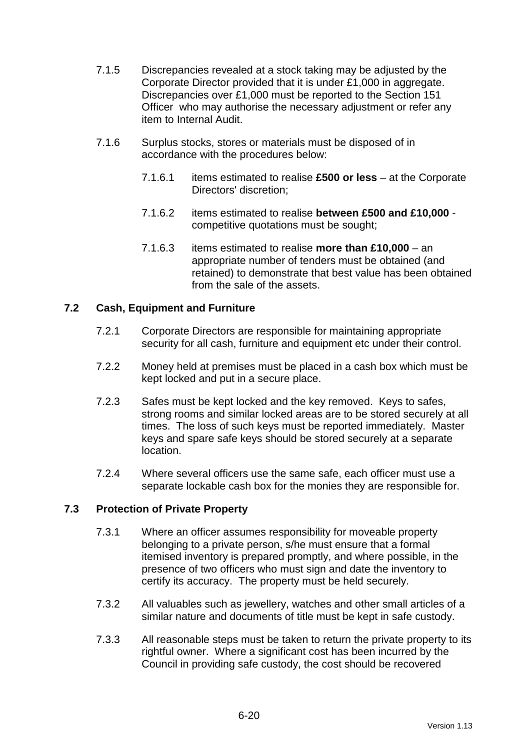7.1.5 Discrepancies revealed at a stock taking may be adjusted by the Corporate Director provided that it is under £1,000 in aggregate. Discrepancies over £1,000 must be reported to the Section 151 Officer who may authorise the necessary adjustment or refer any item to Internal Audit.

7.1.6 Surplus stocks, stores or materials must be disposed of in accordance with the procedures below:

7.1.6.1 items estimated to realise **£500 or less** – at the Corporate Directors' discretion;

7.1.6.2 items estimated to realise **between £500 and £10,000** - competitive quotations must be sought;

7.1.6.3 items estimated to realise **more than £10,000** – an appropriate number of tenders must be obtained (and retained) to demonstrate that best value has been obtained from the sale of the assets.

## 7.2 Cash, Equipment and Furniture

7.2.1 Corporate Directors are responsible for maintaining appropriate security for all cash, furniture and equipment etc under their control.

7.2.2 Money held at premises must be placed in a cash box which must be kept locked and put in a secure place.

7.2.3 Safes must be kept locked and the key removed. Keys to safes, strong rooms and similar locked areas are to be stored securely at all times. The loss of such keys must be reported immediately. Master keys and spare safe keys should be stored securely at a separate location.

7.2.4 Where several officers use the same safe, each officer must use a separate lockable cash box for the monies they are responsible for.

## 7.3 Protection of Private Property

7.3.1 Where an officer assumes responsibility for moveable property belonging to a private person, s/he must ensure that a formal itemised inventory is prepared promptly, and where possible, in the presence of two officers who must sign and date the inventory to certify its accuracy. The property must be held securely.

7.3.2 All valuables such as jewellery, watches and other small articles of a similar nature and documents of title must be kept in safe custody.

7.3.3 All reasonable steps must be taken to return the private property to its rightful owner. Where a significant cost has been incurred by the Council in providing safe custody, the cost should be recovered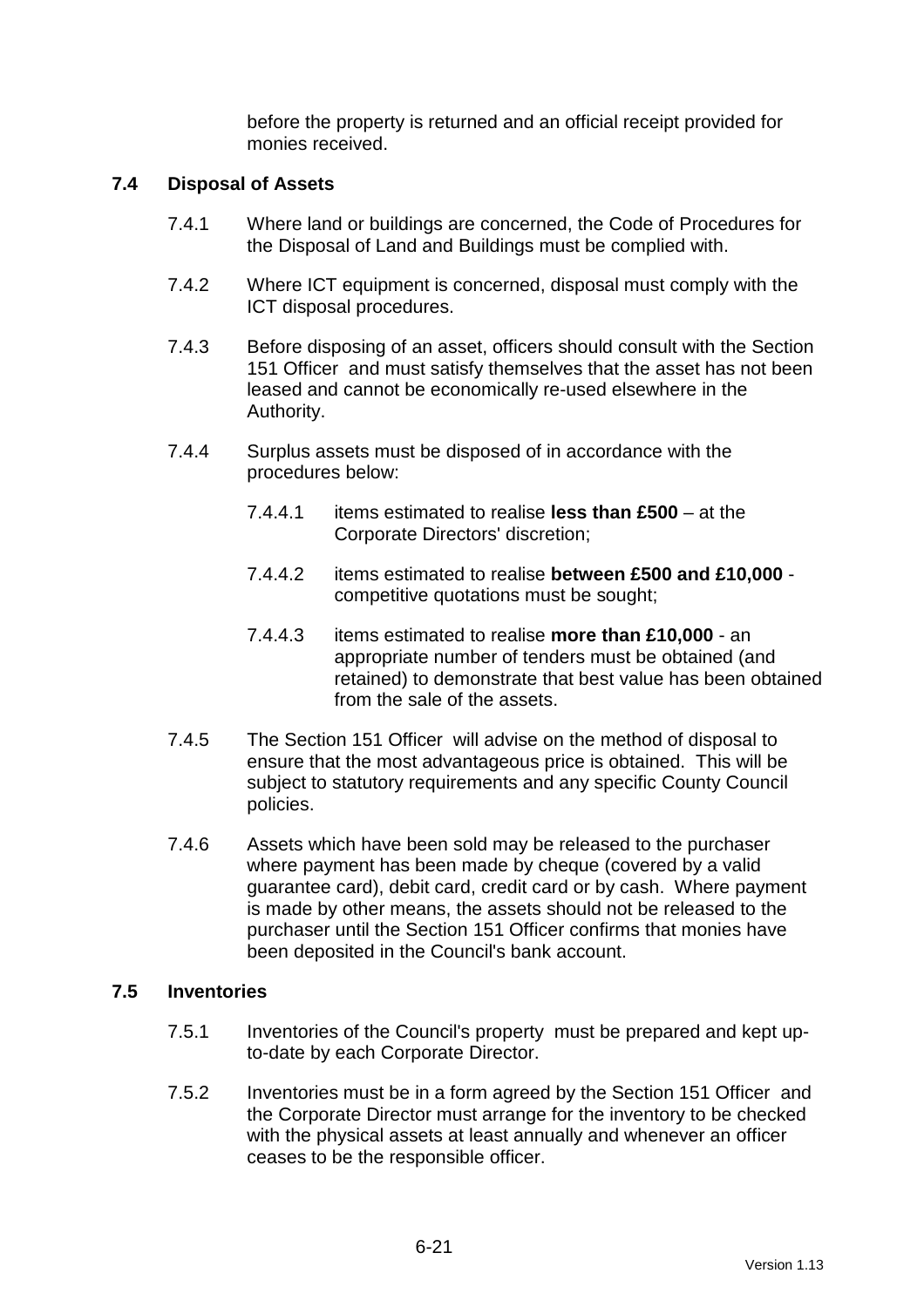before the property is returned and an official receipt provided for monies received.

### 7.4 Disposal of Assets

7.4.1 Where land or buildings are concerned, the Code of Procedures for the Disposal of Land and Buildings must be complied with.

7.4.2 Where ICT equipment is concerned, disposal must comply with the ICT disposal procedures.

7.4.3 Before disposing of an asset, officers should consult with the Section 151 Officer and must satisfy themselves that the asset has not been leased and cannot be economically re-used elsewhere in the Authority.

7.4.4 Surplus assets must be disposed of in accordance with the procedures below:

7.4.4.1 items estimated to realise **less than £500** – at the Corporate Directors' discretion;

7.4.4.2 items estimated to realise **between £500 and £10,000** - competitive quotations must be sought;

7.4.4.3 items estimated to realise **more than £10,000** - an appropriate number of tenders must be obtained (and retained) to demonstrate that best value has been obtained from the sale of the assets.

7.4.5 The Section 151 Officer will advise on the method of disposal to ensure that the most advantageous price is obtained. This will be subject to statutory requirements and any specific County Council policies.

7.4.6 Assets which have been sold may be released to the purchaser where payment has been made by cheque (covered by a valid guarantee card), debit card, credit card or by cash. Where payment is made by other means, the assets should not be released to the purchaser until the Section 151 Officer confirms that monies have been deposited in the Council's bank account.

### 7.5 Inventories

7.5.1 Inventories of the Council's property must be prepared and kept up-to-date by each Corporate Director.

7.5.2 Inventories must be in a form agreed by the Section 151 Officer and the Corporate Director must arrange for the inventory to be checked with the physical assets at least annually and whenever an officer ceases to be the responsible officer.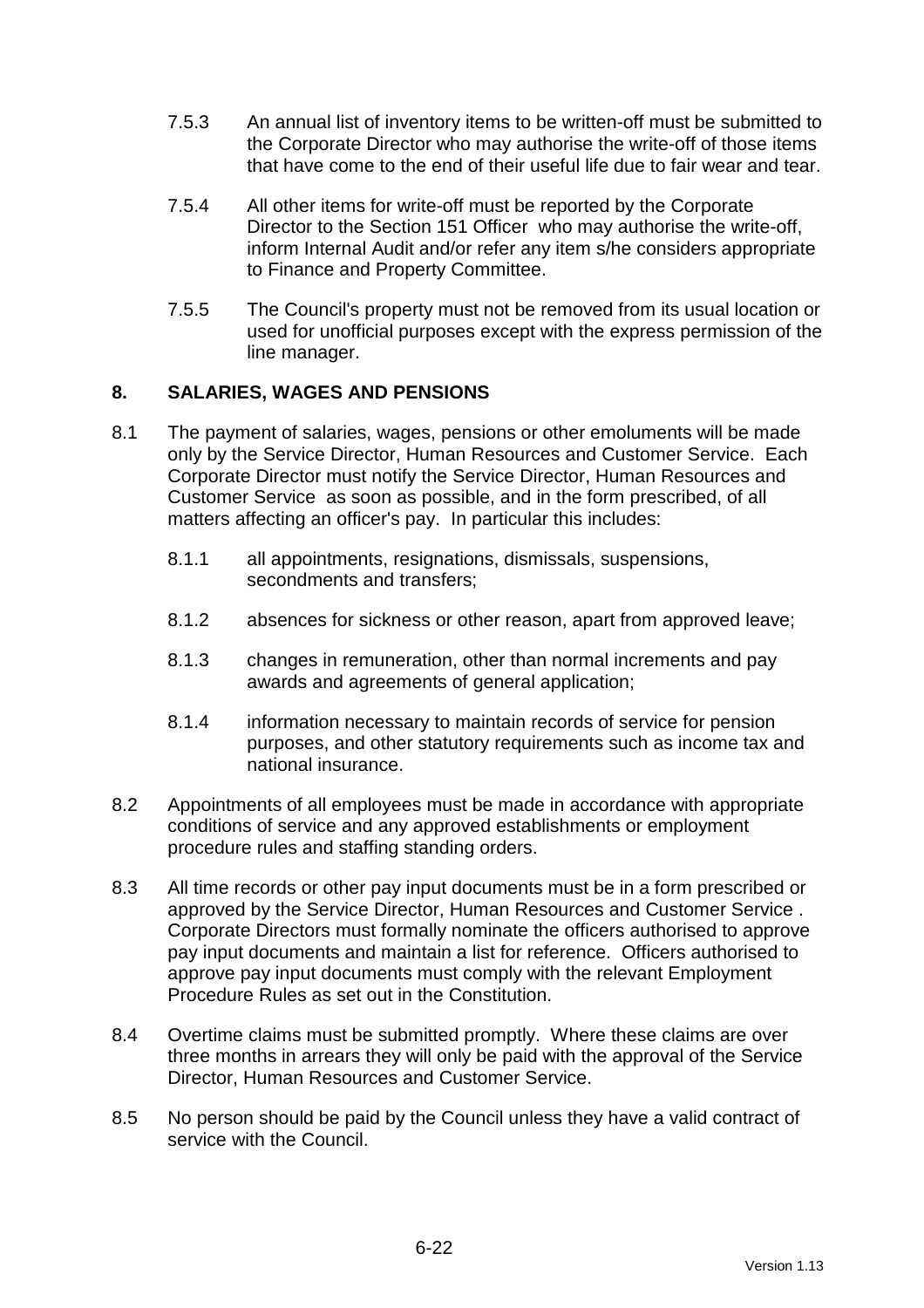7.5.3 An annual list of inventory items to be written-off must be submitted to the Corporate Director who may authorise the write-off of those items that have come to the end of their useful life due to fair wear and tear.

7.5.4 All other items for write-off must be reported by the Corporate Director to the Section 151 Officer who may authorise the write-off, inform Internal Audit and/or refer any item s/he considers appropriate to Finance and Property Committee.

7.5.5 The Council's property must not be removed from its usual location or used for unofficial purposes except with the express permission of the line manager.

## 8. SALARIES, WAGES AND PENSIONS

8.1 The payment of salaries, wages, pensions or other emoluments will be made only by the Service Director, Human Resources and Customer Service. Each Corporate Director must notify the Service Director, Human Resources and Customer Service as soon as possible, and in the form prescribed, of all matters affecting an officer's pay. In particular this includes:

8.1.1 all appointments, resignations, dismissals, suspensions, secondments and transfers;

8.1.2 absences for sickness or other reason, apart from approved leave;

8.1.3 changes in remuneration, other than normal increments and pay awards and agreements of general application;

8.1.4 information necessary to maintain records of service for pension purposes, and other statutory requirements such as income tax and national insurance.

8.2 Appointments of all employees must be made in accordance with appropriate conditions of service and any approved establishments or employment procedure rules and staffing standing orders.

8.3 All time records or other pay input documents must be in a form prescribed or approved by the Service Director, Human Resources and Customer Service . Corporate Directors must formally nominate the officers authorised to approve pay input documents and maintain a list for reference. Officers authorised to approve pay input documents must comply with the relevant Employment Procedure Rules as set out in the Constitution.

8.4 Overtime claims must be submitted promptly. Where these claims are over three months in arrears they will only be paid with the approval of the Service Director, Human Resources and Customer Service.

8.5 No person should be paid by the Council unless they have a valid contract of service with the Council.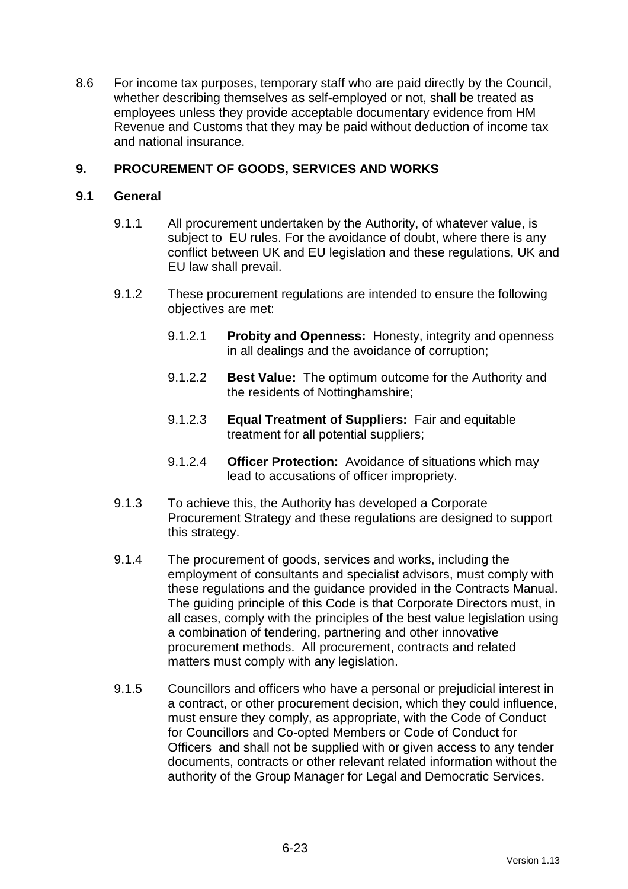8.6 For income tax purposes, temporary staff who are paid directly by the Council, whether describing themselves as self-employed or not, shall be treated as employees unless they provide acceptable documentary evidence from HM Revenue and Customs that they may be paid without deduction of income tax and national insurance.

## 9. PROCUREMENT OF GOODS, SERVICES AND WORKS

### 9.1 General

9.1.1 All procurement undertaken by the Authority, of whatever value, is subject to EU rules. For the avoidance of doubt, where there is any conflict between UK and EU legislation and these regulations, UK and EU law shall prevail.

9.1.2 These procurement regulations are intended to ensure the following objectives are met:

9.1.2.1 **Probity and Openness:** Honesty, integrity and openness in all dealings and the avoidance of corruption;

9.1.2.2 **Best Value:** The optimum outcome for the Authority and the residents of Nottinghamshire;

9.1.2.3 **Equal Treatment of Suppliers:** Fair and equitable treatment for all potential suppliers;

9.1.2.4 **Officer Protection:** Avoidance of situations which may lead to accusations of officer impropriety.

9.1.3 To achieve this, the Authority has developed a Corporate Procurement Strategy and these regulations are designed to support this strategy.

9.1.4 The procurement of goods, services and works, including the employment of consultants and specialist advisors, must comply with these regulations and the guidance provided in the Contracts Manual. The guiding principle of this Code is that Corporate Directors must, in all cases, comply with the principles of the best value legislation using a combination of tendering, partnering and other innovative procurement methods. All procurement, contracts and related matters must comply with any legislation.

9.1.5 Councillors and officers who have a personal or prejudicial interest in a contract, or other procurement decision, which they could influence, must ensure they comply, as appropriate, with the Code of Conduct for Councillors and Co-opted Members or Code of Conduct for Officers and shall not be supplied with or given access to any tender documents, contracts or other relevant related information without the authority of the Group Manager for Legal and Democratic Services.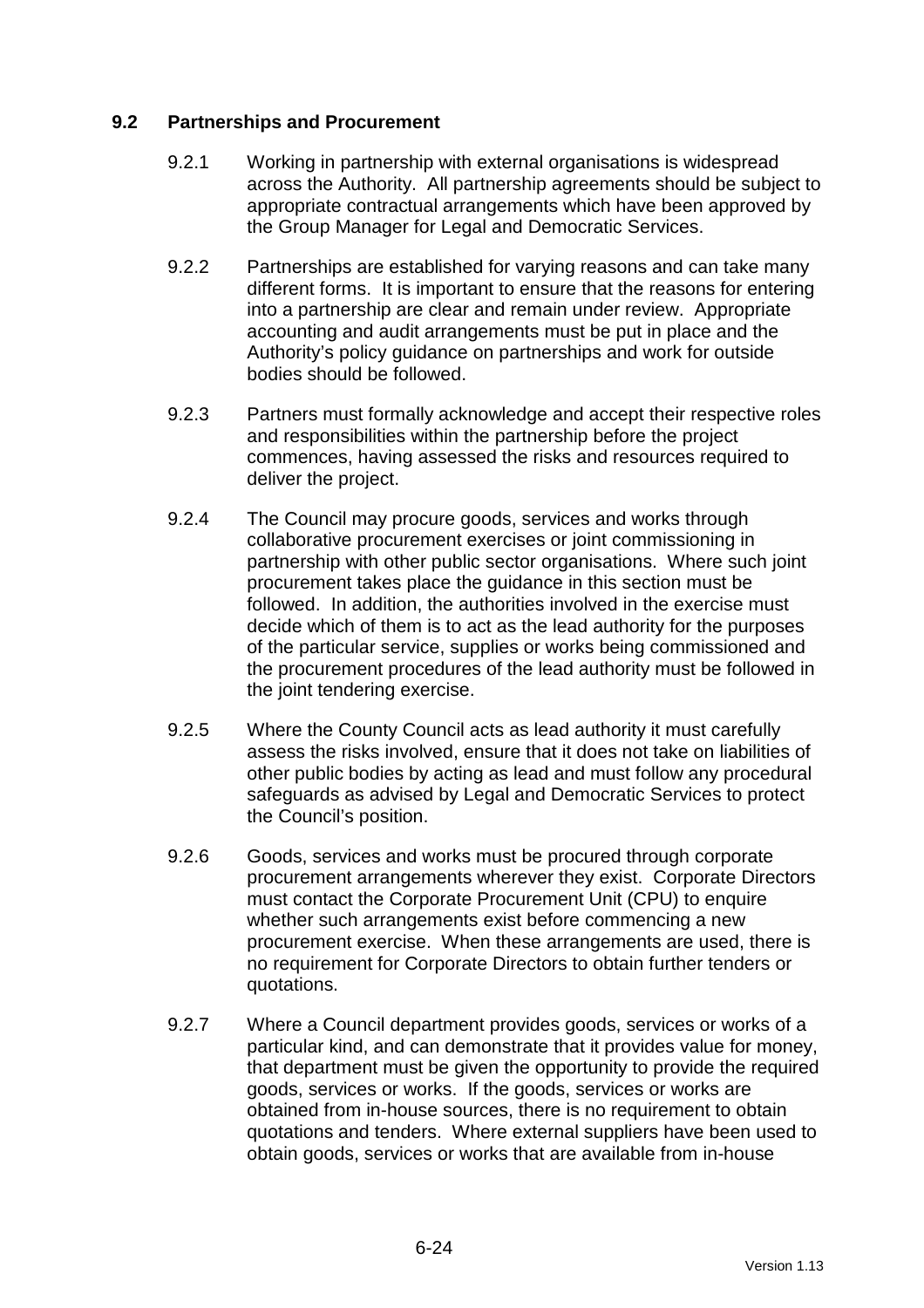## 9.2 Partnerships and Procurement

9.2.1 Working in partnership with external organisations is widespread across the Authority. All partnership agreements should be subject to appropriate contractual arrangements which have been approved by the Group Manager for Legal and Democratic Services.

9.2.2 Partnerships are established for varying reasons and can take many different forms. It is important to ensure that the reasons for entering into a partnership are clear and remain under review. Appropriate accounting and audit arrangements must be put in place and the Authority's policy guidance on partnerships and work for outside bodies should be followed.

9.2.3 Partners must formally acknowledge and accept their respective roles and responsibilities within the partnership before the project commences, having assessed the risks and resources required to deliver the project.

9.2.4 The Council may procure goods, services and works through collaborative procurement exercises or joint commissioning in partnership with other public sector organisations. Where such joint procurement takes place the guidance in this section must be followed. In addition, the authorities involved in the exercise must decide which of them is to act as the lead authority for the purposes of the particular service, supplies or works being commissioned and the procurement procedures of the lead authority must be followed in the joint tendering exercise.

9.2.5 Where the County Council acts as lead authority it must carefully assess the risks involved, ensure that it does not take on liabilities of other public bodies by acting as lead and must follow any procedural safeguards as advised by Legal and Democratic Services to protect the Council's position.

9.2.6 Goods, services and works must be procured through corporate procurement arrangements wherever they exist. Corporate Directors must contact the Corporate Procurement Unit (CPU) to enquire whether such arrangements exist before commencing a new procurement exercise. When these arrangements are used, there is no requirement for Corporate Directors to obtain further tenders or quotations.

9.2.7 Where a Council department provides goods, services or works of a particular kind, and can demonstrate that it provides value for money, that department must be given the opportunity to provide the required goods, services or works. If the goods, services or works are obtained from in-house sources, there is no requirement to obtain quotations and tenders. Where external suppliers have been used to obtain goods, services or works that are available from in-house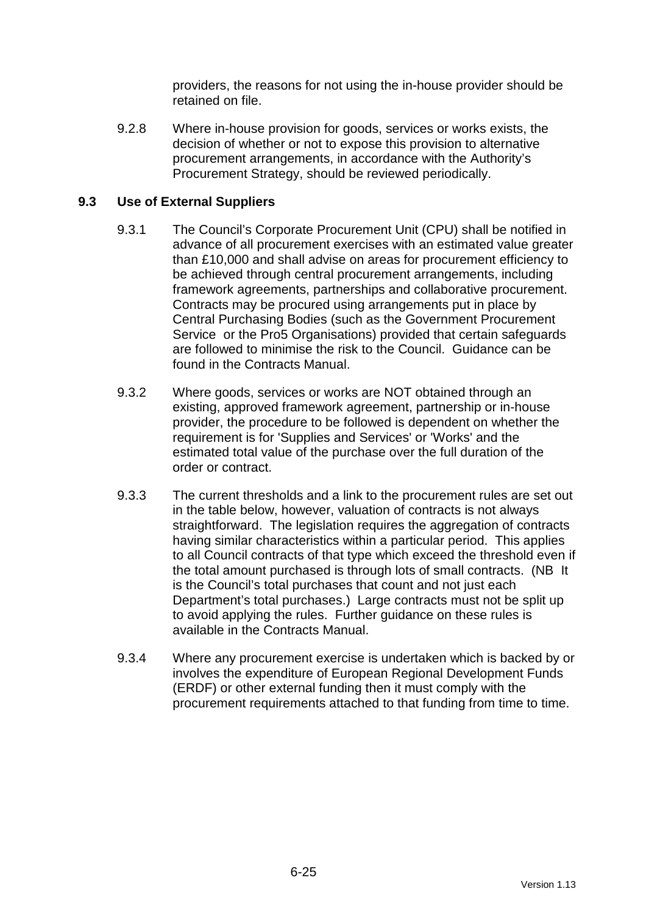providers, the reasons for not using the in-house provider should be retained on file.

9.2.8 Where in-house provision for goods, services or works exists, the decision of whether or not to expose this provision to alternative procurement arrangements, in accordance with the Authority's Procurement Strategy, should be reviewed periodically.

## 9.3 Use of External Suppliers

9.3.1 The Council's Corporate Procurement Unit (CPU) shall be notified in advance of all procurement exercises with an estimated value greater than £10,000 and shall advise on areas for procurement efficiency to be achieved through central procurement arrangements, including framework agreements, partnerships and collaborative procurement. Contracts may be procured using arrangements put in place by Central Purchasing Bodies (such as the Government Procurement Service or the Pro5 Organisations) provided that certain safeguards are followed to minimise the risk to the Council. Guidance can be found in the Contracts Manual.

9.3.2 Where goods, services or works are NOT obtained through an existing, approved framework agreement, partnership or in-house provider, the procedure to be followed is dependent on whether the requirement is for 'Supplies and Services' or 'Works' and the estimated total value of the purchase over the full duration of the order or contract.

9.3.3 The current thresholds and a link to the procurement rules are set out in the table below, however, valuation of contracts is not always straightforward. The legislation requires the aggregation of contracts having similar characteristics within a particular period. This applies to all Council contracts of that type which exceed the threshold even if the total amount purchased is through lots of small contracts. (NB It is the Council's total purchases that count and not just each Department's total purchases.) Large contracts must not be split up to avoid applying the rules. Further guidance on these rules is available in the Contracts Manual.

9.3.4 Where any procurement exercise is undertaken which is backed by or involves the expenditure of European Regional Development Funds (ERDF) or other external funding then it must comply with the procurement requirements attached to that funding from time to time.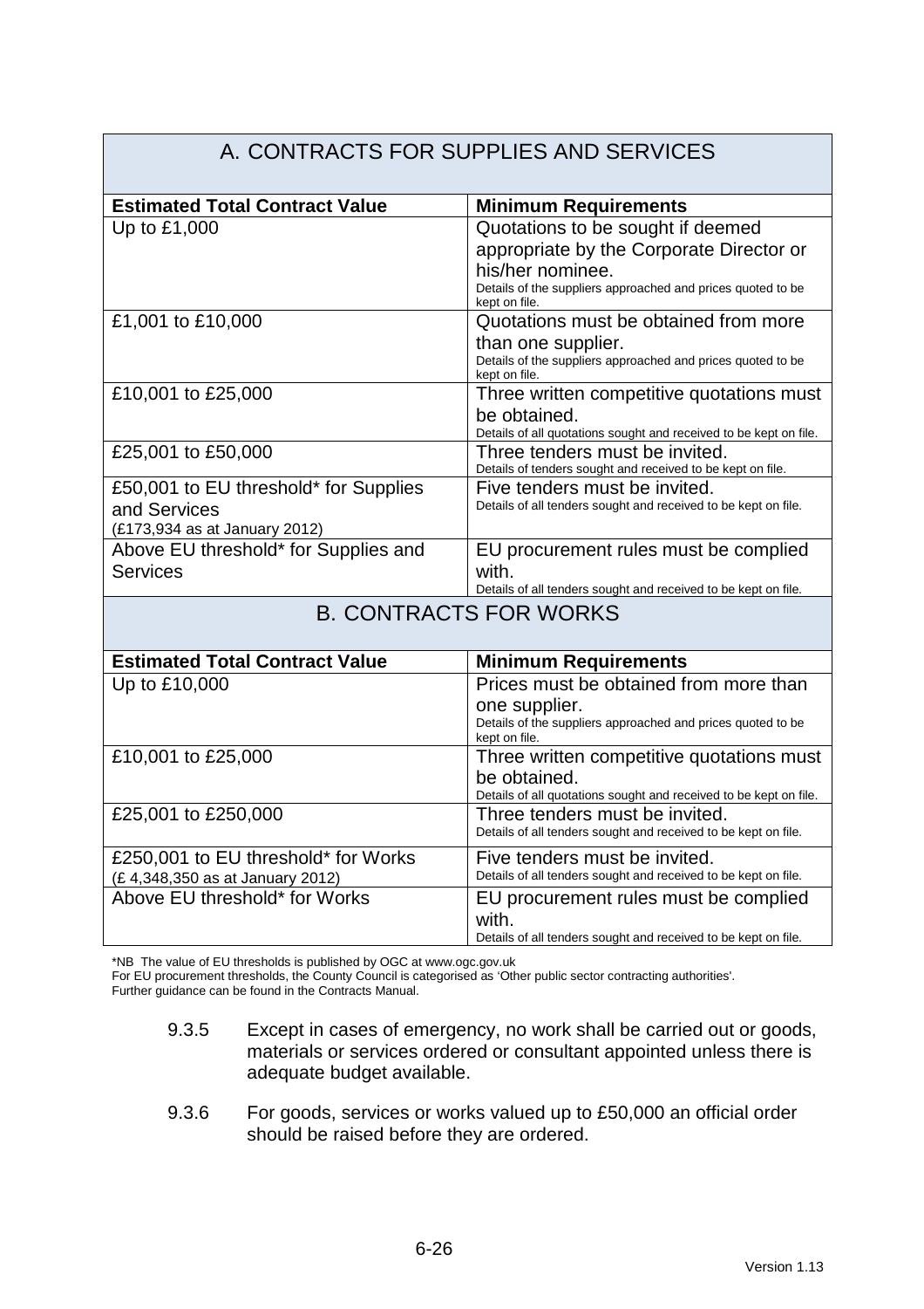| A. CONTRACTS FOR SUPPLIES AND SERVICES | |
|---|---|
| **Estimated Total Contract Value** | **Minimum Requirements** |
| Up to £1,000 | Quotations to be sought if deemed appropriate by the Corporate Director or his/her nominee. Details of the suppliers approached and prices quoted to be kept on file. |
| £1,001 to £10,000 | Quotations must be obtained from more than one supplier. Details of the suppliers approached and prices quoted to be kept on file. |
| £10,001 to £25,000 | Three written competitive quotations must be obtained. Details of all quotations sought and received to be kept on file. |
| £25,001 to £50,000 | Three tenders must be invited. Details of tenders sought and received to be kept on file. |
| £50,001 to EU threshold* for Supplies and Services (£173,934 as at January 2012) | Five tenders must be invited. Details of all tenders sought and received to be kept on file. |
| Above EU threshold* for Supplies and Services | EU procurement rules must be complied with. Details of all tenders sought and received to be kept on file. |

| B. CONTRACTS FOR WORKS | |
|---|---|
| **Estimated Total Contract Value** | **Minimum Requirements** |
| Up to £10,000 | Prices must be obtained from more than one supplier. Details of the suppliers approached and prices quoted to be kept on file. |
| £10,001 to £25,000 | Three written competitive quotations must be obtained. Details of all quotations sought and received to be kept on file. |
| £25,001 to £250,000 | Three tenders must be invited. Details of all tenders sought and received to be kept on file. |
| £250,001 to EU threshold* for Works (£ 4,348,350 as at January 2012) | Five tenders must be invited. Details of all tenders sought and received to be kept on file. |
| Above EU threshold* for Works | EU procurement rules must be complied with. Details of all tenders sought and received to be kept on file. |

*NB The value of EU thresholds is published by OGC at www.ogc.gov.uk
For EU procurement thresholds, the County Council is categorised as 'Other public sector contracting authorities'.
Further guidance can be found in the Contracts Manual.

9.3.5 Except in cases of emergency, no work shall be carried out or goods, materials or services ordered or consultant appointed unless there is adequate budget available.

9.3.6 For goods, services or works valued up to £50,000 an official order should be raised before they are ordered.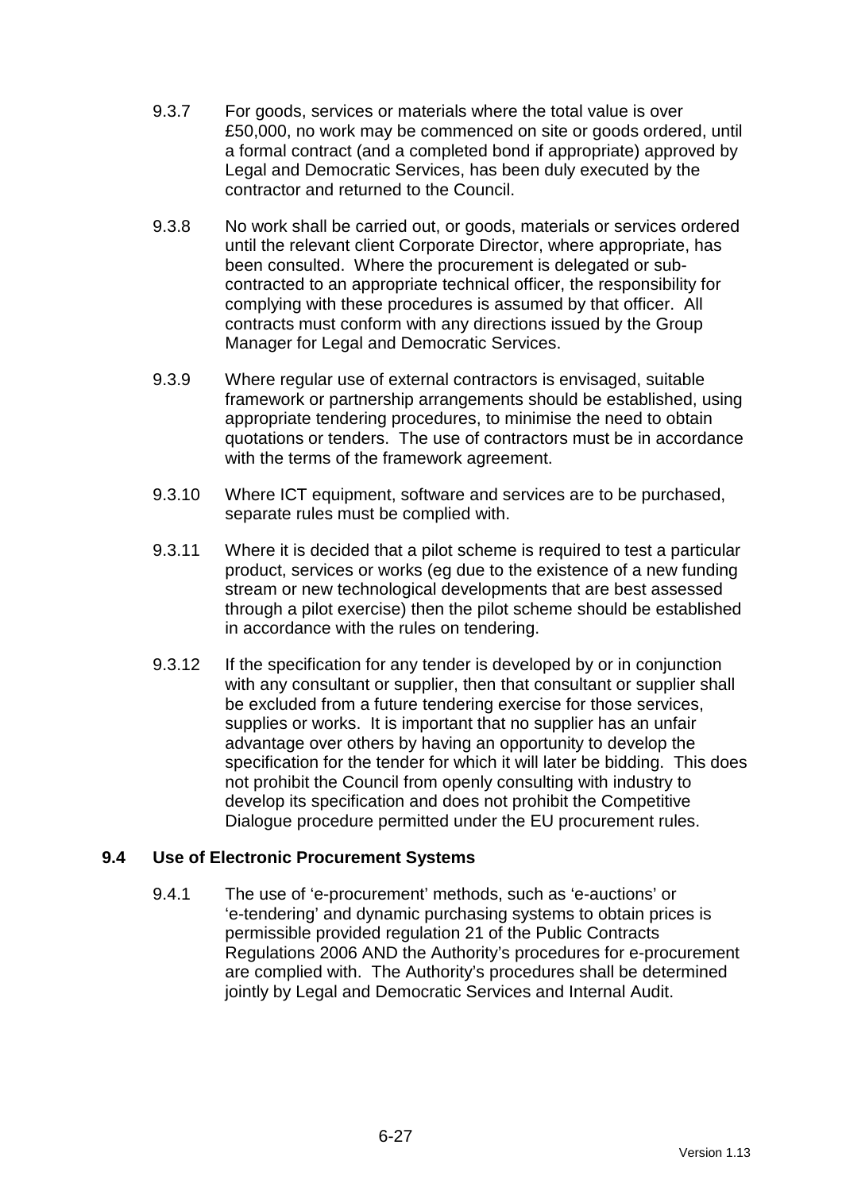9.3.7 For goods, services or materials where the total value is over £50,000, no work may be commenced on site or goods ordered, until a formal contract (and a completed bond if appropriate) approved by Legal and Democratic Services, has been duly executed by the contractor and returned to the Council.

9.3.8 No work shall be carried out, or goods, materials or services ordered until the relevant client Corporate Director, where appropriate, has been consulted. Where the procurement is delegated or sub-contracted to an appropriate technical officer, the responsibility for complying with these procedures is assumed by that officer. All contracts must conform with any directions issued by the Group Manager for Legal and Democratic Services.

9.3.9 Where regular use of external contractors is envisaged, suitable framework or partnership arrangements should be established, using appropriate tendering procedures, to minimise the need to obtain quotations or tenders. The use of contractors must be in accordance with the terms of the framework agreement.

9.3.10 Where ICT equipment, software and services are to be purchased, separate rules must be complied with.

9.3.11 Where it is decided that a pilot scheme is required to test a particular product, services or works (eg due to the existence of a new funding stream or new technological developments that are best assessed through a pilot exercise) then the pilot scheme should be established in accordance with the rules on tendering.

9.3.12 If the specification for any tender is developed by or in conjunction with any consultant or supplier, then that consultant or supplier shall be excluded from a future tendering exercise for those services, supplies or works. It is important that no supplier has an unfair advantage over others by having an opportunity to develop the specification for the tender for which it will later be bidding. This does not prohibit the Council from openly consulting with industry to develop its specification and does not prohibit the Competitive Dialogue procedure permitted under the EU procurement rules.

### 9.4 Use of Electronic Procurement Systems

9.4.1 The use of 'e-procurement' methods, such as 'e-auctions' or 'e-tendering' and dynamic purchasing systems to obtain prices is permissible provided regulation 21 of the Public Contracts Regulations 2006 AND the Authority's procedures for e-procurement are complied with. The Authority's procedures shall be determined jointly by Legal and Democratic Services and Internal Audit.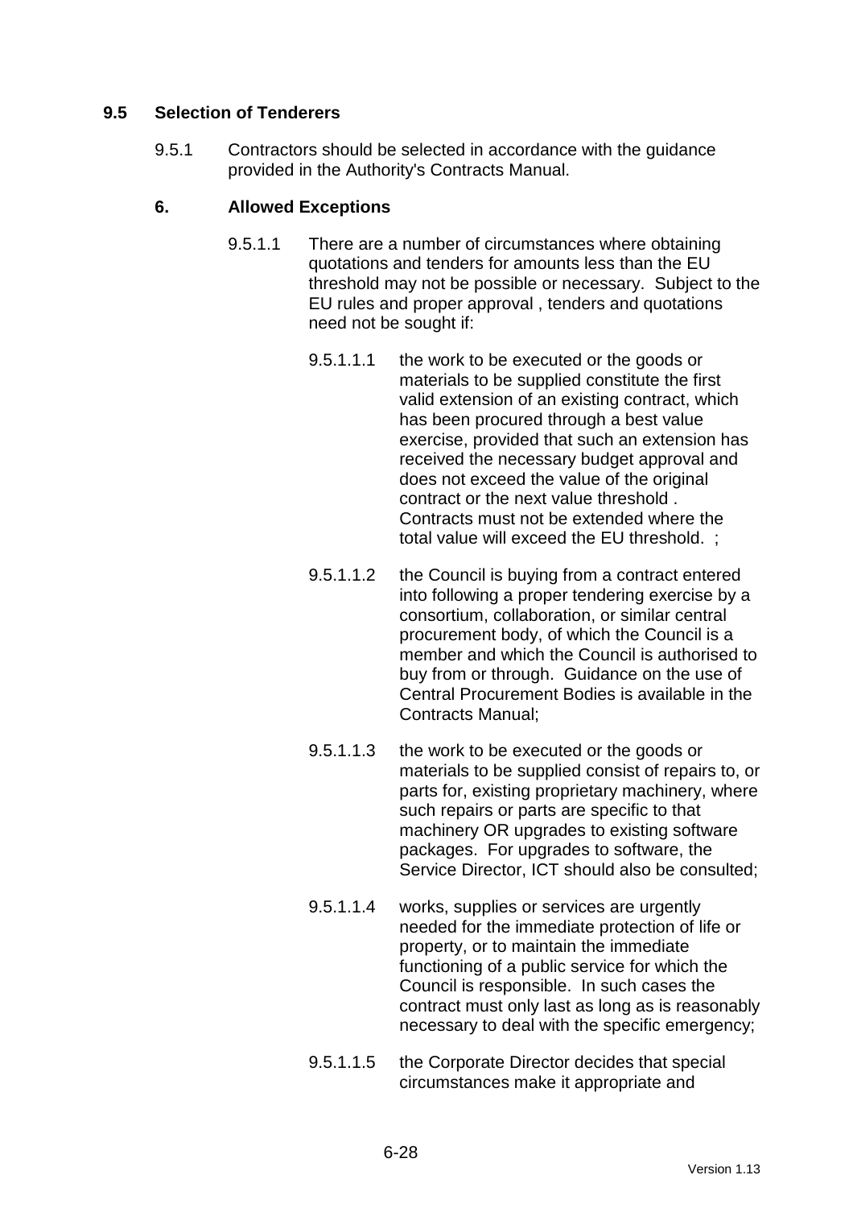### 9.5 Selection of Tenderers

9.5.1 Contractors should be selected in accordance with the guidance provided in the Authority's Contracts Manual.

### 6. Allowed Exceptions

9.5.1.1 There are a number of circumstances where obtaining quotations and tenders for amounts less than the EU threshold may not be possible or necessary. Subject to the EU rules and proper approval , tenders and quotations need not be sought if:

9.5.1.1.1 the work to be executed or the goods or materials to be supplied constitute the first valid extension of an existing contract, which has been procured through a best value exercise, provided that such an extension has received the necessary budget approval and does not exceed the value of the original contract or the next value threshold . Contracts must not be extended where the total value will exceed the EU threshold. ;

9.5.1.1.2 the Council is buying from a contract entered into following a proper tendering exercise by a consortium, collaboration, or similar central procurement body, of which the Council is a member and which the Council is authorised to buy from or through. Guidance on the use of Central Procurement Bodies is available in the Contracts Manual;

9.5.1.1.3 the work to be executed or the goods or materials to be supplied consist of repairs to, or parts for, existing proprietary machinery, where such repairs or parts are specific to that machinery OR upgrades to existing software packages. For upgrades to software, the Service Director, ICT should also be consulted;

9.5.1.1.4 works, supplies or services are urgently needed for the immediate protection of life or property, or to maintain the immediate functioning of a public service for which the Council is responsible. In such cases the contract must only last as long as is reasonably necessary to deal with the specific emergency;

9.5.1.1.5 the Corporate Director decides that special circumstances make it appropriate and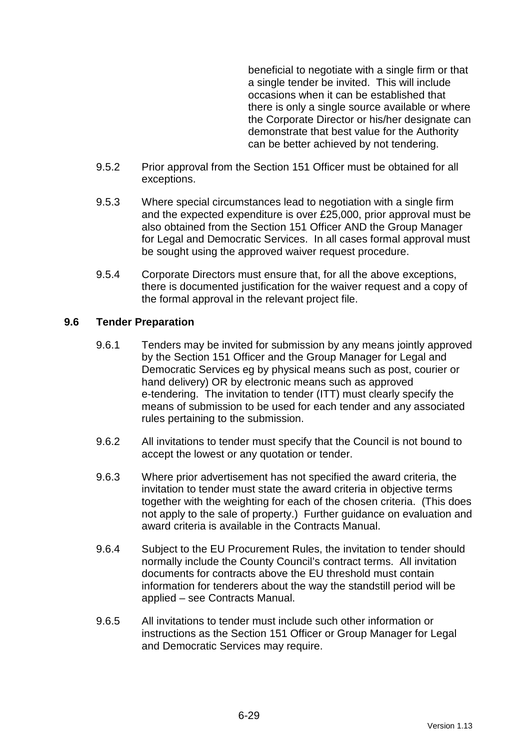beneficial to negotiate with a single firm or that a single tender be invited. This will include occasions when it can be established that there is only a single source available or where the Corporate Director or his/her designate can demonstrate that best value for the Authority can be better achieved by not tendering.

9.5.2 Prior approval from the Section 151 Officer must be obtained for all exceptions.

9.5.3 Where special circumstances lead to negotiation with a single firm and the expected expenditure is over £25,000, prior approval must be also obtained from the Section 151 Officer AND the Group Manager for Legal and Democratic Services. In all cases formal approval must be sought using the approved waiver request procedure.

9.5.4 Corporate Directors must ensure that, for all the above exceptions, there is documented justification for the waiver request and a copy of the formal approval in the relevant project file.

### 9.6 Tender Preparation

9.6.1 Tenders may be invited for submission by any means jointly approved by the Section 151 Officer and the Group Manager for Legal and Democratic Services eg by physical means such as post, courier or hand delivery) OR by electronic means such as approved e-tendering. The invitation to tender (ITT) must clearly specify the means of submission to be used for each tender and any associated rules pertaining to the submission.

9.6.2 All invitations to tender must specify that the Council is not bound to accept the lowest or any quotation or tender.

9.6.3 Where prior advertisement has not specified the award criteria, the invitation to tender must state the award criteria in objective terms together with the weighting for each of the chosen criteria. (This does not apply to the sale of property.) Further guidance on evaluation and award criteria is available in the Contracts Manual.

9.6.4 Subject to the EU Procurement Rules, the invitation to tender should normally include the County Council's contract terms. All invitation documents for contracts above the EU threshold must contain information for tenderers about the way the standstill period will be applied – see Contracts Manual.

9.6.5 All invitations to tender must include such other information or instructions as the Section 151 Officer or Group Manager for Legal and Democratic Services may require.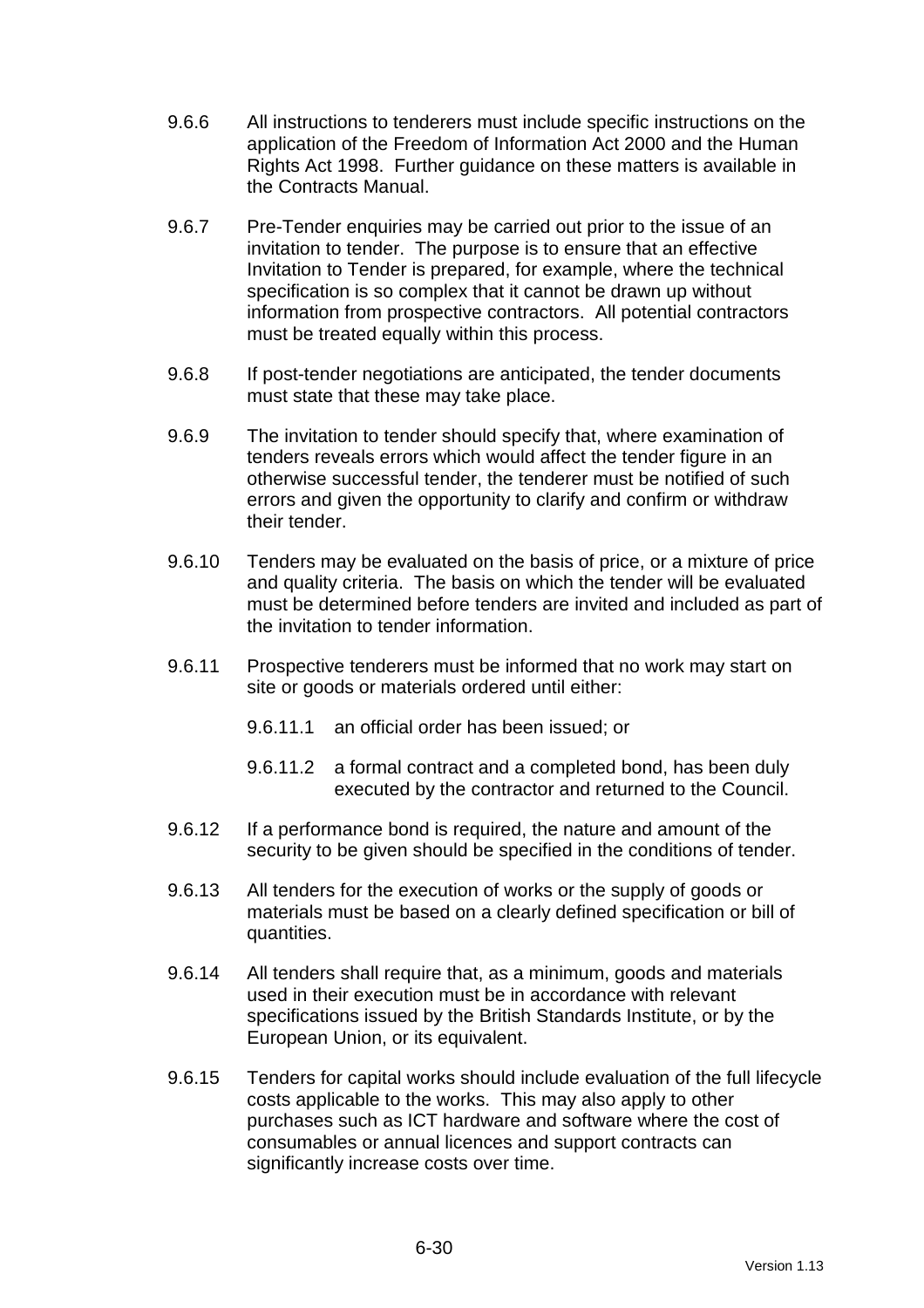9.6.6 All instructions to tenderers must include specific instructions on the application of the Freedom of Information Act 2000 and the Human Rights Act 1998. Further guidance on these matters is available in the Contracts Manual.

9.6.7 Pre-Tender enquiries may be carried out prior to the issue of an invitation to tender. The purpose is to ensure that an effective Invitation to Tender is prepared, for example, where the technical specification is so complex that it cannot be drawn up without information from prospective contractors. All potential contractors must be treated equally within this process.

9.6.8 If post-tender negotiations are anticipated, the tender documents must state that these may take place.

9.6.9 The invitation to tender should specify that, where examination of tenders reveals errors which would affect the tender figure in an otherwise successful tender, the tenderer must be notified of such errors and given the opportunity to clarify and confirm or withdraw their tender.

9.6.10 Tenders may be evaluated on the basis of price, or a mixture of price and quality criteria. The basis on which the tender will be evaluated must be determined before tenders are invited and included as part of the invitation to tender information.

9.6.11 Prospective tenderers must be informed that no work may start on site or goods or materials ordered until either:

- 9.6.11.1 an official order has been issued; or
- 9.6.11.2 a formal contract and a completed bond, has been duly executed by the contractor and returned to the Council.

9.6.12 If a performance bond is required, the nature and amount of the security to be given should be specified in the conditions of tender.

9.6.13 All tenders for the execution of works or the supply of goods or materials must be based on a clearly defined specification or bill of quantities.

9.6.14 All tenders shall require that, as a minimum, goods and materials used in their execution must be in accordance with relevant specifications issued by the British Standards Institute, or by the European Union, or its equivalent.

9.6.15 Tenders for capital works should include evaluation of the full lifecycle costs applicable to the works. This may also apply to other purchases such as ICT hardware and software where the cost of consumables or annual licences and support contracts can significantly increase costs over time.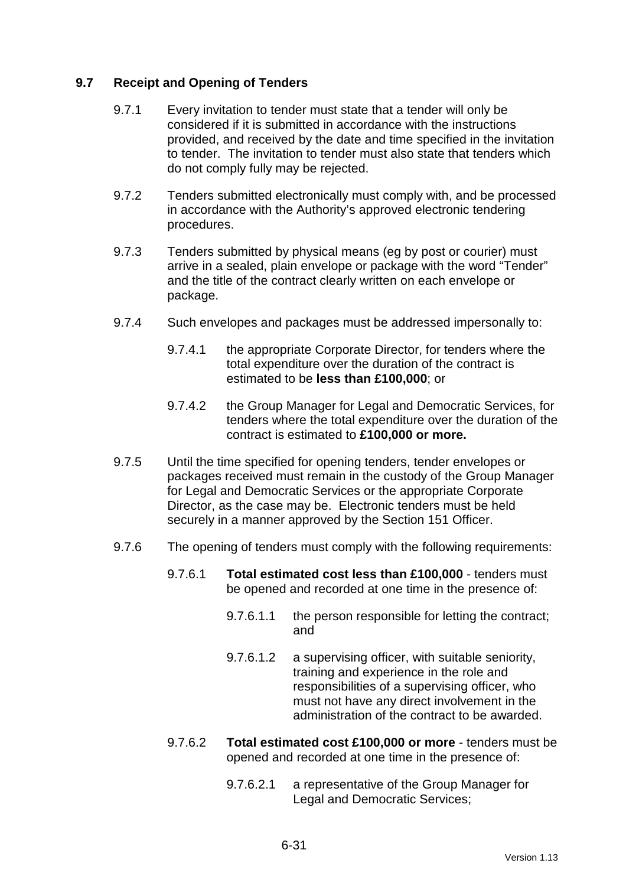## 9.7 Receipt and Opening of Tenders

9.7.1 Every invitation to tender must state that a tender will only be considered if it is submitted in accordance with the instructions provided, and received by the date and time specified in the invitation to tender. The invitation to tender must also state that tenders which do not comply fully may be rejected.

9.7.2 Tenders submitted electronically must comply with, and be processed in accordance with the Authority's approved electronic tendering procedures.

9.7.3 Tenders submitted by physical means (eg by post or courier) must arrive in a sealed, plain envelope or package with the word "Tender" and the title of the contract clearly written on each envelope or package.

9.7.4 Such envelopes and packages must be addressed impersonally to:

9.7.4.1 the appropriate Corporate Director, for tenders where the total expenditure over the duration of the contract is estimated to be **less than £100,000**; or

9.7.4.2 the Group Manager for Legal and Democratic Services, for tenders where the total expenditure over the duration of the contract is estimated to **£100,000 or more.**

9.7.5 Until the time specified for opening tenders, tender envelopes or packages received must remain in the custody of the Group Manager for Legal and Democratic Services or the appropriate Corporate Director, as the case may be. Electronic tenders must be held securely in a manner approved by the Section 151 Officer.

9.7.6 The opening of tenders must comply with the following requirements:

9.7.6.1 **Total estimated cost less than £100,000** - tenders must be opened and recorded at one time in the presence of:

9.7.6.1.1 the person responsible for letting the contract; and

9.7.6.1.2 a supervising officer, with suitable seniority, training and experience in the role and responsibilities of a supervising officer, who must not have any direct involvement in the administration of the contract to be awarded.

9.7.6.2 **Total estimated cost £100,000 or more** - tenders must be opened and recorded at one time in the presence of:

9.7.6.2.1 a representative of the Group Manager for Legal and Democratic Services;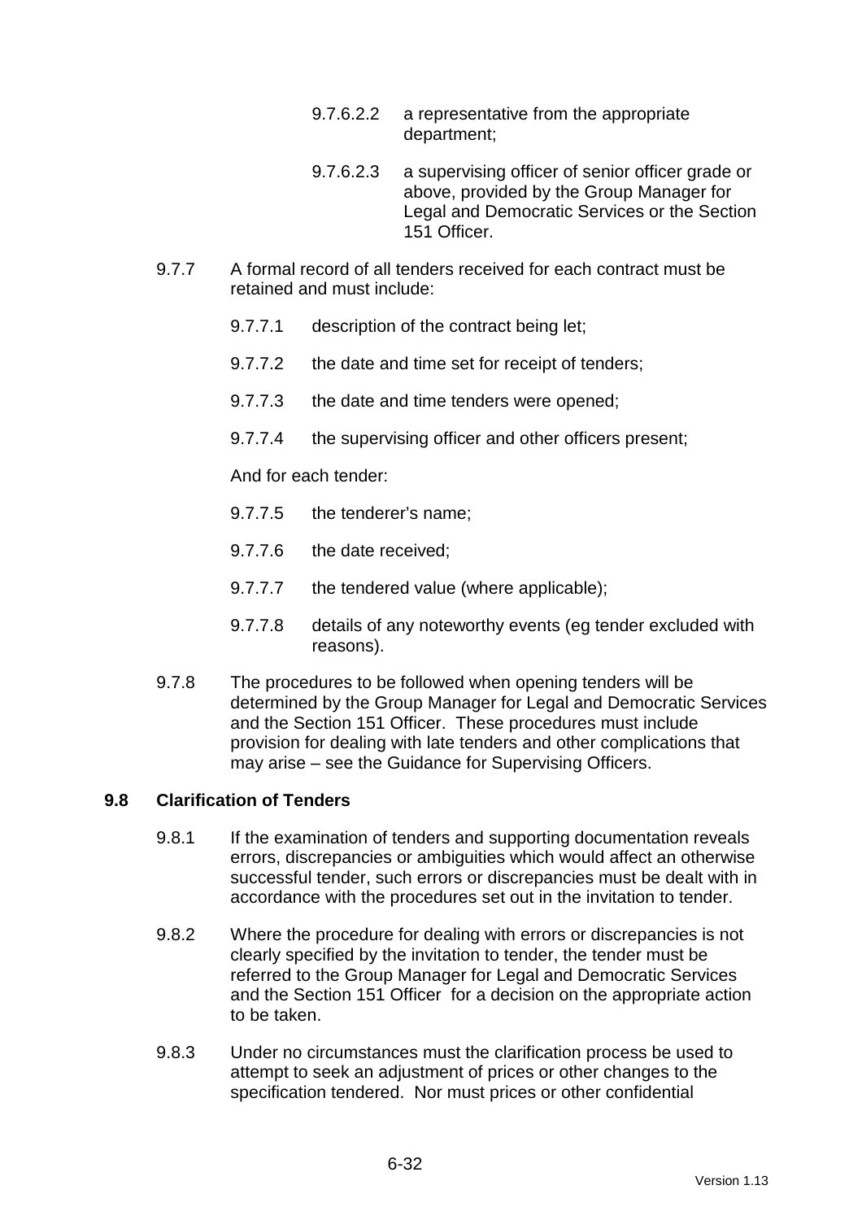9.7.6.2.2 a representative from the appropriate department;

9.7.6.2.3 a supervising officer of senior officer grade or above, provided by the Group Manager for Legal and Democratic Services or the Section 151 Officer.

9.7.7 A formal record of all tenders received for each contract must be retained and must include:

9.7.7.1 description of the contract being let;

9.7.7.2 the date and time set for receipt of tenders;

9.7.7.3 the date and time tenders were opened;

9.7.7.4 the supervising officer and other officers present;

And for each tender:

9.7.7.5 the tenderer's name;

9.7.7.6 the date received;

9.7.7.7 the tendered value (where applicable);

9.7.7.8 details of any noteworthy events (eg tender excluded with reasons).

9.7.8 The procedures to be followed when opening tenders will be determined by the Group Manager for Legal and Democratic Services and the Section 151 Officer. These procedures must include provision for dealing with late tenders and other complications that may arise – see the Guidance for Supervising Officers.

### 9.8 Clarification of Tenders

9.8.1 If the examination of tenders and supporting documentation reveals errors, discrepancies or ambiguities which would affect an otherwise successful tender, such errors or discrepancies must be dealt with in accordance with the procedures set out in the invitation to tender.

9.8.2 Where the procedure for dealing with errors or discrepancies is not clearly specified by the invitation to tender, the tender must be referred to the Group Manager for Legal and Democratic Services and the Section 151 Officer for a decision on the appropriate action to be taken.

9.8.3 Under no circumstances must the clarification process be used to attempt to seek an adjustment of prices or other changes to the specification tendered. Nor must prices or other confidential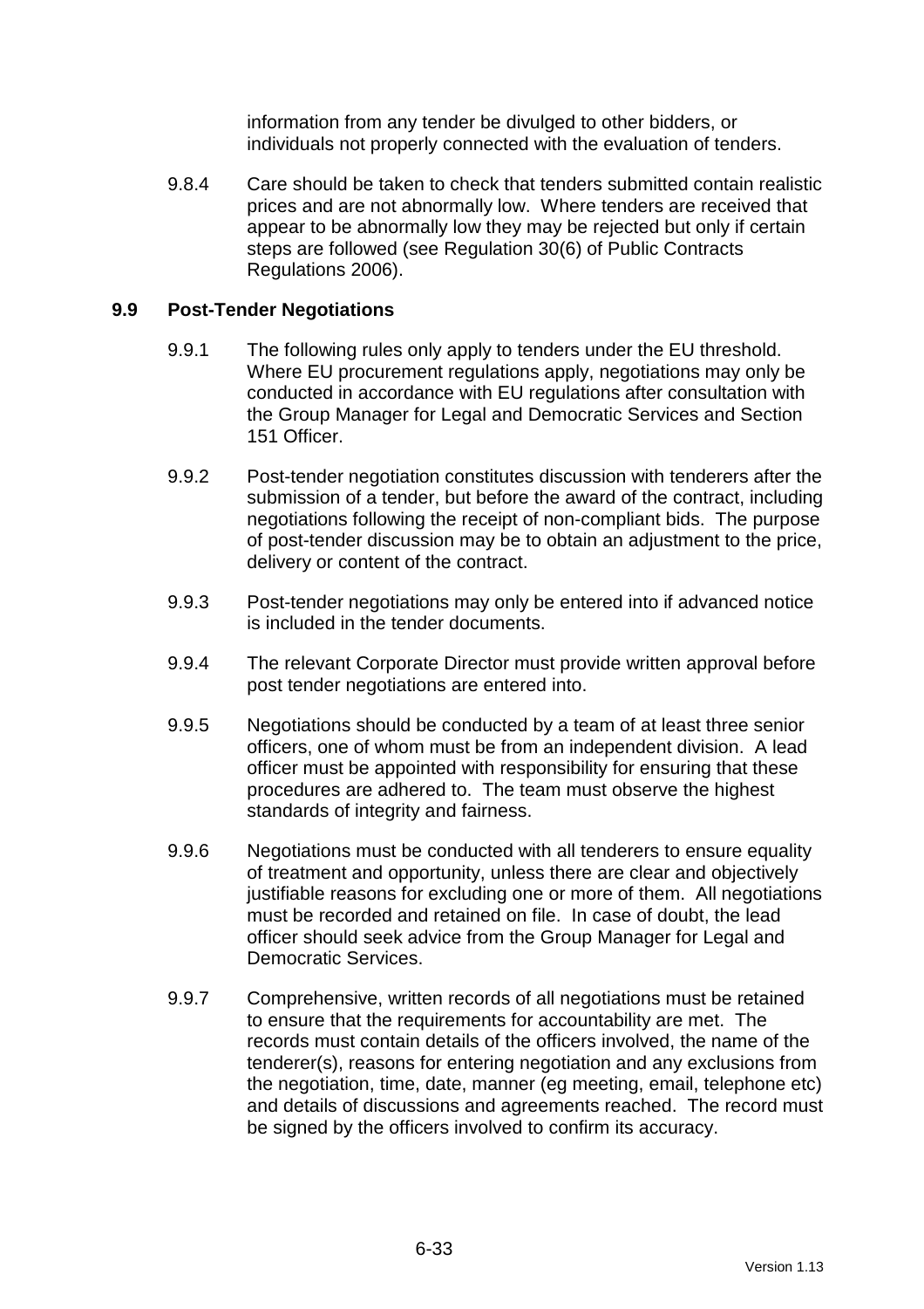information from any tender be divulged to other bidders, or individuals not properly connected with the evaluation of tenders.

9.8.4 Care should be taken to check that tenders submitted contain realistic prices and are not abnormally low. Where tenders are received that appear to be abnormally low they may be rejected but only if certain steps are followed (see Regulation 30(6) of Public Contracts Regulations 2006).

### 9.9 Post-Tender Negotiations

9.9.1 The following rules only apply to tenders under the EU threshold. Where EU procurement regulations apply, negotiations may only be conducted in accordance with EU regulations after consultation with the Group Manager for Legal and Democratic Services and Section 151 Officer.

9.9.2 Post-tender negotiation constitutes discussion with tenderers after the submission of a tender, but before the award of the contract, including negotiations following the receipt of non-compliant bids. The purpose of post-tender discussion may be to obtain an adjustment to the price, delivery or content of the contract.

9.9.3 Post-tender negotiations may only be entered into if advanced notice is included in the tender documents.

9.9.4 The relevant Corporate Director must provide written approval before post tender negotiations are entered into.

9.9.5 Negotiations should be conducted by a team of at least three senior officers, one of whom must be from an independent division. A lead officer must be appointed with responsibility for ensuring that these procedures are adhered to. The team must observe the highest standards of integrity and fairness.

9.9.6 Negotiations must be conducted with all tenderers to ensure equality of treatment and opportunity, unless there are clear and objectively justifiable reasons for excluding one or more of them. All negotiations must be recorded and retained on file. In case of doubt, the lead officer should seek advice from the Group Manager for Legal and Democratic Services.

9.9.7 Comprehensive, written records of all negotiations must be retained to ensure that the requirements for accountability are met. The records must contain details of the officers involved, the name of the tenderer(s), reasons for entering negotiation and any exclusions from the negotiation, time, date, manner (eg meeting, email, telephone etc) and details of discussions and agreements reached. The record must be signed by the officers involved to confirm its accuracy.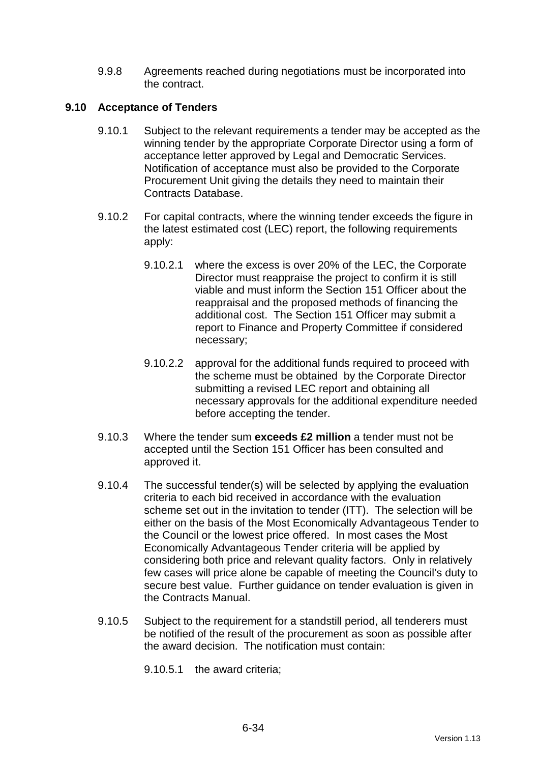9.9.8 Agreements reached during negotiations must be incorporated into the contract.

### 9.10 Acceptance of Tenders

9.10.1 Subject to the relevant requirements a tender may be accepted as the winning tender by the appropriate Corporate Director using a form of acceptance letter approved by Legal and Democratic Services. Notification of acceptance must also be provided to the Corporate Procurement Unit giving the details they need to maintain their Contracts Database.

9.10.2 For capital contracts, where the winning tender exceeds the figure in the latest estimated cost (LEC) report, the following requirements apply:

9.10.2.1 where the excess is over 20% of the LEC, the Corporate Director must reappraise the project to confirm it is still viable and must inform the Section 151 Officer about the reappraisal and the proposed methods of financing the additional cost. The Section 151 Officer may submit a report to Finance and Property Committee if considered necessary;

9.10.2.2 approval for the additional funds required to proceed with the scheme must be obtained by the Corporate Director submitting a revised LEC report and obtaining all necessary approvals for the additional expenditure needed before accepting the tender.

9.10.3 Where the tender sum **exceeds £2 million** a tender must not be accepted until the Section 151 Officer has been consulted and approved it.

9.10.4 The successful tender(s) will be selected by applying the evaluation criteria to each bid received in accordance with the evaluation scheme set out in the invitation to tender (ITT). The selection will be either on the basis of the Most Economically Advantageous Tender to the Council or the lowest price offered. In most cases the Most Economically Advantageous Tender criteria will be applied by considering both price and relevant quality factors. Only in relatively few cases will price alone be capable of meeting the Council's duty to secure best value. Further guidance on tender evaluation is given in the Contracts Manual.

9.10.5 Subject to the requirement for a standstill period, all tenderers must be notified of the result of the procurement as soon as possible after the award decision. The notification must contain:

9.10.5.1 the award criteria;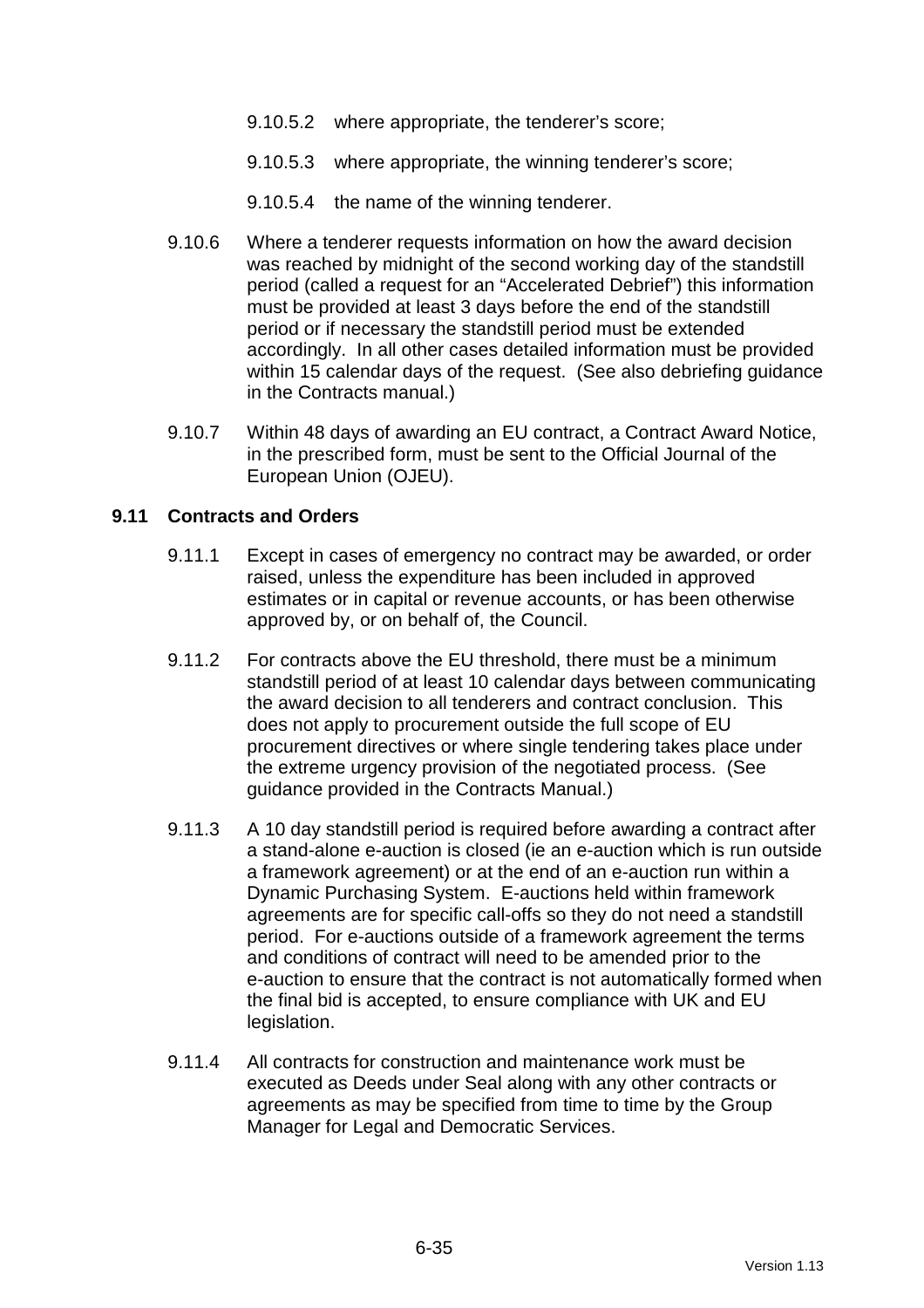9.10.5.2 where appropriate, the tenderer's score;

9.10.5.3 where appropriate, the winning tenderer's score;

9.10.5.4 the name of the winning tenderer.

9.10.6 Where a tenderer requests information on how the award decision was reached by midnight of the second working day of the standstill period (called a request for an "Accelerated Debrief") this information must be provided at least 3 days before the end of the standstill period or if necessary the standstill period must be extended accordingly. In all other cases detailed information must be provided within 15 calendar days of the request. (See also debriefing guidance in the Contracts manual.)

9.10.7 Within 48 days of awarding an EU contract, a Contract Award Notice, in the prescribed form, must be sent to the Official Journal of the European Union (OJEU).

## 9.11 Contracts and Orders

9.11.1 Except in cases of emergency no contract may be awarded, or order raised, unless the expenditure has been included in approved estimates or in capital or revenue accounts, or has been otherwise approved by, or on behalf of, the Council.

9.11.2 For contracts above the EU threshold, there must be a minimum standstill period of at least 10 calendar days between communicating the award decision to all tenderers and contract conclusion. This does not apply to procurement outside the full scope of EU procurement directives or where single tendering takes place under the extreme urgency provision of the negotiated process. (See guidance provided in the Contracts Manual.)

9.11.3 A 10 day standstill period is required before awarding a contract after a stand-alone e-auction is closed (ie an e-auction which is run outside a framework agreement) or at the end of an e-auction run within a Dynamic Purchasing System. E-auctions held within framework agreements are for specific call-offs so they do not need a standstill period. For e-auctions outside of a framework agreement the terms and conditions of contract will need to be amended prior to the e-auction to ensure that the contract is not automatically formed when the final bid is accepted, to ensure compliance with UK and EU legislation.

9.11.4 All contracts for construction and maintenance work must be executed as Deeds under Seal along with any other contracts or agreements as may be specified from time to time by the Group Manager for Legal and Democratic Services.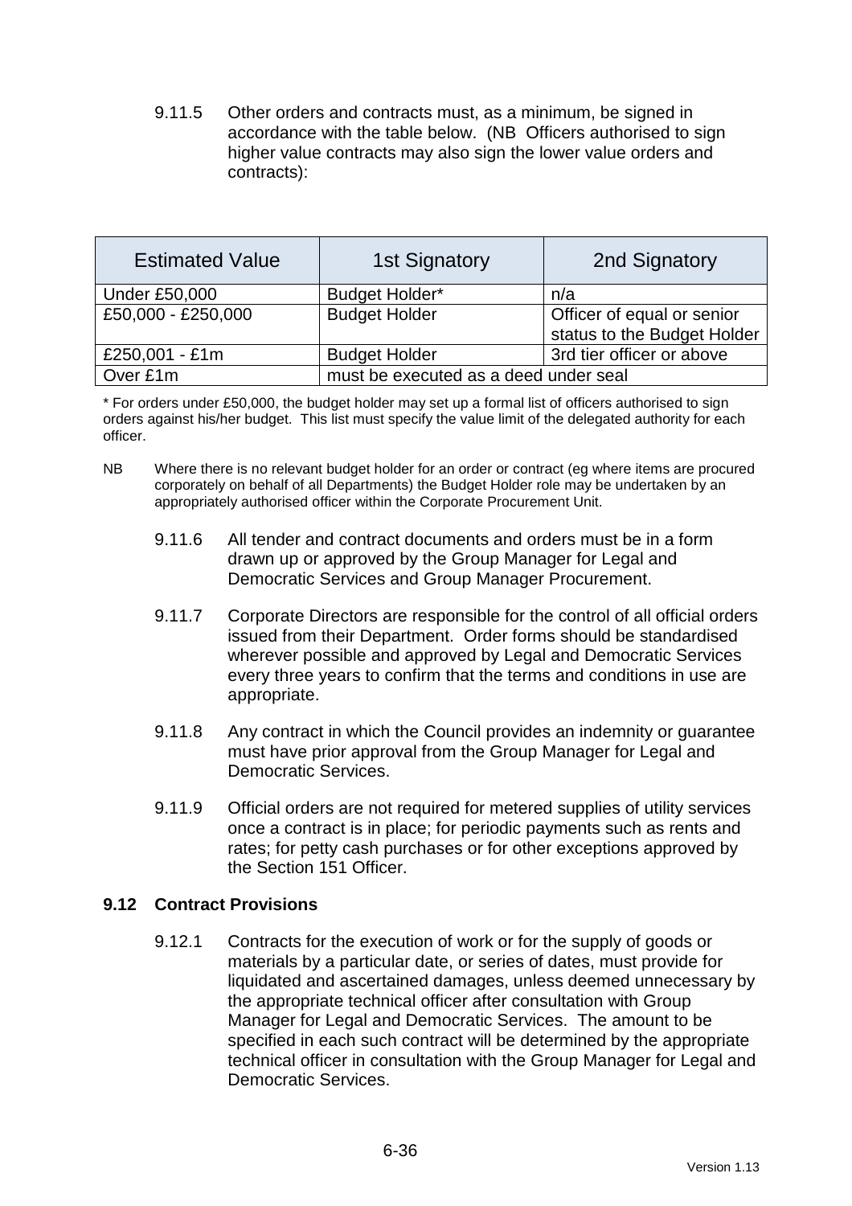9.11.5 Other orders and contracts must, as a minimum, be signed in accordance with the table below. (NB Officers authorised to sign higher value contracts may also sign the lower value orders and contracts):

| Estimated Value | 1st Signatory | 2nd Signatory |
| --- | --- | --- |
| Under £50,000 | Budget Holder* | n/a |
| £50,000 - £250,000 | Budget Holder | Officer of equal or senior status to the Budget Holder |
| £250,001 - £1m | Budget Holder | 3rd tier officer or above |
| Over £1m | must be executed as a deed under seal | |

* For orders under £50,000, the budget holder may set up a formal list of officers authorised to sign orders against his/her budget. This list must specify the value limit of the delegated authority for each officer.

NB Where there is no relevant budget holder for an order or contract (eg where items are procured corporately on behalf of all Departments) the Budget Holder role may be undertaken by an appropriately authorised officer within the Corporate Procurement Unit.

9.11.6 All tender and contract documents and orders must be in a form drawn up or approved by the Group Manager for Legal and Democratic Services and Group Manager Procurement.

9.11.7 Corporate Directors are responsible for the control of all official orders issued from their Department. Order forms should be standardised wherever possible and approved by Legal and Democratic Services every three years to confirm that the terms and conditions in use are appropriate.

9.11.8 Any contract in which the Council provides an indemnity or guarantee must have prior approval from the Group Manager for Legal and Democratic Services.

9.11.9 Official orders are not required for metered supplies of utility services once a contract is in place; for periodic payments such as rents and rates; for petty cash purchases or for other exceptions approved by the Section 151 Officer.

### 9.12 Contract Provisions

9.12.1 Contracts for the execution of work or for the supply of goods or materials by a particular date, or series of dates, must provide for liquidated and ascertained damages, unless deemed unnecessary by the appropriate technical officer after consultation with Group Manager for Legal and Democratic Services. The amount to be specified in each such contract will be determined by the appropriate technical officer in consultation with the Group Manager for Legal and Democratic Services.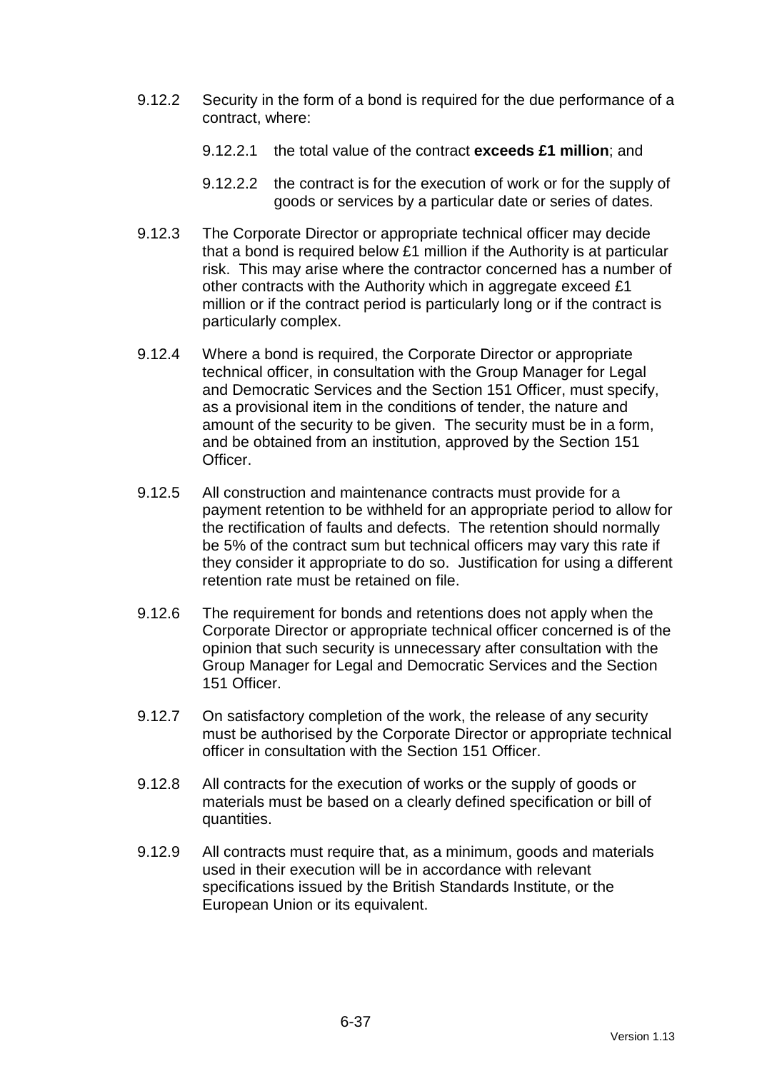9.12.2 Security in the form of a bond is required for the due performance of a contract, where:

9.12.2.1 the total value of the contract **exceeds £1 million**; and

9.12.2.2 the contract is for the execution of work or for the supply of goods or services by a particular date or series of dates.

9.12.3 The Corporate Director or appropriate technical officer may decide that a bond is required below £1 million if the Authority is at particular risk. This may arise where the contractor concerned has a number of other contracts with the Authority which in aggregate exceed £1 million or if the contract period is particularly long or if the contract is particularly complex.

9.12.4 Where a bond is required, the Corporate Director or appropriate technical officer, in consultation with the Group Manager for Legal and Democratic Services and the Section 151 Officer, must specify, as a provisional item in the conditions of tender, the nature and amount of the security to be given. The security must be in a form, and be obtained from an institution, approved by the Section 151 Officer.

9.12.5 All construction and maintenance contracts must provide for a payment retention to be withheld for an appropriate period to allow for the rectification of faults and defects. The retention should normally be 5% of the contract sum but technical officers may vary this rate if they consider it appropriate to do so. Justification for using a different retention rate must be retained on file.

9.12.6 The requirement for bonds and retentions does not apply when the Corporate Director or appropriate technical officer concerned is of the opinion that such security is unnecessary after consultation with the Group Manager for Legal and Democratic Services and the Section 151 Officer.

9.12.7 On satisfactory completion of the work, the release of any security must be authorised by the Corporate Director or appropriate technical officer in consultation with the Section 151 Officer.

9.12.8 All contracts for the execution of works or the supply of goods or materials must be based on a clearly defined specification or bill of quantities.

9.12.9 All contracts must require that, as a minimum, goods and materials used in their execution will be in accordance with relevant specifications issued by the British Standards Institute, or the European Union or its equivalent.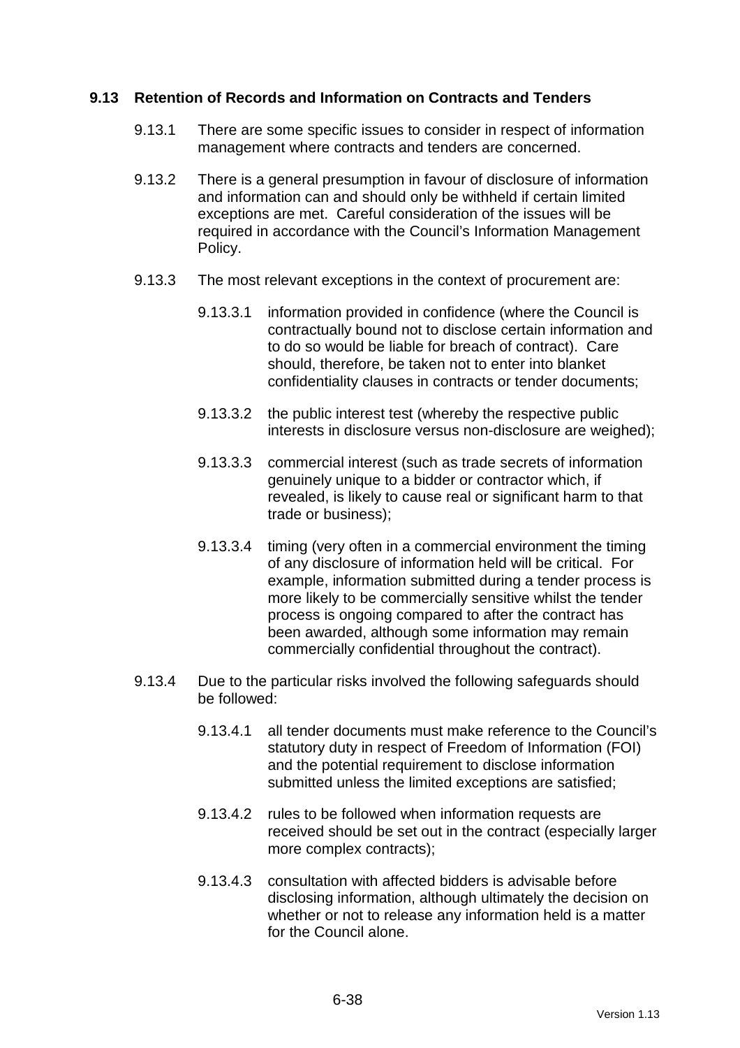### 9.13 Retention of Records and Information on Contracts and Tenders

9.13.1 There are some specific issues to consider in respect of information management where contracts and tenders are concerned.

9.13.2 There is a general presumption in favour of disclosure of information and information can and should only be withheld if certain limited exceptions are met. Careful consideration of the issues will be required in accordance with the Council's Information Management Policy.

9.13.3 The most relevant exceptions in the context of procurement are:

9.13.3.1 information provided in confidence (where the Council is contractually bound not to disclose certain information and to do so would be liable for breach of contract). Care should, therefore, be taken not to enter into blanket confidentiality clauses in contracts or tender documents;

9.13.3.2 the public interest test (whereby the respective public interests in disclosure versus non-disclosure are weighed);

9.13.3.3 commercial interest (such as trade secrets of information genuinely unique to a bidder or contractor which, if revealed, is likely to cause real or significant harm to that trade or business);

9.13.3.4 timing (very often in a commercial environment the timing of any disclosure of information held will be critical. For example, information submitted during a tender process is more likely to be commercially sensitive whilst the tender process is ongoing compared to after the contract has been awarded, although some information may remain commercially confidential throughout the contract).

9.13.4 Due to the particular risks involved the following safeguards should be followed:

9.13.4.1 all tender documents must make reference to the Council's statutory duty in respect of Freedom of Information (FOI) and the potential requirement to disclose information submitted unless the limited exceptions are satisfied;

9.13.4.2 rules to be followed when information requests are received should be set out in the contract (especially larger more complex contracts);

9.13.4.3 consultation with affected bidders is advisable before disclosing information, although ultimately the decision on whether or not to release any information held is a matter for the Council alone.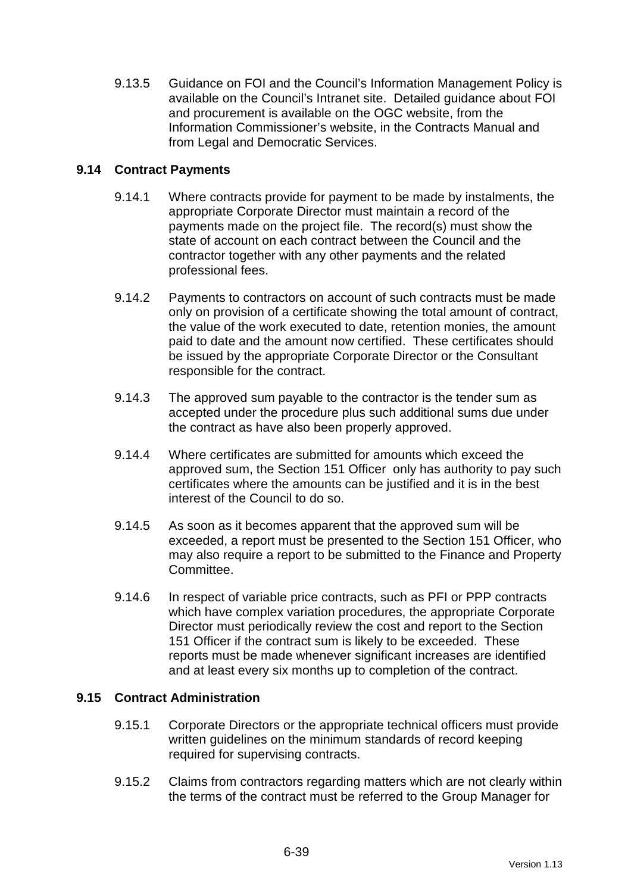9.13.5 Guidance on FOI and the Council's Information Management Policy is available on the Council's Intranet site. Detailed guidance about FOI and procurement is available on the OGC website, from the Information Commissioner's website, in the Contracts Manual and from Legal and Democratic Services.

## 9.14 Contract Payments

9.14.1 Where contracts provide for payment to be made by instalments, the appropriate Corporate Director must maintain a record of the payments made on the project file. The record(s) must show the state of account on each contract between the Council and the contractor together with any other payments and the related professional fees.

9.14.2 Payments to contractors on account of such contracts must be made only on provision of a certificate showing the total amount of contract, the value of the work executed to date, retention monies, the amount paid to date and the amount now certified. These certificates should be issued by the appropriate Corporate Director or the Consultant responsible for the contract.

9.14.3 The approved sum payable to the contractor is the tender sum as accepted under the procedure plus such additional sums due under the contract as have also been properly approved.

9.14.4 Where certificates are submitted for amounts which exceed the approved sum, the Section 151 Officer only has authority to pay such certificates where the amounts can be justified and it is in the best interest of the Council to do so.

9.14.5 As soon as it becomes apparent that the approved sum will be exceeded, a report must be presented to the Section 151 Officer, who may also require a report to be submitted to the Finance and Property Committee.

9.14.6 In respect of variable price contracts, such as PFI or PPP contracts which have complex variation procedures, the appropriate Corporate Director must periodically review the cost and report to the Section 151 Officer if the contract sum is likely to be exceeded. These reports must be made whenever significant increases are identified and at least every six months up to completion of the contract.

## 9.15 Contract Administration

9.15.1 Corporate Directors or the appropriate technical officers must provide written guidelines on the minimum standards of record keeping required for supervising contracts.

9.15.2 Claims from contractors regarding matters which are not clearly within the terms of the contract must be referred to the Group Manager for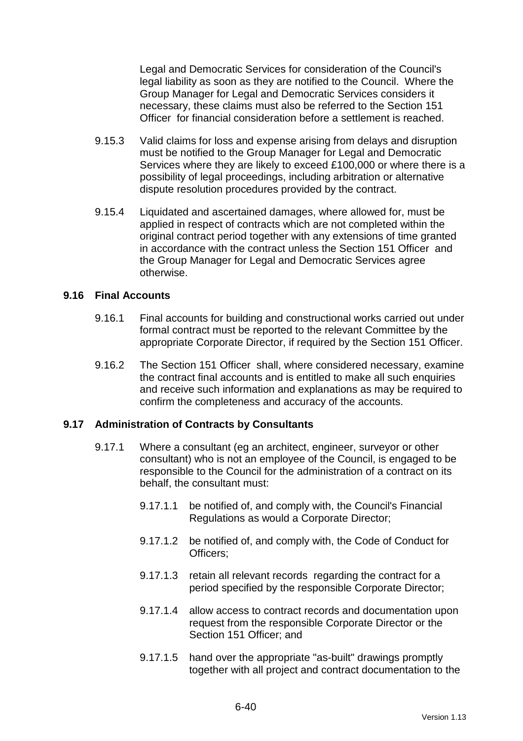Legal and Democratic Services for consideration of the Council's legal liability as soon as they are notified to the Council. Where the Group Manager for Legal and Democratic Services considers it necessary, these claims must also be referred to the Section 151 Officer for financial consideration before a settlement is reached.

9.15.3 Valid claims for loss and expense arising from delays and disruption must be notified to the Group Manager for Legal and Democratic Services where they are likely to exceed £100,000 or where there is a possibility of legal proceedings, including arbitration or alternative dispute resolution procedures provided by the contract.

9.15.4 Liquidated and ascertained damages, where allowed for, must be applied in respect of contracts which are not completed within the original contract period together with any extensions of time granted in accordance with the contract unless the Section 151 Officer and the Group Manager for Legal and Democratic Services agree otherwise.

### 9.16 Final Accounts

9.16.1 Final accounts for building and constructional works carried out under formal contract must be reported to the relevant Committee by the appropriate Corporate Director, if required by the Section 151 Officer.

9.16.2 The Section 151 Officer shall, where considered necessary, examine the contract final accounts and is entitled to make all such enquiries and receive such information and explanations as may be required to confirm the completeness and accuracy of the accounts.

### 9.17 Administration of Contracts by Consultants

9.17.1 Where a consultant (eg an architect, engineer, surveyor or other consultant) who is not an employee of the Council, is engaged to be responsible to the Council for the administration of a contract on its behalf, the consultant must:

9.17.1.1 be notified of, and comply with, the Council's Financial Regulations as would a Corporate Director;

9.17.1.2 be notified of, and comply with, the Code of Conduct for Officers;

9.17.1.3 retain all relevant records regarding the contract for a period specified by the responsible Corporate Director;

9.17.1.4 allow access to contract records and documentation upon request from the responsible Corporate Director or the Section 151 Officer; and

9.17.1.5 hand over the appropriate "as-built" drawings promptly together with all project and contract documentation to the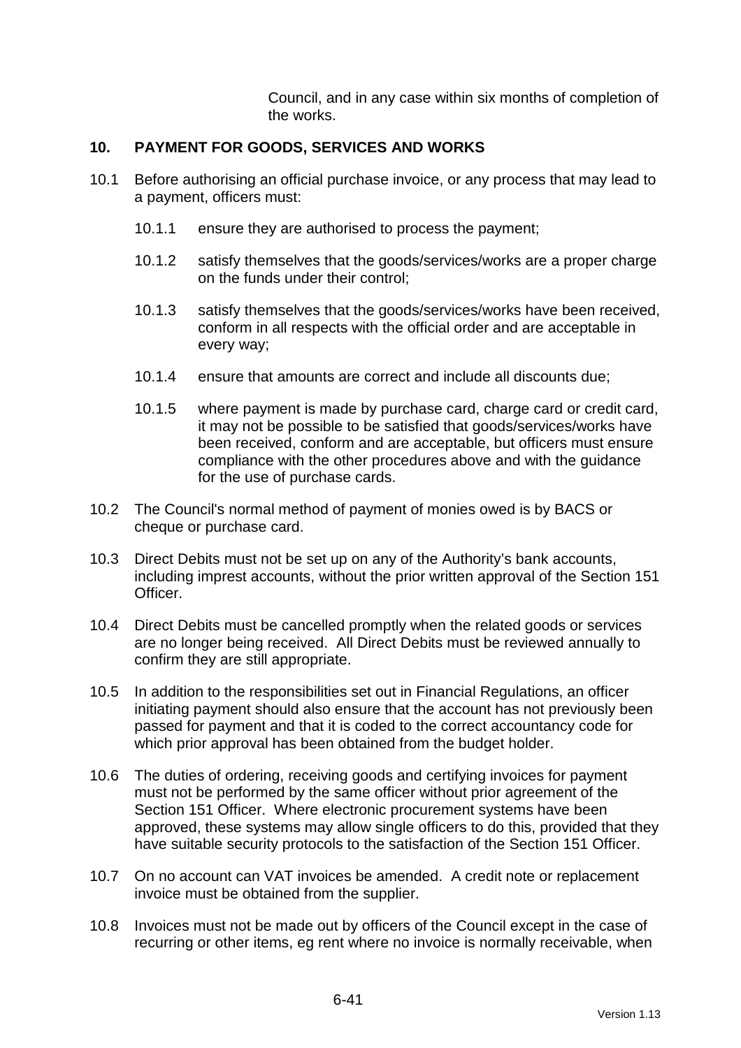Council, and in any case within six months of completion of the works.

## 10. PAYMENT FOR GOODS, SERVICES AND WORKS

10.1 Before authorising an official purchase invoice, or any process that may lead to a payment, officers must:

10.1.1 ensure they are authorised to process the payment;

10.1.2 satisfy themselves that the goods/services/works are a proper charge on the funds under their control;

10.1.3 satisfy themselves that the goods/services/works have been received, conform in all respects with the official order and are acceptable in every way;

10.1.4 ensure that amounts are correct and include all discounts due;

10.1.5 where payment is made by purchase card, charge card or credit card, it may not be possible to be satisfied that goods/services/works have been received, conform and are acceptable, but officers must ensure compliance with the other procedures above and with the guidance for the use of purchase cards.

10.2 The Council's normal method of payment of monies owed is by BACS or cheque or purchase card.

10.3 Direct Debits must not be set up on any of the Authority's bank accounts, including imprest accounts, without the prior written approval of the Section 151 Officer.

10.4 Direct Debits must be cancelled promptly when the related goods or services are no longer being received. All Direct Debits must be reviewed annually to confirm they are still appropriate.

10.5 In addition to the responsibilities set out in Financial Regulations, an officer initiating payment should also ensure that the account has not previously been passed for payment and that it is coded to the correct accountancy code for which prior approval has been obtained from the budget holder.

10.6 The duties of ordering, receiving goods and certifying invoices for payment must not be performed by the same officer without prior agreement of the Section 151 Officer. Where electronic procurement systems have been approved, these systems may allow single officers to do this, provided that they have suitable security protocols to the satisfaction of the Section 151 Officer.

10.7 On no account can VAT invoices be amended. A credit note or replacement invoice must be obtained from the supplier.

10.8 Invoices must not be made out by officers of the Council except in the case of recurring or other items, eg rent where no invoice is normally receivable, when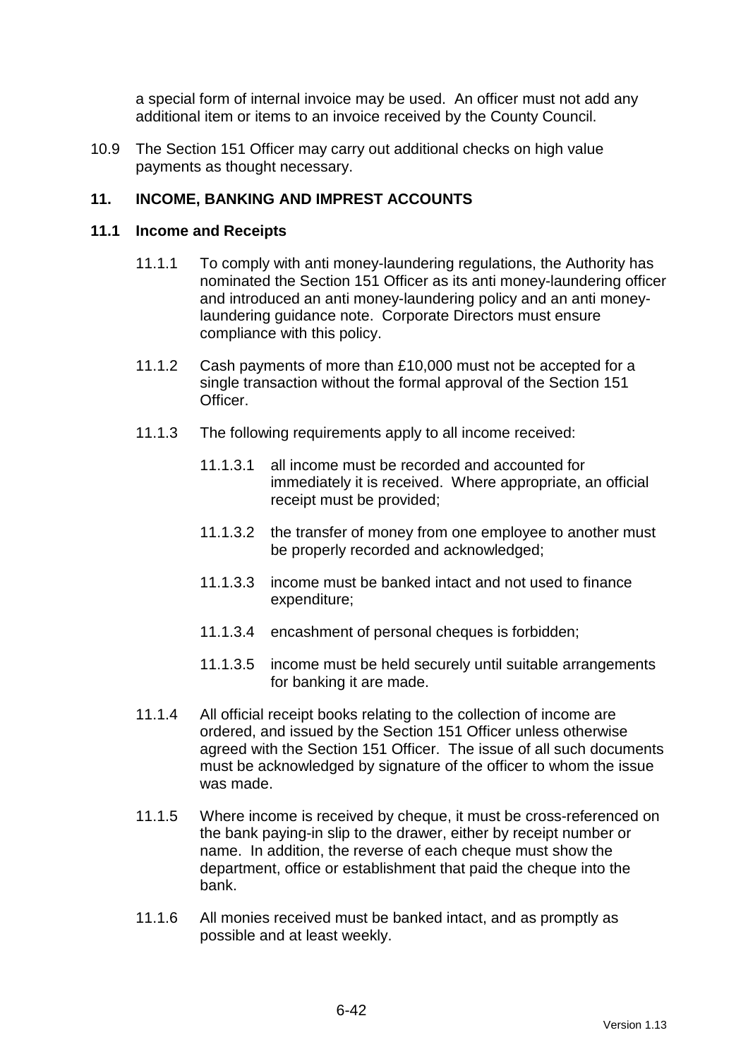a special form of internal invoice may be used. An officer must not add any additional item or items to an invoice received by the County Council.

10.9 The Section 151 Officer may carry out additional checks on high value payments as thought necessary.

## 11. INCOME, BANKING AND IMPREST ACCOUNTS

### 11.1 Income and Receipts

11.1.1 To comply with anti money-laundering regulations, the Authority has nominated the Section 151 Officer as its anti money-laundering officer and introduced an anti money-laundering policy and an anti money-laundering guidance note. Corporate Directors must ensure compliance with this policy.

11.1.2 Cash payments of more than £10,000 must not be accepted for a single transaction without the formal approval of the Section 151 Officer.

11.1.3 The following requirements apply to all income received:

11.1.3.1 all income must be recorded and accounted for immediately it is received. Where appropriate, an official receipt must be provided;

11.1.3.2 the transfer of money from one employee to another must be properly recorded and acknowledged;

11.1.3.3 income must be banked intact and not used to finance expenditure;

11.1.3.4 encashment of personal cheques is forbidden;

11.1.3.5 income must be held securely until suitable arrangements for banking it are made.

11.1.4 All official receipt books relating to the collection of income are ordered, and issued by the Section 151 Officer unless otherwise agreed with the Section 151 Officer. The issue of all such documents must be acknowledged by signature of the officer to whom the issue was made.

11.1.5 Where income is received by cheque, it must be cross-referenced on the bank paying-in slip to the drawer, either by receipt number or name. In addition, the reverse of each cheque must show the department, office or establishment that paid the cheque into the bank.

11.1.6 All monies received must be banked intact, and as promptly as possible and at least weekly.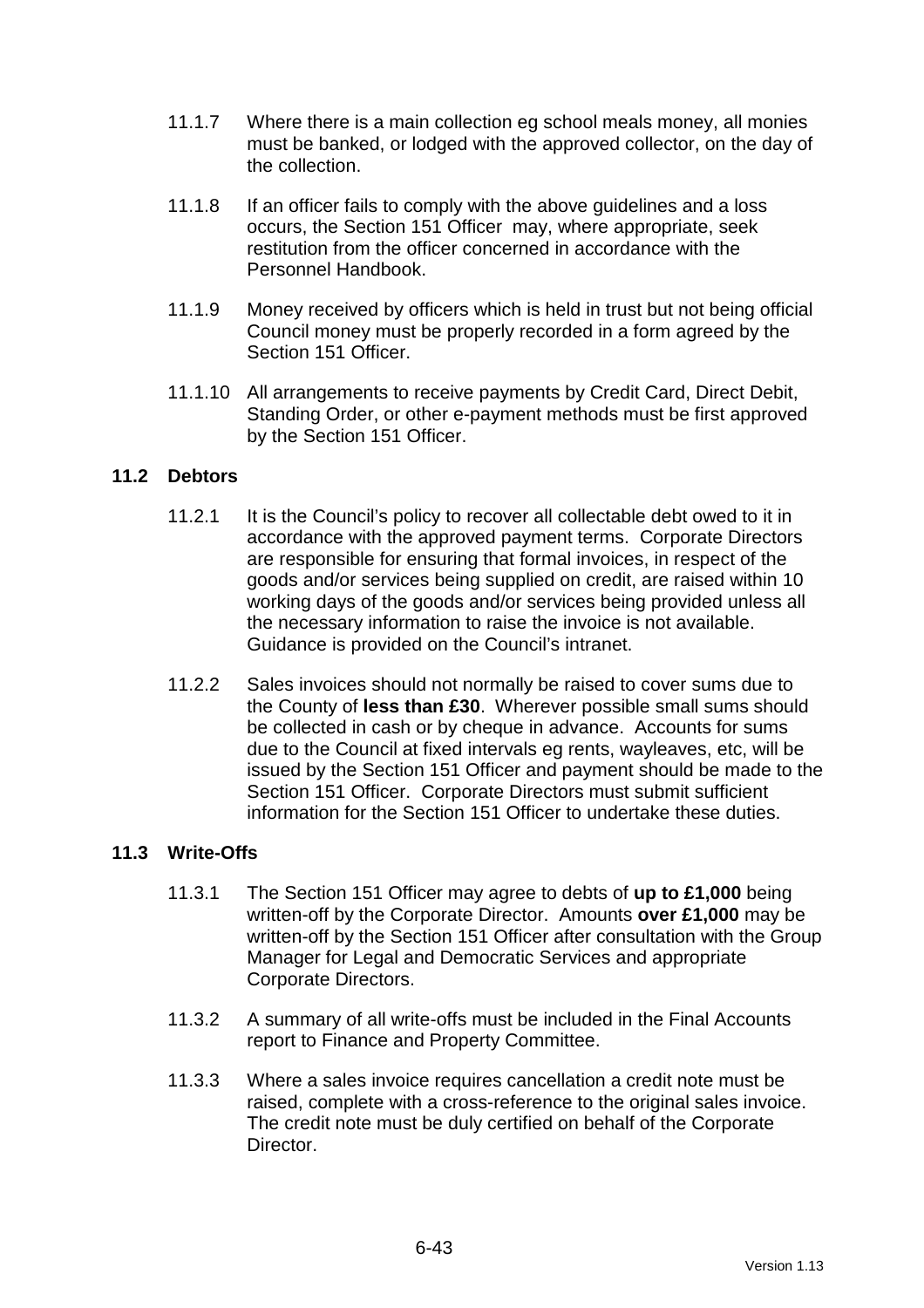11.1.7 Where there is a main collection eg school meals money, all monies must be banked, or lodged with the approved collector, on the day of the collection.

11.1.8 If an officer fails to comply with the above guidelines and a loss occurs, the Section 151 Officer may, where appropriate, seek restitution from the officer concerned in accordance with the Personnel Handbook.

11.1.9 Money received by officers which is held in trust but not being official Council money must be properly recorded in a form agreed by the Section 151 Officer.

11.1.10 All arrangements to receive payments by Credit Card, Direct Debit, Standing Order, or other e-payment methods must be first approved by the Section 151 Officer.

### 11.2 Debtors

11.2.1 It is the Council's policy to recover all collectable debt owed to it in accordance with the approved payment terms. Corporate Directors are responsible for ensuring that formal invoices, in respect of the goods and/or services being supplied on credit, are raised within 10 working days of the goods and/or services being provided unless all the necessary information to raise the invoice is not available. Guidance is provided on the Council's intranet.

11.2.2 Sales invoices should not normally be raised to cover sums due to the County of **less than £30**. Wherever possible small sums should be collected in cash or by cheque in advance. Accounts for sums due to the Council at fixed intervals eg rents, wayleaves, etc, will be issued by the Section 151 Officer and payment should be made to the Section 151 Officer. Corporate Directors must submit sufficient information for the Section 151 Officer to undertake these duties.

### 11.3 Write-Offs

11.3.1 The Section 151 Officer may agree to debts of **up to £1,000** being written-off by the Corporate Director. Amounts **over £1,000** may be written-off by the Section 151 Officer after consultation with the Group Manager for Legal and Democratic Services and appropriate Corporate Directors.

11.3.2 A summary of all write-offs must be included in the Final Accounts report to Finance and Property Committee.

11.3.3 Where a sales invoice requires cancellation a credit note must be raised, complete with a cross-reference to the original sales invoice. The credit note must be duly certified on behalf of the Corporate Director.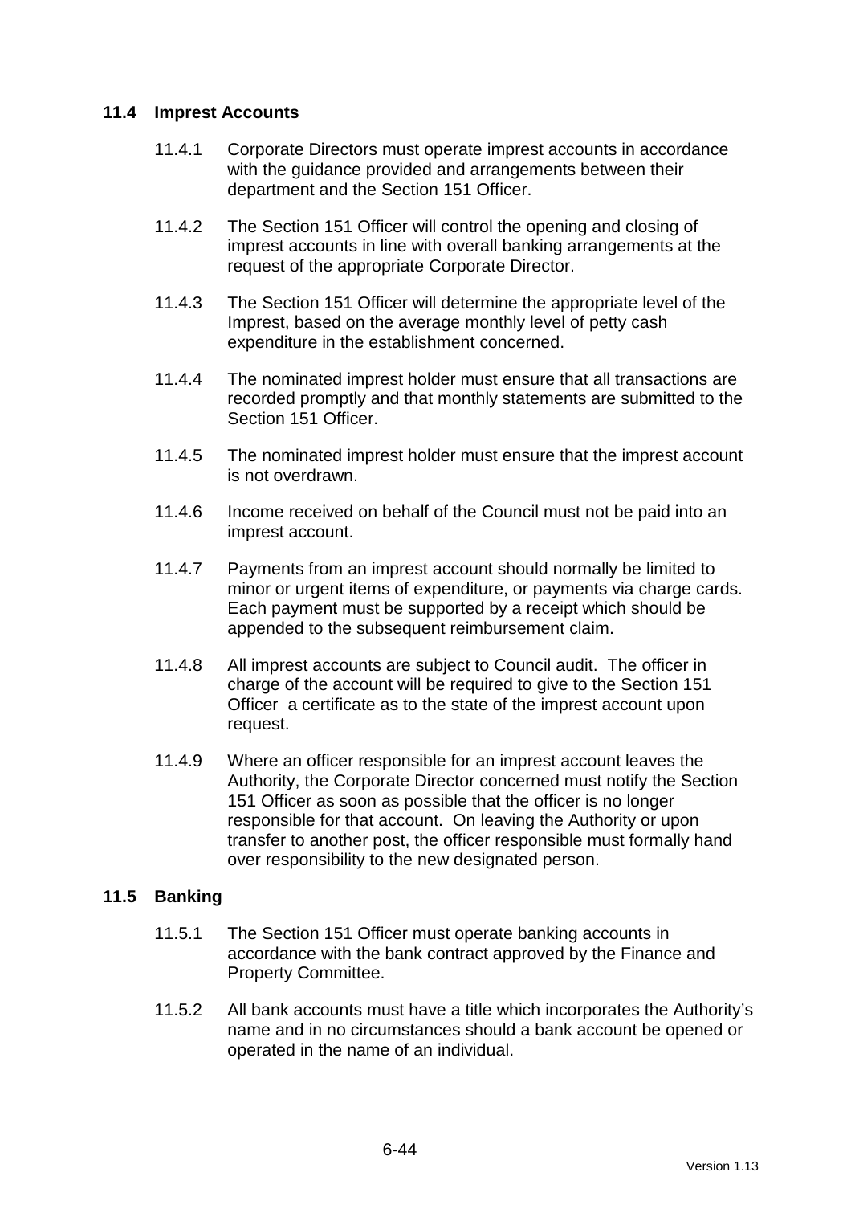### 11.4 Imprest Accounts

11.4.1 Corporate Directors must operate imprest accounts in accordance with the guidance provided and arrangements between their department and the Section 151 Officer.

11.4.2 The Section 151 Officer will control the opening and closing of imprest accounts in line with overall banking arrangements at the request of the appropriate Corporate Director.

11.4.3 The Section 151 Officer will determine the appropriate level of the Imprest, based on the average monthly level of petty cash expenditure in the establishment concerned.

11.4.4 The nominated imprest holder must ensure that all transactions are recorded promptly and that monthly statements are submitted to the Section 151 Officer.

11.4.5 The nominated imprest holder must ensure that the imprest account is not overdrawn.

11.4.6 Income received on behalf of the Council must not be paid into an imprest account.

11.4.7 Payments from an imprest account should normally be limited to minor or urgent items of expenditure, or payments via charge cards. Each payment must be supported by a receipt which should be appended to the subsequent reimbursement claim.

11.4.8 All imprest accounts are subject to Council audit. The officer in charge of the account will be required to give to the Section 151 Officer a certificate as to the state of the imprest account upon request.

11.4.9 Where an officer responsible for an imprest account leaves the Authority, the Corporate Director concerned must notify the Section 151 Officer as soon as possible that the officer is no longer responsible for that account. On leaving the Authority or upon transfer to another post, the officer responsible must formally hand over responsibility to the new designated person.

### 11.5 Banking

11.5.1 The Section 151 Officer must operate banking accounts in accordance with the bank contract approved by the Finance and Property Committee.

11.5.2 All bank accounts must have a title which incorporates the Authority's name and in no circumstances should a bank account be opened or operated in the name of an individual.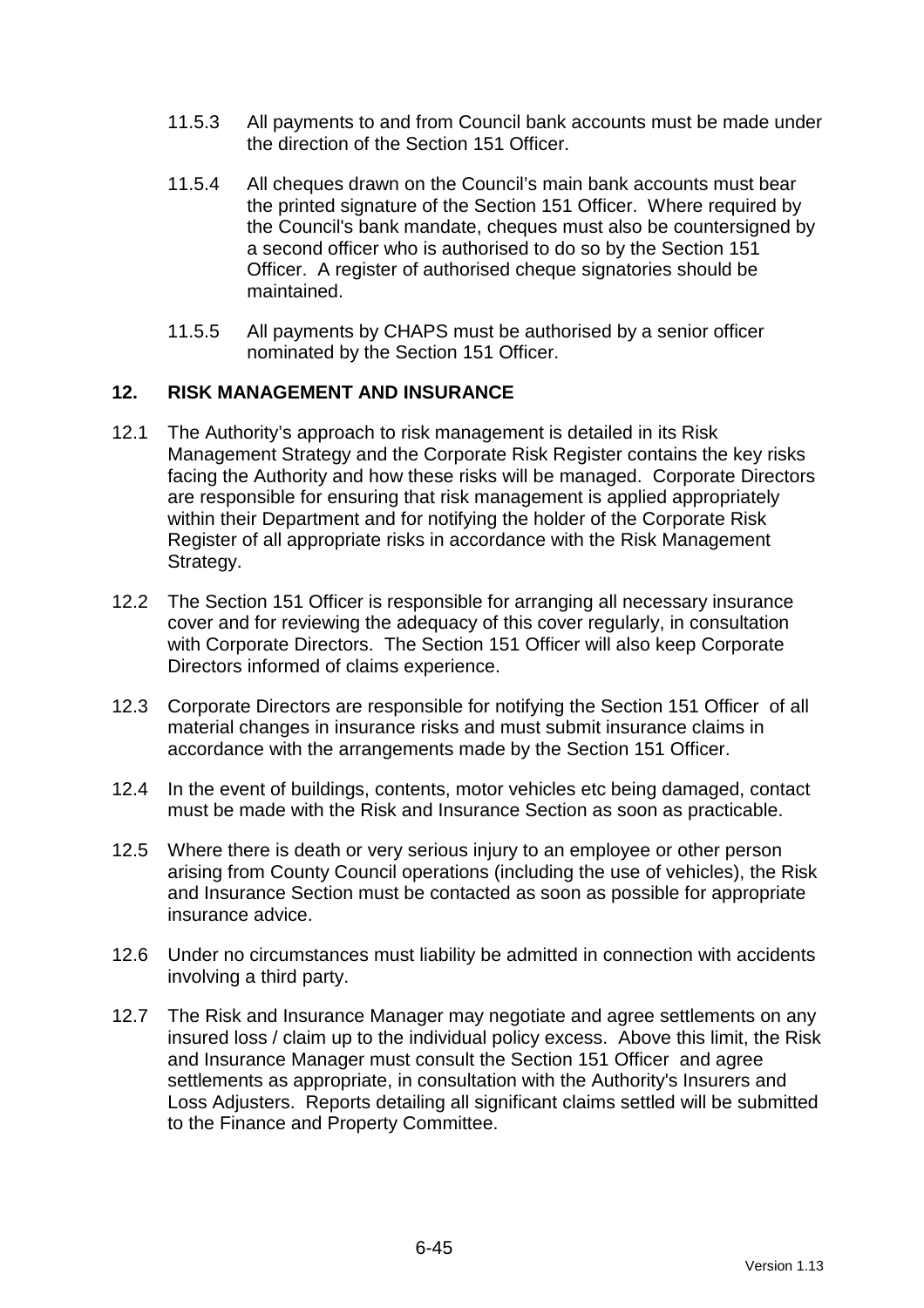11.5.3 All payments to and from Council bank accounts must be made under the direction of the Section 151 Officer.

11.5.4 All cheques drawn on the Council's main bank accounts must bear the printed signature of the Section 151 Officer. Where required by the Council's bank mandate, cheques must also be countersigned by a second officer who is authorised to do so by the Section 151 Officer. A register of authorised cheque signatories should be maintained.

11.5.5 All payments by CHAPS must be authorised by a senior officer nominated by the Section 151 Officer.

## 12. RISK MANAGEMENT AND INSURANCE

12.1 The Authority's approach to risk management is detailed in its Risk Management Strategy and the Corporate Risk Register contains the key risks facing the Authority and how these risks will be managed. Corporate Directors are responsible for ensuring that risk management is applied appropriately within their Department and for notifying the holder of the Corporate Risk Register of all appropriate risks in accordance with the Risk Management Strategy.

12.2 The Section 151 Officer is responsible for arranging all necessary insurance cover and for reviewing the adequacy of this cover regularly, in consultation with Corporate Directors. The Section 151 Officer will also keep Corporate Directors informed of claims experience.

12.3 Corporate Directors are responsible for notifying the Section 151 Officer of all material changes in insurance risks and must submit insurance claims in accordance with the arrangements made by the Section 151 Officer.

12.4 In the event of buildings, contents, motor vehicles etc being damaged, contact must be made with the Risk and Insurance Section as soon as practicable.

12.5 Where there is death or very serious injury to an employee or other person arising from County Council operations (including the use of vehicles), the Risk and Insurance Section must be contacted as soon as possible for appropriate insurance advice.

12.6 Under no circumstances must liability be admitted in connection with accidents involving a third party.

12.7 The Risk and Insurance Manager may negotiate and agree settlements on any insured loss / claim up to the individual policy excess. Above this limit, the Risk and Insurance Manager must consult the Section 151 Officer and agree settlements as appropriate, in consultation with the Authority's Insurers and Loss Adjusters. Reports detailing all significant claims settled will be submitted to the Finance and Property Committee.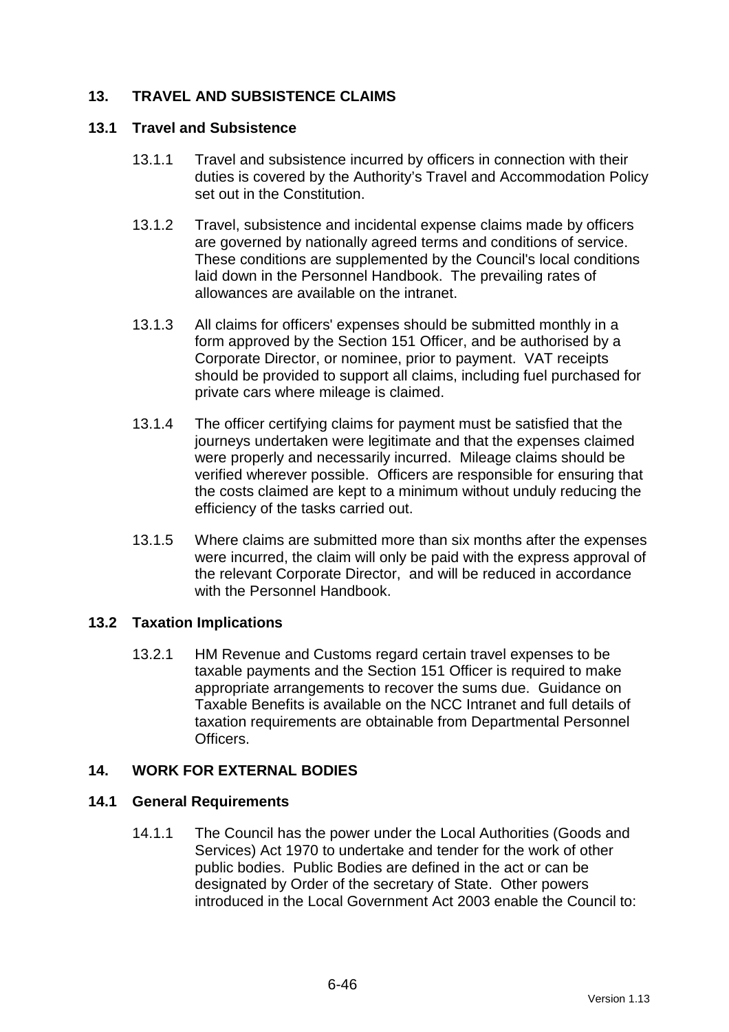## 13. TRAVEL AND SUBSISTENCE CLAIMS

### 13.1 Travel and Subsistence

13.1.1 Travel and subsistence incurred by officers in connection with their duties is covered by the Authority's Travel and Accommodation Policy set out in the Constitution.

13.1.2 Travel, subsistence and incidental expense claims made by officers are governed by nationally agreed terms and conditions of service. These conditions are supplemented by the Council's local conditions laid down in the Personnel Handbook. The prevailing rates of allowances are available on the intranet.

13.1.3 All claims for officers' expenses should be submitted monthly in a form approved by the Section 151 Officer, and be authorised by a Corporate Director, or nominee, prior to payment. VAT receipts should be provided to support all claims, including fuel purchased for private cars where mileage is claimed.

13.1.4 The officer certifying claims for payment must be satisfied that the journeys undertaken were legitimate and that the expenses claimed were properly and necessarily incurred. Mileage claims should be verified wherever possible. Officers are responsible for ensuring that the costs claimed are kept to a minimum without unduly reducing the efficiency of the tasks carried out.

13.1.5 Where claims are submitted more than six months after the expenses were incurred, the claim will only be paid with the express approval of the relevant Corporate Director, and will be reduced in accordance with the Personnel Handbook.

### 13.2 Taxation Implications

13.2.1 HM Revenue and Customs regard certain travel expenses to be taxable payments and the Section 151 Officer is required to make appropriate arrangements to recover the sums due. Guidance on Taxable Benefits is available on the NCC Intranet and full details of taxation requirements are obtainable from Departmental Personnel Officers.

## 14. WORK FOR EXTERNAL BODIES

### 14.1 General Requirements

14.1.1 The Council has the power under the Local Authorities (Goods and Services) Act 1970 to undertake and tender for the work of other public bodies. Public Bodies are defined in the act or can be designated by Order of the secretary of State. Other powers introduced in the Local Government Act 2003 enable the Council to: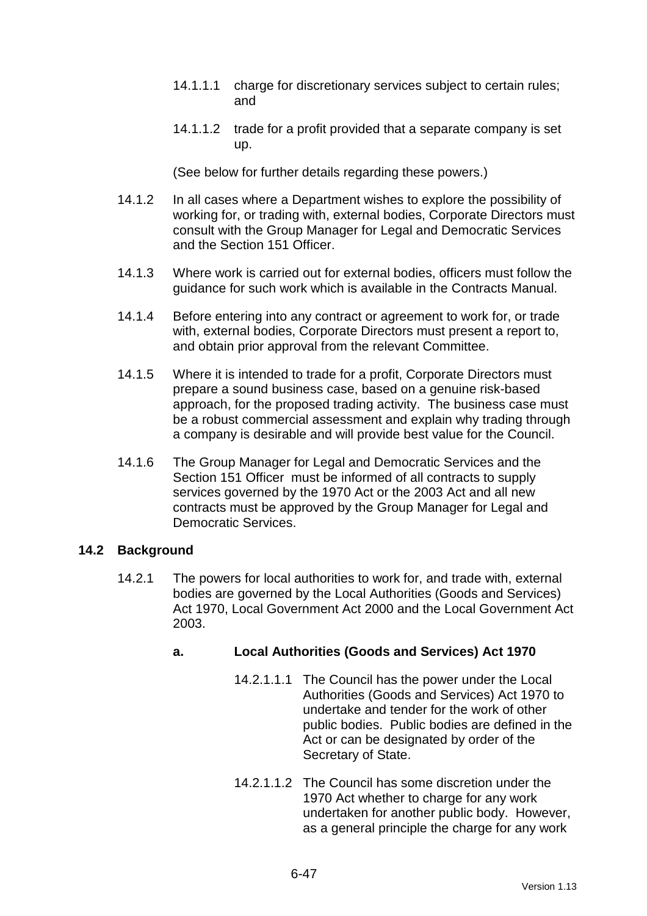14.1.1.1 charge for discretionary services subject to certain rules; and

14.1.1.2 trade for a profit provided that a separate company is set up.

(See below for further details regarding these powers.)

14.1.2 In all cases where a Department wishes to explore the possibility of working for, or trading with, external bodies, Corporate Directors must consult with the Group Manager for Legal and Democratic Services and the Section 151 Officer.

14.1.3 Where work is carried out for external bodies, officers must follow the guidance for such work which is available in the Contracts Manual.

14.1.4 Before entering into any contract or agreement to work for, or trade with, external bodies, Corporate Directors must present a report to, and obtain prior approval from the relevant Committee.

14.1.5 Where it is intended to trade for a profit, Corporate Directors must prepare a sound business case, based on a genuine risk-based approach, for the proposed trading activity. The business case must be a robust commercial assessment and explain why trading through a company is desirable and will provide best value for the Council.

14.1.6 The Group Manager for Legal and Democratic Services and the Section 151 Officer must be informed of all contracts to supply services governed by the 1970 Act or the 2003 Act and all new contracts must be approved by the Group Manager for Legal and Democratic Services.

## 14.2 Background

14.2.1 The powers for local authorities to work for, and trade with, external bodies are governed by the Local Authorities (Goods and Services) Act 1970, Local Government Act 2000 and the Local Government Act 2003.

**a. Local Authorities (Goods and Services) Act 1970**

14.2.1.1.1 The Council has the power under the Local Authorities (Goods and Services) Act 1970 to undertake and tender for the work of other public bodies. Public bodies are defined in the Act or can be designated by order of the Secretary of State.

14.2.1.1.2 The Council has some discretion under the 1970 Act whether to charge for any work undertaken for another public body. However, as a general principle the charge for any work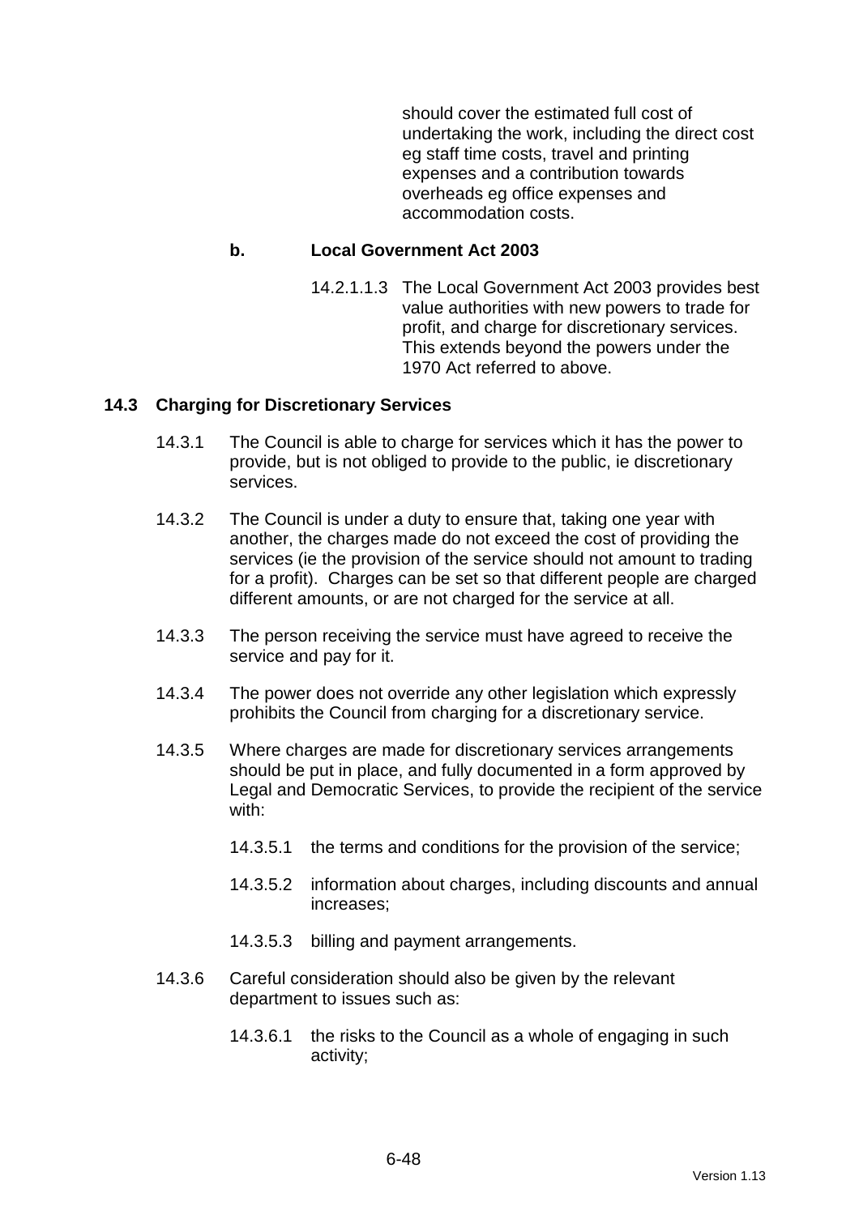should cover the estimated full cost of undertaking the work, including the direct cost eg staff time costs, travel and printing expenses and a contribution towards overheads eg office expenses and accommodation costs.

**b. Local Government Act 2003**

14.2.1.1.3 The Local Government Act 2003 provides best value authorities with new powers to trade for profit, and charge for discretionary services. This extends beyond the powers under the 1970 Act referred to above.

## 14.3 Charging for Discretionary Services

14.3.1 The Council is able to charge for services which it has the power to provide, but is not obliged to provide to the public, ie discretionary services.

14.3.2 The Council is under a duty to ensure that, taking one year with another, the charges made do not exceed the cost of providing the services (ie the provision of the service should not amount to trading for a profit). Charges can be set so that different people are charged different amounts, or are not charged for the service at all.

14.3.3 The person receiving the service must have agreed to receive the service and pay for it.

14.3.4 The power does not override any other legislation which expressly prohibits the Council from charging for a discretionary service.

14.3.5 Where charges are made for discretionary services arrangements should be put in place, and fully documented in a form approved by Legal and Democratic Services, to provide the recipient of the service with:

14.3.5.1 the terms and conditions for the provision of the service;

14.3.5.2 information about charges, including discounts and annual increases;

14.3.5.3 billing and payment arrangements.

14.3.6 Careful consideration should also be given by the relevant department to issues such as:

14.3.6.1 the risks to the Council as a whole of engaging in such activity;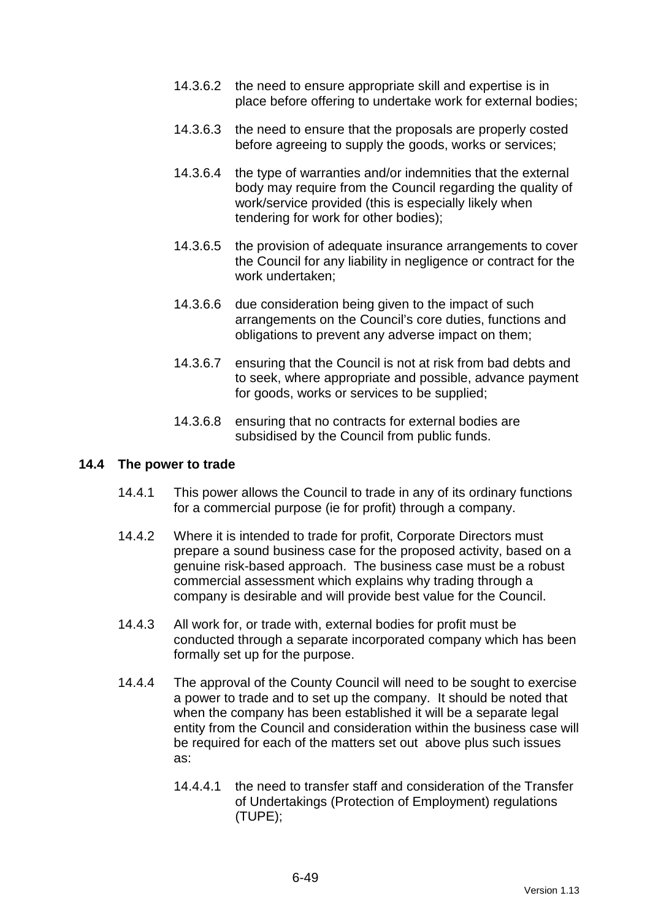14.3.6.2 the need to ensure appropriate skill and expertise is in place before offering to undertake work for external bodies;

14.3.6.3 the need to ensure that the proposals are properly costed before agreeing to supply the goods, works or services;

14.3.6.4 the type of warranties and/or indemnities that the external body may require from the Council regarding the quality of work/service provided (this is especially likely when tendering for work for other bodies);

14.3.6.5 the provision of adequate insurance arrangements to cover the Council for any liability in negligence or contract for the work undertaken;

14.3.6.6 due consideration being given to the impact of such arrangements on the Council's core duties, functions and obligations to prevent any adverse impact on them;

14.3.6.7 ensuring that the Council is not at risk from bad debts and to seek, where appropriate and possible, advance payment for goods, works or services to be supplied;

14.3.6.8 ensuring that no contracts for external bodies are subsidised by the Council from public funds.

**14.4 The power to trade**

14.4.1 This power allows the Council to trade in any of its ordinary functions for a commercial purpose (ie for profit) through a company.

14.4.2 Where it is intended to trade for profit, Corporate Directors must prepare a sound business case for the proposed activity, based on a genuine risk-based approach. The business case must be a robust commercial assessment which explains why trading through a company is desirable and will provide best value for the Council.

14.4.3 All work for, or trade with, external bodies for profit must be conducted through a separate incorporated company which has been formally set up for the purpose.

14.4.4 The approval of the County Council will need to be sought to exercise a power to trade and to set up the company. It should be noted that when the company has been established it will be a separate legal entity from the Council and consideration within the business case will be required for each of the matters set out above plus such issues as:

14.4.4.1 the need to transfer staff and consideration of the Transfer of Undertakings (Protection of Employment) regulations (TUPE);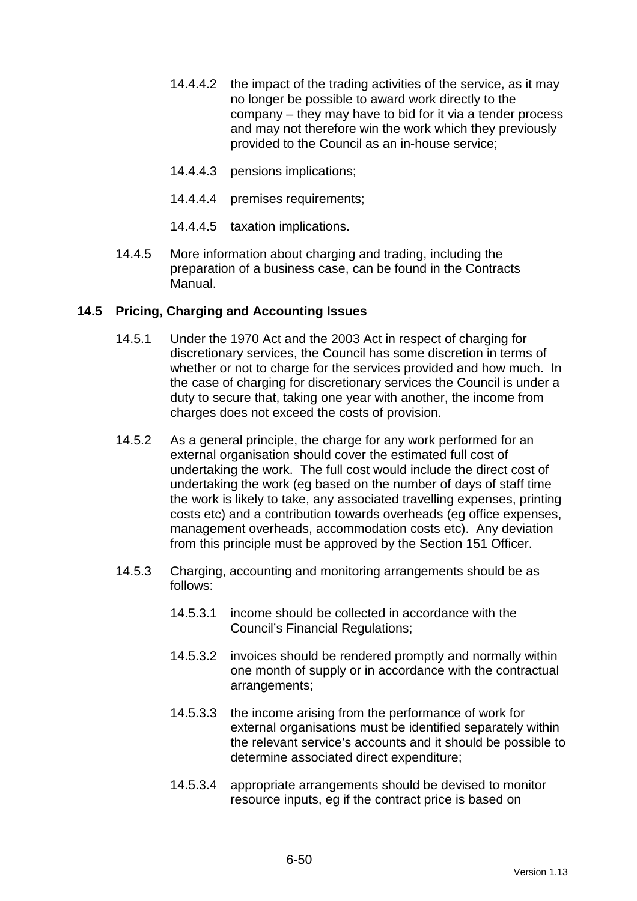14.4.4.2 the impact of the trading activities of the service, as it may no longer be possible to award work directly to the company – they may have to bid for it via a tender process and may not therefore win the work which they previously provided to the Council as an in-house service;

14.4.4.3 pensions implications;

14.4.4.4 premises requirements;

14.4.4.5 taxation implications.

14.4.5 More information about charging and trading, including the preparation of a business case, can be found in the Contracts Manual.

### 14.5 Pricing, Charging and Accounting Issues

14.5.1 Under the 1970 Act and the 2003 Act in respect of charging for discretionary services, the Council has some discretion in terms of whether or not to charge for the services provided and how much. In the case of charging for discretionary services the Council is under a duty to secure that, taking one year with another, the income from charges does not exceed the costs of provision.

14.5.2 As a general principle, the charge for any work performed for an external organisation should cover the estimated full cost of undertaking the work. The full cost would include the direct cost of undertaking the work (eg based on the number of days of staff time the work is likely to take, any associated travelling expenses, printing costs etc) and a contribution towards overheads (eg office expenses, management overheads, accommodation costs etc). Any deviation from this principle must be approved by the Section 151 Officer.

14.5.3 Charging, accounting and monitoring arrangements should be as follows:

14.5.3.1 income should be collected in accordance with the Council's Financial Regulations;

14.5.3.2 invoices should be rendered promptly and normally within one month of supply or in accordance with the contractual arrangements;

14.5.3.3 the income arising from the performance of work for external organisations must be identified separately within the relevant service's accounts and it should be possible to determine associated direct expenditure;

14.5.3.4 appropriate arrangements should be devised to monitor resource inputs, eg if the contract price is based on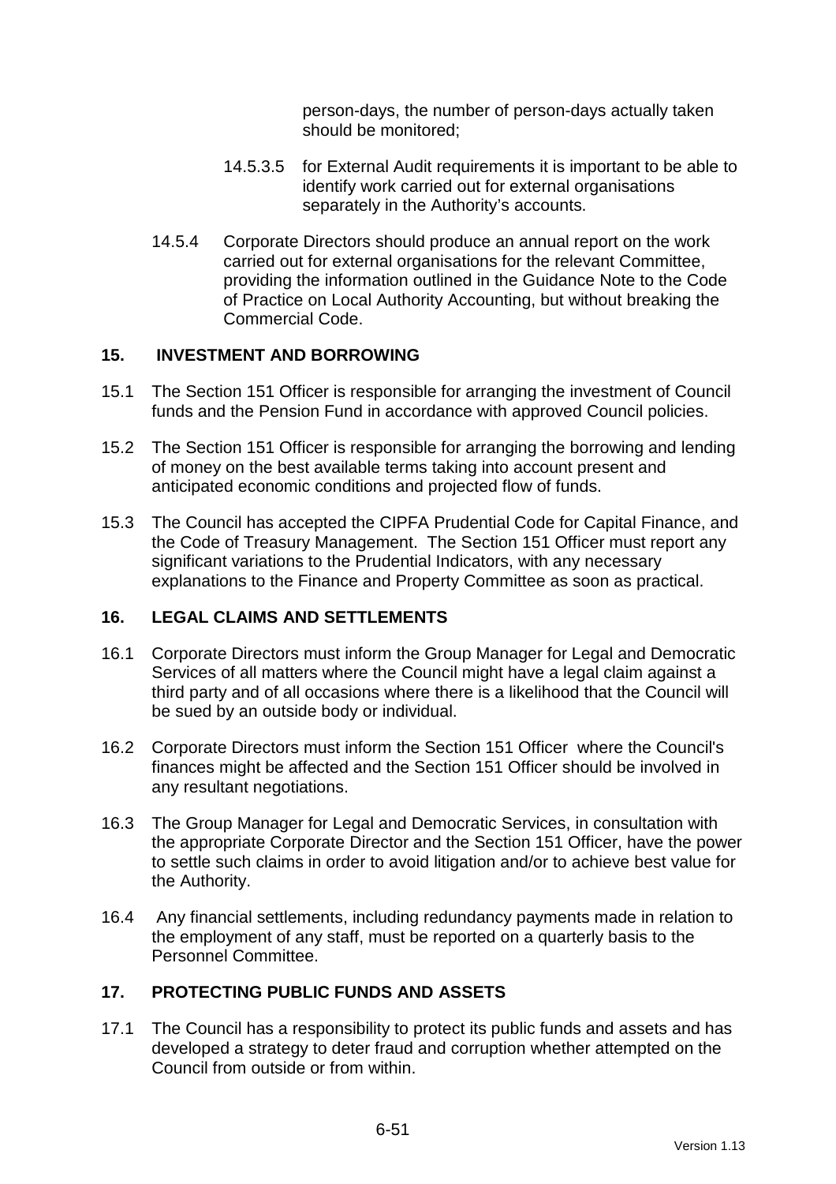person-days, the number of person-days actually taken should be monitored;

14.5.3.5 for External Audit requirements it is important to be able to identify work carried out for external organisations separately in the Authority's accounts.

14.5.4 Corporate Directors should produce an annual report on the work carried out for external organisations for the relevant Committee, providing the information outlined in the Guidance Note to the Code of Practice on Local Authority Accounting, but without breaking the Commercial Code.

## 15. INVESTMENT AND BORROWING

15.1 The Section 151 Officer is responsible for arranging the investment of Council funds and the Pension Fund in accordance with approved Council policies.

15.2 The Section 151 Officer is responsible for arranging the borrowing and lending of money on the best available terms taking into account present and anticipated economic conditions and projected flow of funds.

15.3 The Council has accepted the CIPFA Prudential Code for Capital Finance, and the Code of Treasury Management. The Section 151 Officer must report any significant variations to the Prudential Indicators, with any necessary explanations to the Finance and Property Committee as soon as practical.

## 16. LEGAL CLAIMS AND SETTLEMENTS

16.1 Corporate Directors must inform the Group Manager for Legal and Democratic Services of all matters where the Council might have a legal claim against a third party and of all occasions where there is a likelihood that the Council will be sued by an outside body or individual.

16.2 Corporate Directors must inform the Section 151 Officer where the Council's finances might be affected and the Section 151 Officer should be involved in any resultant negotiations.

16.3 The Group Manager for Legal and Democratic Services, in consultation with the appropriate Corporate Director and the Section 151 Officer, have the power to settle such claims in order to avoid litigation and/or to achieve best value for the Authority.

16.4 Any financial settlements, including redundancy payments made in relation to the employment of any staff, must be reported on a quarterly basis to the Personnel Committee.

## 17. PROTECTING PUBLIC FUNDS AND ASSETS

17.1 The Council has a responsibility to protect its public funds and assets and has developed a strategy to deter fraud and corruption whether attempted on the Council from outside or from within.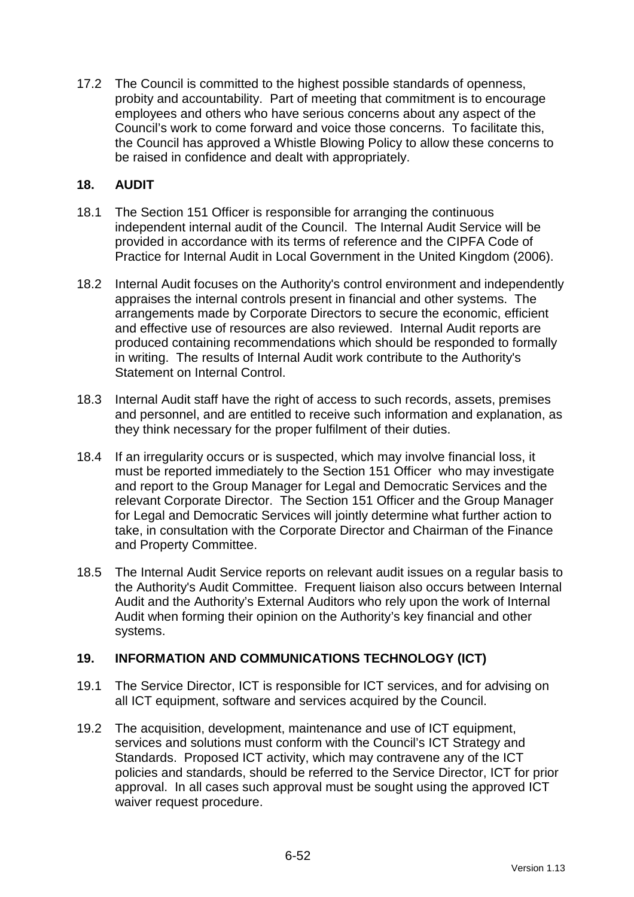17.2 The Council is committed to the highest possible standards of openness, probity and accountability. Part of meeting that commitment is to encourage employees and others who have serious concerns about any aspect of the Council's work to come forward and voice those concerns. To facilitate this, the Council has approved a Whistle Blowing Policy to allow these concerns to be raised in confidence and dealt with appropriately.

## 18. AUDIT

18.1 The Section 151 Officer is responsible for arranging the continuous independent internal audit of the Council. The Internal Audit Service will be provided in accordance with its terms of reference and the CIPFA Code of Practice for Internal Audit in Local Government in the United Kingdom (2006).

18.2 Internal Audit focuses on the Authority's control environment and independently appraises the internal controls present in financial and other systems. The arrangements made by Corporate Directors to secure the economic, efficient and effective use of resources are also reviewed. Internal Audit reports are produced containing recommendations which should be responded to formally in writing. The results of Internal Audit work contribute to the Authority's Statement on Internal Control.

18.3 Internal Audit staff have the right of access to such records, assets, premises and personnel, and are entitled to receive such information and explanation, as they think necessary for the proper fulfilment of their duties.

18.4 If an irregularity occurs or is suspected, which may involve financial loss, it must be reported immediately to the Section 151 Officer who may investigate and report to the Group Manager for Legal and Democratic Services and the relevant Corporate Director. The Section 151 Officer and the Group Manager for Legal and Democratic Services will jointly determine what further action to take, in consultation with the Corporate Director and Chairman of the Finance and Property Committee.

18.5 The Internal Audit Service reports on relevant audit issues on a regular basis to the Authority's Audit Committee. Frequent liaison also occurs between Internal Audit and the Authority's External Auditors who rely upon the work of Internal Audit when forming their opinion on the Authority's key financial and other systems.

## 19. INFORMATION AND COMMUNICATIONS TECHNOLOGY (ICT)

19.1 The Service Director, ICT is responsible for ICT services, and for advising on all ICT equipment, software and services acquired by the Council.

19.2 The acquisition, development, maintenance and use of ICT equipment, services and solutions must conform with the Council's ICT Strategy and Standards. Proposed ICT activity, which may contravene any of the ICT policies and standards, should be referred to the Service Director, ICT for prior approval. In all cases such approval must be sought using the approved ICT waiver request procedure.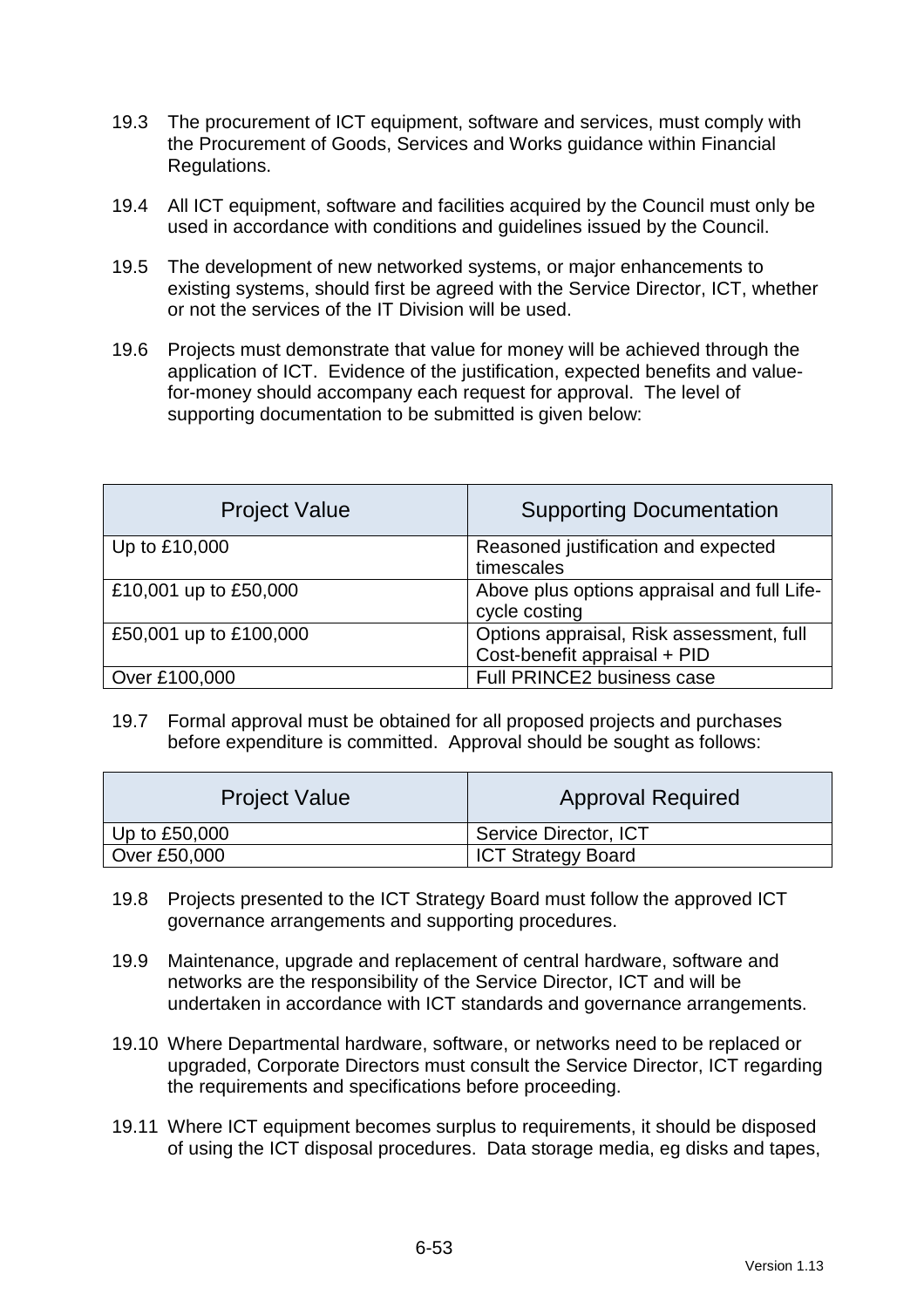19.3 The procurement of ICT equipment, software and services, must comply with the Procurement of Goods, Services and Works guidance within Financial Regulations.

19.4 All ICT equipment, software and facilities acquired by the Council must only be used in accordance with conditions and guidelines issued by the Council.

19.5 The development of new networked systems, or major enhancements to existing systems, should first be agreed with the Service Director, ICT, whether or not the services of the IT Division will be used.

19.6 Projects must demonstrate that value for money will be achieved through the application of ICT. Evidence of the justification, expected benefits and value-for-money should accompany each request for approval. The level of supporting documentation to be submitted is given below:

| Project Value | Supporting Documentation |
|---|---|
| Up to £10,000 | Reasoned justification and expected timescales |
| £10,001 up to £50,000 | Above plus options appraisal and full Life-cycle costing |
| £50,001 up to £100,000 | Options appraisal, Risk assessment, full Cost-benefit appraisal + PID |
| Over £100,000 | Full PRINCE2 business case |

19.7 Formal approval must be obtained for all proposed projects and purchases before expenditure is committed. Approval should be sought as follows:

| Project Value | Approval Required |
|---|---|
| Up to £50,000 | Service Director, ICT |
| Over £50,000 | ICT Strategy Board |

19.8 Projects presented to the ICT Strategy Board must follow the approved ICT governance arrangements and supporting procedures.

19.9 Maintenance, upgrade and replacement of central hardware, software and networks are the responsibility of the Service Director, ICT and will be undertaken in accordance with ICT standards and governance arrangements.

19.10 Where Departmental hardware, software, or networks need to be replaced or upgraded, Corporate Directors must consult the Service Director, ICT regarding the requirements and specifications before proceeding.

19.11 Where ICT equipment becomes surplus to requirements, it should be disposed of using the ICT disposal procedures. Data storage media, eg disks and tapes,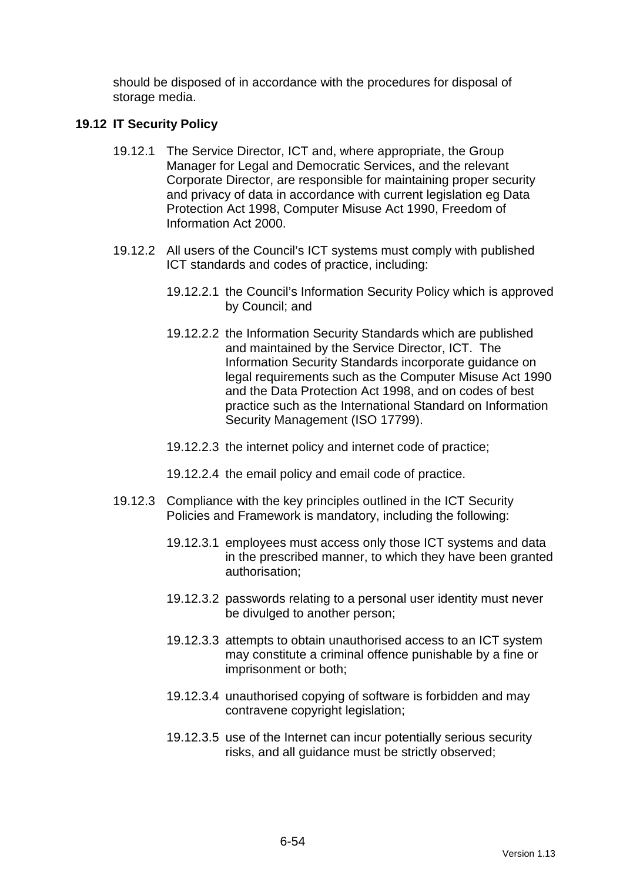should be disposed of in accordance with the procedures for disposal of storage media.

### 19.12 IT Security Policy

19.12.1 The Service Director, ICT and, where appropriate, the Group Manager for Legal and Democratic Services, and the relevant Corporate Director, are responsible for maintaining proper security and privacy of data in accordance with current legislation eg Data Protection Act 1998, Computer Misuse Act 1990, Freedom of Information Act 2000.

19.12.2 All users of the Council's ICT systems must comply with published ICT standards and codes of practice, including:

19.12.2.1 the Council's Information Security Policy which is approved by Council; and

19.12.2.2 the Information Security Standards which are published and maintained by the Service Director, ICT. The Information Security Standards incorporate guidance on legal requirements such as the Computer Misuse Act 1990 and the Data Protection Act 1998, and on codes of best practice such as the International Standard on Information Security Management (ISO 17799).

19.12.2.3 the internet policy and internet code of practice;

19.12.2.4 the email policy and email code of practice.

19.12.3 Compliance with the key principles outlined in the ICT Security Policies and Framework is mandatory, including the following:

19.12.3.1 employees must access only those ICT systems and data in the prescribed manner, to which they have been granted authorisation;

19.12.3.2 passwords relating to a personal user identity must never be divulged to another person;

19.12.3.3 attempts to obtain unauthorised access to an ICT system may constitute a criminal offence punishable by a fine or imprisonment or both;

19.12.3.4 unauthorised copying of software is forbidden and may contravene copyright legislation;

19.12.3.5 use of the Internet can incur potentially serious security risks, and all guidance must be strictly observed;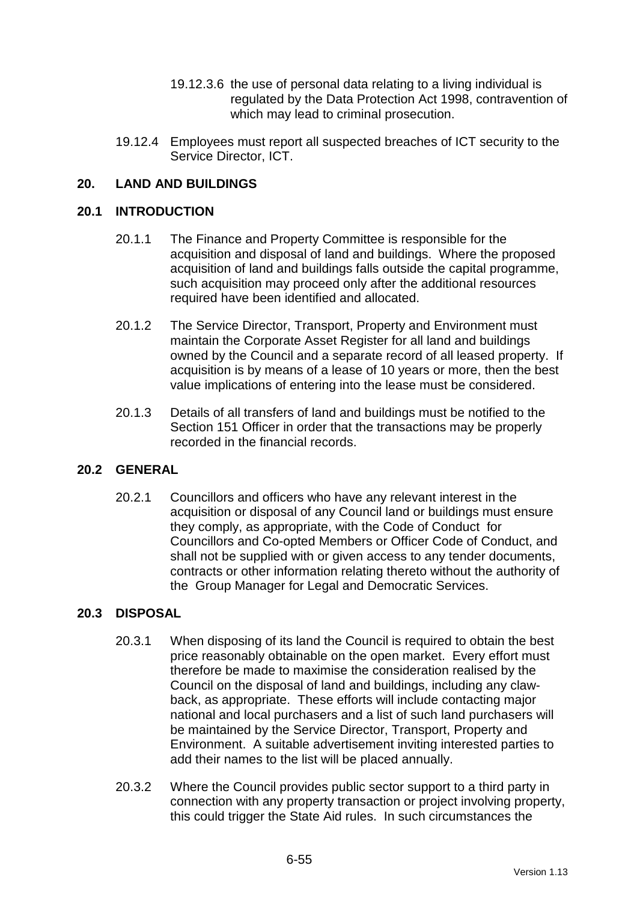19.12.3.6 the use of personal data relating to a living individual is regulated by the Data Protection Act 1998, contravention of which may lead to criminal prosecution.

19.12.4 Employees must report all suspected breaches of ICT security to the Service Director, ICT.

## 20. LAND AND BUILDINGS

### 20.1 INTRODUCTION

20.1.1 The Finance and Property Committee is responsible for the acquisition and disposal of land and buildings. Where the proposed acquisition of land and buildings falls outside the capital programme, such acquisition may proceed only after the additional resources required have been identified and allocated.

20.1.2 The Service Director, Transport, Property and Environment must maintain the Corporate Asset Register for all land and buildings owned by the Council and a separate record of all leased property. If acquisition is by means of a lease of 10 years or more, then the best value implications of entering into the lease must be considered.

20.1.3 Details of all transfers of land and buildings must be notified to the Section 151 Officer in order that the transactions may be properly recorded in the financial records.

### 20.2 GENERAL

20.2.1 Councillors and officers who have any relevant interest in the acquisition or disposal of any Council land or buildings must ensure they comply, as appropriate, with the Code of Conduct for Councillors and Co-opted Members or Officer Code of Conduct, and shall not be supplied with or given access to any tender documents, contracts or other information relating thereto without the authority of the Group Manager for Legal and Democratic Services.

### 20.3 DISPOSAL

20.3.1 When disposing of its land the Council is required to obtain the best price reasonably obtainable on the open market. Every effort must therefore be made to maximise the consideration realised by the Council on the disposal of land and buildings, including any claw-back, as appropriate. These efforts will include contacting major national and local purchasers and a list of such land purchasers will be maintained by the Service Director, Transport, Property and Environment. A suitable advertisement inviting interested parties to add their names to the list will be placed annually.

20.3.2 Where the Council provides public sector support to a third party in connection with any property transaction or project involving property, this could trigger the State Aid rules. In such circumstances the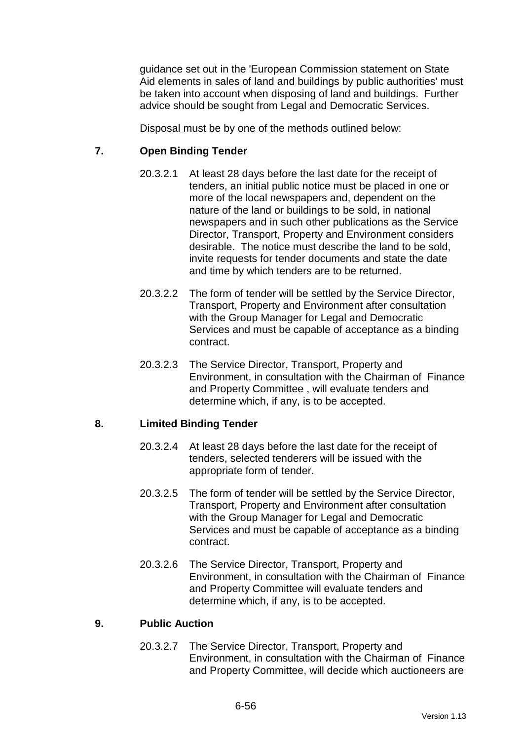guidance set out in the 'European Commission statement on State Aid elements in sales of land and buildings by public authorities' must be taken into account when disposing of land and buildings. Further advice should be sought from Legal and Democratic Services.

Disposal must be by one of the methods outlined below:

## 7. Open Binding Tender

20.3.2.1 At least 28 days before the last date for the receipt of tenders, an initial public notice must be placed in one or more of the local newspapers and, dependent on the nature of the land or buildings to be sold, in national newspapers and in such other publications as the Service Director, Transport, Property and Environment considers desirable. The notice must describe the land to be sold, invite requests for tender documents and state the date and time by which tenders are to be returned.

20.3.2.2 The form of tender will be settled by the Service Director, Transport, Property and Environment after consultation with the Group Manager for Legal and Democratic Services and must be capable of acceptance as a binding contract.

20.3.2.3 The Service Director, Transport, Property and Environment, in consultation with the Chairman of Finance and Property Committee , will evaluate tenders and determine which, if any, is to be accepted.

## 8. Limited Binding Tender

20.3.2.4 At least 28 days before the last date for the receipt of tenders, selected tenderers will be issued with the appropriate form of tender.

20.3.2.5 The form of tender will be settled by the Service Director, Transport, Property and Environment after consultation with the Group Manager for Legal and Democratic Services and must be capable of acceptance as a binding contract.

20.3.2.6 The Service Director, Transport, Property and Environment, in consultation with the Chairman of Finance and Property Committee will evaluate tenders and determine which, if any, is to be accepted.

## 9. Public Auction

20.3.2.7 The Service Director, Transport, Property and Environment, in consultation with the Chairman of Finance and Property Committee, will decide which auctioneers are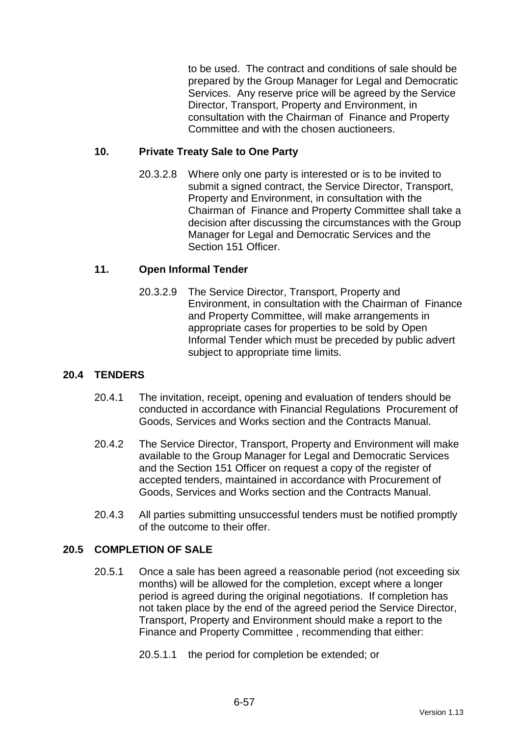to be used. The contract and conditions of sale should be prepared by the Group Manager for Legal and Democratic Services. Any reserve price will be agreed by the Service Director, Transport, Property and Environment, in consultation with the Chairman of Finance and Property Committee and with the chosen auctioneers.

### 10. Private Treaty Sale to One Party

20.3.2.8 Where only one party is interested or is to be invited to submit a signed contract, the Service Director, Transport, Property and Environment, in consultation with the Chairman of Finance and Property Committee shall take a decision after discussing the circumstances with the Group Manager for Legal and Democratic Services and the Section 151 Officer.

### 11. Open Informal Tender

20.3.2.9 The Service Director, Transport, Property and Environment, in consultation with the Chairman of Finance and Property Committee, will make arrangements in appropriate cases for properties to be sold by Open Informal Tender which must be preceded by public advert subject to appropriate time limits.

## 20.4 TENDERS

20.4.1 The invitation, receipt, opening and evaluation of tenders should be conducted in accordance with Financial Regulations Procurement of Goods, Services and Works section and the Contracts Manual.

20.4.2 The Service Director, Transport, Property and Environment will make available to the Group Manager for Legal and Democratic Services and the Section 151 Officer on request a copy of the register of accepted tenders, maintained in accordance with Procurement of Goods, Services and Works section and the Contracts Manual.

20.4.3 All parties submitting unsuccessful tenders must be notified promptly of the outcome to their offer.

## 20.5 COMPLETION OF SALE

20.5.1 Once a sale has been agreed a reasonable period (not exceeding six months) will be allowed for the completion, except where a longer period is agreed during the original negotiations. If completion has not taken place by the end of the agreed period the Service Director, Transport, Property and Environment should make a report to the Finance and Property Committee , recommending that either:

20.5.1.1 the period for completion be extended; or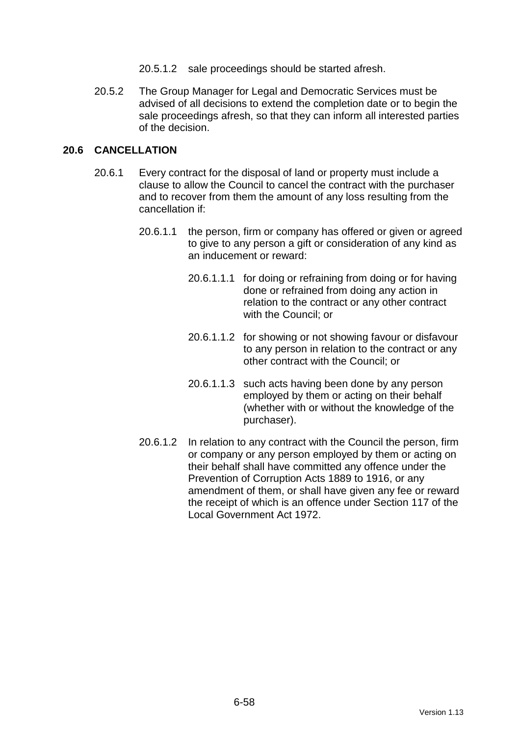20.5.1.2 sale proceedings should be started afresh.

20.5.2 The Group Manager for Legal and Democratic Services must be advised of all decisions to extend the completion date or to begin the sale proceedings afresh, so that they can inform all interested parties of the decision.

## 20.6 CANCELLATION

20.6.1 Every contract for the disposal of land or property must include a clause to allow the Council to cancel the contract with the purchaser and to recover from them the amount of any loss resulting from the cancellation if:

20.6.1.1 the person, firm or company has offered or given or agreed to give to any person a gift or consideration of any kind as an inducement or reward:

20.6.1.1.1 for doing or refraining from doing or for having done or refrained from doing any action in relation to the contract or any other contract with the Council; or

20.6.1.1.2 for showing or not showing favour or disfavour to any person in relation to the contract or any other contract with the Council; or

20.6.1.1.3 such acts having been done by any person employed by them or acting on their behalf (whether with or without the knowledge of the purchaser).

20.6.1.2 In relation to any contract with the Council the person, firm or company or any person employed by them or acting on their behalf shall have committed any offence under the Prevention of Corruption Acts 1889 to 1916, or any amendment of them, or shall have given any fee or reward the receipt of which is an offence under Section 117 of the Local Government Act 1972.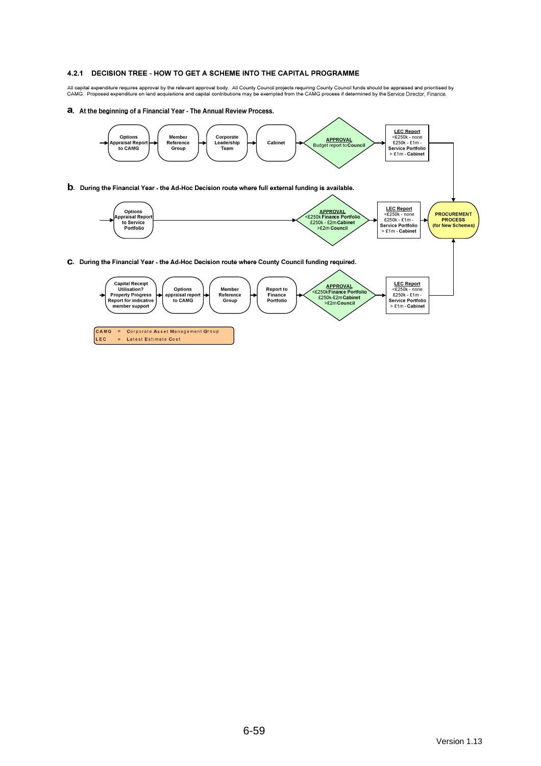### 4.2.1 DECISION TREE - HOW TO GET A SCHEME INTO THE CAPITAL PROGRAMME

All capital expenditure requires approval by the relevant approval body. All County Council projects requiring County Council funds should be appraised and prioritised by CAMG. Proposed expenditure on land acquisitions and capital contributions may be exempted from the CAMG process if determined by the Service Director, Finance.

**a. At the beginning of a Financial Year - The Annual Review Process.**

Options Appraisal Report to CAMG → Member Reference Group → Corporate Leadership Team → Cabinet → **APPROVAL** Budget report to **Council** → **LEC Report** <£250k - none; £250k - £1m - **Service Portfolio**; > £1m - **Cabinet** → **PROCUREMENT PROCESS (for New Schemes)**

**b. During the Financial Year - the Ad-Hoc Decision route where full external funding is available.**

Options Appraisal Report to Service Portfolio → **APPROVAL** <£250k **Finance Portfolio**; £250k - £2m **Cabinet**; >£2m **Council** → **LEC Report** <£250k - none; £250k - £1m - **Service Portfolio**; > £1m - **Cabinet** → **PROCUREMENT PROCESS (for New Schemes)**

**c. During the Financial Year - the Ad-Hoc Decision route where County Council funding required.**

Capital Receipt Utilisation? Property Progress Report for indicative member support → Options appraisal report to CAMG → Member Reference Group → Report to Finance Portfolio → **APPROVAL** <£250k **Finance Portfolio**; £250k-£2m **Cabinet**; >£2m **Council** → **LEC Report** <£250k - none; £250k - £1m - **Service Portfolio**; > £1m - **Cabinet** → **PROCUREMENT PROCESS (for New Schemes)**

| | | |
|---|---|---|
| CAMG | = | **C**orporate **A**sset **M**anagement **G**roup |
| LEC | = | **L**atest **E**stimate **C**ost |

Version 1.13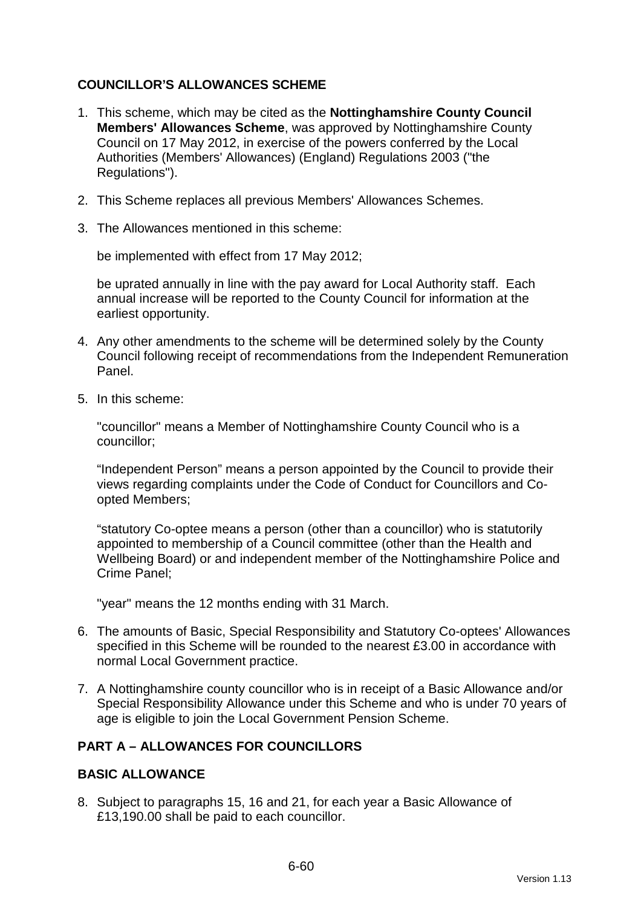## COUNCILLOR'S ALLOWANCES SCHEME

1. This scheme, which may be cited as the **Nottinghamshire County Council Members' Allowances Scheme**, was approved by Nottinghamshire County Council on 17 May 2012, in exercise of the powers conferred by the Local Authorities (Members' Allowances) (England) Regulations 2003 ("the Regulations").

2. This Scheme replaces all previous Members' Allowances Schemes.

3. The Allowances mentioned in this scheme:

   be implemented with effect from 17 May 2012;

   be uprated annually in line with the pay award for Local Authority staff. Each annual increase will be reported to the County Council for information at the earliest opportunity.

4. Any other amendments to the scheme will be determined solely by the County Council following receipt of recommendations from the Independent Remuneration Panel.

5. In this scheme:

   "councillor" means a Member of Nottinghamshire County Council who is a councillor;

   "Independent Person" means a person appointed by the Council to provide their views regarding complaints under the Code of Conduct for Councillors and Co-opted Members;

   "statutory Co-optee means a person (other than a councillor) who is statutorily appointed to membership of a Council committee (other than the Health and Wellbeing Board) or and independent member of the Nottinghamshire Police and Crime Panel;

   "year" means the 12 months ending with 31 March.

6. The amounts of Basic, Special Responsibility and Statutory Co-optees' Allowances specified in this Scheme will be rounded to the nearest £3.00 in accordance with normal Local Government practice.

7. A Nottinghamshire county councillor who is in receipt of a Basic Allowance and/or Special Responsibility Allowance under this Scheme and who is under 70 years of age is eligible to join the Local Government Pension Scheme.

## PART A – ALLOWANCES FOR COUNCILLORS

### BASIC ALLOWANCE

8. Subject to paragraphs 15, 16 and 21, for each year a Basic Allowance of £13,190.00 shall be paid to each councillor.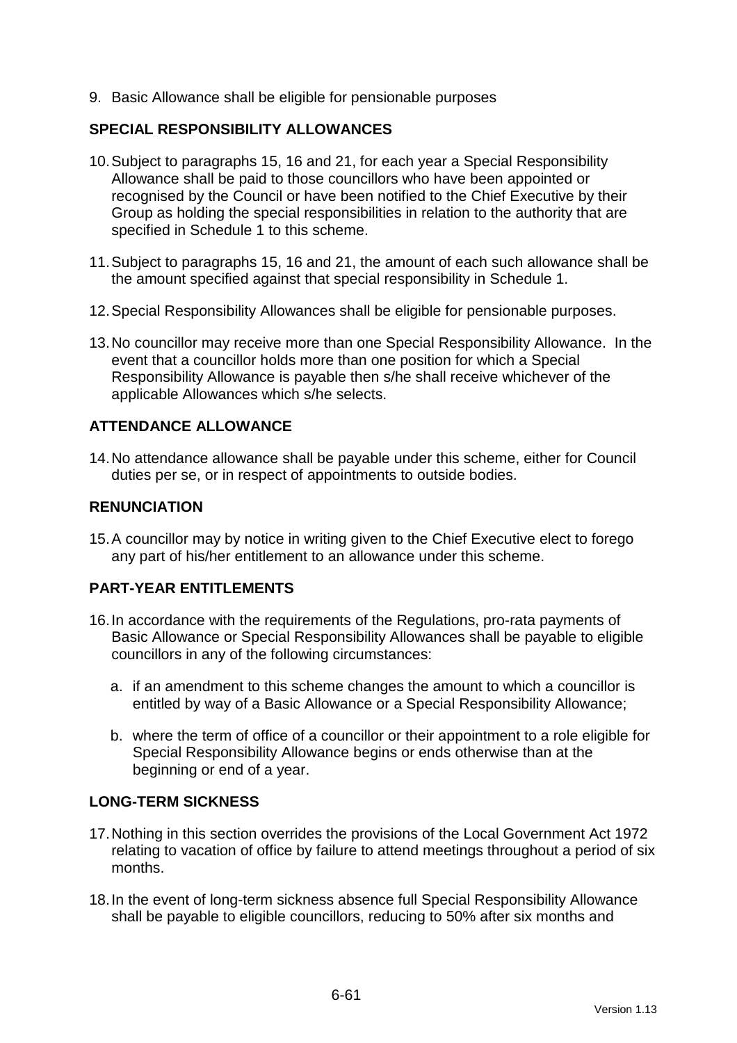9. Basic Allowance shall be eligible for pensionable purposes

## SPECIAL RESPONSIBILITY ALLOWANCES

10. Subject to paragraphs 15, 16 and 21, for each year a Special Responsibility Allowance shall be paid to those councillors who have been appointed or recognised by the Council or have been notified to the Chief Executive by their Group as holding the special responsibilities in relation to the authority that are specified in Schedule 1 to this scheme.

11. Subject to paragraphs 15, 16 and 21, the amount of each such allowance shall be the amount specified against that special responsibility in Schedule 1.

12. Special Responsibility Allowances shall be eligible for pensionable purposes.

13. No councillor may receive more than one Special Responsibility Allowance. In the event that a councillor holds more than one position for which a Special Responsibility Allowance is payable then s/he shall receive whichever of the applicable Allowances which s/he selects.

## ATTENDANCE ALLOWANCE

14. No attendance allowance shall be payable under this scheme, either for Council duties per se, or in respect of appointments to outside bodies.

## RENUNCIATION

15. A councillor may by notice in writing given to the Chief Executive elect to forego any part of his/her entitlement to an allowance under this scheme.

## PART-YEAR ENTITLEMENTS

16. In accordance with the requirements of the Regulations, pro-rata payments of Basic Allowance or Special Responsibility Allowances shall be payable to eligible councillors in any of the following circumstances:

    a. if an amendment to this scheme changes the amount to which a councillor is entitled by way of a Basic Allowance or a Special Responsibility Allowance;

    b. where the term of office of a councillor or their appointment to a role eligible for Special Responsibility Allowance begins or ends otherwise than at the beginning or end of a year.

## LONG-TERM SICKNESS

17. Nothing in this section overrides the provisions of the Local Government Act 1972 relating to vacation of office by failure to attend meetings throughout a period of six months.

18. In the event of long-term sickness absence full Special Responsibility Allowance shall be payable to eligible councillors, reducing to 50% after six months and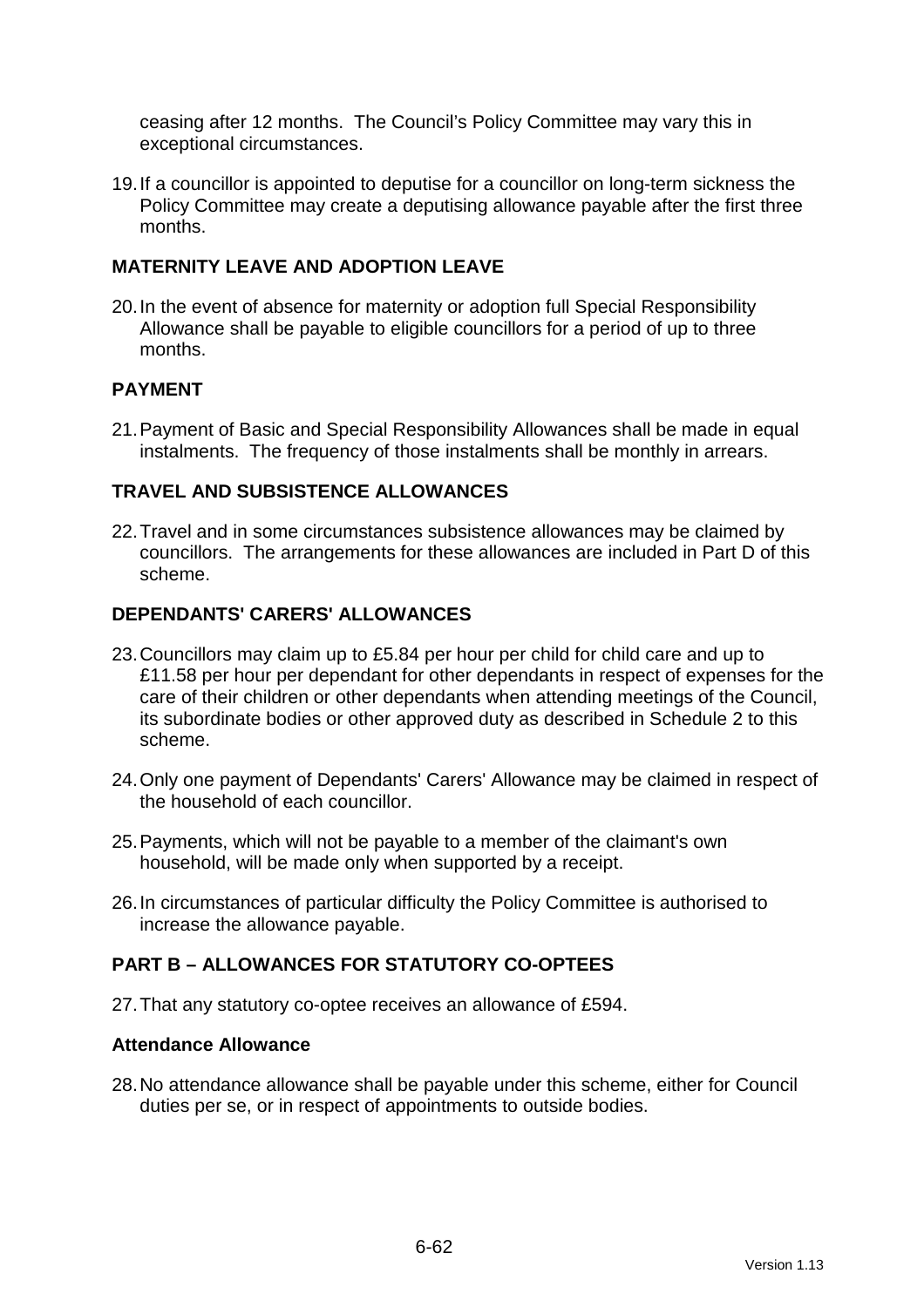ceasing after 12 months. The Council's Policy Committee may vary this in exceptional circumstances.

19. If a councillor is appointed to deputise for a councillor on long-term sickness the Policy Committee may create a deputising allowance payable after the first three months.

## MATERNITY LEAVE AND ADOPTION LEAVE

20. In the event of absence for maternity or adoption full Special Responsibility Allowance shall be payable to eligible councillors for a period of up to three months.

## PAYMENT

21. Payment of Basic and Special Responsibility Allowances shall be made in equal instalments. The frequency of those instalments shall be monthly in arrears.

## TRAVEL AND SUBSISTENCE ALLOWANCES

22. Travel and in some circumstances subsistence allowances may be claimed by councillors. The arrangements for these allowances are included in Part D of this scheme.

## DEPENDANTS' CARERS' ALLOWANCES

23. Councillors may claim up to £5.84 per hour per child for child care and up to £11.58 per hour per dependant for other dependants in respect of expenses for the care of their children or other dependants when attending meetings of the Council, its subordinate bodies or other approved duty as described in Schedule 2 to this scheme.

24. Only one payment of Dependants' Carers' Allowance may be claimed in respect of the household of each councillor.

25. Payments, which will not be payable to a member of the claimant's own household, will be made only when supported by a receipt.

26. In circumstances of particular difficulty the Policy Committee is authorised to increase the allowance payable.

## PART B – ALLOWANCES FOR STATUTORY CO-OPTEES

27. That any statutory co-optee receives an allowance of £594.

### Attendance Allowance

28. No attendance allowance shall be payable under this scheme, either for Council duties per se, or in respect of appointments to outside bodies.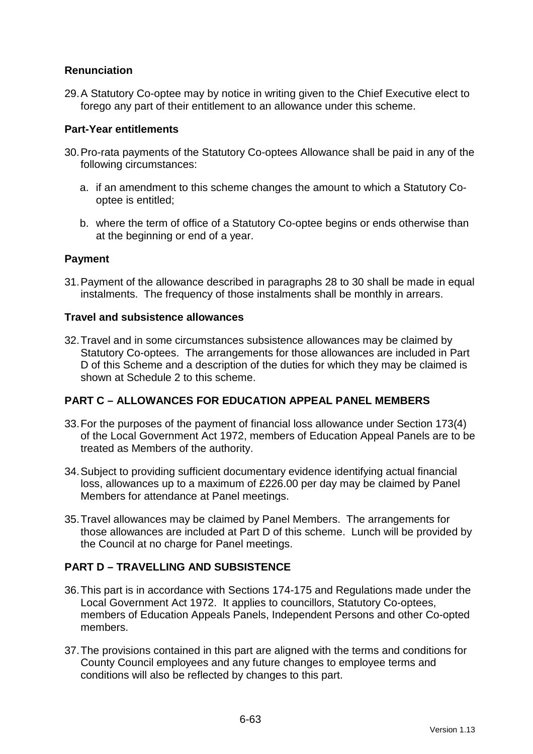**Renunciation**

29. A Statutory Co-optee may by notice in writing given to the Chief Executive elect to forego any part of their entitlement to an allowance under this scheme.

**Part-Year entitlements**

30. Pro-rata payments of the Statutory Co-optees Allowance shall be paid in any of the following circumstances:

    a. if an amendment to this scheme changes the amount to which a Statutory Co-optee is entitled;

    b. where the term of office of a Statutory Co-optee begins or ends otherwise than at the beginning or end of a year.

**Payment**

31. Payment of the allowance described in paragraphs 28 to 30 shall be made in equal instalments. The frequency of those instalments shall be monthly in arrears.

**Travel and subsistence allowances**

32. Travel and in some circumstances subsistence allowances may be claimed by Statutory Co-optees. The arrangements for those allowances are included in Part D of this Scheme and a description of the duties for which they may be claimed is shown at Schedule 2 to this scheme.

**PART C – ALLOWANCES FOR EDUCATION APPEAL PANEL MEMBERS**

33. For the purposes of the payment of financial loss allowance under Section 173(4) of the Local Government Act 1972, members of Education Appeal Panels are to be treated as Members of the authority.

34. Subject to providing sufficient documentary evidence identifying actual financial loss, allowances up to a maximum of £226.00 per day may be claimed by Panel Members for attendance at Panel meetings.

35. Travel allowances may be claimed by Panel Members. The arrangements for those allowances are included at Part D of this scheme. Lunch will be provided by the Council at no charge for Panel meetings.

**PART D – TRAVELLING AND SUBSISTENCE**

36. This part is in accordance with Sections 174-175 and Regulations made under the Local Government Act 1972. It applies to councillors, Statutory Co-optees, members of Education Appeals Panels, Independent Persons and other Co-opted members.

37. The provisions contained in this part are aligned with the terms and conditions for County Council employees and any future changes to employee terms and conditions will also be reflected by changes to this part.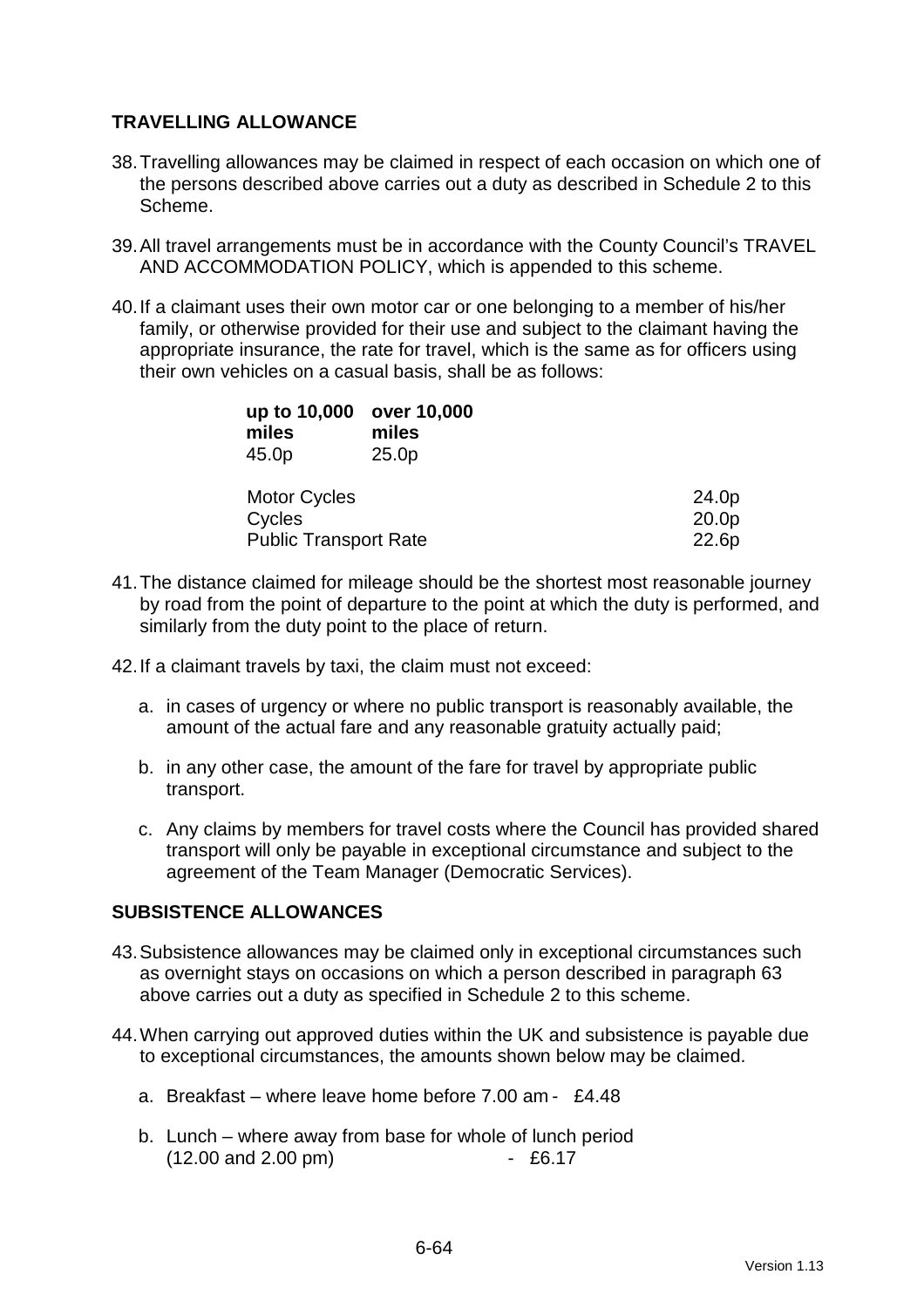## TRAVELLING ALLOWANCE

38. Travelling allowances may be claimed in respect of each occasion on which one of the persons described above carries out a duty as described in Schedule 2 to this Scheme.

39. All travel arrangements must be in accordance with the County Council's TRAVEL AND ACCOMMODATION POLICY, which is appended to this scheme.

40. If a claimant uses their own motor car or one belonging to a member of his/her family, or otherwise provided for their use and subject to the claimant having the appropriate insurance, the rate for travel, which is the same as for officers using their own vehicles on a casual basis, shall be as follows:

| **up to 10,000 miles** | **over 10,000 miles** |
|---|---|
| 45.0p | 25.0p |

| | |
|---|---|
| Motor Cycles | 24.0p |
| Cycles | 20.0p |
| Public Transport Rate | 22.6p |

41. The distance claimed for mileage should be the shortest most reasonable journey by road from the point of departure to the point at which the duty is performed, and similarly from the duty point to the place of return.

42. If a claimant travels by taxi, the claim must not exceed:

    a. in cases of urgency or where no public transport is reasonably available, the amount of the actual fare and any reasonable gratuity actually paid;

    b. in any other case, the amount of the fare for travel by appropriate public transport.

    c. Any claims by members for travel costs where the Council has provided shared transport will only be payable in exceptional circumstance and subject to the agreement of the Team Manager (Democratic Services).

## SUBSISTENCE ALLOWANCES

43. Subsistence allowances may be claimed only in exceptional circumstances such as overnight stays on occasions on which a person described in paragraph 63 above carries out a duty as specified in Schedule 2 to this scheme.

44. When carrying out approved duties within the UK and subsistence is payable due to exceptional circumstances, the amounts shown below may be claimed.

    a. Breakfast – where leave home before 7.00 am - £4.48

    b. Lunch – where away from base for whole of lunch period (12.00 and 2.00 pm) - £6.17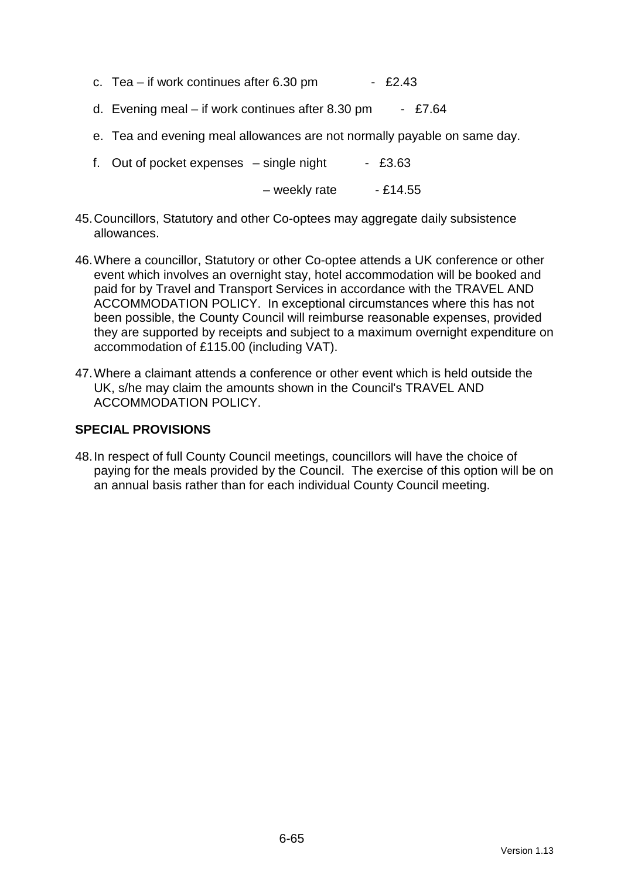c. Tea – if work continues after 6.30 pm - £2.43

d. Evening meal – if work continues after 8.30 pm - £7.64

e. Tea and evening meal allowances are not normally payable on same day.

f. Out of pocket expenses – single night - £3.63

   – weekly rate - £14.55

45. Councillors, Statutory and other Co-optees may aggregate daily subsistence allowances.

46. Where a councillor, Statutory or other Co-optee attends a UK conference or other event which involves an overnight stay, hotel accommodation will be booked and paid for by Travel and Transport Services in accordance with the TRAVEL AND ACCOMMODATION POLICY. In exceptional circumstances where this has not been possible, the County Council will reimburse reasonable expenses, provided they are supported by receipts and subject to a maximum overnight expenditure on accommodation of £115.00 (including VAT).

47. Where a claimant attends a conference or other event which is held outside the UK, s/he may claim the amounts shown in the Council's TRAVEL AND ACCOMMODATION POLICY.

## SPECIAL PROVISIONS

48. In respect of full County Council meetings, councillors will have the choice of paying for the meals provided by the Council. The exercise of this option will be on an annual basis rather than for each individual County Council meeting.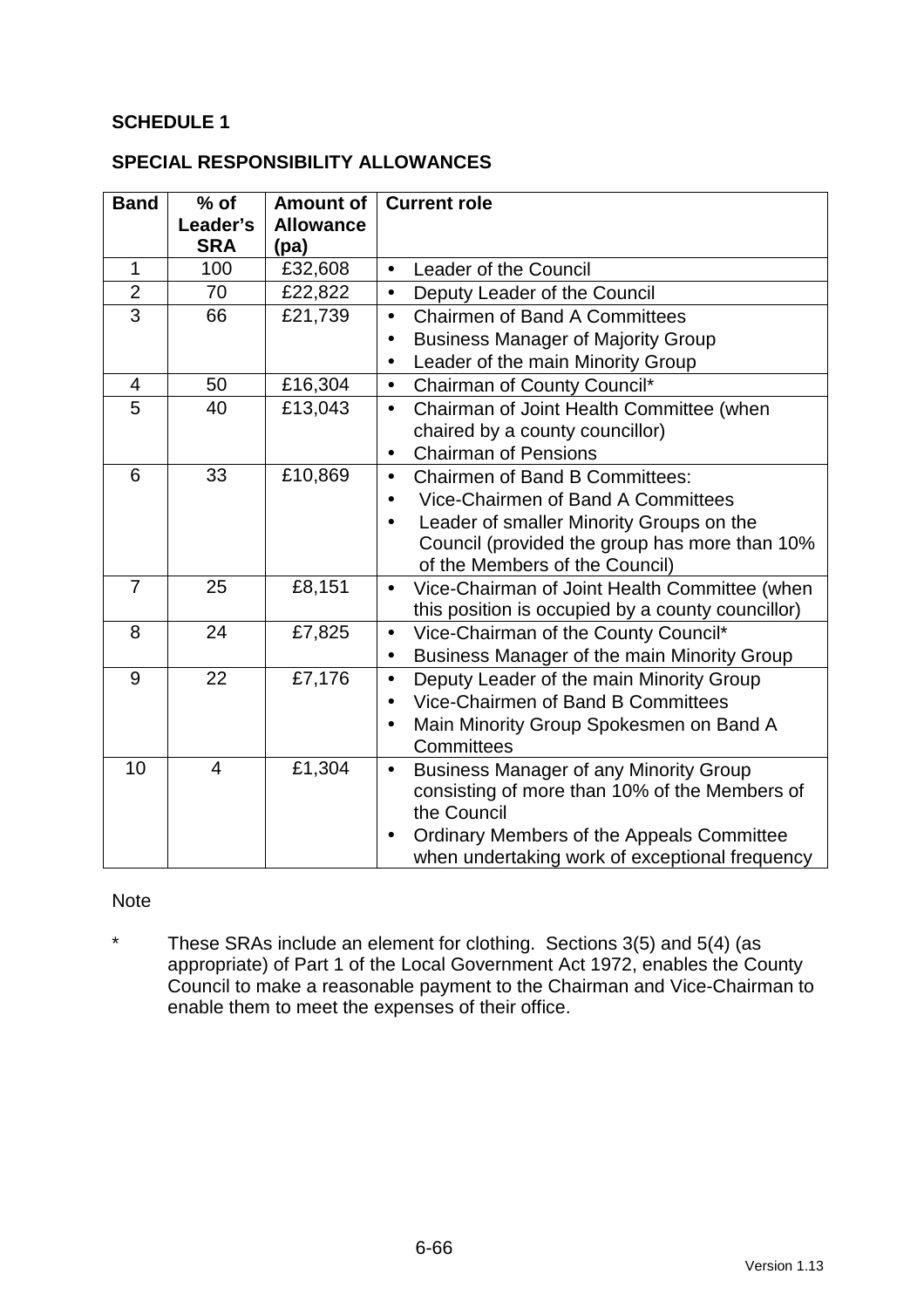**SCHEDULE 1**

**SPECIAL RESPONSIBILITY ALLOWANCES**

| Band | % of Leader's SRA | Amount of Allowance (pa) | Current role |
|---|---|---|---|
| 1 | 100 | £32,608 | • Leader of the Council |
| 2 | 70 | £22,822 | • Deputy Leader of the Council |
| 3 | 66 | £21,739 | • Chairmen of Band A Committees<br>• Business Manager of Majority Group<br>• Leader of the main Minority Group |
| 4 | 50 | £16,304 | • Chairman of County Council* |
| 5 | 40 | £13,043 | • Chairman of Joint Health Committee (when chaired by a county councillor)<br>• Chairman of Pensions |
| 6 | 33 | £10,869 | • Chairmen of Band B Committees:<br>• Vice-Chairmen of Band A Committees<br>• Leader of smaller Minority Groups on the Council (provided the group has more than 10% of the Members of the Council) |
| 7 | 25 | £8,151 | • Vice-Chairman of Joint Health Committee (when this position is occupied by a county councillor) |
| 8 | 24 | £7,825 | • Vice-Chairman of the County Council*<br>• Business Manager of the main Minority Group |
| 9 | 22 | £7,176 | • Deputy Leader of the main Minority Group<br>• Vice-Chairmen of Band B Committees<br>• Main Minority Group Spokesmen on Band A Committees |
| 10 | 4 | £1,304 | • Business Manager of any Minority Group consisting of more than 10% of the Members of the Council<br>• Ordinary Members of the Appeals Committee when undertaking work of exceptional frequency |

Note

\* These SRAs include an element for clothing. Sections 3(5) and 5(4) (as appropriate) of Part 1 of the Local Government Act 1972, enables the County Council to make a reasonable payment to the Chairman and Vice-Chairman to enable them to meet the expenses of their office.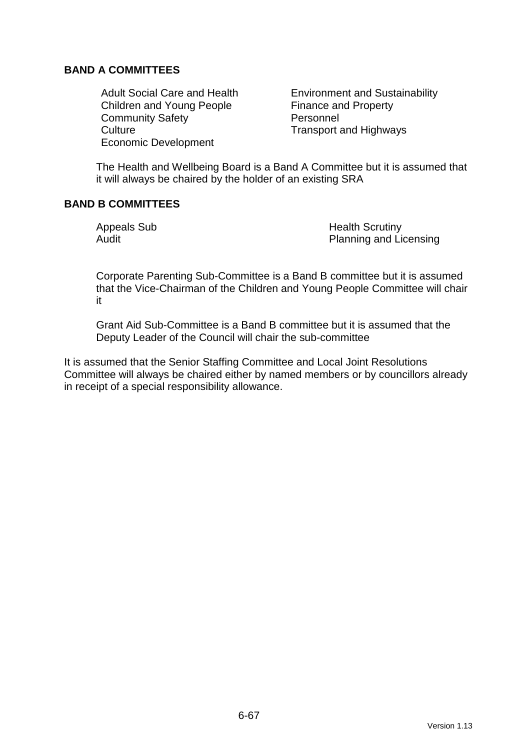**BAND A COMMITTEES**

Adult Social Care and Health
Children and Young People
Community Safety
Culture
Economic Development
Environment and Sustainability
Finance and Property
Personnel
Transport and Highways

The Health and Wellbeing Board is a Band A Committee but it is assumed that it will always be chaired by the holder of an existing SRA

**BAND B COMMITTEES**

Appeals Sub
Audit
Health Scrutiny
Planning and Licensing

Corporate Parenting Sub-Committee is a Band B committee but it is assumed that the Vice-Chairman of the Children and Young People Committee will chair it

Grant Aid Sub-Committee is a Band B committee but it is assumed that the Deputy Leader of the Council will chair the sub-committee

It is assumed that the Senior Staffing Committee and Local Joint Resolutions Committee will always be chaired either by named members or by councillors already in receipt of a special responsibility allowance.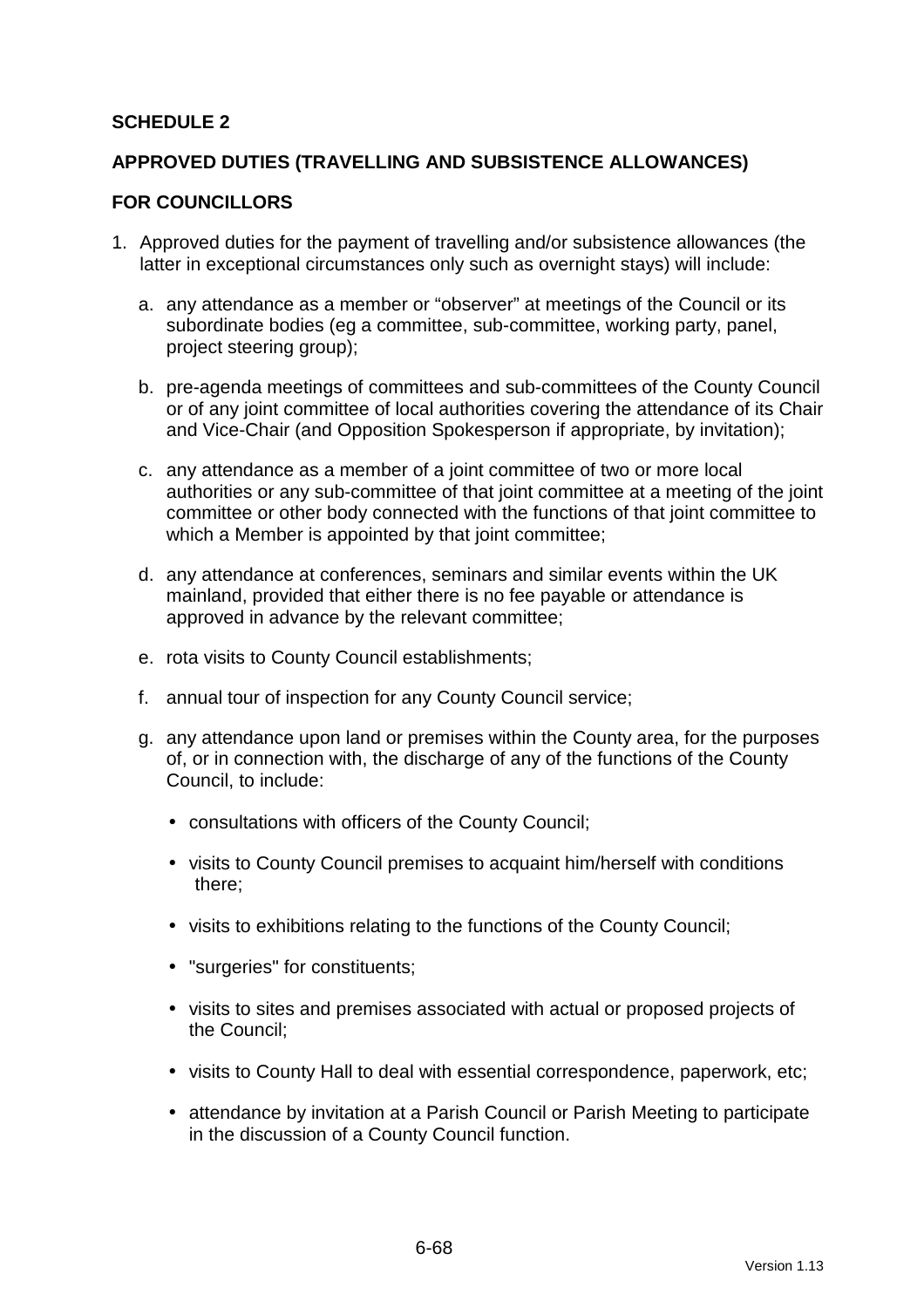**SCHEDULE 2**

**APPROVED DUTIES (TRAVELLING AND SUBSISTENCE ALLOWANCES)**

**FOR COUNCILLORS**

1. Approved duties for the payment of travelling and/or subsistence allowances (the latter in exceptional circumstances only such as overnight stays) will include:

   a. any attendance as a member or "observer" at meetings of the Council or its subordinate bodies (eg a committee, sub-committee, working party, panel, project steering group);

   b. pre-agenda meetings of committees and sub-committees of the County Council or of any joint committee of local authorities covering the attendance of its Chair and Vice-Chair (and Opposition Spokesperson if appropriate, by invitation);

   c. any attendance as a member of a joint committee of two or more local authorities or any sub-committee of that joint committee at a meeting of the joint committee or other body connected with the functions of that joint committee to which a Member is appointed by that joint committee;

   d. any attendance at conferences, seminars and similar events within the UK mainland, provided that either there is no fee payable or attendance is approved in advance by the relevant committee;

   e. rota visits to County Council establishments;

   f. annual tour of inspection for any County Council service;

   g. any attendance upon land or premises within the County area, for the purposes of, or in connection with, the discharge of any of the functions of the County Council, to include:

      - consultations with officers of the County Council;
      - visits to County Council premises to acquaint him/herself with conditions there;
      - visits to exhibitions relating to the functions of the County Council;
      - "surgeries" for constituents;
      - visits to sites and premises associated with actual or proposed projects of the Council;
      - visits to County Hall to deal with essential correspondence, paperwork, etc;
      - attendance by invitation at a Parish Council or Parish Meeting to participate in the discussion of a County Council function.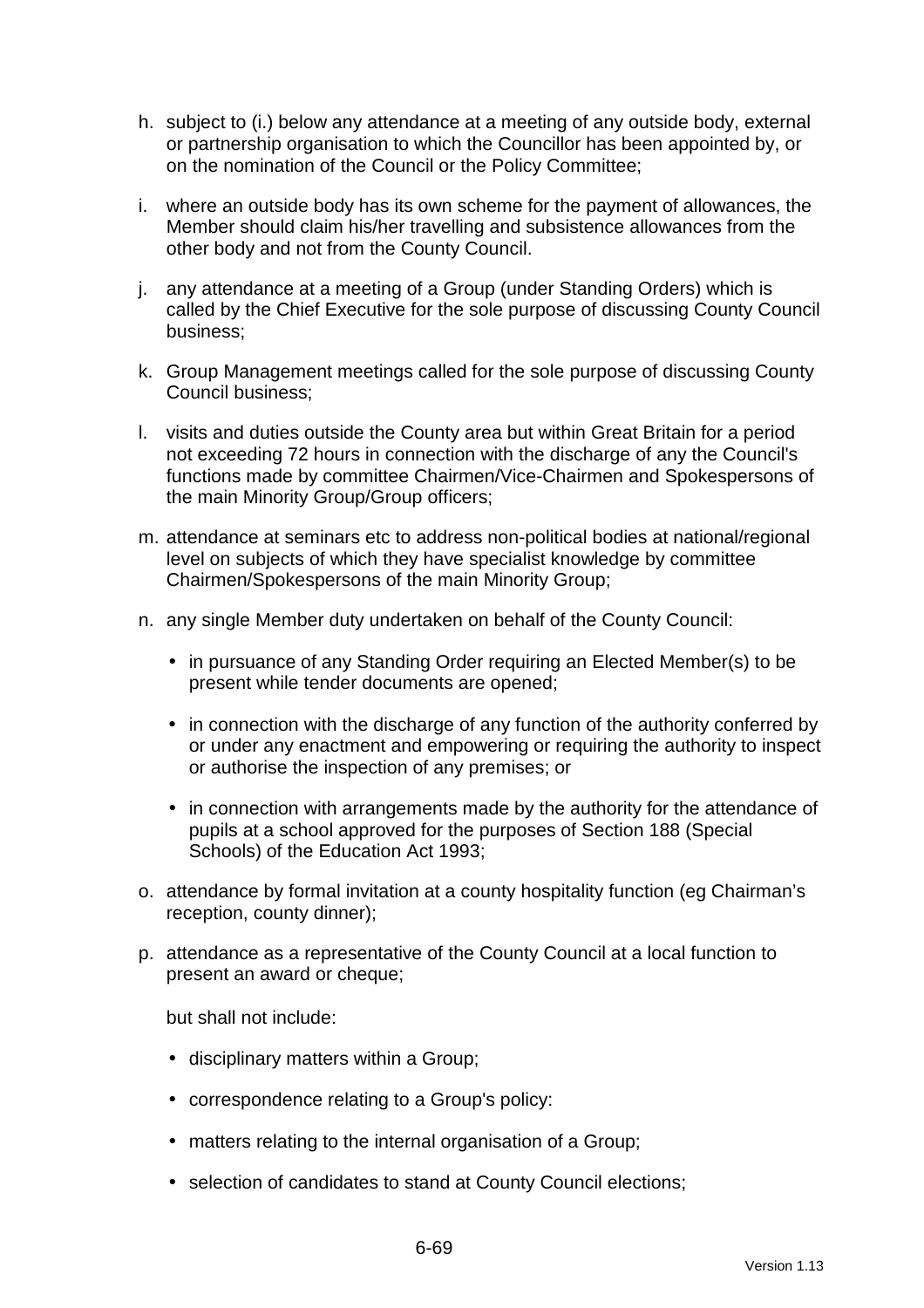h. subject to (i.) below any attendance at a meeting of any outside body, external or partnership organisation to which the Councillor has been appointed by, or on the nomination of the Council or the Policy Committee;

i. where an outside body has its own scheme for the payment of allowances, the Member should claim his/her travelling and subsistence allowances from the other body and not from the County Council.

j. any attendance at a meeting of a Group (under Standing Orders) which is called by the Chief Executive for the sole purpose of discussing County Council business;

k. Group Management meetings called for the sole purpose of discussing County Council business;

l. visits and duties outside the County area but within Great Britain for a period not exceeding 72 hours in connection with the discharge of any the Council's functions made by committee Chairmen/Vice-Chairmen and Spokespersons of the main Minority Group/Group officers;

m. attendance at seminars etc to address non-political bodies at national/regional level on subjects of which they have specialist knowledge by committee Chairmen/Spokespersons of the main Minority Group;

n. any single Member duty undertaken on behalf of the County Council:

   - in pursuance of any Standing Order requiring an Elected Member(s) to be present while tender documents are opened;

   - in connection with the discharge of any function of the authority conferred by or under any enactment and empowering or requiring the authority to inspect or authorise the inspection of any premises; or

   - in connection with arrangements made by the authority for the attendance of pupils at a school approved for the purposes of Section 188 (Special Schools) of the Education Act 1993;

o. attendance by formal invitation at a county hospitality function (eg Chairman's reception, county dinner);

p. attendance as a representative of the County Council at a local function to present an award or cheque;

   but shall not include:

   - disciplinary matters within a Group;

   - correspondence relating to a Group's policy:

   - matters relating to the internal organisation of a Group;

   - selection of candidates to stand at County Council elections;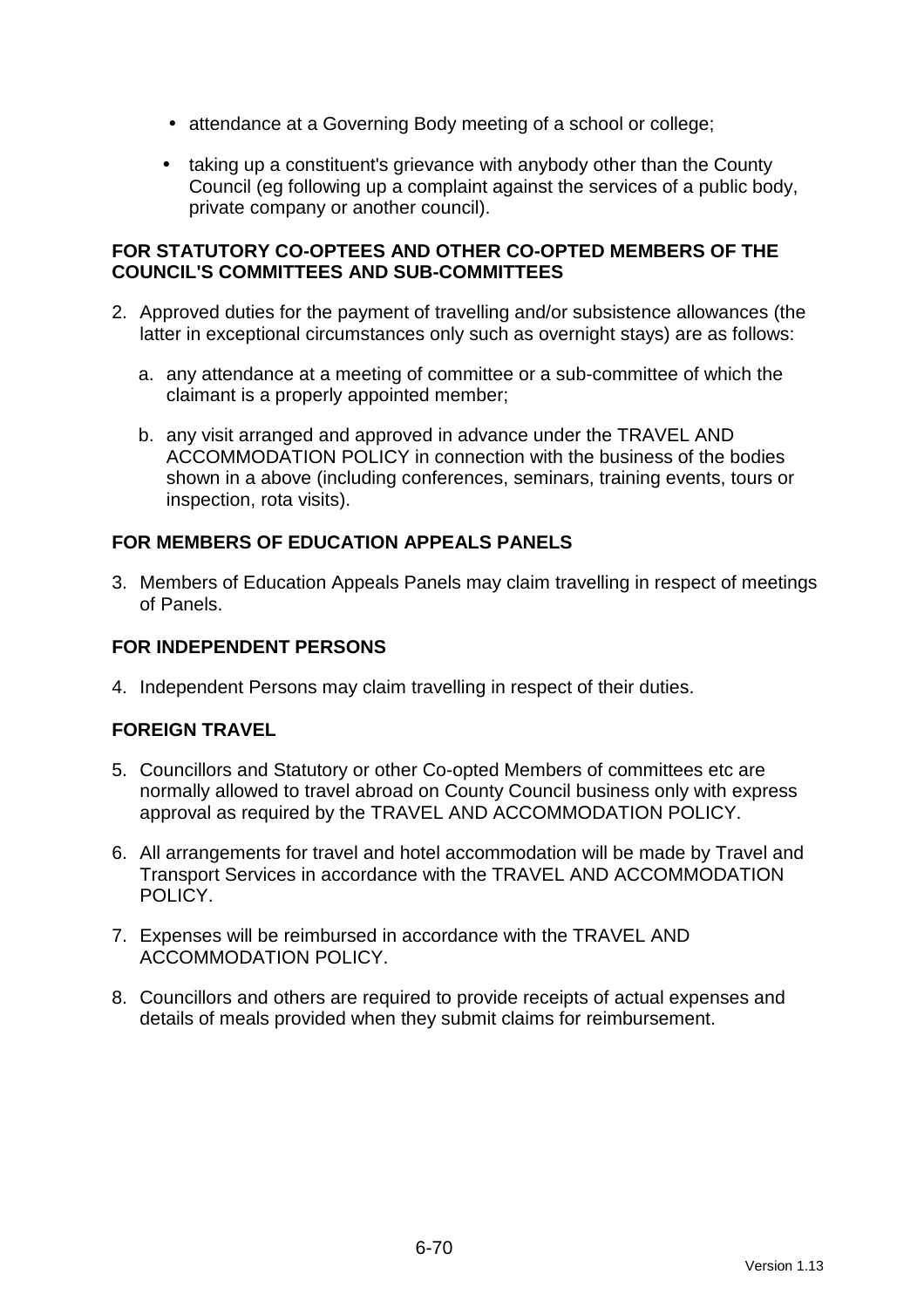- attendance at a Governing Body meeting of a school or college;
- taking up a constituent's grievance with anybody other than the County Council (eg following up a complaint against the services of a public body, private company or another council).

**FOR STATUTORY CO-OPTEES AND OTHER CO-OPTED MEMBERS OF THE COUNCIL'S COMMITTEES AND SUB-COMMITTEES**

2. Approved duties for the payment of travelling and/or subsistence allowances (the latter in exceptional circumstances only such as overnight stays) are as follows:

   a. any attendance at a meeting of committee or a sub-committee of which the claimant is a properly appointed member;

   b. any visit arranged and approved in advance under the TRAVEL AND ACCOMMODATION POLICY in connection with the business of the bodies shown in a above (including conferences, seminars, training events, tours or inspection, rota visits).

**FOR MEMBERS OF EDUCATION APPEALS PANELS**

3. Members of Education Appeals Panels may claim travelling in respect of meetings of Panels.

**FOR INDEPENDENT PERSONS**

4. Independent Persons may claim travelling in respect of their duties.

**FOREIGN TRAVEL**

5. Councillors and Statutory or other Co-opted Members of committees etc are normally allowed to travel abroad on County Council business only with express approval as required by the TRAVEL AND ACCOMMODATION POLICY.

6. All arrangements for travel and hotel accommodation will be made by Travel and Transport Services in accordance with the TRAVEL AND ACCOMMODATION POLICY.

7. Expenses will be reimbursed in accordance with the TRAVEL AND ACCOMMODATION POLICY.

8. Councillors and others are required to provide receipts of actual expenses and details of meals provided when they submit claims for reimbursement.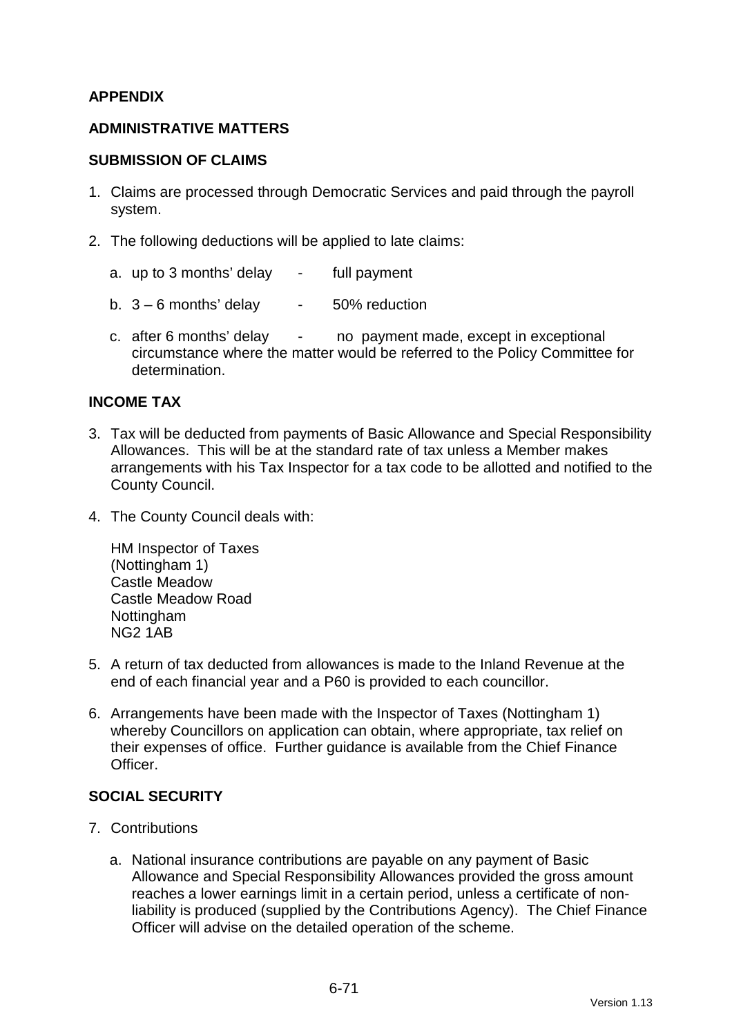## APPENDIX

## ADMINISTRATIVE MATTERS

### SUBMISSION OF CLAIMS

1. Claims are processed through Democratic Services and paid through the payroll system.

2. The following deductions will be applied to late claims:

   a. up to 3 months' delay - full payment

   b. 3 – 6 months' delay - 50% reduction

   c. after 6 months' delay - no payment made, except in exceptional circumstance where the matter would be referred to the Policy Committee for determination.

### INCOME TAX

3. Tax will be deducted from payments of Basic Allowance and Special Responsibility Allowances. This will be at the standard rate of tax unless a Member makes arrangements with his Tax Inspector for a tax code to be allotted and notified to the County Council.

4. The County Council deals with:

   HM Inspector of Taxes
   (Nottingham 1)
   Castle Meadow
   Castle Meadow Road
   Nottingham
   NG2 1AB

5. A return of tax deducted from allowances is made to the Inland Revenue at the end of each financial year and a P60 is provided to each councillor.

6. Arrangements have been made with the Inspector of Taxes (Nottingham 1) whereby Councillors on application can obtain, where appropriate, tax relief on their expenses of office. Further guidance is available from the Chief Finance Officer.

### SOCIAL SECURITY

7. Contributions

   a. National insurance contributions are payable on any payment of Basic Allowance and Special Responsibility Allowances provided the gross amount reaches a lower earnings limit in a certain period, unless a certificate of non-liability is produced (supplied by the Contributions Agency). The Chief Finance Officer will advise on the detailed operation of the scheme.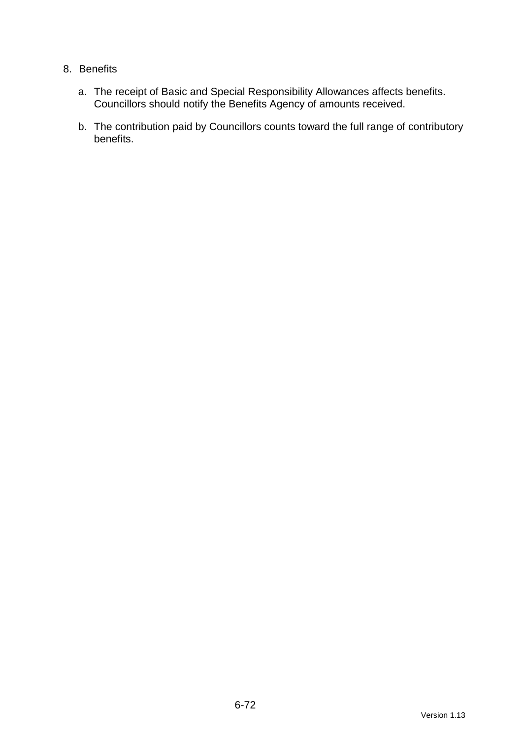8. Benefits

    a. The receipt of Basic and Special Responsibility Allowances affects benefits. Councillors should notify the Benefits Agency of amounts received.

    b. The contribution paid by Councillors counts toward the full range of contributory benefits.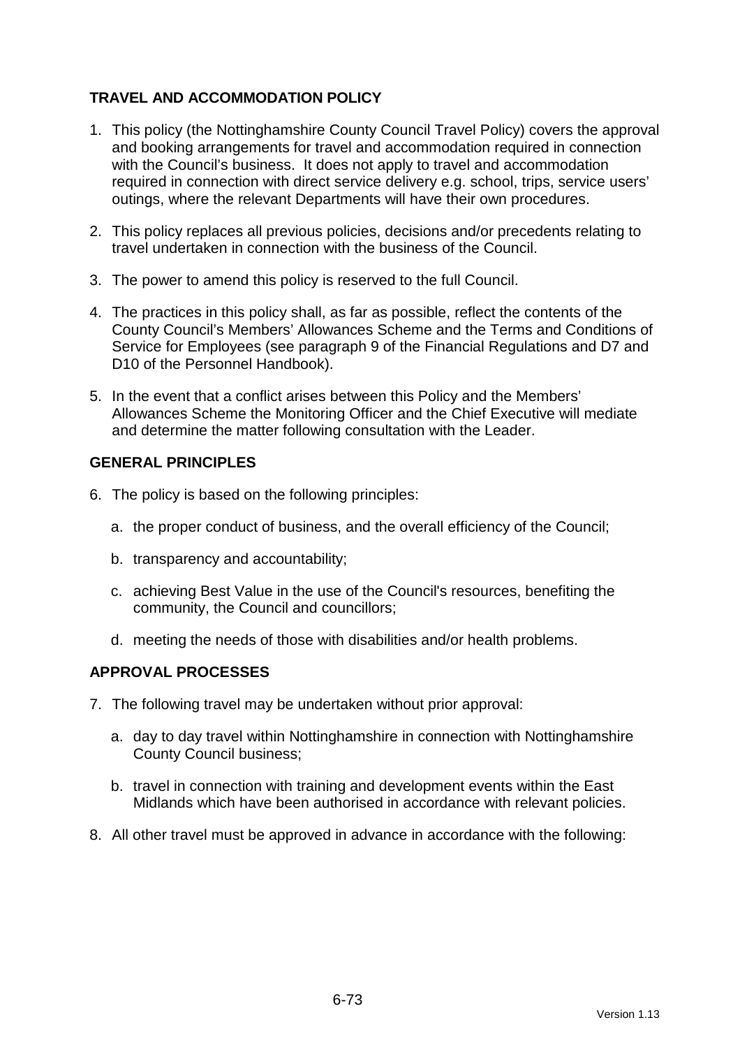## TRAVEL AND ACCOMMODATION POLICY

1. This policy (the Nottinghamshire County Council Travel Policy) covers the approval and booking arrangements for travel and accommodation required in connection with the Council's business. It does not apply to travel and accommodation required in connection with direct service delivery e.g. school, trips, service users' outings, where the relevant Departments will have their own procedures.

2. This policy replaces all previous policies, decisions and/or precedents relating to travel undertaken in connection with the business of the Council.

3. The power to amend this policy is reserved to the full Council.

4. The practices in this policy shall, as far as possible, reflect the contents of the County Council's Members' Allowances Scheme and the Terms and Conditions of Service for Employees (see paragraph 9 of the Financial Regulations and D7 and D10 of the Personnel Handbook).

5. In the event that a conflict arises between this Policy and the Members' Allowances Scheme the Monitoring Officer and the Chief Executive will mediate and determine the matter following consultation with the Leader.

## GENERAL PRINCIPLES

6. The policy is based on the following principles:

   a. the proper conduct of business, and the overall efficiency of the Council;

   b. transparency and accountability;

   c. achieving Best Value in the use of the Council's resources, benefiting the community, the Council and councillors;

   d. meeting the needs of those with disabilities and/or health problems.

## APPROVAL PROCESSES

7. The following travel may be undertaken without prior approval:

   a. day to day travel within Nottinghamshire in connection with Nottinghamshire County Council business;

   b. travel in connection with training and development events within the East Midlands which have been authorised in accordance with relevant policies.

8. All other travel must be approved in advance in accordance with the following: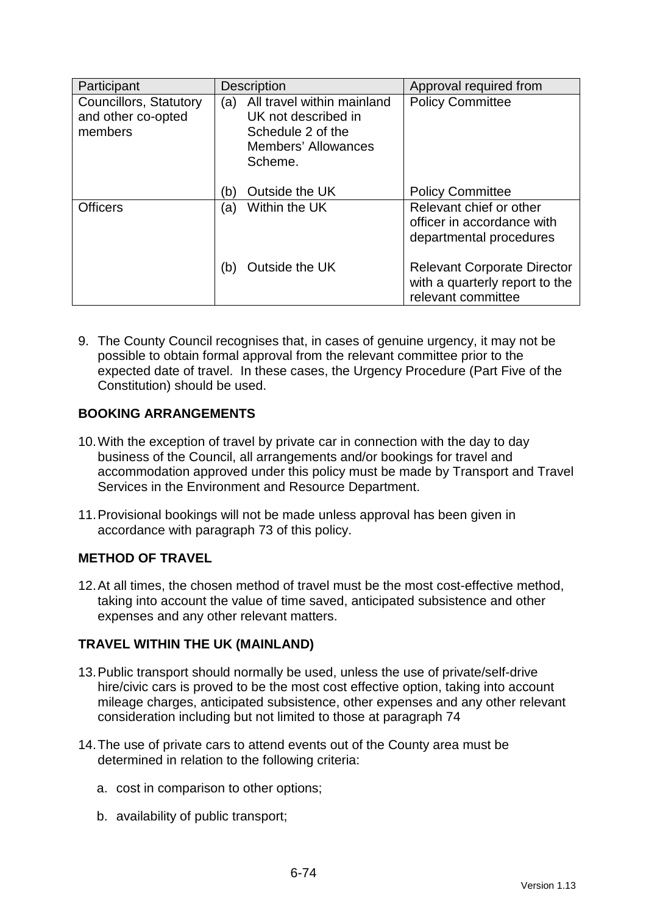| Participant | Description | Approval required from |
|---|---|---|
| Councillors, Statutory and other co-opted members | (a) All travel within mainland UK not described in Schedule 2 of the Members' Allowances Scheme. | Policy Committee |
| | (b) Outside the UK | Policy Committee |
| Officers | (a) Within the UK | Relevant chief or other officer in accordance with departmental procedures |
| | (b) Outside the UK | Relevant Corporate Director with a quarterly report to the relevant committee |

9. The County Council recognises that, in cases of genuine urgency, it may not be possible to obtain formal approval from the relevant committee prior to the expected date of travel. In these cases, the Urgency Procedure (Part Five of the Constitution) should be used.

**BOOKING ARRANGEMENTS**

10. With the exception of travel by private car in connection with the day to day business of the Council, all arrangements and/or bookings for travel and accommodation approved under this policy must be made by Transport and Travel Services in the Environment and Resource Department.

11. Provisional bookings will not be made unless approval has been given in accordance with paragraph 73 of this policy.

**METHOD OF TRAVEL**

12. At all times, the chosen method of travel must be the most cost-effective method, taking into account the value of time saved, anticipated subsistence and other expenses and any other relevant matters.

**TRAVEL WITHIN THE UK (MAINLAND)**

13. Public transport should normally be used, unless the use of private/self-drive hire/civic cars is proved to be the most cost effective option, taking into account mileage charges, anticipated subsistence, other expenses and any other relevant consideration including but not limited to those at paragraph 74

14. The use of private cars to attend events out of the County area must be determined in relation to the following criteria:

    a. cost in comparison to other options;

    b. availability of public transport;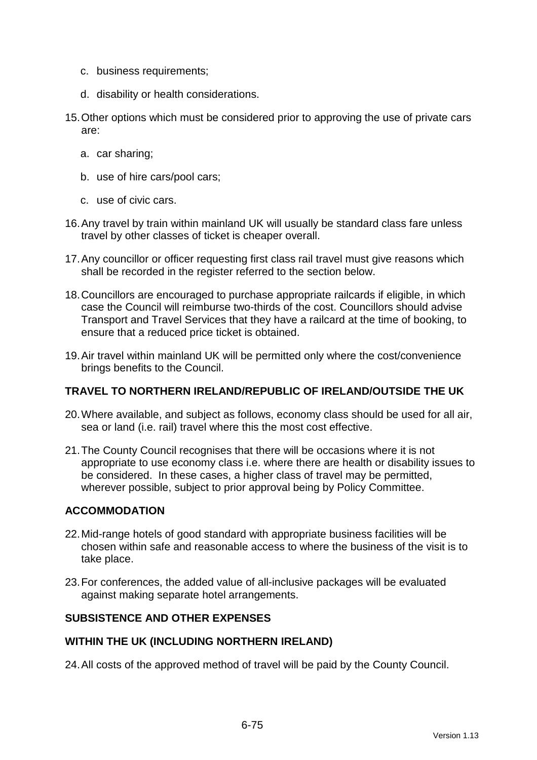c. business requirements;

d. disability or health considerations.

15. Other options which must be considered prior to approving the use of private cars are:

    a. car sharing;

    b. use of hire cars/pool cars;

    c. use of civic cars.

16. Any travel by train within mainland UK will usually be standard class fare unless travel by other classes of ticket is cheaper overall.

17. Any councillor or officer requesting first class rail travel must give reasons which shall be recorded in the register referred to the section below.

18. Councillors are encouraged to purchase appropriate railcards if eligible, in which case the Council will reimburse two-thirds of the cost. Councillors should advise Transport and Travel Services that they have a railcard at the time of booking, to ensure that a reduced price ticket is obtained.

19. Air travel within mainland UK will be permitted only where the cost/convenience brings benefits to the Council.

**TRAVEL TO NORTHERN IRELAND/REPUBLIC OF IRELAND/OUTSIDE THE UK**

20. Where available, and subject as follows, economy class should be used for all air, sea or land (i.e. rail) travel where this the most cost effective.

21. The County Council recognises that there will be occasions where it is not appropriate to use economy class i.e. where there are health or disability issues to be considered. In these cases, a higher class of travel may be permitted, wherever possible, subject to prior approval being by Policy Committee.

**ACCOMMODATION**

22. Mid-range hotels of good standard with appropriate business facilities will be chosen within safe and reasonable access to where the business of the visit is to take place.

23. For conferences, the added value of all-inclusive packages will be evaluated against making separate hotel arrangements.

**SUBSISTENCE AND OTHER EXPENSES**

**WITHIN THE UK (INCLUDING NORTHERN IRELAND)**

24. All costs of the approved method of travel will be paid by the County Council.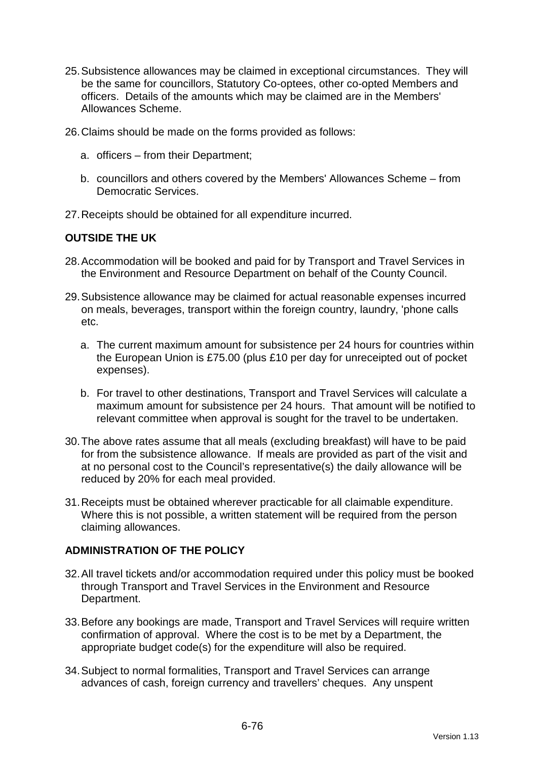25. Subsistence allowances may be claimed in exceptional circumstances. They will be the same for councillors, Statutory Co-optees, other co-opted Members and officers. Details of the amounts which may be claimed are in the Members' Allowances Scheme.

26. Claims should be made on the forms provided as follows:

    a. officers – from their Department;

    b. councillors and others covered by the Members' Allowances Scheme – from Democratic Services.

27. Receipts should be obtained for all expenditure incurred.

**OUTSIDE THE UK**

28. Accommodation will be booked and paid for by Transport and Travel Services in the Environment and Resource Department on behalf of the County Council.

29. Subsistence allowance may be claimed for actual reasonable expenses incurred on meals, beverages, transport within the foreign country, laundry, 'phone calls etc.

    a. The current maximum amount for subsistence per 24 hours for countries within the European Union is £75.00 (plus £10 per day for unreceipted out of pocket expenses).

    b. For travel to other destinations, Transport and Travel Services will calculate a maximum amount for subsistence per 24 hours. That amount will be notified to relevant committee when approval is sought for the travel to be undertaken.

30. The above rates assume that all meals (excluding breakfast) will have to be paid for from the subsistence allowance. If meals are provided as part of the visit and at no personal cost to the Council's representative(s) the daily allowance will be reduced by 20% for each meal provided.

31. Receipts must be obtained wherever practicable for all claimable expenditure. Where this is not possible, a written statement will be required from the person claiming allowances.

**ADMINISTRATION OF THE POLICY**

32. All travel tickets and/or accommodation required under this policy must be booked through Transport and Travel Services in the Environment and Resource Department.

33. Before any bookings are made, Transport and Travel Services will require written confirmation of approval. Where the cost is to be met by a Department, the appropriate budget code(s) for the expenditure will also be required.

34. Subject to normal formalities, Transport and Travel Services can arrange advances of cash, foreign currency and travellers' cheques. Any unspent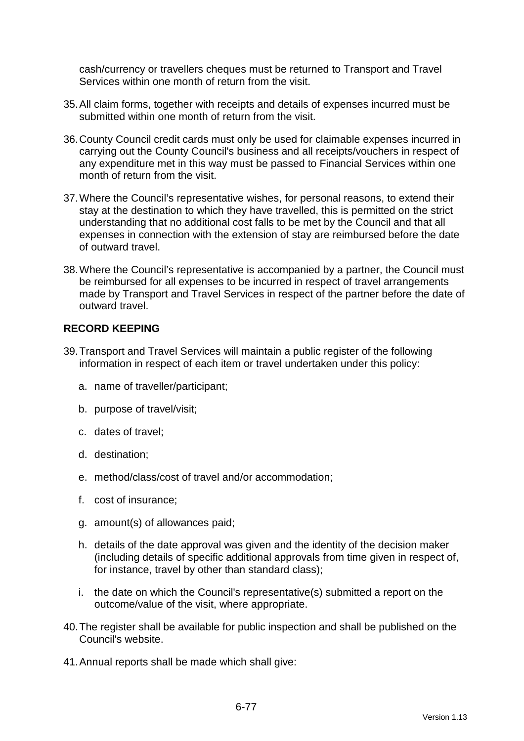cash/currency or travellers cheques must be returned to Transport and Travel Services within one month of return from the visit.

35. All claim forms, together with receipts and details of expenses incurred must be submitted within one month of return from the visit.

36. County Council credit cards must only be used for claimable expenses incurred in carrying out the County Council's business and all receipts/vouchers in respect of any expenditure met in this way must be passed to Financial Services within one month of return from the visit.

37. Where the Council's representative wishes, for personal reasons, to extend their stay at the destination to which they have travelled, this is permitted on the strict understanding that no additional cost falls to be met by the Council and that all expenses in connection with the extension of stay are reimbursed before the date of outward travel.

38. Where the Council's representative is accompanied by a partner, the Council must be reimbursed for all expenses to be incurred in respect of travel arrangements made by Transport and Travel Services in respect of the partner before the date of outward travel.

**RECORD KEEPING**

39. Transport and Travel Services will maintain a public register of the following information in respect of each item or travel undertaken under this policy:

    a. name of traveller/participant;

    b. purpose of travel/visit;

    c. dates of travel;

    d. destination;

    e. method/class/cost of travel and/or accommodation;

    f. cost of insurance;

    g. amount(s) of allowances paid;

    h. details of the date approval was given and the identity of the decision maker (including details of specific additional approvals from time given in respect of, for instance, travel by other than standard class);

    i. the date on which the Council's representative(s) submitted a report on the outcome/value of the visit, where appropriate.

40. The register shall be available for public inspection and shall be published on the Council's website.

41. Annual reports shall be made which shall give: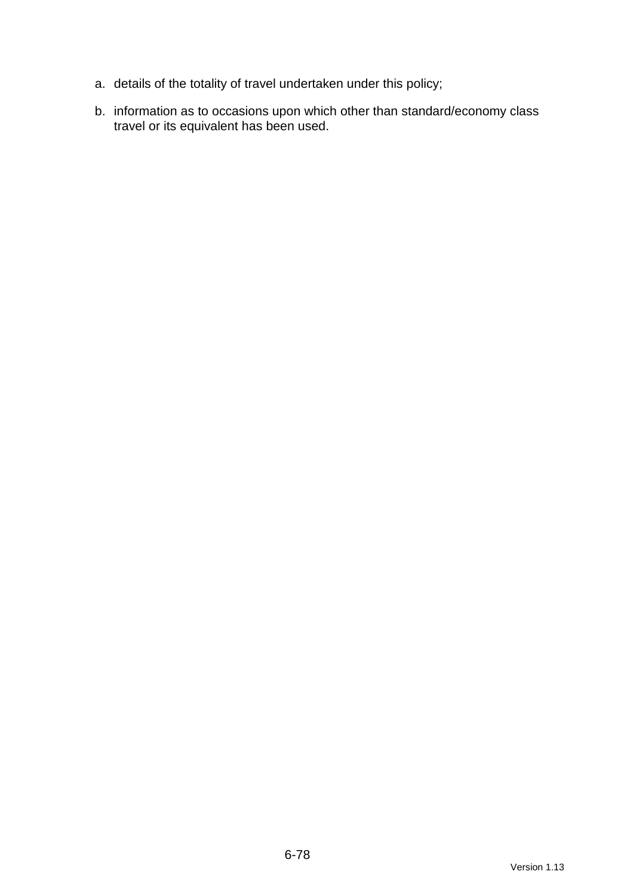a. details of the totality of travel undertaken under this policy;

b. information as to occasions upon which other than standard/economy class travel or its equivalent has been used.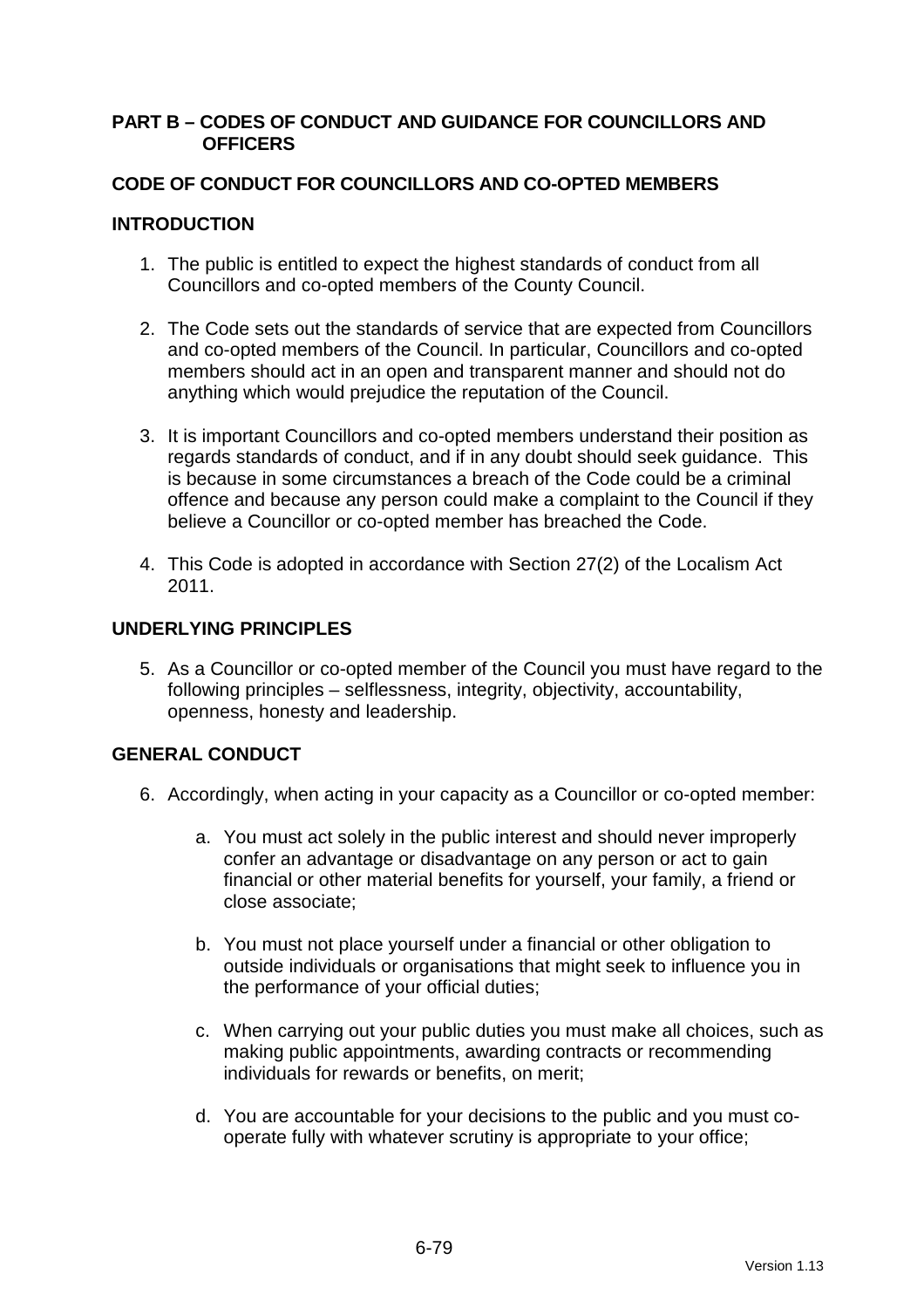## PART B – CODES OF CONDUCT AND GUIDANCE FOR COUNCILLORS AND OFFICERS

## CODE OF CONDUCT FOR COUNCILLORS AND CO-OPTED MEMBERS

### INTRODUCTION

1. The public is entitled to expect the highest standards of conduct from all Councillors and co-opted members of the County Council.

2. The Code sets out the standards of service that are expected from Councillors and co-opted members of the Council. In particular, Councillors and co-opted members should act in an open and transparent manner and should not do anything which would prejudice the reputation of the Council.

3. It is important Councillors and co-opted members understand their position as regards standards of conduct, and if in any doubt should seek guidance. This is because in some circumstances a breach of the Code could be a criminal offence and because any person could make a complaint to the Council if they believe a Councillor or co-opted member has breached the Code.

4. This Code is adopted in accordance with Section 27(2) of the Localism Act 2011.

### UNDERLYING PRINCIPLES

5. As a Councillor or co-opted member of the Council you must have regard to the following principles – selflessness, integrity, objectivity, accountability, openness, honesty and leadership.

### GENERAL CONDUCT

6. Accordingly, when acting in your capacity as a Councillor or co-opted member:

    a. You must act solely in the public interest and should never improperly confer an advantage or disadvantage on any person or act to gain financial or other material benefits for yourself, your family, a friend or close associate;

    b. You must not place yourself under a financial or other obligation to outside individuals or organisations that might seek to influence you in the performance of your official duties;

    c. When carrying out your public duties you must make all choices, such as making public appointments, awarding contracts or recommending individuals for rewards or benefits, on merit;

    d. You are accountable for your decisions to the public and you must co-operate fully with whatever scrutiny is appropriate to your office;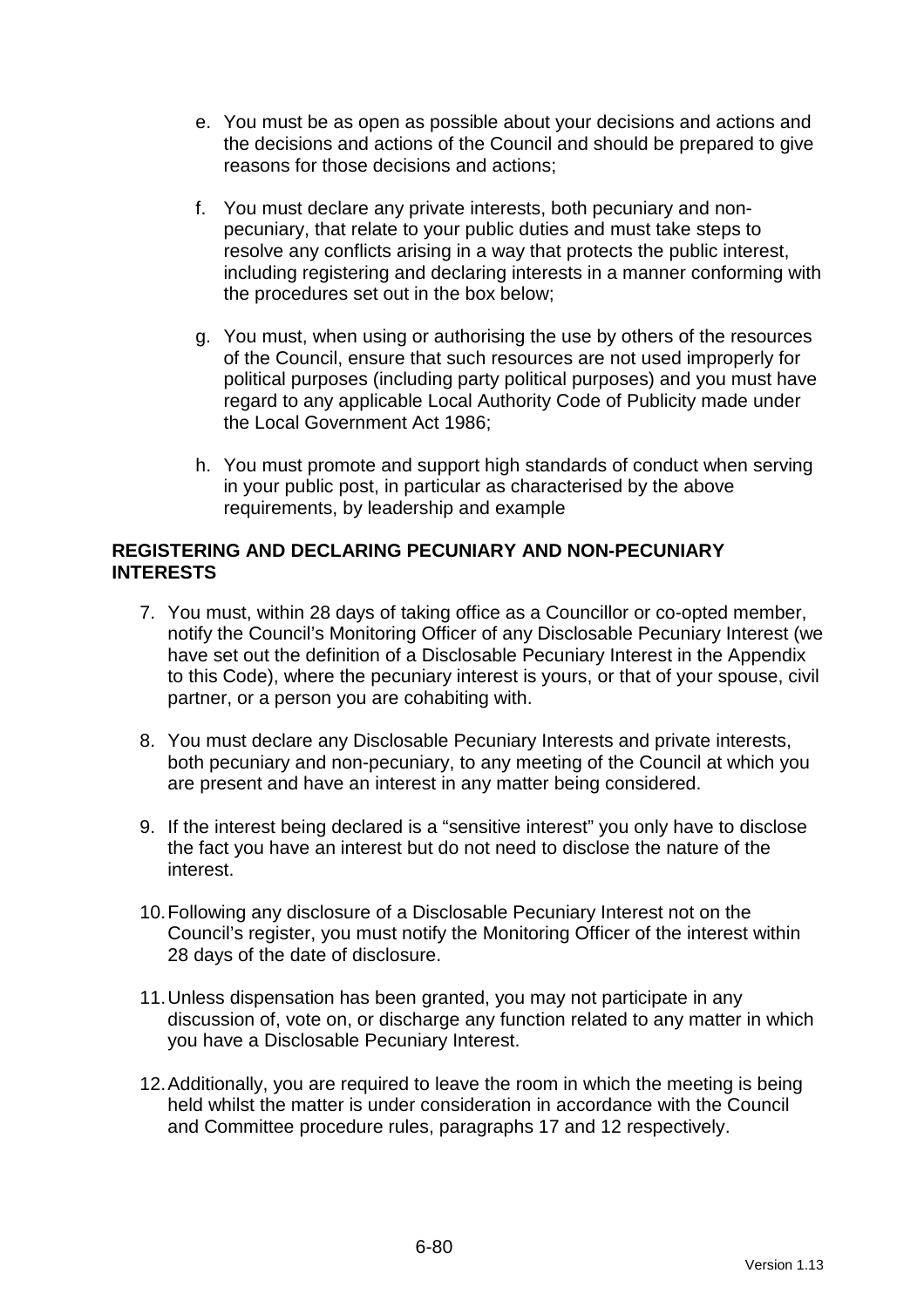e. You must be as open as possible about your decisions and actions and the decisions and actions of the Council and should be prepared to give reasons for those decisions and actions;

f. You must declare any private interests, both pecuniary and non-pecuniary, that relate to your public duties and must take steps to resolve any conflicts arising in a way that protects the public interest, including registering and declaring interests in a manner conforming with the procedures set out in the box below;

g. You must, when using or authorising the use by others of the resources of the Council, ensure that such resources are not used improperly for political purposes (including party political purposes) and you must have regard to any applicable Local Authority Code of Publicity made under the Local Government Act 1986;

h. You must promote and support high standards of conduct when serving in your public post, in particular as characterised by the above requirements, by leadership and example

**REGISTERING AND DECLARING PECUNIARY AND NON-PECUNIARY INTERESTS**

7. You must, within 28 days of taking office as a Councillor or co-opted member, notify the Council's Monitoring Officer of any Disclosable Pecuniary Interest (we have set out the definition of a Disclosable Pecuniary Interest in the Appendix to this Code), where the pecuniary interest is yours, or that of your spouse, civil partner, or a person you are cohabiting with.

8. You must declare any Disclosable Pecuniary Interests and private interests, both pecuniary and non-pecuniary, to any meeting of the Council at which you are present and have an interest in any matter being considered.

9. If the interest being declared is a "sensitive interest" you only have to disclose the fact you have an interest but do not need to disclose the nature of the interest.

10. Following any disclosure of a Disclosable Pecuniary Interest not on the Council's register, you must notify the Monitoring Officer of the interest within 28 days of the date of disclosure.

11. Unless dispensation has been granted, you may not participate in any discussion of, vote on, or discharge any function related to any matter in which you have a Disclosable Pecuniary Interest.

12. Additionally, you are required to leave the room in which the meeting is being held whilst the matter is under consideration in accordance with the Council and Committee procedure rules, paragraphs 17 and 12 respectively.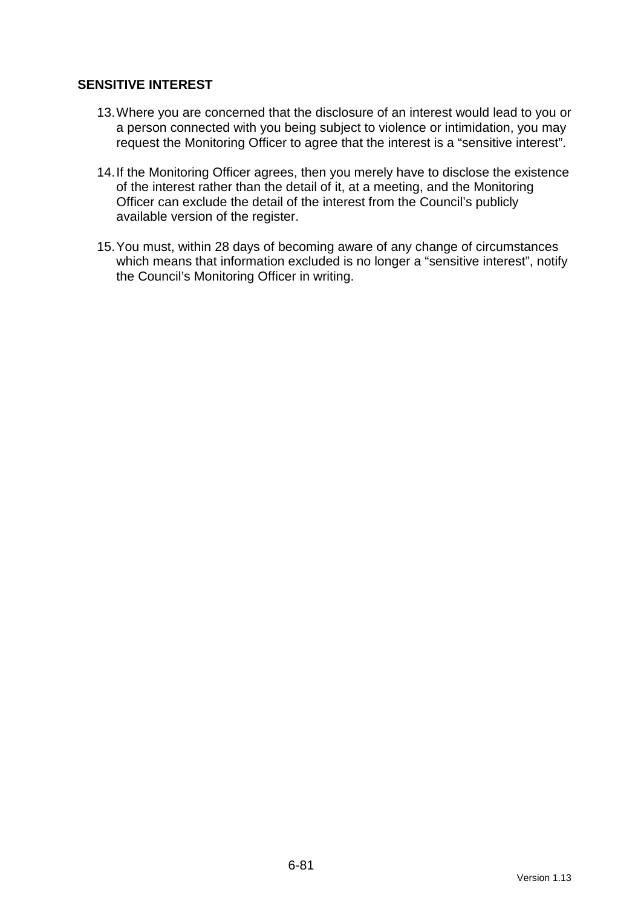## SENSITIVE INTEREST

13. Where you are concerned that the disclosure of an interest would lead to you or a person connected with you being subject to violence or intimidation, you may request the Monitoring Officer to agree that the interest is a "sensitive interest".

14. If the Monitoring Officer agrees, then you merely have to disclose the existence of the interest rather than the detail of it, at a meeting, and the Monitoring Officer can exclude the detail of the interest from the Council's publicly available version of the register.

15. You must, within 28 days of becoming aware of any change of circumstances which means that information excluded is no longer a "sensitive interest", notify the Council's Monitoring Officer in writing.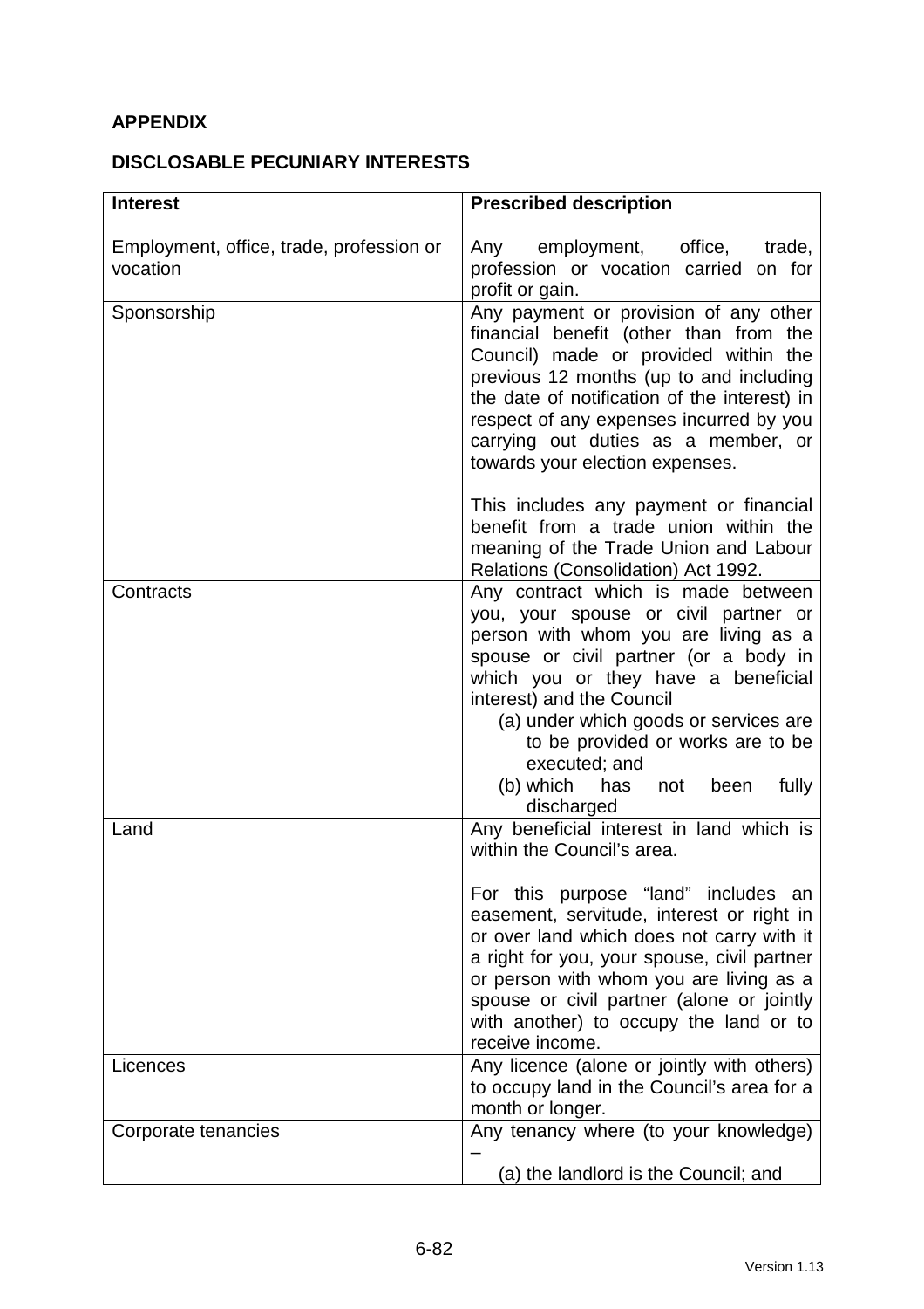**APPENDIX**

**DISCLOSABLE PECUNIARY INTERESTS**

| **Interest** | **Prescribed description** |
|---|---|
| Employment, office, trade, profession or vocation | Any employment, office, trade, profession or vocation carried on for profit or gain. |
| Sponsorship | Any payment or provision of any other financial benefit (other than from the Council) made or provided within the previous 12 months (up to and including the date of notification of the interest) in respect of any expenses incurred by you carrying out duties as a member, or towards your election expenses.<br><br>This includes any payment or financial benefit from a trade union within the meaning of the Trade Union and Labour Relations (Consolidation) Act 1992. |
| Contracts | Any contract which is made between you, your spouse or civil partner or person with whom you are living as a spouse or civil partner (or a body in which you or they have a beneficial interest) and the Council<br>(a) under which goods or services are to be provided or works are to be executed; and<br>(b) which has not been fully discharged |
| Land | Any beneficial interest in land which is within the Council's area.<br><br>For this purpose "land" includes an easement, servitude, interest or right in or over land which does not carry with it a right for you, your spouse, civil partner or person with whom you are living as a spouse or civil partner (alone or jointly with another) to occupy the land or to receive income. |
| Licences | Any licence (alone or jointly with others) to occupy land in the Council's area for a month or longer. |
| Corporate tenancies | Any tenancy where (to your knowledge) –<br>(a) the landlord is the Council; and |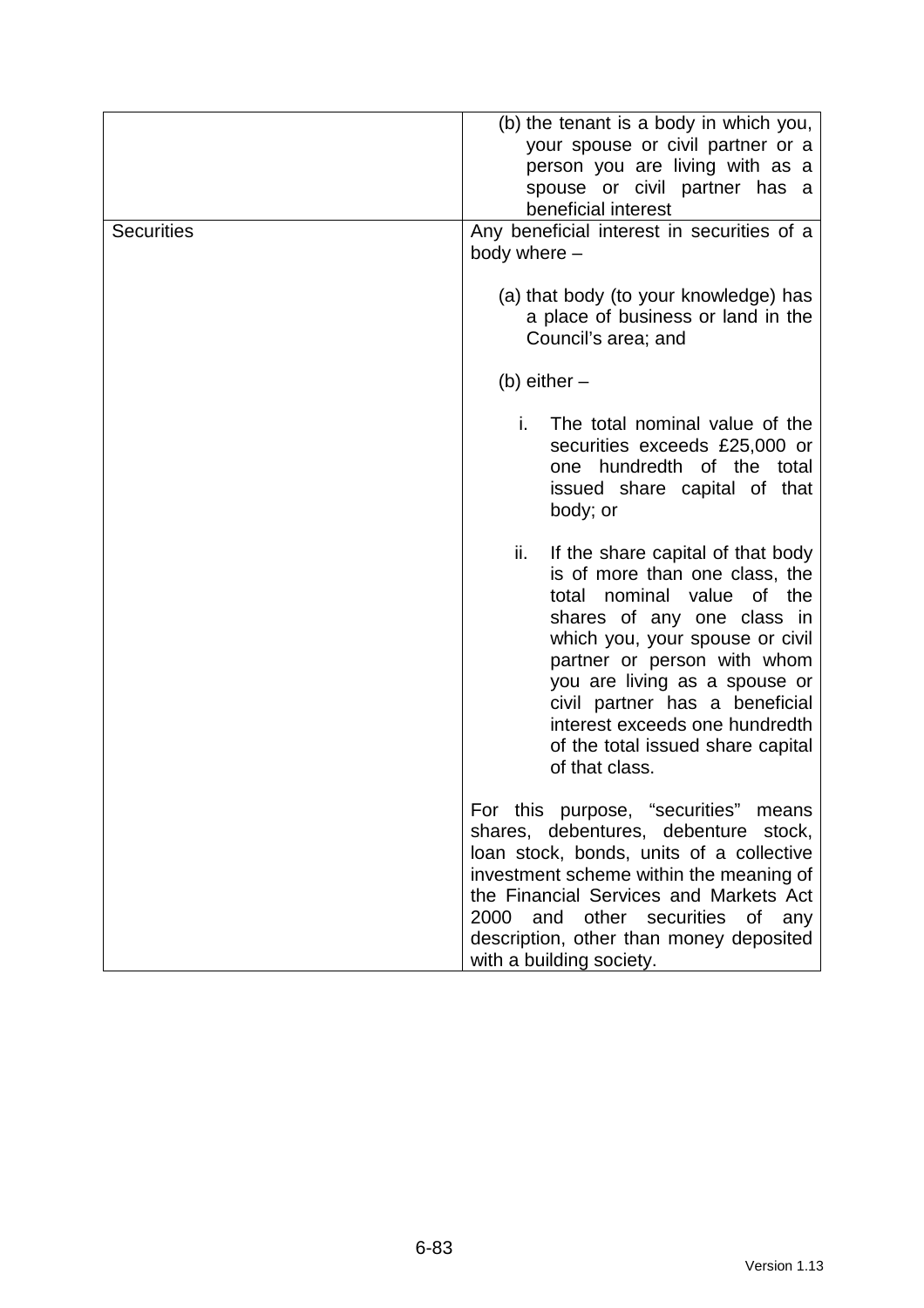| | |
|---|---|
| | (b) the tenant is a body in which you, your spouse or civil partner or a person you are living with as a spouse or civil partner has a beneficial interest |
| Securities | Any beneficial interest in securities of a body where –<br><br>(a) that body (to your knowledge) has a place of business or land in the Council's area; and<br><br>(b) either –<br><br>i. The total nominal value of the securities exceeds £25,000 or one hundredth of the total issued share capital of that body; or<br><br>ii. If the share capital of that body is of more than one class, the total nominal value of the shares of any one class in which you, your spouse or civil partner or person with whom you are living as a spouse or civil partner has a beneficial interest exceeds one hundredth of the total issued share capital of that class.<br><br>For this purpose, "securities" means shares, debentures, debenture stock, loan stock, bonds, units of a collective investment scheme within the meaning of the Financial Services and Markets Act 2000 and other securities of any description, other than money deposited with a building society. |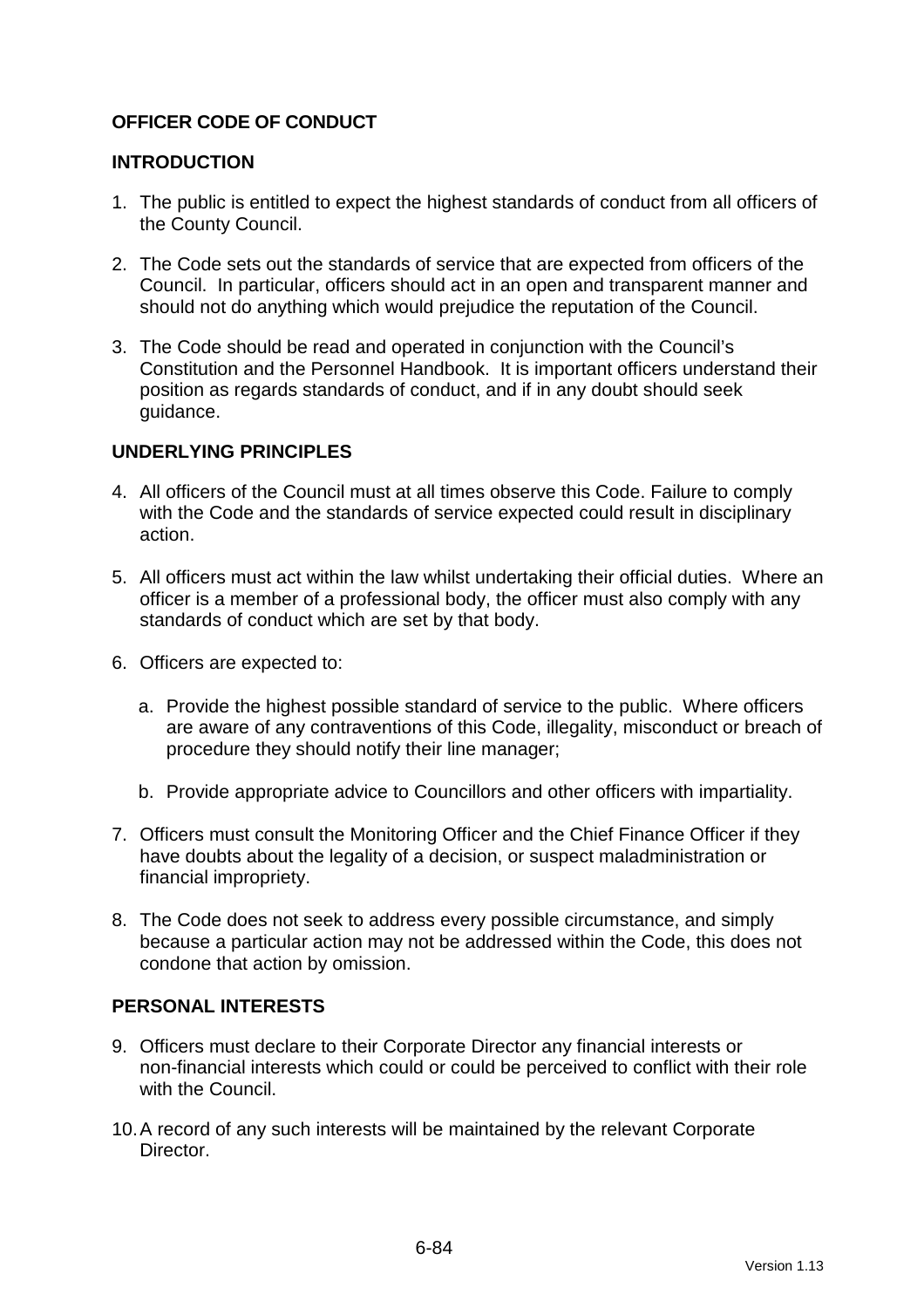## OFFICER CODE OF CONDUCT

### INTRODUCTION

1. The public is entitled to expect the highest standards of conduct from all officers of the County Council.

2. The Code sets out the standards of service that are expected from officers of the Council. In particular, officers should act in an open and transparent manner and should not do anything which would prejudice the reputation of the Council.

3. The Code should be read and operated in conjunction with the Council's Constitution and the Personnel Handbook. It is important officers understand their position as regards standards of conduct, and if in any doubt should seek guidance.

### UNDERLYING PRINCIPLES

4. All officers of the Council must at all times observe this Code. Failure to comply with the Code and the standards of service expected could result in disciplinary action.

5. All officers must act within the law whilst undertaking their official duties. Where an officer is a member of a professional body, the officer must also comply with any standards of conduct which are set by that body.

6. Officers are expected to:

   a. Provide the highest possible standard of service to the public. Where officers are aware of any contraventions of this Code, illegality, misconduct or breach of procedure they should notify their line manager;

   b. Provide appropriate advice to Councillors and other officers with impartiality.

7. Officers must consult the Monitoring Officer and the Chief Finance Officer if they have doubts about the legality of a decision, or suspect maladministration or financial impropriety.

8. The Code does not seek to address every possible circumstance, and simply because a particular action may not be addressed within the Code, this does not condone that action by omission.

### PERSONAL INTERESTS

9. Officers must declare to their Corporate Director any financial interests or non-financial interests which could or could be perceived to conflict with their role with the Council.

10. A record of any such interests will be maintained by the relevant Corporate Director.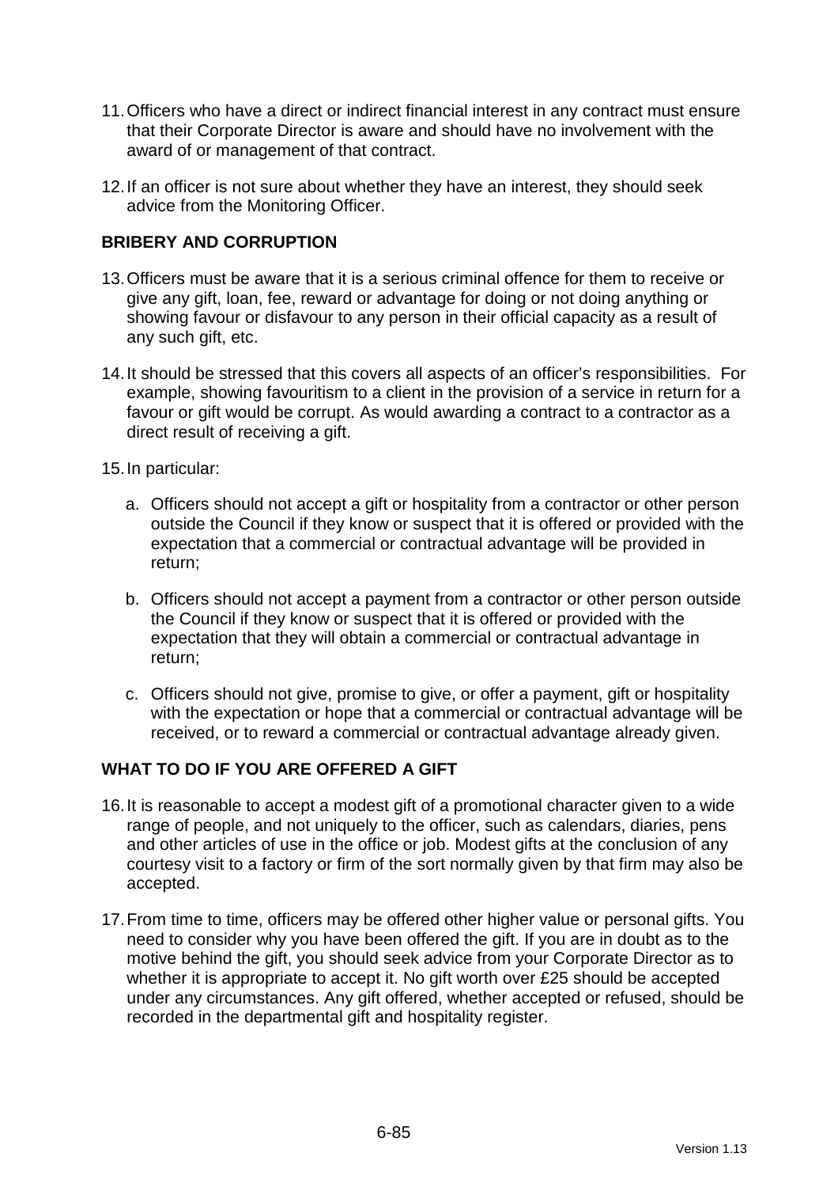11. Officers who have a direct or indirect financial interest in any contract must ensure that their Corporate Director is aware and should have no involvement with the award of or management of that contract.

12. If an officer is not sure about whether they have an interest, they should seek advice from the Monitoring Officer.

## BRIBERY AND CORRUPTION

13. Officers must be aware that it is a serious criminal offence for them to receive or give any gift, loan, fee, reward or advantage for doing or not doing anything or showing favour or disfavour to any person in their official capacity as a result of any such gift, etc.

14. It should be stressed that this covers all aspects of an officer's responsibilities. For example, showing favouritism to a client in the provision of a service in return for a favour or gift would be corrupt. As would awarding a contract to a contractor as a direct result of receiving a gift.

15. In particular:

    a. Officers should not accept a gift or hospitality from a contractor or other person outside the Council if they know or suspect that it is offered or provided with the expectation that a commercial or contractual advantage will be provided in return;

    b. Officers should not accept a payment from a contractor or other person outside the Council if they know or suspect that it is offered or provided with the expectation that they will obtain a commercial or contractual advantage in return;

    c. Officers should not give, promise to give, or offer a payment, gift or hospitality with the expectation or hope that a commercial or contractual advantage will be received, or to reward a commercial or contractual advantage already given.

## WHAT TO DO IF YOU ARE OFFERED A GIFT

16. It is reasonable to accept a modest gift of a promotional character given to a wide range of people, and not uniquely to the officer, such as calendars, diaries, pens and other articles of use in the office or job. Modest gifts at the conclusion of any courtesy visit to a factory or firm of the sort normally given by that firm may also be accepted.

17. From time to time, officers may be offered other higher value or personal gifts. You need to consider why you have been offered the gift. If you are in doubt as to the motive behind the gift, you should seek advice from your Corporate Director as to whether it is appropriate to accept it. No gift worth over £25 should be accepted under any circumstances. Any gift offered, whether accepted or refused, should be recorded in the departmental gift and hospitality register.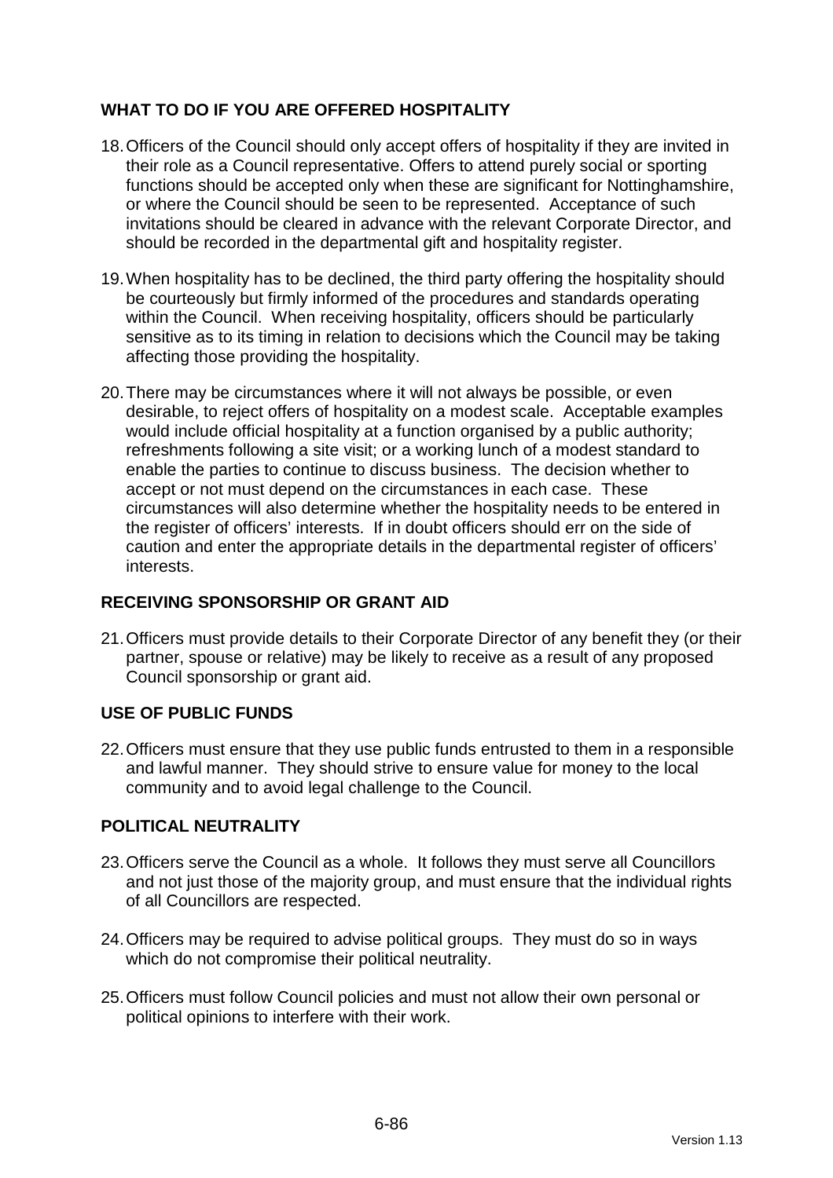## WHAT TO DO IF YOU ARE OFFERED HOSPITALITY

18. Officers of the Council should only accept offers of hospitality if they are invited in their role as a Council representative. Offers to attend purely social or sporting functions should be accepted only when these are significant for Nottinghamshire, or where the Council should be seen to be represented. Acceptance of such invitations should be cleared in advance with the relevant Corporate Director, and should be recorded in the departmental gift and hospitality register.

19. When hospitality has to be declined, the third party offering the hospitality should be courteously but firmly informed of the procedures and standards operating within the Council. When receiving hospitality, officers should be particularly sensitive as to its timing in relation to decisions which the Council may be taking affecting those providing the hospitality.

20. There may be circumstances where it will not always be possible, or even desirable, to reject offers of hospitality on a modest scale. Acceptable examples would include official hospitality at a function organised by a public authority; refreshments following a site visit; or a working lunch of a modest standard to enable the parties to continue to discuss business. The decision whether to accept or not must depend on the circumstances in each case. These circumstances will also determine whether the hospitality needs to be entered in the register of officers' interests. If in doubt officers should err on the side of caution and enter the appropriate details in the departmental register of officers' interests.

## RECEIVING SPONSORSHIP OR GRANT AID

21. Officers must provide details to their Corporate Director of any benefit they (or their partner, spouse or relative) may be likely to receive as a result of any proposed Council sponsorship or grant aid.

## USE OF PUBLIC FUNDS

22. Officers must ensure that they use public funds entrusted to them in a responsible and lawful manner. They should strive to ensure value for money to the local community and to avoid legal challenge to the Council.

## POLITICAL NEUTRALITY

23. Officers serve the Council as a whole. It follows they must serve all Councillors and not just those of the majority group, and must ensure that the individual rights of all Councillors are respected.

24. Officers may be required to advise political groups. They must do so in ways which do not compromise their political neutrality.

25. Officers must follow Council policies and must not allow their own personal or political opinions to interfere with their work.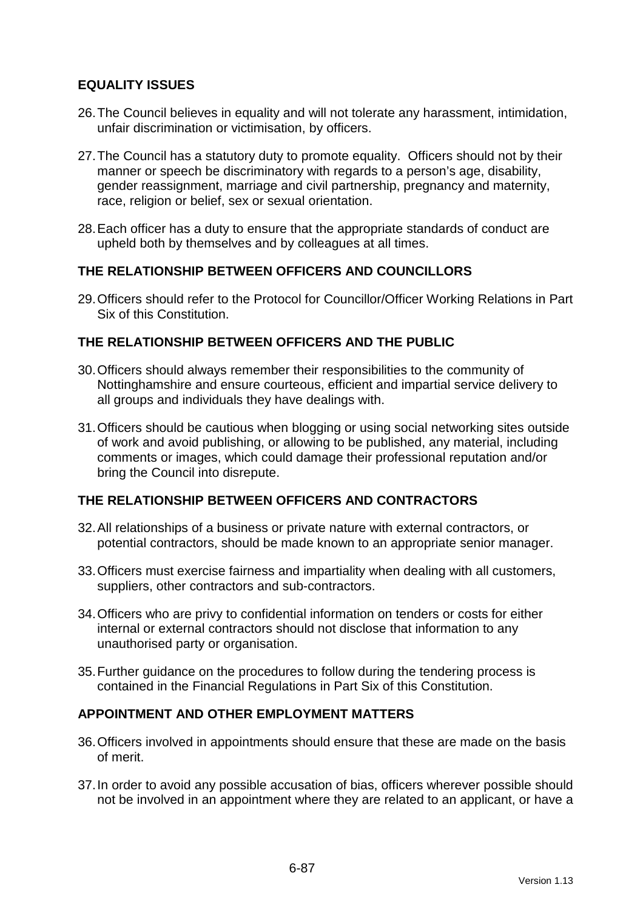## EQUALITY ISSUES

26. The Council believes in equality and will not tolerate any harassment, intimidation, unfair discrimination or victimisation, by officers.

27. The Council has a statutory duty to promote equality. Officers should not by their manner or speech be discriminatory with regards to a person's age, disability, gender reassignment, marriage and civil partnership, pregnancy and maternity, race, religion or belief, sex or sexual orientation.

28. Each officer has a duty to ensure that the appropriate standards of conduct are upheld both by themselves and by colleagues at all times.

## THE RELATIONSHIP BETWEEN OFFICERS AND COUNCILLORS

29. Officers should refer to the Protocol for Councillor/Officer Working Relations in Part Six of this Constitution.

## THE RELATIONSHIP BETWEEN OFFICERS AND THE PUBLIC

30. Officers should always remember their responsibilities to the community of Nottinghamshire and ensure courteous, efficient and impartial service delivery to all groups and individuals they have dealings with.

31. Officers should be cautious when blogging or using social networking sites outside of work and avoid publishing, or allowing to be published, any material, including comments or images, which could damage their professional reputation and/or bring the Council into disrepute.

## THE RELATIONSHIP BETWEEN OFFICERS AND CONTRACTORS

32. All relationships of a business or private nature with external contractors, or potential contractors, should be made known to an appropriate senior manager.

33. Officers must exercise fairness and impartiality when dealing with all customers, suppliers, other contractors and sub-contractors.

34. Officers who are privy to confidential information on tenders or costs for either internal or external contractors should not disclose that information to any unauthorised party or organisation.

35. Further guidance on the procedures to follow during the tendering process is contained in the Financial Regulations in Part Six of this Constitution.

## APPOINTMENT AND OTHER EMPLOYMENT MATTERS

36. Officers involved in appointments should ensure that these are made on the basis of merit.

37. In order to avoid any possible accusation of bias, officers wherever possible should not be involved in an appointment where they are related to an applicant, or have a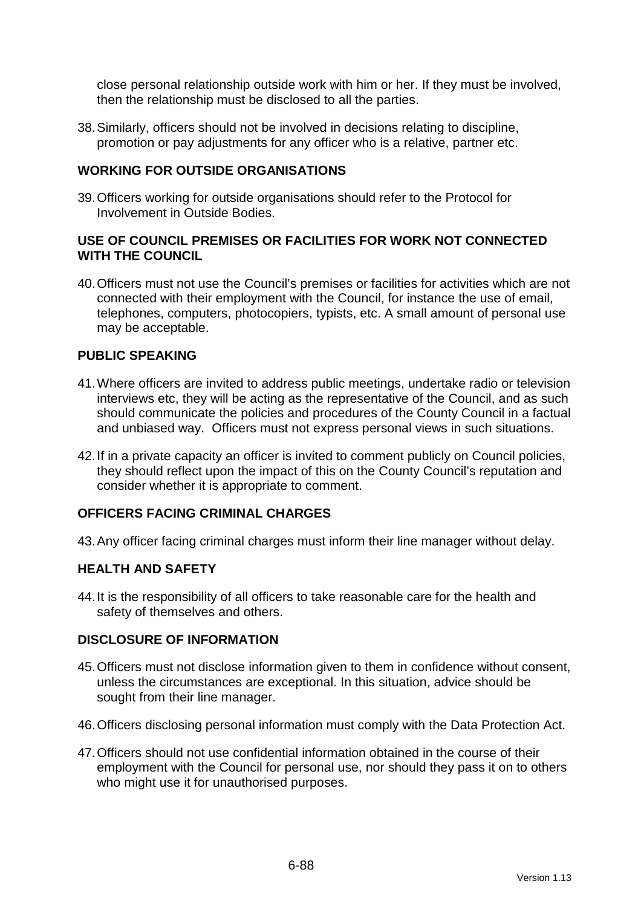close personal relationship outside work with him or her. If they must be involved, then the relationship must be disclosed to all the parties.

38. Similarly, officers should not be involved in decisions relating to discipline, promotion or pay adjustments for any officer who is a relative, partner etc.

## WORKING FOR OUTSIDE ORGANISATIONS

39. Officers working for outside organisations should refer to the Protocol for Involvement in Outside Bodies.

## USE OF COUNCIL PREMISES OR FACILITIES FOR WORK NOT CONNECTED WITH THE COUNCIL

40. Officers must not use the Council's premises or facilities for activities which are not connected with their employment with the Council, for instance the use of email, telephones, computers, photocopiers, typists, etc. A small amount of personal use may be acceptable.

## PUBLIC SPEAKING

41. Where officers are invited to address public meetings, undertake radio or television interviews etc, they will be acting as the representative of the Council, and as such should communicate the policies and procedures of the County Council in a factual and unbiased way. Officers must not express personal views in such situations.

42. If in a private capacity an officer is invited to comment publicly on Council policies, they should reflect upon the impact of this on the County Council's reputation and consider whether it is appropriate to comment.

## OFFICERS FACING CRIMINAL CHARGES

43. Any officer facing criminal charges must inform their line manager without delay.

## HEALTH AND SAFETY

44. It is the responsibility of all officers to take reasonable care for the health and safety of themselves and others.

## DISCLOSURE OF INFORMATION

45. Officers must not disclose information given to them in confidence without consent, unless the circumstances are exceptional. In this situation, advice should be sought from their line manager.

46. Officers disclosing personal information must comply with the Data Protection Act.

47. Officers should not use confidential information obtained in the course of their employment with the Council for personal use, nor should they pass it on to others who might use it for unauthorised purposes.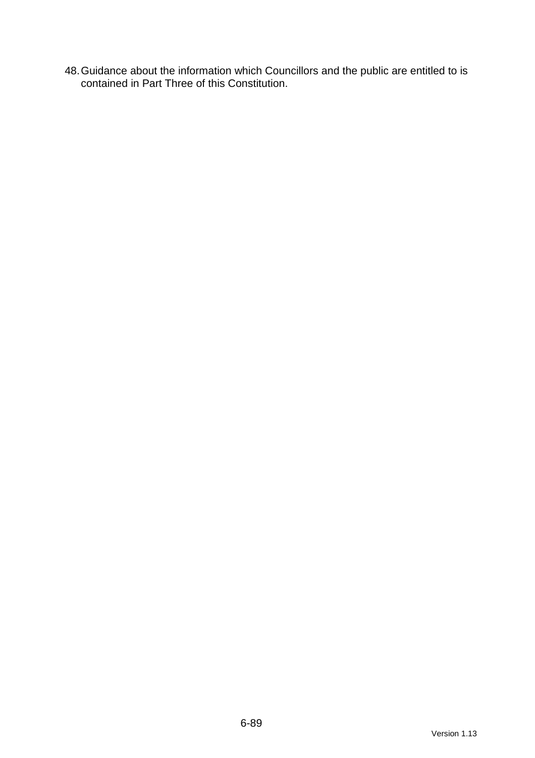48. Guidance about the information which Councillors and the public are entitled to is contained in Part Three of this Constitution.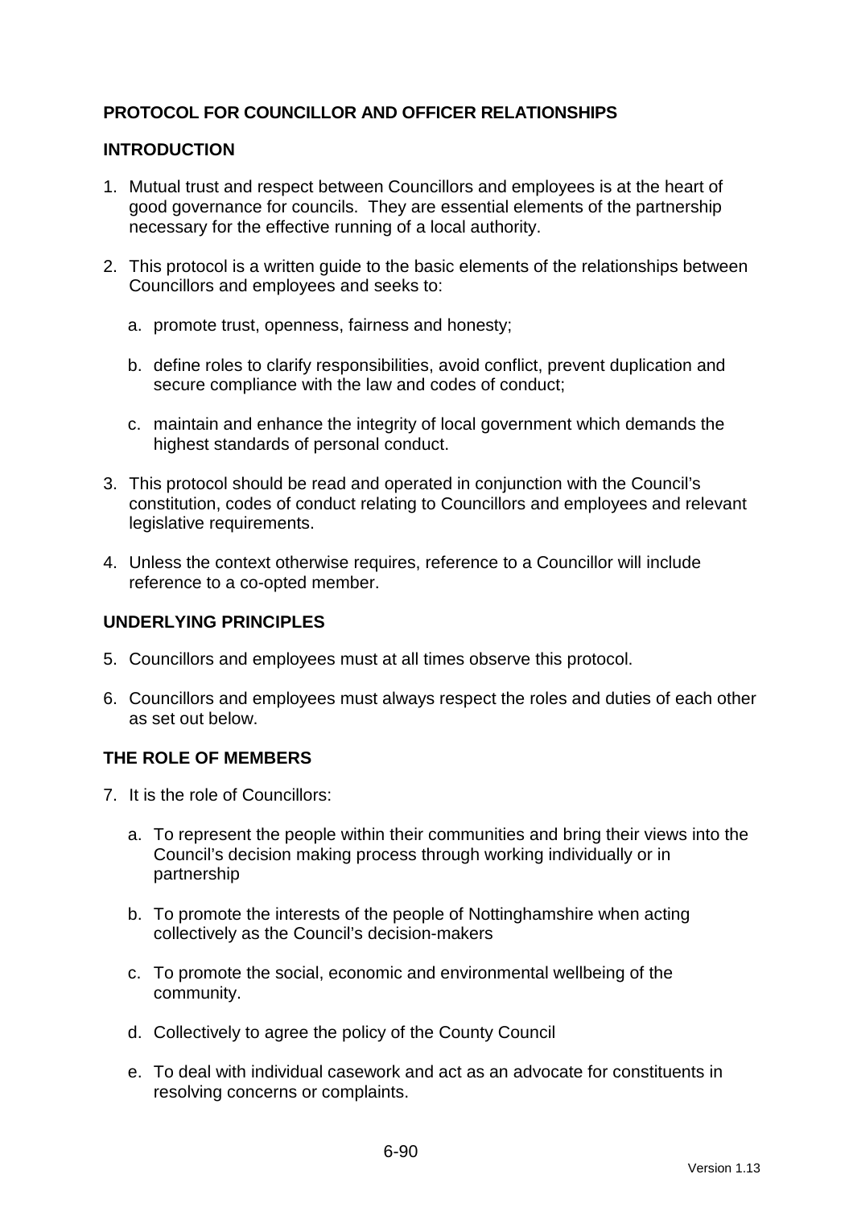## PROTOCOL FOR COUNCILLOR AND OFFICER RELATIONSHIPS

### INTRODUCTION

1. Mutual trust and respect between Councillors and employees is at the heart of good governance for councils. They are essential elements of the partnership necessary for the effective running of a local authority.

2. This protocol is a written guide to the basic elements of the relationships between Councillors and employees and seeks to:

   a. promote trust, openness, fairness and honesty;

   b. define roles to clarify responsibilities, avoid conflict, prevent duplication and secure compliance with the law and codes of conduct;

   c. maintain and enhance the integrity of local government which demands the highest standards of personal conduct.

3. This protocol should be read and operated in conjunction with the Council's constitution, codes of conduct relating to Councillors and employees and relevant legislative requirements.

4. Unless the context otherwise requires, reference to a Councillor will include reference to a co-opted member.

### UNDERLYING PRINCIPLES

5. Councillors and employees must at all times observe this protocol.

6. Councillors and employees must always respect the roles and duties of each other as set out below.

### THE ROLE OF MEMBERS

7. It is the role of Councillors:

   a. To represent the people within their communities and bring their views into the Council's decision making process through working individually or in partnership

   b. To promote the interests of the people of Nottinghamshire when acting collectively as the Council's decision-makers

   c. To promote the social, economic and environmental wellbeing of the community.

   d. Collectively to agree the policy of the County Council

   e. To deal with individual casework and act as an advocate for constituents in resolving concerns or complaints.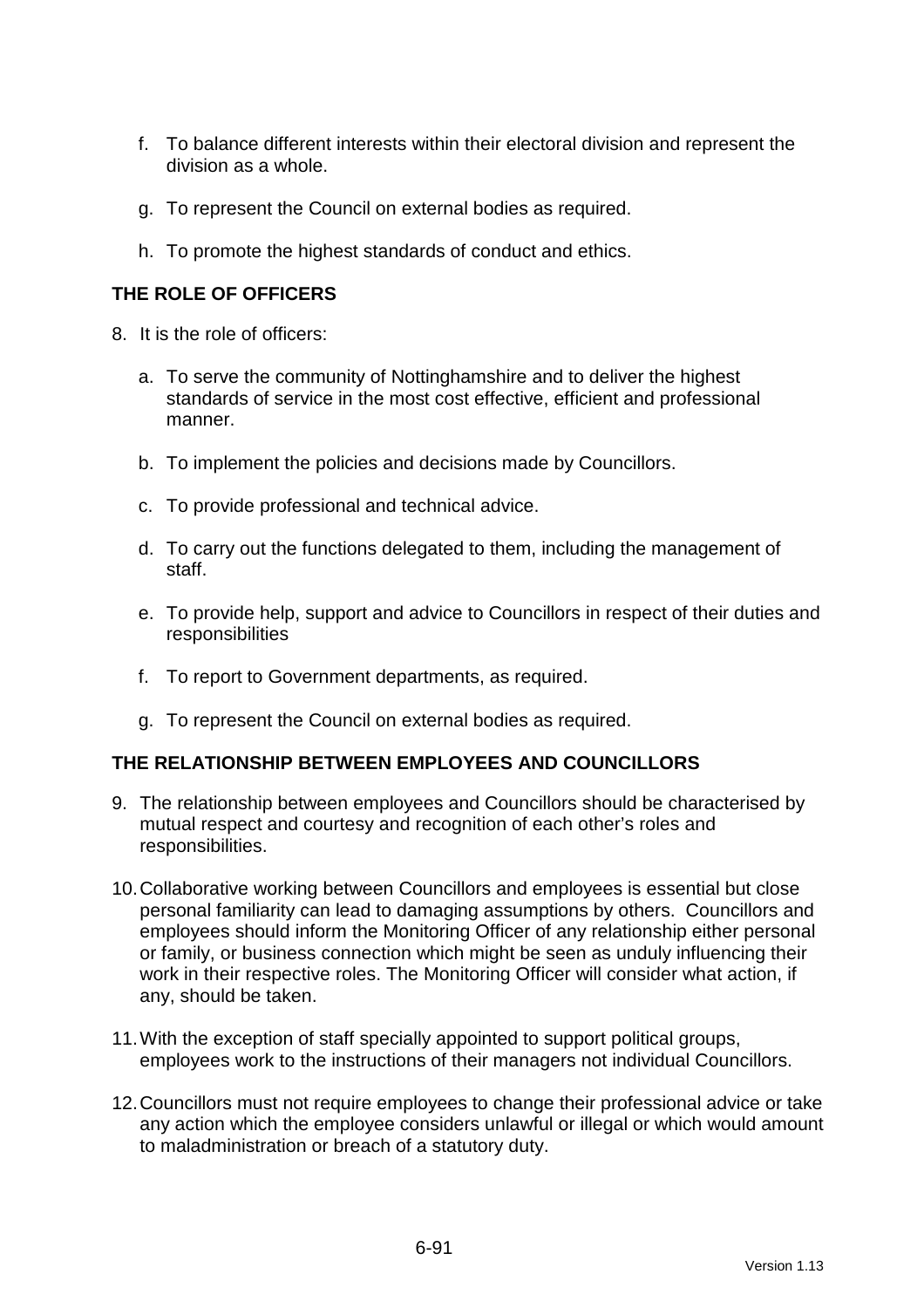f. To balance different interests within their electoral division and represent the division as a whole.

g. To represent the Council on external bodies as required.

h. To promote the highest standards of conduct and ethics.

## THE ROLE OF OFFICERS

8. It is the role of officers:

   a. To serve the community of Nottinghamshire and to deliver the highest standards of service in the most cost effective, efficient and professional manner.

   b. To implement the policies and decisions made by Councillors.

   c. To provide professional and technical advice.

   d. To carry out the functions delegated to them, including the management of staff.

   e. To provide help, support and advice to Councillors in respect of their duties and responsibilities

   f. To report to Government departments, as required.

   g. To represent the Council on external bodies as required.

## THE RELATIONSHIP BETWEEN EMPLOYEES AND COUNCILLORS

9. The relationship between employees and Councillors should be characterised by mutual respect and courtesy and recognition of each other's roles and responsibilities.

10. Collaborative working between Councillors and employees is essential but close personal familiarity can lead to damaging assumptions by others. Councillors and employees should inform the Monitoring Officer of any relationship either personal or family, or business connection which might be seen as unduly influencing their work in their respective roles. The Monitoring Officer will consider what action, if any, should be taken.

11. With the exception of staff specially appointed to support political groups, employees work to the instructions of their managers not individual Councillors.

12. Councillors must not require employees to change their professional advice or take any action which the employee considers unlawful or illegal or which would amount to maladministration or breach of a statutory duty.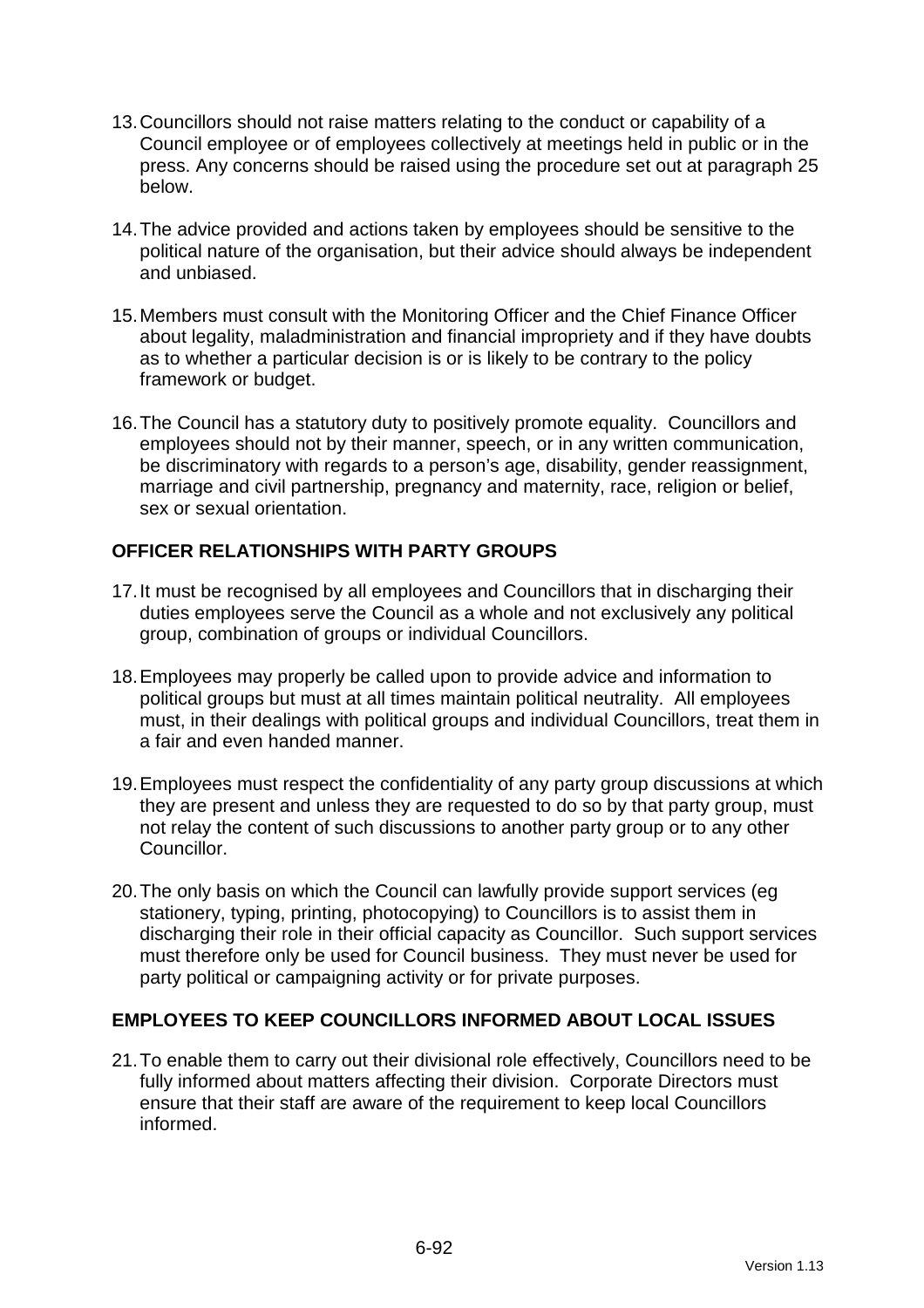13. Councillors should not raise matters relating to the conduct or capability of a Council employee or of employees collectively at meetings held in public or in the press. Any concerns should be raised using the procedure set out at paragraph 25 below.

14. The advice provided and actions taken by employees should be sensitive to the political nature of the organisation, but their advice should always be independent and unbiased.

15. Members must consult with the Monitoring Officer and the Chief Finance Officer about legality, maladministration and financial impropriety and if they have doubts as to whether a particular decision is or is likely to be contrary to the policy framework or budget.

16. The Council has a statutory duty to positively promote equality. Councillors and employees should not by their manner, speech, or in any written communication, be discriminatory with regards to a person's age, disability, gender reassignment, marriage and civil partnership, pregnancy and maternity, race, religion or belief, sex or sexual orientation.

**OFFICER RELATIONSHIPS WITH PARTY GROUPS**

17. It must be recognised by all employees and Councillors that in discharging their duties employees serve the Council as a whole and not exclusively any political group, combination of groups or individual Councillors.

18. Employees may properly be called upon to provide advice and information to political groups but must at all times maintain political neutrality. All employees must, in their dealings with political groups and individual Councillors, treat them in a fair and even handed manner.

19. Employees must respect the confidentiality of any party group discussions at which they are present and unless they are requested to do so by that party group, must not relay the content of such discussions to another party group or to any other Councillor.

20. The only basis on which the Council can lawfully provide support services (eg stationery, typing, printing, photocopying) to Councillors is to assist them in discharging their role in their official capacity as Councillor. Such support services must therefore only be used for Council business. They must never be used for party political or campaigning activity or for private purposes.

**EMPLOYEES TO KEEP COUNCILLORS INFORMED ABOUT LOCAL ISSUES**

21. To enable them to carry out their divisional role effectively, Councillors need to be fully informed about matters affecting their division. Corporate Directors must ensure that their staff are aware of the requirement to keep local Councillors informed.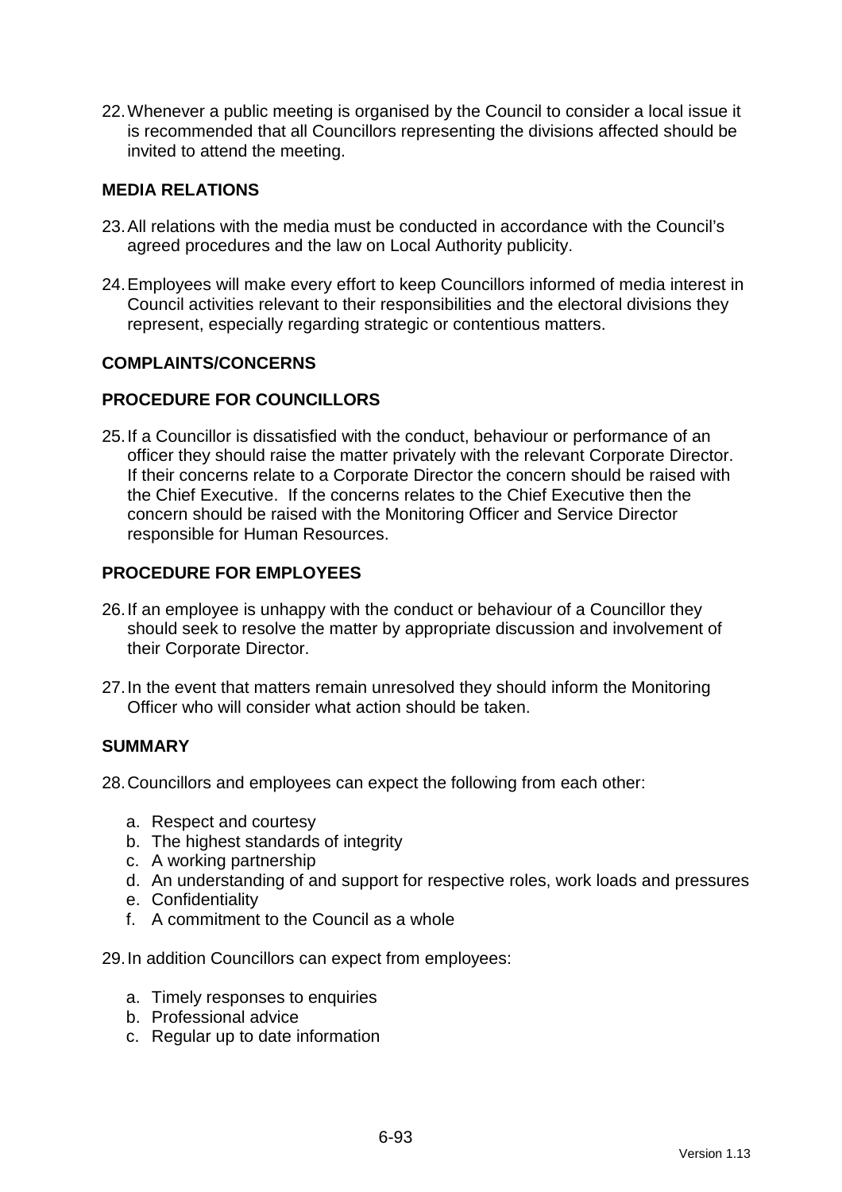22. Whenever a public meeting is organised by the Council to consider a local issue it is recommended that all Councillors representing the divisions affected should be invited to attend the meeting.

## MEDIA RELATIONS

23. All relations with the media must be conducted in accordance with the Council's agreed procedures and the law on Local Authority publicity.

24. Employees will make every effort to keep Councillors informed of media interest in Council activities relevant to their responsibilities and the electoral divisions they represent, especially regarding strategic or contentious matters.

## COMPLAINTS/CONCERNS

## PROCEDURE FOR COUNCILLORS

25. If a Councillor is dissatisfied with the conduct, behaviour or performance of an officer they should raise the matter privately with the relevant Corporate Director. If their concerns relate to a Corporate Director the concern should be raised with the Chief Executive. If the concerns relates to the Chief Executive then the concern should be raised with the Monitoring Officer and Service Director responsible for Human Resources.

## PROCEDURE FOR EMPLOYEES

26. If an employee is unhappy with the conduct or behaviour of a Councillor they should seek to resolve the matter by appropriate discussion and involvement of their Corporate Director.

27. In the event that matters remain unresolved they should inform the Monitoring Officer who will consider what action should be taken.

## SUMMARY

28. Councillors and employees can expect the following from each other:

    a. Respect and courtesy
    b. The highest standards of integrity
    c. A working partnership
    d. An understanding of and support for respective roles, work loads and pressures
    e. Confidentiality
    f. A commitment to the Council as a whole

29. In addition Councillors can expect from employees:

    a. Timely responses to enquiries
    b. Professional advice
    c. Regular up to date information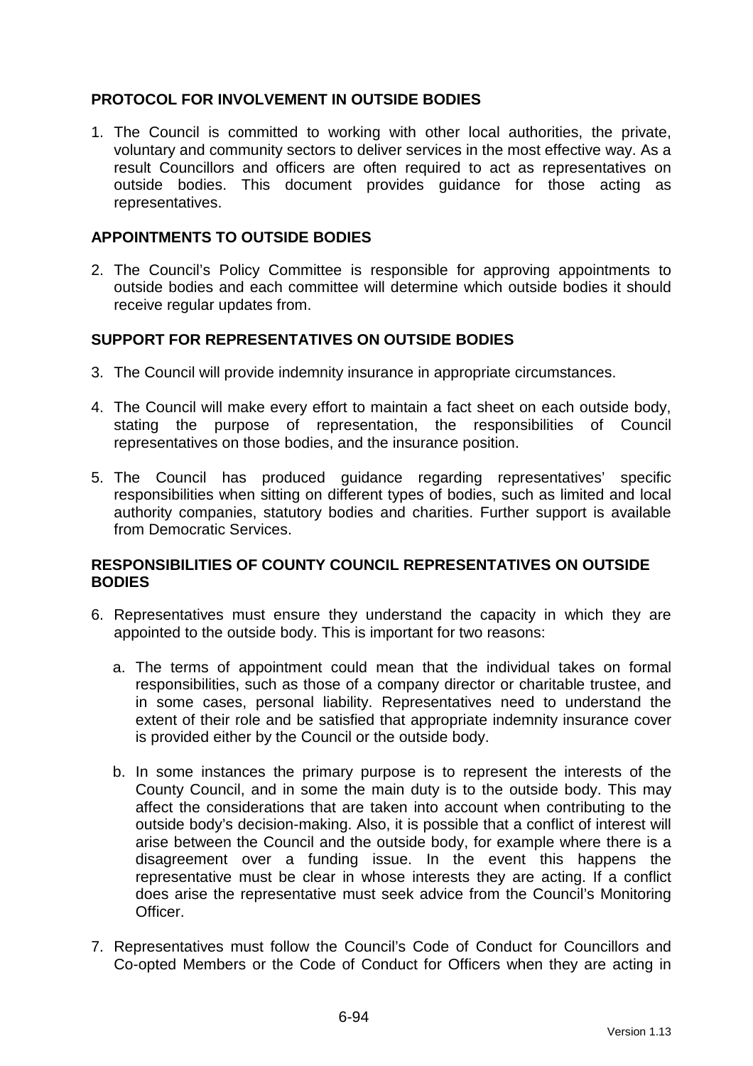## PROTOCOL FOR INVOLVEMENT IN OUTSIDE BODIES

1. The Council is committed to working with other local authorities, the private, voluntary and community sectors to deliver services in the most effective way. As a result Councillors and officers are often required to act as representatives on outside bodies. This document provides guidance for those acting as representatives.

## APPOINTMENTS TO OUTSIDE BODIES

2. The Council's Policy Committee is responsible for approving appointments to outside bodies and each committee will determine which outside bodies it should receive regular updates from.

## SUPPORT FOR REPRESENTATIVES ON OUTSIDE BODIES

3. The Council will provide indemnity insurance in appropriate circumstances.

4. The Council will make every effort to maintain a fact sheet on each outside body, stating the purpose of representation, the responsibilities of Council representatives on those bodies, and the insurance position.

5. The Council has produced guidance regarding representatives' specific responsibilities when sitting on different types of bodies, such as limited and local authority companies, statutory bodies and charities. Further support is available from Democratic Services.

## RESPONSIBILITIES OF COUNTY COUNCIL REPRESENTATIVES ON OUTSIDE BODIES

6. Representatives must ensure they understand the capacity in which they are appointed to the outside body. This is important for two reasons:

   a. The terms of appointment could mean that the individual takes on formal responsibilities, such as those of a company director or charitable trustee, and in some cases, personal liability. Representatives need to understand the extent of their role and be satisfied that appropriate indemnity insurance cover is provided either by the Council or the outside body.

   b. In some instances the primary purpose is to represent the interests of the County Council, and in some the main duty is to the outside body. This may affect the considerations that are taken into account when contributing to the outside body's decision-making. Also, it is possible that a conflict of interest will arise between the Council and the outside body, for example where there is a disagreement over a funding issue. In the event this happens the representative must be clear in whose interests they are acting. If a conflict does arise the representative must seek advice from the Council's Monitoring Officer.

7. Representatives must follow the Council's Code of Conduct for Councillors and Co-opted Members or the Code of Conduct for Officers when they are acting in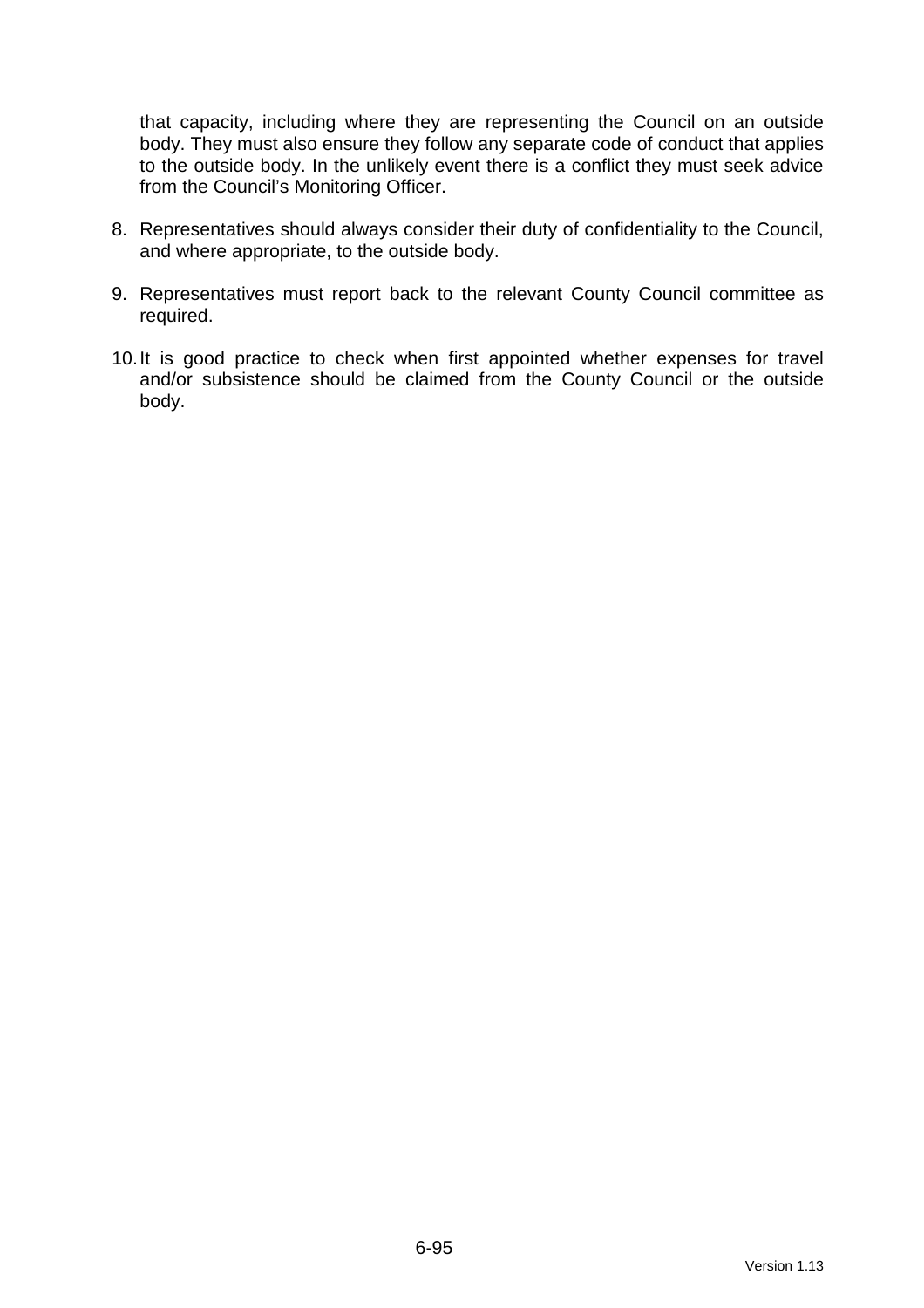that capacity, including where they are representing the Council on an outside body. They must also ensure they follow any separate code of conduct that applies to the outside body. In the unlikely event there is a conflict they must seek advice from the Council's Monitoring Officer.

8. Representatives should always consider their duty of confidentiality to the Council, and where appropriate, to the outside body.

9. Representatives must report back to the relevant County Council committee as required.

10. It is good practice to check when first appointed whether expenses for travel and/or subsistence should be claimed from the County Council or the outside body.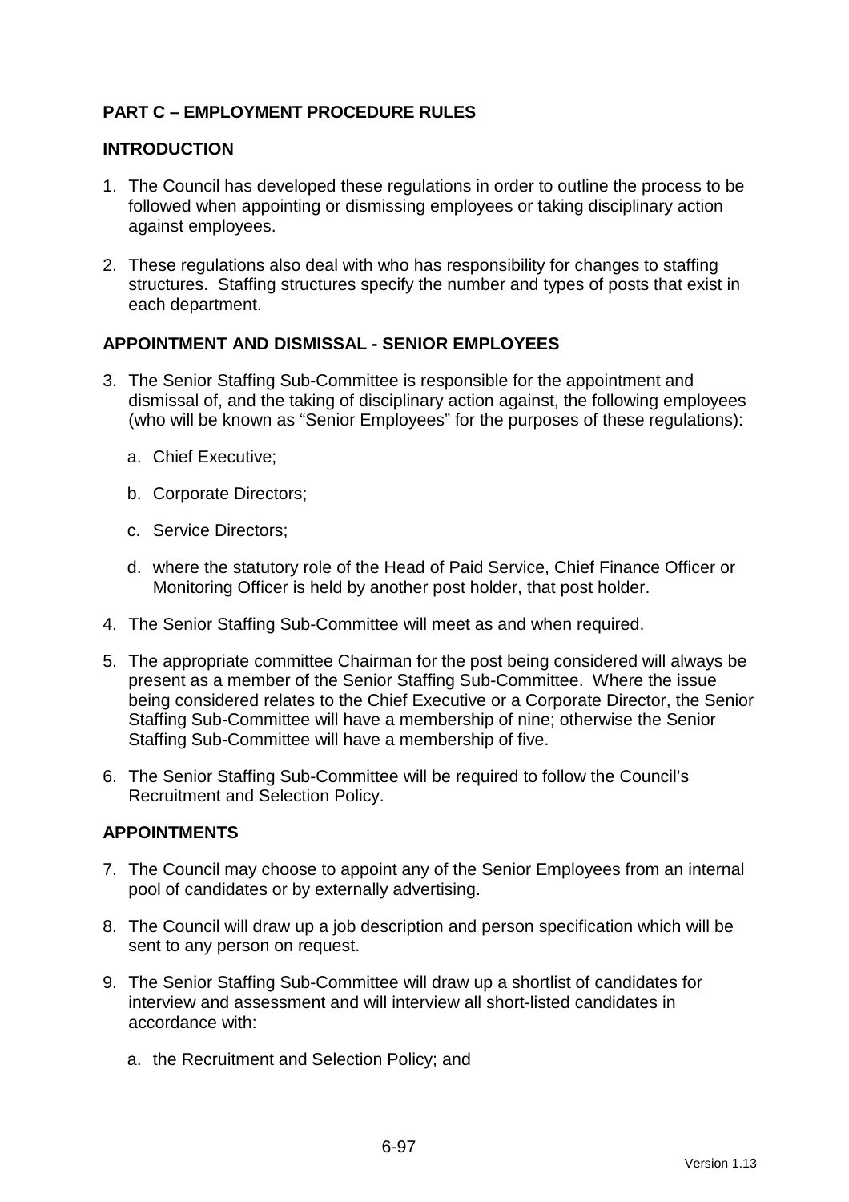## PART C – EMPLOYMENT PROCEDURE RULES

### INTRODUCTION

1. The Council has developed these regulations in order to outline the process to be followed when appointing or dismissing employees or taking disciplinary action against employees.

2. These regulations also deal with who has responsibility for changes to staffing structures. Staffing structures specify the number and types of posts that exist in each department.

### APPOINTMENT AND DISMISSAL - SENIOR EMPLOYEES

3. The Senior Staffing Sub-Committee is responsible for the appointment and dismissal of, and the taking of disciplinary action against, the following employees (who will be known as "Senior Employees" for the purposes of these regulations):

   a. Chief Executive;

   b. Corporate Directors;

   c. Service Directors;

   d. where the statutory role of the Head of Paid Service, Chief Finance Officer or Monitoring Officer is held by another post holder, that post holder.

4. The Senior Staffing Sub-Committee will meet as and when required.

5. The appropriate committee Chairman for the post being considered will always be present as a member of the Senior Staffing Sub-Committee. Where the issue being considered relates to the Chief Executive or a Corporate Director, the Senior Staffing Sub-Committee will have a membership of nine; otherwise the Senior Staffing Sub-Committee will have a membership of five.

6. The Senior Staffing Sub-Committee will be required to follow the Council's Recruitment and Selection Policy.

### APPOINTMENTS

7. The Council may choose to appoint any of the Senior Employees from an internal pool of candidates or by externally advertising.

8. The Council will draw up a job description and person specification which will be sent to any person on request.

9. The Senior Staffing Sub-Committee will draw up a shortlist of candidates for interview and assessment and will interview all short-listed candidates in accordance with:

   a. the Recruitment and Selection Policy; and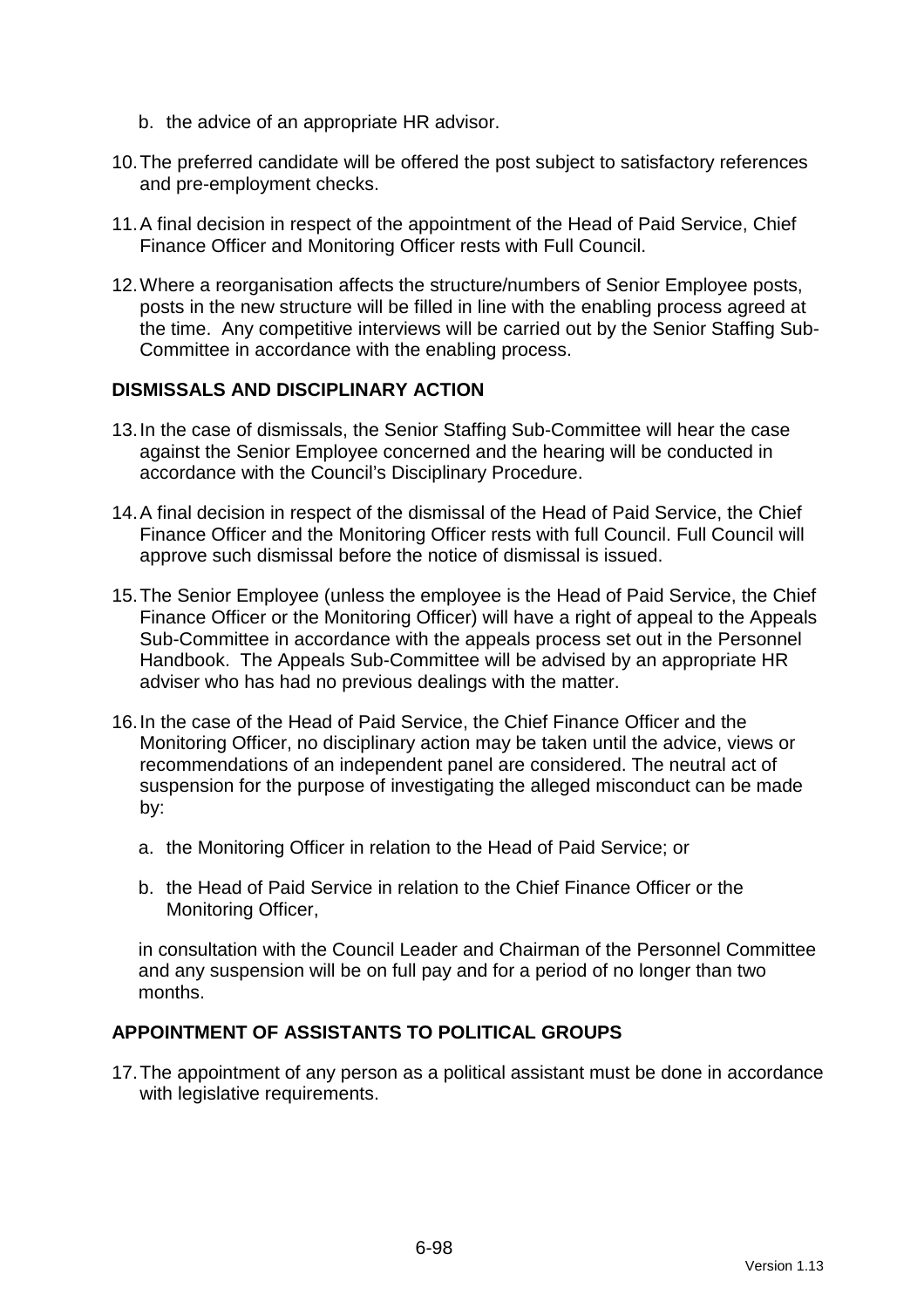b. the advice of an appropriate HR advisor.

10. The preferred candidate will be offered the post subject to satisfactory references and pre-employment checks.

11. A final decision in respect of the appointment of the Head of Paid Service, Chief Finance Officer and Monitoring Officer rests with Full Council.

12. Where a reorganisation affects the structure/numbers of Senior Employee posts, posts in the new structure will be filled in line with the enabling process agreed at the time. Any competitive interviews will be carried out by the Senior Staffing Sub-Committee in accordance with the enabling process.

**DISMISSALS AND DISCIPLINARY ACTION**

13. In the case of dismissals, the Senior Staffing Sub-Committee will hear the case against the Senior Employee concerned and the hearing will be conducted in accordance with the Council's Disciplinary Procedure.

14. A final decision in respect of the dismissal of the Head of Paid Service, the Chief Finance Officer and the Monitoring Officer rests with full Council. Full Council will approve such dismissal before the notice of dismissal is issued.

15. The Senior Employee (unless the employee is the Head of Paid Service, the Chief Finance Officer or the Monitoring Officer) will have a right of appeal to the Appeals Sub-Committee in accordance with the appeals process set out in the Personnel Handbook. The Appeals Sub-Committee will be advised by an appropriate HR adviser who has had no previous dealings with the matter.

16. In the case of the Head of Paid Service, the Chief Finance Officer and the Monitoring Officer, no disciplinary action may be taken until the advice, views or recommendations of an independent panel are considered. The neutral act of suspension for the purpose of investigating the alleged misconduct can be made by:

    a. the Monitoring Officer in relation to the Head of Paid Service; or

    b. the Head of Paid Service in relation to the Chief Finance Officer or the Monitoring Officer,

    in consultation with the Council Leader and Chairman of the Personnel Committee and any suspension will be on full pay and for a period of no longer than two months.

**APPOINTMENT OF ASSISTANTS TO POLITICAL GROUPS**

17. The appointment of any person as a political assistant must be done in accordance with legislative requirements.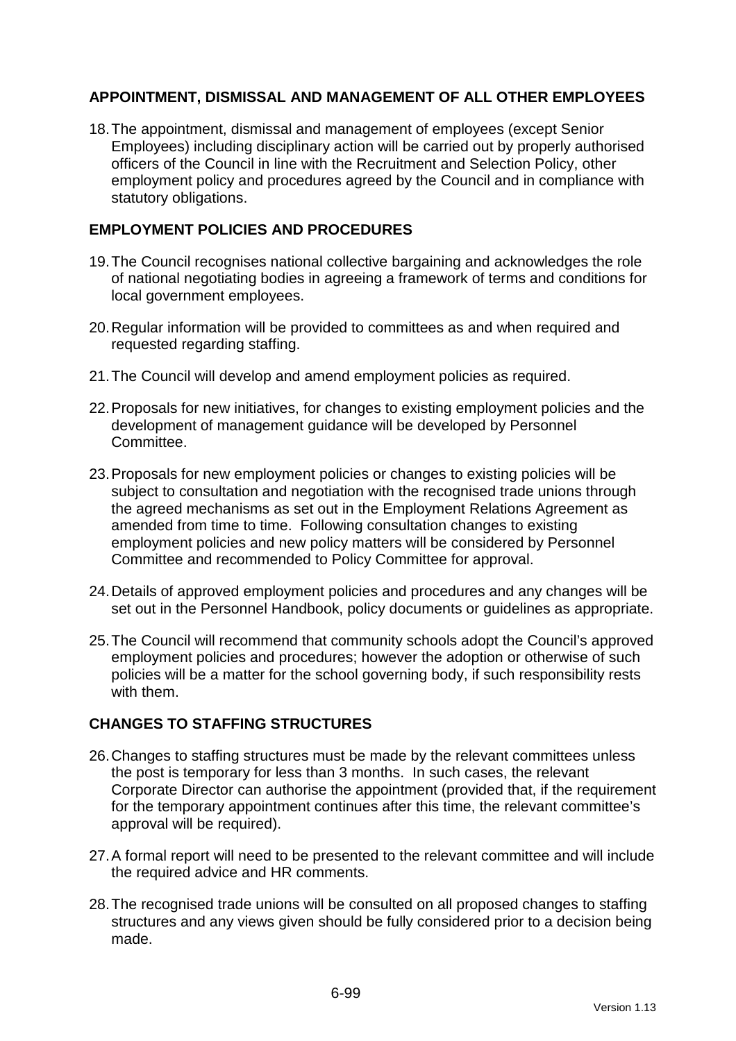## APPOINTMENT, DISMISSAL AND MANAGEMENT OF ALL OTHER EMPLOYEES

18. The appointment, dismissal and management of employees (except Senior Employees) including disciplinary action will be carried out by properly authorised officers of the Council in line with the Recruitment and Selection Policy, other employment policy and procedures agreed by the Council and in compliance with statutory obligations.

## EMPLOYMENT POLICIES AND PROCEDURES

19. The Council recognises national collective bargaining and acknowledges the role of national negotiating bodies in agreeing a framework of terms and conditions for local government employees.

20. Regular information will be provided to committees as and when required and requested regarding staffing.

21. The Council will develop and amend employment policies as required.

22. Proposals for new initiatives, for changes to existing employment policies and the development of management guidance will be developed by Personnel Committee.

23. Proposals for new employment policies or changes to existing policies will be subject to consultation and negotiation with the recognised trade unions through the agreed mechanisms as set out in the Employment Relations Agreement as amended from time to time. Following consultation changes to existing employment policies and new policy matters will be considered by Personnel Committee and recommended to Policy Committee for approval.

24. Details of approved employment policies and procedures and any changes will be set out in the Personnel Handbook, policy documents or guidelines as appropriate.

25. The Council will recommend that community schools adopt the Council's approved employment policies and procedures; however the adoption or otherwise of such policies will be a matter for the school governing body, if such responsibility rests with them.

## CHANGES TO STAFFING STRUCTURES

26. Changes to staffing structures must be made by the relevant committees unless the post is temporary for less than 3 months. In such cases, the relevant Corporate Director can authorise the appointment (provided that, if the requirement for the temporary appointment continues after this time, the relevant committee's approval will be required).

27. A formal report will need to be presented to the relevant committee and will include the required advice and HR comments.

28. The recognised trade unions will be consulted on all proposed changes to staffing structures and any views given should be fully considered prior to a decision being made.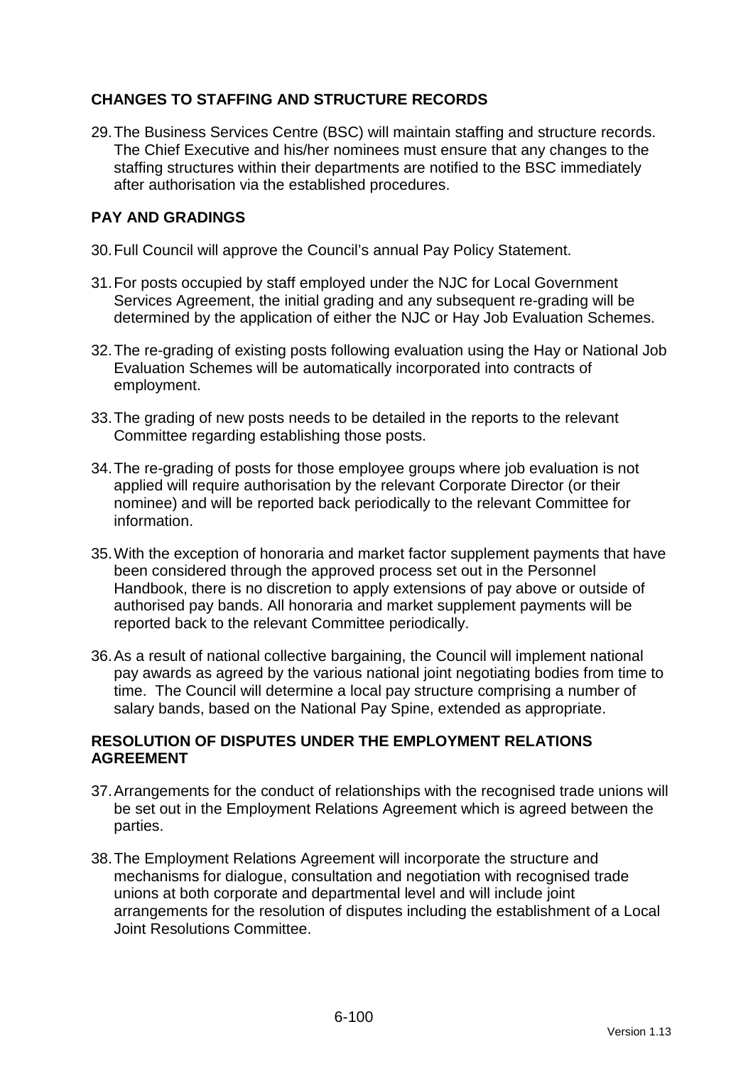## CHANGES TO STAFFING AND STRUCTURE RECORDS

29. The Business Services Centre (BSC) will maintain staffing and structure records. The Chief Executive and his/her nominees must ensure that any changes to the staffing structures within their departments are notified to the BSC immediately after authorisation via the established procedures.

## PAY AND GRADINGS

30. Full Council will approve the Council's annual Pay Policy Statement.

31. For posts occupied by staff employed under the NJC for Local Government Services Agreement, the initial grading and any subsequent re-grading will be determined by the application of either the NJC or Hay Job Evaluation Schemes.

32. The re-grading of existing posts following evaluation using the Hay or National Job Evaluation Schemes will be automatically incorporated into contracts of employment.

33. The grading of new posts needs to be detailed in the reports to the relevant Committee regarding establishing those posts.

34. The re-grading of posts for those employee groups where job evaluation is not applied will require authorisation by the relevant Corporate Director (or their nominee) and will be reported back periodically to the relevant Committee for information.

35. With the exception of honoraria and market factor supplement payments that have been considered through the approved process set out in the Personnel Handbook, there is no discretion to apply extensions of pay above or outside of authorised pay bands. All honoraria and market supplement payments will be reported back to the relevant Committee periodically.

36. As a result of national collective bargaining, the Council will implement national pay awards as agreed by the various national joint negotiating bodies from time to time. The Council will determine a local pay structure comprising a number of salary bands, based on the National Pay Spine, extended as appropriate.

## RESOLUTION OF DISPUTES UNDER THE EMPLOYMENT RELATIONS AGREEMENT

37. Arrangements for the conduct of relationships with the recognised trade unions will be set out in the Employment Relations Agreement which is agreed between the parties.

38. The Employment Relations Agreement will incorporate the structure and mechanisms for dialogue, consultation and negotiation with recognised trade unions at both corporate and departmental level and will include joint arrangements for the resolution of disputes including the establishment of a Local Joint Resolutions Committee.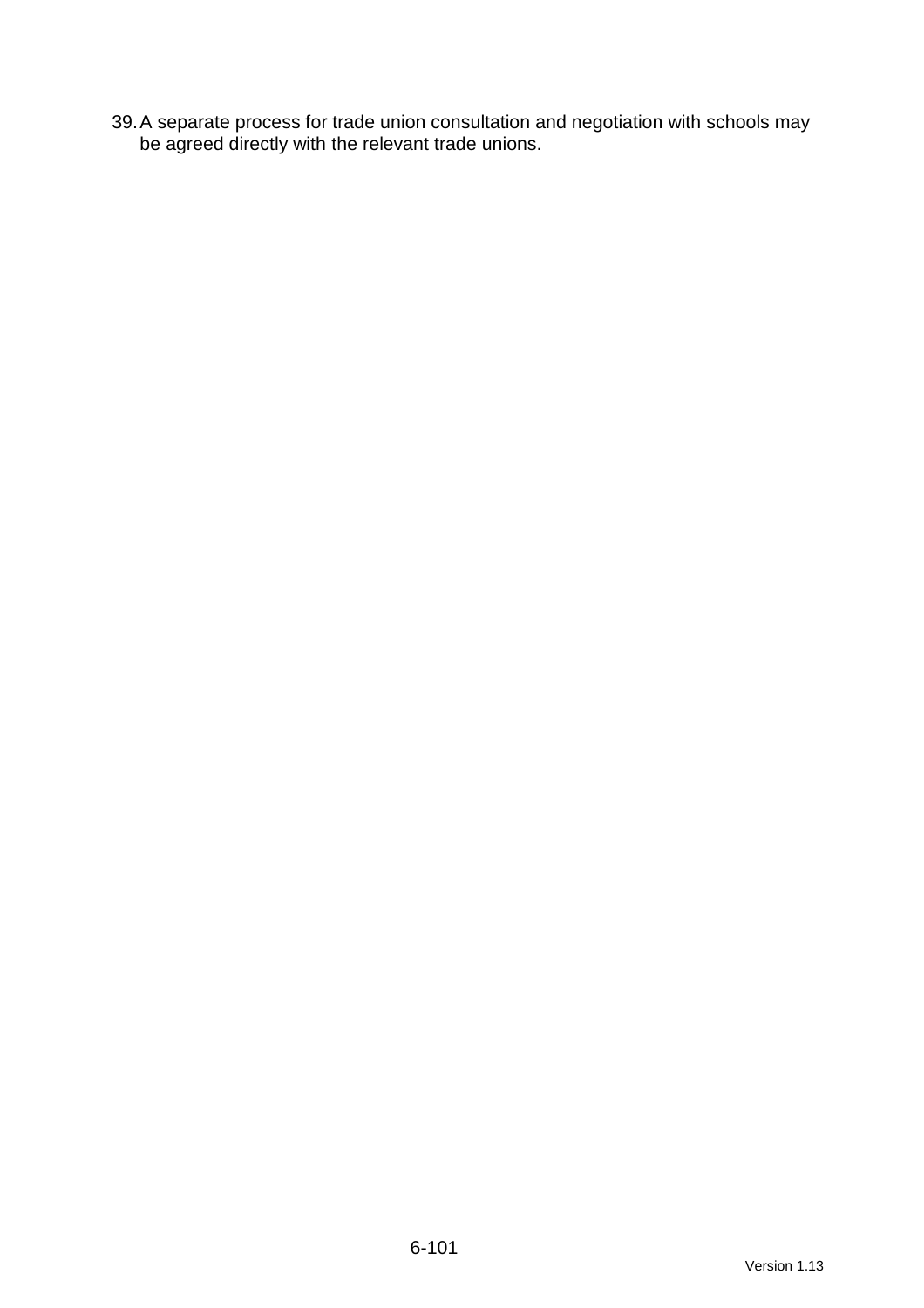39. A separate process for trade union consultation and negotiation with schools may be agreed directly with the relevant trade unions.